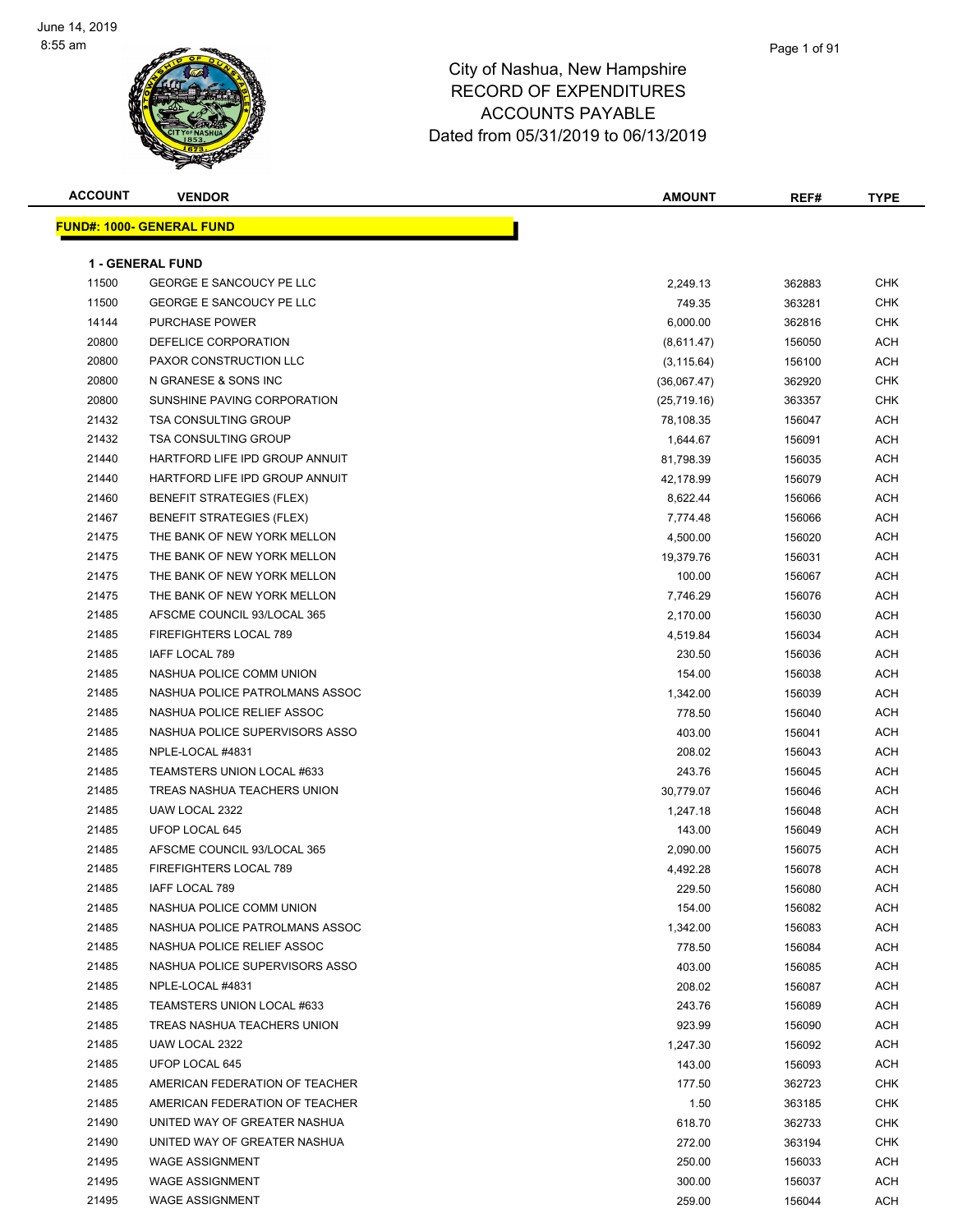# City of Nashua, New Hampshire
## RECORD OF EXPENDITURES
## ACCOUNTS PAYABLE
## Dated from 05/31/2019 to 06/13/2019

June 14, 2019
8:55 am

| ACCOUNT | VENDOR | AMOUNT | REF# | TYPE |
|---|---|---|---|---|

**FUND#: 1000- GENERAL FUND**

**1 - GENERAL FUND**

| ACCOUNT | VENDOR | AMOUNT | REF# | TYPE |
|---|---|---|---|---|
| 11500 | GEORGE E SANCOUCY PE LLC | 2,249.13 | 362883 | CHK |
| 11500 | GEORGE E SANCOUCY PE LLC | 749.35 | 363281 | CHK |
| 14144 | PURCHASE POWER | 6,000.00 | 362816 | CHK |
| 20800 | DEFELICE CORPORATION | (8,611.47) | 156050 | ACH |
| 20800 | PAXOR CONSTRUCTION LLC | (3,115.64) | 156100 | ACH |
| 20800 | N GRANESE & SONS INC | (36,067.47) | 362920 | CHK |
| 20800 | SUNSHINE PAVING CORPORATION | (25,719.16) | 363357 | CHK |
| 21432 | TSA CONSULTING GROUP | 78,108.35 | 156047 | ACH |
| 21432 | TSA CONSULTING GROUP | 1,644.67 | 156091 | ACH |
| 21440 | HARTFORD LIFE IPD GROUP ANNUIT | 81,798.39 | 156035 | ACH |
| 21440 | HARTFORD LIFE IPD GROUP ANNUIT | 42,178.99 | 156079 | ACH |
| 21460 | BENEFIT STRATEGIES (FLEX) | 8,622.44 | 156066 | ACH |
| 21467 | BENEFIT STRATEGIES (FLEX) | 7,774.48 | 156066 | ACH |
| 21475 | THE BANK OF NEW YORK MELLON | 4,500.00 | 156020 | ACH |
| 21475 | THE BANK OF NEW YORK MELLON | 19,379.76 | 156031 | ACH |
| 21475 | THE BANK OF NEW YORK MELLON | 100.00 | 156067 | ACH |
| 21475 | THE BANK OF NEW YORK MELLON | 7,746.29 | 156076 | ACH |
| 21485 | AFSCME COUNCIL 93/LOCAL 365 | 2,170.00 | 156030 | ACH |
| 21485 | FIREFIGHTERS LOCAL 789 | 4,519.84 | 156034 | ACH |
| 21485 | IAFF LOCAL 789 | 230.50 | 156036 | ACH |
| 21485 | NASHUA POLICE COMM UNION | 154.00 | 156038 | ACH |
| 21485 | NASHUA POLICE PATROLMANS ASSOC | 1,342.00 | 156039 | ACH |
| 21485 | NASHUA POLICE RELIEF ASSOC | 778.50 | 156040 | ACH |
| 21485 | NASHUA POLICE SUPERVISORS ASSO | 403.00 | 156041 | ACH |
| 21485 | NPLE-LOCAL #4831 | 208.02 | 156043 | ACH |
| 21485 | TEAMSTERS UNION LOCAL #633 | 243.76 | 156045 | ACH |
| 21485 | TREAS NASHUA TEACHERS UNION | 30,779.07 | 156046 | ACH |
| 21485 | UAW LOCAL 2322 | 1,247.18 | 156048 | ACH |
| 21485 | UFOP LOCAL 645 | 143.00 | 156049 | ACH |
| 21485 | AFSCME COUNCIL 93/LOCAL 365 | 2,090.00 | 156075 | ACH |
| 21485 | FIREFIGHTERS LOCAL 789 | 4,492.28 | 156078 | ACH |
| 21485 | IAFF LOCAL 789 | 229.50 | 156080 | ACH |
| 21485 | NASHUA POLICE COMM UNION | 154.00 | 156082 | ACH |
| 21485 | NASHUA POLICE PATROLMANS ASSOC | 1,342.00 | 156083 | ACH |
| 21485 | NASHUA POLICE RELIEF ASSOC | 778.50 | 156084 | ACH |
| 21485 | NASHUA POLICE SUPERVISORS ASSO | 403.00 | 156085 | ACH |
| 21485 | NPLE-LOCAL #4831 | 208.02 | 156087 | ACH |
| 21485 | TEAMSTERS UNION LOCAL #633 | 243.76 | 156089 | ACH |
| 21485 | TREAS NASHUA TEACHERS UNION | 923.99 | 156090 | ACH |
| 21485 | UAW LOCAL 2322 | 1,247.30 | 156092 | ACH |
| 21485 | UFOP LOCAL 645 | 143.00 | 156093 | ACH |
| 21485 | AMERICAN FEDERATION OF TEACHER | 177.50 | 362723 | CHK |
| 21485 | AMERICAN FEDERATION OF TEACHER | 1.50 | 363185 | CHK |
| 21490 | UNITED WAY OF GREATER NASHUA | 618.70 | 362733 | CHK |
| 21490 | UNITED WAY OF GREATER NASHUA | 272.00 | 363194 | CHK |
| 21495 | WAGE ASSIGNMENT | 250.00 | 156033 | ACH |
| 21495 | WAGE ASSIGNMENT | 300.00 | 156037 | ACH |
| 21495 | WAGE ASSIGNMENT | 259.00 | 156044 | ACH |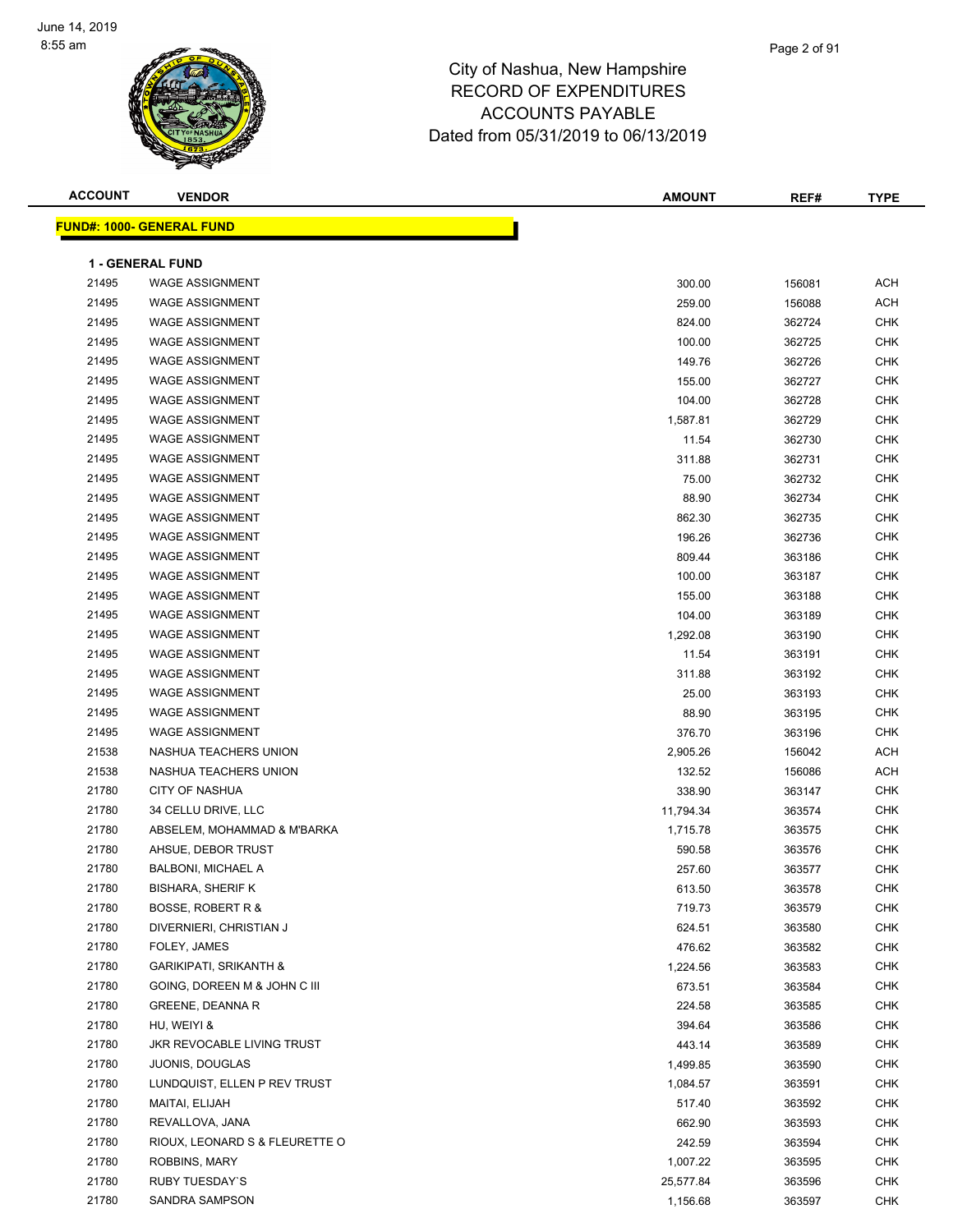# City of Nashua, New Hampshire
## RECORD OF EXPENDITURES
## ACCOUNTS PAYABLE
## Dated from 05/31/2019 to 06/13/2019

| ACCOUNT | VENDOR | AMOUNT | REF# | TYPE |
|---|---|---|---|---|
| **FUND#: 1000- GENERAL FUND** | | | | |
| **1 - GENERAL FUND** | | | | |
| 21495 | WAGE ASSIGNMENT | 300.00 | 156081 | ACH |
| 21495 | WAGE ASSIGNMENT | 259.00 | 156088 | ACH |
| 21495 | WAGE ASSIGNMENT | 824.00 | 362724 | CHK |
| 21495 | WAGE ASSIGNMENT | 100.00 | 362725 | CHK |
| 21495 | WAGE ASSIGNMENT | 149.76 | 362726 | CHK |
| 21495 | WAGE ASSIGNMENT | 155.00 | 362727 | CHK |
| 21495 | WAGE ASSIGNMENT | 104.00 | 362728 | CHK |
| 21495 | WAGE ASSIGNMENT | 1,587.81 | 362729 | CHK |
| 21495 | WAGE ASSIGNMENT | 11.54 | 362730 | CHK |
| 21495 | WAGE ASSIGNMENT | 311.88 | 362731 | CHK |
| 21495 | WAGE ASSIGNMENT | 75.00 | 362732 | CHK |
| 21495 | WAGE ASSIGNMENT | 88.90 | 362734 | CHK |
| 21495 | WAGE ASSIGNMENT | 862.30 | 362735 | CHK |
| 21495 | WAGE ASSIGNMENT | 196.26 | 362736 | CHK |
| 21495 | WAGE ASSIGNMENT | 809.44 | 363186 | CHK |
| 21495 | WAGE ASSIGNMENT | 100.00 | 363187 | CHK |
| 21495 | WAGE ASSIGNMENT | 155.00 | 363188 | CHK |
| 21495 | WAGE ASSIGNMENT | 104.00 | 363189 | CHK |
| 21495 | WAGE ASSIGNMENT | 1,292.08 | 363190 | CHK |
| 21495 | WAGE ASSIGNMENT | 11.54 | 363191 | CHK |
| 21495 | WAGE ASSIGNMENT | 311.88 | 363192 | CHK |
| 21495 | WAGE ASSIGNMENT | 25.00 | 363193 | CHK |
| 21495 | WAGE ASSIGNMENT | 88.90 | 363195 | CHK |
| 21495 | WAGE ASSIGNMENT | 376.70 | 363196 | CHK |
| 21538 | NASHUA TEACHERS UNION | 2,905.26 | 156042 | ACH |
| 21538 | NASHUA TEACHERS UNION | 132.52 | 156086 | ACH |
| 21780 | CITY OF NASHUA | 338.90 | 363147 | CHK |
| 21780 | 34 CELLU DRIVE, LLC | 11,794.34 | 363574 | CHK |
| 21780 | ABSELEM, MOHAMMAD & M'BARKA | 1,715.78 | 363575 | CHK |
| 21780 | AHSUE, DEBOR TRUST | 590.58 | 363576 | CHK |
| 21780 | BALBONI, MICHAEL A | 257.60 | 363577 | CHK |
| 21780 | BISHARA, SHERIF K | 613.50 | 363578 | CHK |
| 21780 | BOSSE, ROBERT R & | 719.73 | 363579 | CHK |
| 21780 | DIVERNIERI, CHRISTIAN J | 624.51 | 363580 | CHK |
| 21780 | FOLEY, JAMES | 476.62 | 363582 | CHK |
| 21780 | GARIKIPATI, SRIKANTH & | 1,224.56 | 363583 | CHK |
| 21780 | GOING, DOREEN M & JOHN C III | 673.51 | 363584 | CHK |
| 21780 | GREENE, DEANNA R | 224.58 | 363585 | CHK |
| 21780 | HU, WEIYI & | 394.64 | 363586 | CHK |
| 21780 | JKR REVOCABLE LIVING TRUST | 443.14 | 363589 | CHK |
| 21780 | JUONIS, DOUGLAS | 1,499.85 | 363590 | CHK |
| 21780 | LUNDQUIST, ELLEN P REV TRUST | 1,084.57 | 363591 | CHK |
| 21780 | MAITAI, ELIJAH | 517.40 | 363592 | CHK |
| 21780 | REVALLOVA, JANA | 662.90 | 363593 | CHK |
| 21780 | RIOUX, LEONARD S & FLEURETTE O | 242.59 | 363594 | CHK |
| 21780 | ROBBINS, MARY | 1,007.22 | 363595 | CHK |
| 21780 | RUBY TUESDAY`S | 25,577.84 | 363596 | CHK |
| 21780 | SANDRA SAMPSON | 1,156.68 | 363597 | CHK |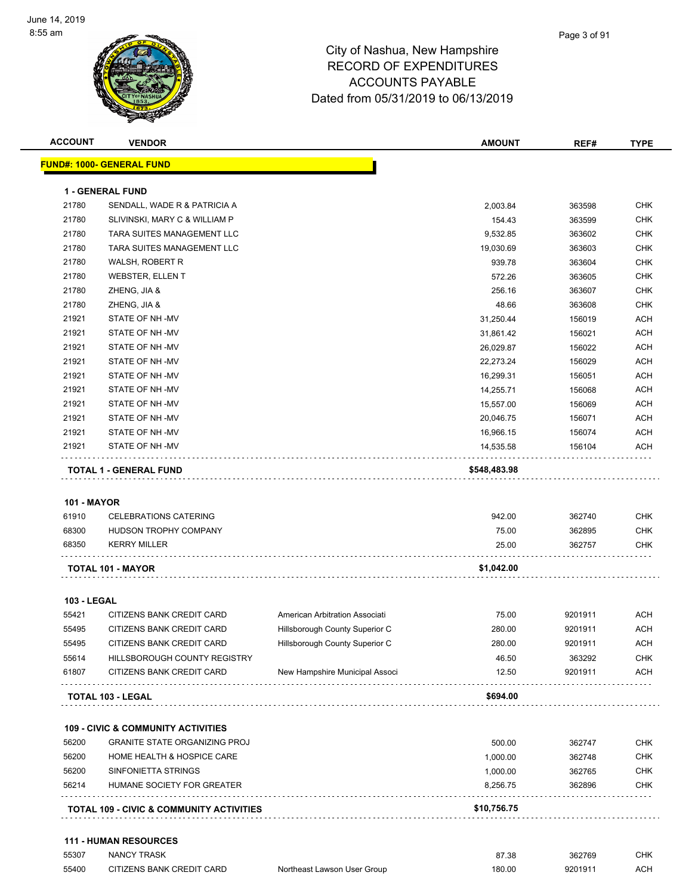# City of Nashua, New Hampshire
## RECORD OF EXPENDITURES
## ACCOUNTS PAYABLE
## Dated from 05/31/2019 to 06/13/2019

| ACCOUNT | VENDOR | | AMOUNT | REF# | TYPE |
|---|---|---|---|---|---|
| **FUND#: 1000- GENERAL FUND** | | | | | |
| **1 - GENERAL FUND** | | | | | |
| 21780 | SENDALL, WADE R & PATRICIA A | | 2,003.84 | 363598 | CHK |
| 21780 | SLIVINSKI, MARY C & WILLIAM P | | 154.43 | 363599 | CHK |
| 21780 | TARA SUITES MANAGEMENT LLC | | 9,532.85 | 363602 | CHK |
| 21780 | TARA SUITES MANAGEMENT LLC | | 19,030.69 | 363603 | CHK |
| 21780 | WALSH, ROBERT R | | 939.78 | 363604 | CHK |
| 21780 | WEBSTER, ELLEN T | | 572.26 | 363605 | CHK |
| 21780 | ZHENG, JIA & | | 256.16 | 363607 | CHK |
| 21780 | ZHENG, JIA & | | 48.66 | 363608 | CHK |
| 21921 | STATE OF NH -MV | | 31,250.44 | 156019 | ACH |
| 21921 | STATE OF NH -MV | | 31,861.42 | 156021 | ACH |
| 21921 | STATE OF NH -MV | | 26,029.87 | 156022 | ACH |
| 21921 | STATE OF NH -MV | | 22,273.24 | 156029 | ACH |
| 21921 | STATE OF NH -MV | | 16,299.31 | 156051 | ACH |
| 21921 | STATE OF NH -MV | | 14,255.71 | 156068 | ACH |
| 21921 | STATE OF NH -MV | | 15,557.00 | 156069 | ACH |
| 21921 | STATE OF NH -MV | | 20,046.75 | 156071 | ACH |
| 21921 | STATE OF NH -MV | | 16,966.15 | 156074 | ACH |
| 21921 | STATE OF NH -MV | | 14,535.58 | 156104 | ACH |
| **TOTAL 1 - GENERAL FUND** | | | **$548,483.98** | | |
| **101 - MAYOR** | | | | | |
| 61910 | CELEBRATIONS CATERING | | 942.00 | 362740 | CHK |
| 68300 | HUDSON TROPHY COMPANY | | 75.00 | 362895 | CHK |
| 68350 | KERRY MILLER | | 25.00 | 362757 | CHK |
| **TOTAL 101 - MAYOR** | | | **$1,042.00** | | |
| **103 - LEGAL** | | | | | |
| 55421 | CITIZENS BANK CREDIT CARD | American Arbitration Associati | 75.00 | 9201911 | ACH |
| 55495 | CITIZENS BANK CREDIT CARD | Hillsborough County Superior C | 280.00 | 9201911 | ACH |
| 55495 | CITIZENS BANK CREDIT CARD | Hillsborough County Superior C | 280.00 | 9201911 | ACH |
| 55614 | HILLSBOROUGH COUNTY REGISTRY | | 46.50 | 363292 | CHK |
| 61807 | CITIZENS BANK CREDIT CARD | New Hampshire Municipal Associ | 12.50 | 9201911 | ACH |
| **TOTAL 103 - LEGAL** | | | **$694.00** | | |
| **109 - CIVIC & COMMUNITY ACTIVITIES** | | | | | |
| 56200 | GRANITE STATE ORGANIZING PROJ | | 500.00 | 362747 | CHK |
| 56200 | HOME HEALTH & HOSPICE CARE | | 1,000.00 | 362748 | CHK |
| 56200 | SINFONIETTA STRINGS | | 1,000.00 | 362765 | CHK |
| 56214 | HUMANE SOCIETY FOR GREATER | | 8,256.75 | 362896 | CHK |
| **TOTAL 109 - CIVIC & COMMUNITY ACTIVITIES** | | | **$10,756.75** | | |
| **111 - HUMAN RESOURCES** | | | | | |
| 55307 | NANCY TRASK | | 87.38 | 362769 | CHK |
| 55400 | CITIZENS BANK CREDIT CARD | Northeast Lawson User Group | 180.00 | 9201911 | ACH |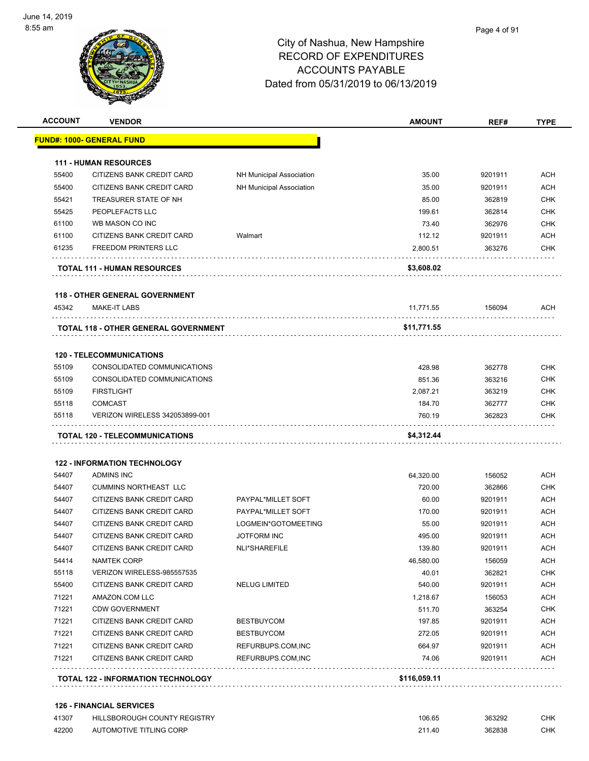# City of Nashua, New Hampshire
## RECORD OF EXPENDITURES
## ACCOUNTS PAYABLE
### Dated from 05/31/2019 to 06/13/2019

| ACCOUNT | VENDOR | | AMOUNT | REF# | TYPE |
|---|---|---|---|---|---|
| **FUND#: 1000- GENERAL FUND** | | | | | |
| **111 - HUMAN RESOURCES** | | | | | |
| 55400 | CITIZENS BANK CREDIT CARD | NH Municipal Association | 35.00 | 9201911 | ACH |
| 55400 | CITIZENS BANK CREDIT CARD | NH Municipal Association | 35.00 | 9201911 | ACH |
| 55421 | TREASURER STATE OF NH | | 85.00 | 362819 | CHK |
| 55425 | PEOPLEFACTS LLC | | 199.61 | 362814 | CHK |
| 61100 | WB MASON CO INC | | 73.40 | 362976 | CHK |
| 61100 | CITIZENS BANK CREDIT CARD | Walmart | 112.12 | 9201911 | ACH |
| 61235 | FREEDOM PRINTERS LLC | | 2,800.51 | 363276 | CHK |
| **TOTAL 111 - HUMAN RESOURCES** | | | **$3,608.02** | | |
| **118 - OTHER GENERAL GOVERNMENT** | | | | | |
| 45342 | MAKE-IT LABS | | 11,771.55 | 156094 | ACH |
| **TOTAL 118 - OTHER GENERAL GOVERNMENT** | | | **$11,771.55** | | |
| **120 - TELECOMMUNICATIONS** | | | | | |
| 55109 | CONSOLIDATED COMMUNICATIONS | | 428.98 | 362778 | CHK |
| 55109 | CONSOLIDATED COMMUNICATIONS | | 851.36 | 363216 | CHK |
| 55109 | FIRSTLIGHT | | 2,087.21 | 363219 | CHK |
| 55118 | COMCAST | | 184.70 | 362777 | CHK |
| 55118 | VERIZON WIRELESS 342053899-001 | | 760.19 | 362823 | CHK |
| **TOTAL 120 - TELECOMMUNICATIONS** | | | **$4,312.44** | | |
| **122 - INFORMATION TECHNOLOGY** | | | | | |
| 54407 | ADMINS INC | | 64,320.00 | 156052 | ACH |
| 54407 | CUMMINS NORTHEAST LLC | | 720.00 | 362866 | CHK |
| 54407 | CITIZENS BANK CREDIT CARD | PAYPAL*MILLET SOFT | 60.00 | 9201911 | ACH |
| 54407 | CITIZENS BANK CREDIT CARD | PAYPAL*MILLET SOFT | 170.00 | 9201911 | ACH |
| 54407 | CITIZENS BANK CREDIT CARD | LOGMEIN*GOTOMEETING | 55.00 | 9201911 | ACH |
| 54407 | CITIZENS BANK CREDIT CARD | JOTFORM INC | 495.00 | 9201911 | ACH |
| 54407 | CITIZENS BANK CREDIT CARD | NLI*SHAREFILE | 139.80 | 9201911 | ACH |
| 54414 | NAMTEK CORP | | 46,580.00 | 156059 | ACH |
| 55118 | VERIZON WIRELESS-985557535 | | 40.01 | 362821 | CHK |
| 55400 | CITIZENS BANK CREDIT CARD | NELUG LIMITED | 540.00 | 9201911 | ACH |
| 71221 | AMAZON.COM LLC | | 1,218.67 | 156053 | ACH |
| 71221 | CDW GOVERNMENT | | 511.70 | 363254 | CHK |
| 71221 | CITIZENS BANK CREDIT CARD | BESTBUYCOM | 197.85 | 9201911 | ACH |
| 71221 | CITIZENS BANK CREDIT CARD | BESTBUYCOM | 272.05 | 9201911 | ACH |
| 71221 | CITIZENS BANK CREDIT CARD | REFURBUPS.COM,INC | 664.97 | 9201911 | ACH |
| 71221 | CITIZENS BANK CREDIT CARD | REFURBUPS.COM,INC | 74.06 | 9201911 | ACH |
| **TOTAL 122 - INFORMATION TECHNOLOGY** | | | **$116,059.11** | | |
| **126 - FINANCIAL SERVICES** | | | | | |
| 41307 | HILLSBOROUGH COUNTY REGISTRY | | 106.65 | 363292 | CHK |
| 42200 | AUTOMOTIVE TITLING CORP | | 211.40 | 362838 | CHK |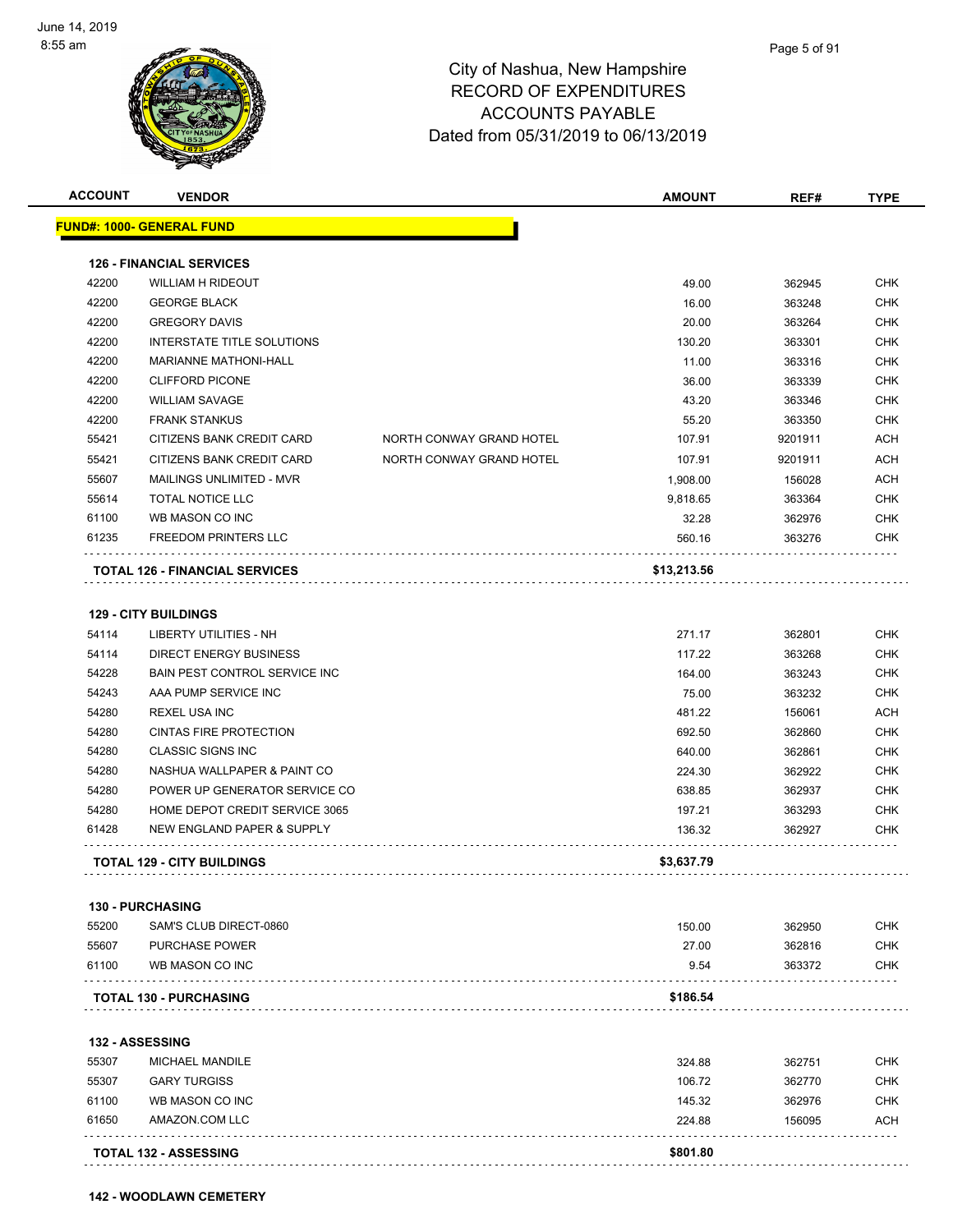# City of Nashua, New Hampshire
## RECORD OF EXPENDITURES
## ACCOUNTS PAYABLE
## Dated from 05/31/2019 to 06/13/2019

| ACCOUNT | VENDOR | | AMOUNT | REF# | TYPE |
|---|---|---|---|---|---|
| **FUND#: 1000- GENERAL FUND** | | | | | |
| **126 - FINANCIAL SERVICES** | | | | | |
| 42200 | WILLIAM H RIDEOUT | | 49.00 | 362945 | CHK |
| 42200 | GEORGE BLACK | | 16.00 | 363248 | CHK |
| 42200 | GREGORY DAVIS | | 20.00 | 363264 | CHK |
| 42200 | INTERSTATE TITLE SOLUTIONS | | 130.20 | 363301 | CHK |
| 42200 | MARIANNE MATHONI-HALL | | 11.00 | 363316 | CHK |
| 42200 | CLIFFORD PICONE | | 36.00 | 363339 | CHK |
| 42200 | WILLIAM SAVAGE | | 43.20 | 363346 | CHK |
| 42200 | FRANK STANKUS | | 55.20 | 363350 | CHK |
| 55421 | CITIZENS BANK CREDIT CARD | NORTH CONWAY GRAND HOTEL | 107.91 | 9201911 | ACH |
| 55421 | CITIZENS BANK CREDIT CARD | NORTH CONWAY GRAND HOTEL | 107.91 | 9201911 | ACH |
| 55607 | MAILINGS UNLIMITED - MVR | | 1,908.00 | 156028 | ACH |
| 55614 | TOTAL NOTICE LLC | | 9,818.65 | 363364 | CHK |
| 61100 | WB MASON CO INC | | 32.28 | 362976 | CHK |
| 61235 | FREEDOM PRINTERS LLC | | 560.16 | 363276 | CHK |
| **TOTAL 126 - FINANCIAL SERVICES** | | | **$13,213.56** | | |
| **129 - CITY BUILDINGS** | | | | | |
| 54114 | LIBERTY UTILITIES - NH | | 271.17 | 362801 | CHK |
| 54114 | DIRECT ENERGY BUSINESS | | 117.22 | 363268 | CHK |
| 54228 | BAIN PEST CONTROL SERVICE INC | | 164.00 | 363243 | CHK |
| 54243 | AAA PUMP SERVICE INC | | 75.00 | 363232 | CHK |
| 54280 | REXEL USA INC | | 481.22 | 156061 | ACH |
| 54280 | CINTAS FIRE PROTECTION | | 692.50 | 362860 | CHK |
| 54280 | CLASSIC SIGNS INC | | 640.00 | 362861 | CHK |
| 54280 | NASHUA WALLPAPER & PAINT CO | | 224.30 | 362922 | CHK |
| 54280 | POWER UP GENERATOR SERVICE CO | | 638.85 | 362937 | CHK |
| 54280 | HOME DEPOT CREDIT SERVICE 3065 | | 197.21 | 363293 | CHK |
| 61428 | NEW ENGLAND PAPER & SUPPLY | | 136.32 | 362927 | CHK |
| **TOTAL 129 - CITY BUILDINGS** | | | **$3,637.79** | | |
| **130 - PURCHASING** | | | | | |
| 55200 | SAM'S CLUB DIRECT-0860 | | 150.00 | 362950 | CHK |
| 55607 | PURCHASE POWER | | 27.00 | 362816 | CHK |
| 61100 | WB MASON CO INC | | 9.54 | 363372 | CHK |
| **TOTAL 130 - PURCHASING** | | | **$186.54** | | |
| **132 - ASSESSING** | | | | | |
| 55307 | MICHAEL MANDILE | | 324.88 | 362751 | CHK |
| 55307 | GARY TURGISS | | 106.72 | 362770 | CHK |
| 61100 | WB MASON CO INC | | 145.32 | 362976 | CHK |
| 61650 | AMAZON.COM LLC | | 224.88 | 156095 | ACH |
| **TOTAL 132 - ASSESSING** | | | **$801.80** | | |

**142 - WOODLAWN CEMETERY**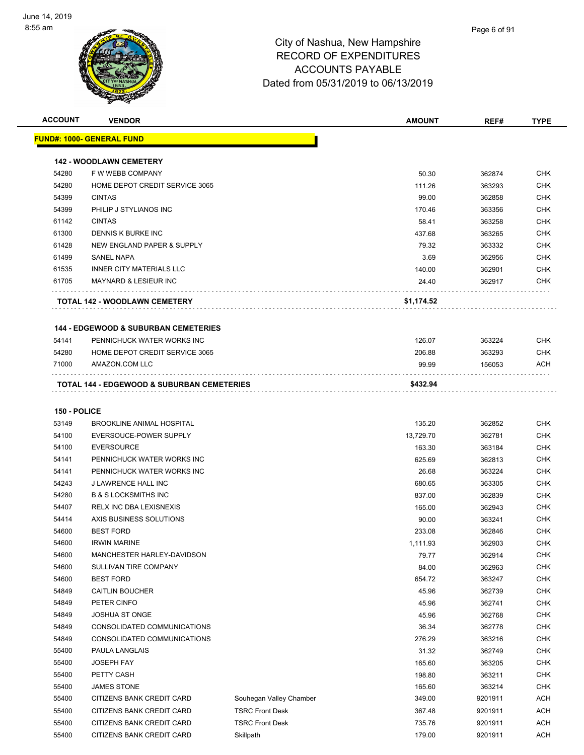# City of Nashua, New Hampshire
## RECORD OF EXPENDITURES
## ACCOUNTS PAYABLE
## Dated from 05/31/2019 to 06/13/2019

| ACCOUNT | VENDOR | | AMOUNT | REF# | TYPE |
|---|---|---|---|---|---|
| **FUND#: 1000- GENERAL FUND** | | | | | |
| **142 - WOODLAWN CEMETERY** | | | | | |
| 54280 | F W WEBB COMPANY | | 50.30 | 362874 | CHK |
| 54280 | HOME DEPOT CREDIT SERVICE 3065 | | 111.26 | 363293 | CHK |
| 54399 | CINTAS | | 99.00 | 362858 | CHK |
| 54399 | PHILIP J STYLIANOS INC | | 170.46 | 363356 | CHK |
| 61142 | CINTAS | | 58.41 | 363258 | CHK |
| 61300 | DENNIS K BURKE INC | | 437.68 | 363265 | CHK |
| 61428 | NEW ENGLAND PAPER & SUPPLY | | 79.32 | 363332 | CHK |
| 61499 | SANEL NAPA | | 3.69 | 362956 | CHK |
| 61535 | INNER CITY MATERIALS LLC | | 140.00 | 362901 | CHK |
| 61705 | MAYNARD & LESIEUR INC | | 24.40 | 362917 | CHK |
| **TOTAL 142 - WOODLAWN CEMETERY** | | | **$1,174.52** | | |
| **144 - EDGEWOOD & SUBURBAN CEMETERIES** | | | | | |
| 54141 | PENNICHUCK WATER WORKS INC | | 126.07 | 363224 | CHK |
| 54280 | HOME DEPOT CREDIT SERVICE 3065 | | 206.88 | 363293 | CHK |
| 71000 | AMAZON.COM LLC | | 99.99 | 156053 | ACH |
| **TOTAL 144 - EDGEWOOD & SUBURBAN CEMETERIES** | | | **$432.94** | | |
| **150 - POLICE** | | | | | |
| 53149 | BROOKLINE ANIMAL HOSPITAL | | 135.20 | 362852 | CHK |
| 54100 | EVERSOUCE-POWER SUPPLY | | 13,729.70 | 362781 | CHK |
| 54100 | EVERSOURCE | | 163.30 | 363184 | CHK |
| 54141 | PENNICHUCK WATER WORKS INC | | 625.69 | 362813 | CHK |
| 54141 | PENNICHUCK WATER WORKS INC | | 26.68 | 363224 | CHK |
| 54243 | J LAWRENCE HALL INC | | 680.65 | 363305 | CHK |
| 54280 | B & S LOCKSMITHS INC | | 837.00 | 362839 | CHK |
| 54407 | RELX INC DBA LEXISNEXIS | | 165.00 | 362943 | CHK |
| 54414 | AXIS BUSINESS SOLUTIONS | | 90.00 | 363241 | CHK |
| 54600 | BEST FORD | | 233.08 | 362846 | CHK |
| 54600 | IRWIN MARINE | | 1,111.93 | 362903 | CHK |
| 54600 | MANCHESTER HARLEY-DAVIDSON | | 79.77 | 362914 | CHK |
| 54600 | SULLIVAN TIRE COMPANY | | 84.00 | 362963 | CHK |
| 54600 | BEST FORD | | 654.72 | 363247 | CHK |
| 54849 | CAITLIN BOUCHER | | 45.96 | 362739 | CHK |
| 54849 | PETER CINFO | | 45.96 | 362741 | CHK |
| 54849 | JOSHUA ST ONGE | | 45.96 | 362768 | CHK |
| 54849 | CONSOLIDATED COMMUNICATIONS | | 36.34 | 362778 | CHK |
| 54849 | CONSOLIDATED COMMUNICATIONS | | 276.29 | 363216 | CHK |
| 55400 | PAULA LANGLAIS | | 31.32 | 362749 | CHK |
| 55400 | JOSEPH FAY | | 165.60 | 363205 | CHK |
| 55400 | PETTY CASH | | 198.80 | 363211 | CHK |
| 55400 | JAMES STONE | | 165.60 | 363214 | CHK |
| 55400 | CITIZENS BANK CREDIT CARD | Souhegan Valley Chamber | 349.00 | 9201911 | ACH |
| 55400 | CITIZENS BANK CREDIT CARD | TSRC Front Desk | 367.48 | 9201911 | ACH |
| 55400 | CITIZENS BANK CREDIT CARD | TSRC Front Desk | 735.76 | 9201911 | ACH |
| 55400 | CITIZENS BANK CREDIT CARD | Skillpath | 179.00 | 9201911 | ACH |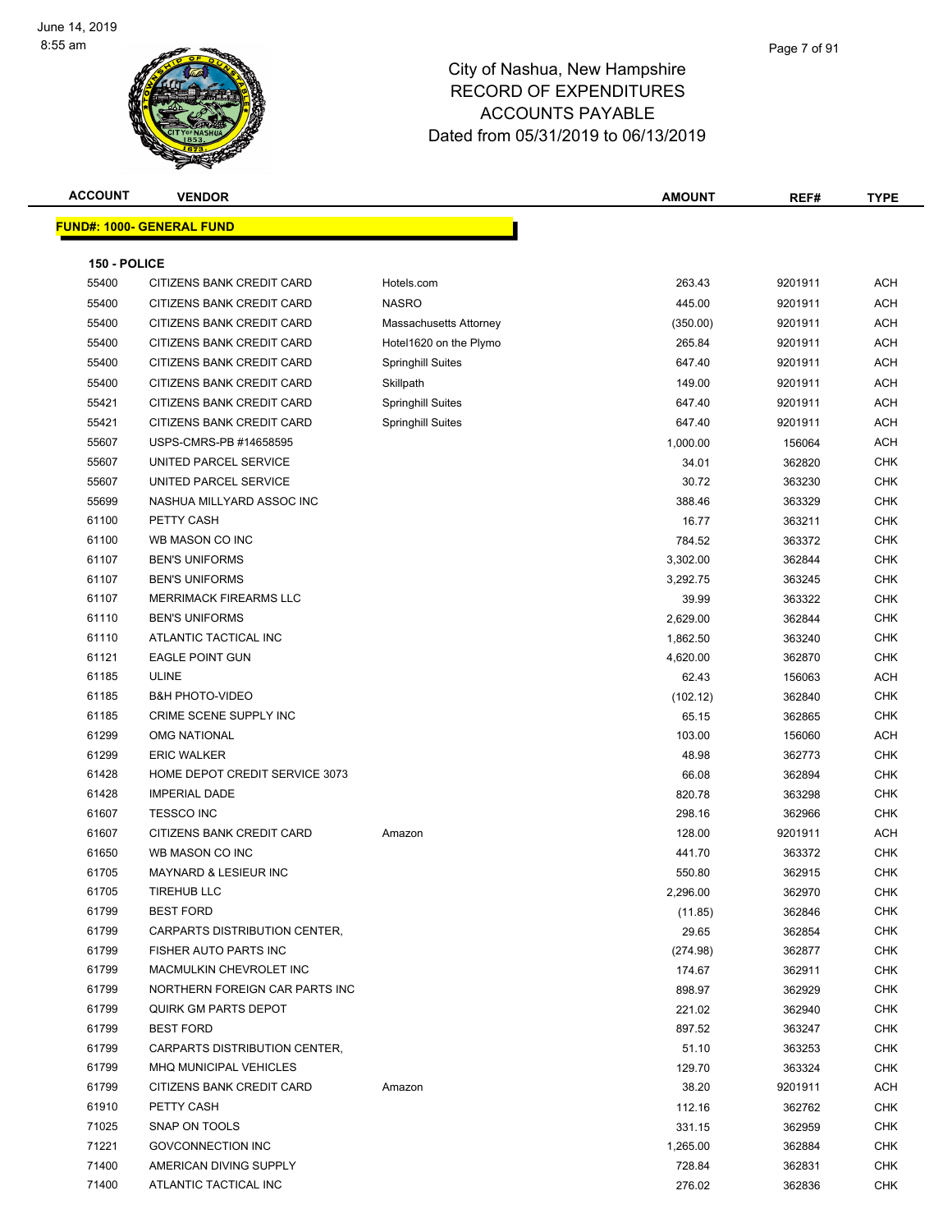June 14, 2019
8:55 am

# City of Nashua, New Hampshire
## RECORD OF EXPENDITURES
## ACCOUNTS PAYABLE
## Dated from 05/31/2019 to 06/13/2019

| ACCOUNT | VENDOR | | AMOUNT | REF# | TYPE |
|---|---|---|---|---|---|
| **FUND#: 1000- GENERAL FUND** | | | | | |
| **150 - POLICE** | | | | | |
| 55400 | CITIZENS BANK CREDIT CARD | Hotels.com | 263.43 | 9201911 | ACH |
| 55400 | CITIZENS BANK CREDIT CARD | NASRO | 445.00 | 9201911 | ACH |
| 55400 | CITIZENS BANK CREDIT CARD | Massachusetts Attorney | (350.00) | 9201911 | ACH |
| 55400 | CITIZENS BANK CREDIT CARD | Hotel1620 on the Plymo | 265.84 | 9201911 | ACH |
| 55400 | CITIZENS BANK CREDIT CARD | Springhill Suites | 647.40 | 9201911 | ACH |
| 55400 | CITIZENS BANK CREDIT CARD | Skillpath | 149.00 | 9201911 | ACH |
| 55421 | CITIZENS BANK CREDIT CARD | Springhill Suites | 647.40 | 9201911 | ACH |
| 55421 | CITIZENS BANK CREDIT CARD | Springhill Suites | 647.40 | 9201911 | ACH |
| 55607 | USPS-CMRS-PB #14658595 | | 1,000.00 | 156064 | ACH |
| 55607 | UNITED PARCEL SERVICE | | 34.01 | 362820 | CHK |
| 55607 | UNITED PARCEL SERVICE | | 30.72 | 363230 | CHK |
| 55699 | NASHUA MILLYARD ASSOC INC | | 388.46 | 363329 | CHK |
| 61100 | PETTY CASH | | 16.77 | 363211 | CHK |
| 61100 | WB MASON CO INC | | 784.52 | 363372 | CHK |
| 61107 | BEN'S UNIFORMS | | 3,302.00 | 362844 | CHK |
| 61107 | BEN'S UNIFORMS | | 3,292.75 | 363245 | CHK |
| 61107 | MERRIMACK FIREARMS LLC | | 39.99 | 363322 | CHK |
| 61110 | BEN'S UNIFORMS | | 2,629.00 | 362844 | CHK |
| 61110 | ATLANTIC TACTICAL INC | | 1,862.50 | 363240 | CHK |
| 61121 | EAGLE POINT GUN | | 4,620.00 | 362870 | CHK |
| 61185 | ULINE | | 62.43 | 156063 | ACH |
| 61185 | B&H PHOTO-VIDEO | | (102.12) | 362840 | CHK |
| 61185 | CRIME SCENE SUPPLY INC | | 65.15 | 362865 | CHK |
| 61299 | OMG NATIONAL | | 103.00 | 156060 | ACH |
| 61299 | ERIC WALKER | | 48.98 | 362773 | CHK |
| 61428 | HOME DEPOT CREDIT SERVICE 3073 | | 66.08 | 362894 | CHK |
| 61428 | IMPERIAL DADE | | 820.78 | 363298 | CHK |
| 61607 | TESSCO INC | | 298.16 | 362966 | CHK |
| 61607 | CITIZENS BANK CREDIT CARD | Amazon | 128.00 | 9201911 | ACH |
| 61650 | WB MASON CO INC | | 441.70 | 363372 | CHK |
| 61705 | MAYNARD & LESIEUR INC | | 550.80 | 362915 | CHK |
| 61705 | TIREHUB LLC | | 2,296.00 | 362970 | CHK |
| 61799 | BEST FORD | | (11.85) | 362846 | CHK |
| 61799 | CARPARTS DISTRIBUTION CENTER, | | 29.65 | 362854 | CHK |
| 61799 | FISHER AUTO PARTS INC | | (274.98) | 362877 | CHK |
| 61799 | MACMULKIN CHEVROLET INC | | 174.67 | 362911 | CHK |
| 61799 | NORTHERN FOREIGN CAR PARTS INC | | 898.97 | 362929 | CHK |
| 61799 | QUIRK GM PARTS DEPOT | | 221.02 | 362940 | CHK |
| 61799 | BEST FORD | | 897.52 | 363247 | CHK |
| 61799 | CARPARTS DISTRIBUTION CENTER, | | 51.10 | 363253 | CHK |
| 61799 | MHQ MUNICIPAL VEHICLES | | 129.70 | 363324 | CHK |
| 61799 | CITIZENS BANK CREDIT CARD | Amazon | 38.20 | 9201911 | ACH |
| 61910 | PETTY CASH | | 112.16 | 362762 | CHK |
| 71025 | SNAP ON TOOLS | | 331.15 | 362959 | CHK |
| 71221 | GOVCONNECTION INC | | 1,265.00 | 362884 | CHK |
| 71400 | AMERICAN DIVING SUPPLY | | 728.84 | 362831 | CHK |
| 71400 | ATLANTIC TACTICAL INC | | 276.02 | 362836 | CHK |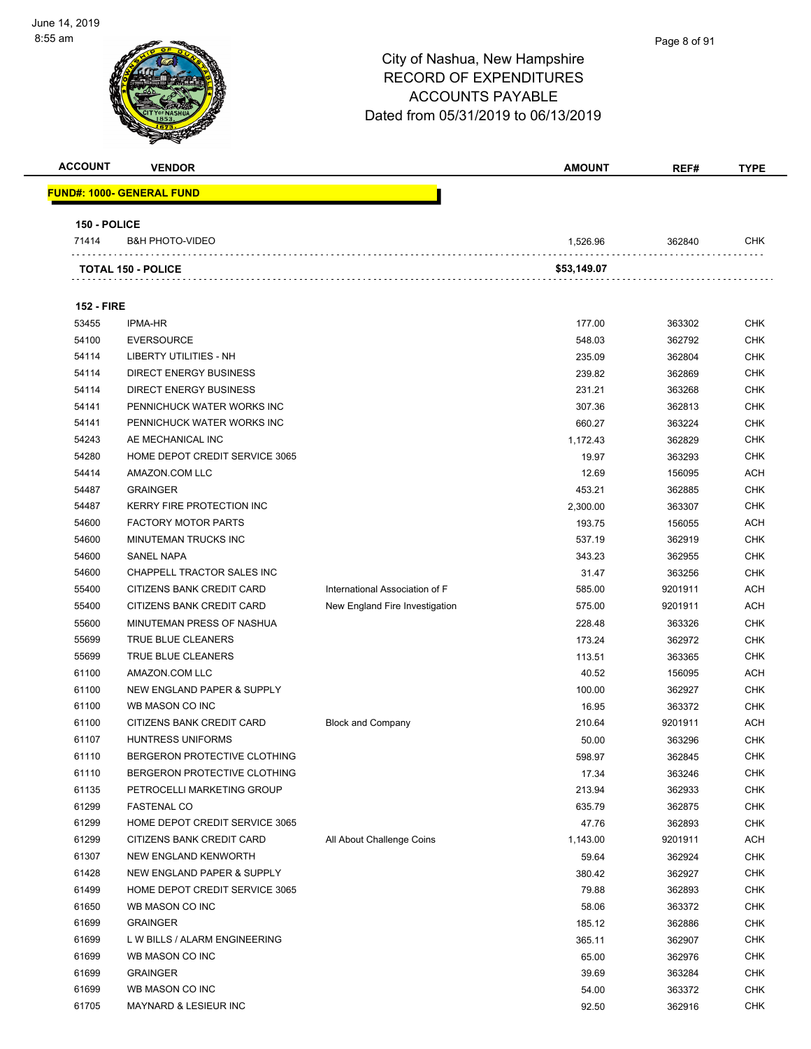City of Nashua, New Hampshire
RECORD OF EXPENDITURES
ACCOUNTS PAYABLE
Dated from 05/31/2019 to 06/13/2019

| ACCOUNT | VENDOR | | AMOUNT | REF# | TYPE |
|---|---|---|---|---|---|
| **FUND#: 1000- GENERAL FUND** | | | | | |
| **150 - POLICE** | | | | | |
| 71414 | B&H PHOTO-VIDEO | | 1,526.96 | 362840 | CHK |
| **TOTAL 150 - POLICE** | | | **$53,149.07** | | |
| **152 - FIRE** | | | | | |
| 53455 | IPMA-HR | | 177.00 | 363302 | CHK |
| 54100 | EVERSOURCE | | 548.03 | 362792 | CHK |
| 54114 | LIBERTY UTILITIES - NH | | 235.09 | 362804 | CHK |
| 54114 | DIRECT ENERGY BUSINESS | | 239.82 | 362869 | CHK |
| 54114 | DIRECT ENERGY BUSINESS | | 231.21 | 363268 | CHK |
| 54141 | PENNICHUCK WATER WORKS INC | | 307.36 | 362813 | CHK |
| 54141 | PENNICHUCK WATER WORKS INC | | 660.27 | 363224 | CHK |
| 54243 | AE MECHANICAL INC | | 1,172.43 | 362829 | CHK |
| 54280 | HOME DEPOT CREDIT SERVICE 3065 | | 19.97 | 363293 | CHK |
| 54414 | AMAZON.COM LLC | | 12.69 | 156095 | ACH |
| 54487 | GRAINGER | | 453.21 | 362885 | CHK |
| 54487 | KERRY FIRE PROTECTION INC | | 2,300.00 | 363307 | CHK |
| 54600 | FACTORY MOTOR PARTS | | 193.75 | 156055 | ACH |
| 54600 | MINUTEMAN TRUCKS INC | | 537.19 | 362919 | CHK |
| 54600 | SANEL NAPA | | 343.23 | 362955 | CHK |
| 54600 | CHAPPELL TRACTOR SALES INC | | 31.47 | 363256 | CHK |
| 55400 | CITIZENS BANK CREDIT CARD | International Association of F | 585.00 | 9201911 | ACH |
| 55400 | CITIZENS BANK CREDIT CARD | New England Fire Investigation | 575.00 | 9201911 | ACH |
| 55600 | MINUTEMAN PRESS OF NASHUA | | 228.48 | 363326 | CHK |
| 55699 | TRUE BLUE CLEANERS | | 173.24 | 362972 | CHK |
| 55699 | TRUE BLUE CLEANERS | | 113.51 | 363365 | CHK |
| 61100 | AMAZON.COM LLC | | 40.52 | 156095 | ACH |
| 61100 | NEW ENGLAND PAPER & SUPPLY | | 100.00 | 362927 | CHK |
| 61100 | WB MASON CO INC | | 16.95 | 363372 | CHK |
| 61100 | CITIZENS BANK CREDIT CARD | Block and Company | 210.64 | 9201911 | ACH |
| 61107 | HUNTRESS UNIFORMS | | 50.00 | 363296 | CHK |
| 61110 | BERGERON PROTECTIVE CLOTHING | | 598.97 | 362845 | CHK |
| 61110 | BERGERON PROTECTIVE CLOTHING | | 17.34 | 363246 | CHK |
| 61135 | PETROCELLI MARKETING GROUP | | 213.94 | 362933 | CHK |
| 61299 | FASTENAL CO | | 635.79 | 362875 | CHK |
| 61299 | HOME DEPOT CREDIT SERVICE 3065 | | 47.76 | 362893 | CHK |
| 61299 | CITIZENS BANK CREDIT CARD | All About Challenge Coins | 1,143.00 | 9201911 | ACH |
| 61307 | NEW ENGLAND KENWORTH | | 59.64 | 362924 | CHK |
| 61428 | NEW ENGLAND PAPER & SUPPLY | | 380.42 | 362927 | CHK |
| 61499 | HOME DEPOT CREDIT SERVICE 3065 | | 79.88 | 362893 | CHK |
| 61650 | WB MASON CO INC | | 58.06 | 363372 | CHK |
| 61699 | GRAINGER | | 185.12 | 362886 | CHK |
| 61699 | L W BILLS / ALARM ENGINEERING | | 365.11 | 362907 | CHK |
| 61699 | WB MASON CO INC | | 65.00 | 362976 | CHK |
| 61699 | GRAINGER | | 39.69 | 363284 | CHK |
| 61699 | WB MASON CO INC | | 54.00 | 363372 | CHK |
| 61705 | MAYNARD & LESIEUR INC | | 92.50 | 362916 | CHK |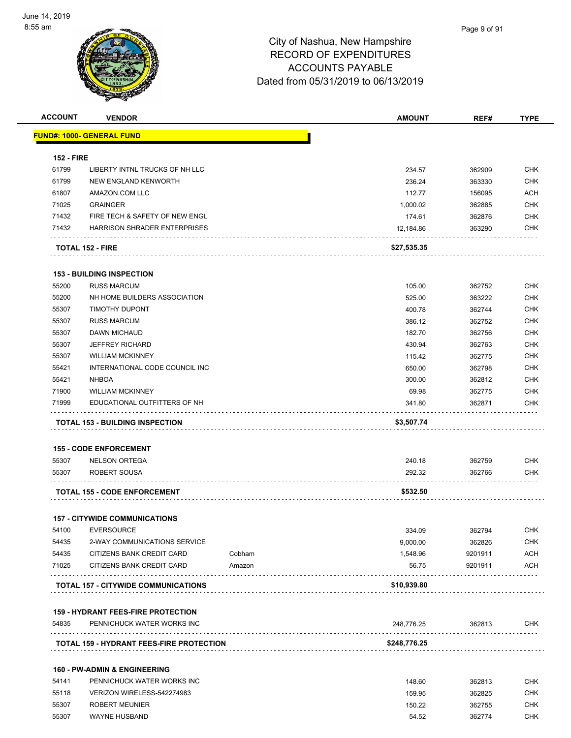# City of Nashua, New Hampshire
## RECORD OF EXPENDITURES
## ACCOUNTS PAYABLE
## Dated from 05/31/2019 to 06/13/2019

| ACCOUNT | VENDOR | | AMOUNT | REF# | TYPE |
|---|---|---|---|---|---|
| **FUND#: 1000- GENERAL FUND** | | | | | |
| **152 - FIRE** | | | | | |
| 61799 | LIBERTY INTNL TRUCKS OF NH LLC | | 234.57 | 362909 | CHK |
| 61799 | NEW ENGLAND KENWORTH | | 236.24 | 363330 | CHK |
| 61807 | AMAZON.COM LLC | | 112.77 | 156095 | ACH |
| 71025 | GRAINGER | | 1,000.02 | 362885 | CHK |
| 71432 | FIRE TECH & SAFETY OF NEW ENGL | | 174.61 | 362876 | CHK |
| 71432 | HARRISON SHRADER ENTERPRISES | | 12,184.86 | 363290 | CHK |
| **TOTAL 152 - FIRE** | | | **$27,535.35** | | |
| **153 - BUILDING INSPECTION** | | | | | |
| 55200 | RUSS MARCUM | | 105.00 | 362752 | CHK |
| 55200 | NH HOME BUILDERS ASSOCIATION | | 525.00 | 363222 | CHK |
| 55307 | TIMOTHY DUPONT | | 400.78 | 362744 | CHK |
| 55307 | RUSS MARCUM | | 386.12 | 362752 | CHK |
| 55307 | DAWN MICHAUD | | 182.70 | 362756 | CHK |
| 55307 | JEFFREY RICHARD | | 430.94 | 362763 | CHK |
| 55307 | WILLIAM MCKINNEY | | 115.42 | 362775 | CHK |
| 55421 | INTERNATIONAL CODE COUNCIL INC | | 650.00 | 362798 | CHK |
| 55421 | NHBOA | | 300.00 | 362812 | CHK |
| 71900 | WILLIAM MCKINNEY | | 69.98 | 362775 | CHK |
| 71999 | EDUCATIONAL OUTFITTERS OF NH | | 341.80 | 362871 | CHK |
| **TOTAL 153 - BUILDING INSPECTION** | | | **$3,507.74** | | |
| **155 - CODE ENFORCEMENT** | | | | | |
| 55307 | NELSON ORTEGA | | 240.18 | 362759 | CHK |
| 55307 | ROBERT SOUSA | | 292.32 | 362766 | CHK |
| **TOTAL 155 - CODE ENFORCEMENT** | | | **$532.50** | | |
| **157 - CITYWIDE COMMUNICATIONS** | | | | | |
| 54100 | EVERSOURCE | | 334.09 | 362794 | CHK |
| 54435 | 2-WAY COMMUNICATIONS SERVICE | | 9,000.00 | 362826 | CHK |
| 54435 | CITIZENS BANK CREDIT CARD | Cobham | 1,548.96 | 9201911 | ACH |
| 71025 | CITIZENS BANK CREDIT CARD | Amazon | 56.75 | 9201911 | ACH |
| **TOTAL 157 - CITYWIDE COMMUNICATIONS** | | | **$10,939.80** | | |
| **159 - HYDRANT FEES-FIRE PROTECTION** | | | | | |
| 54835 | PENNICHUCK WATER WORKS INC | | 248,776.25 | 362813 | CHK |
| **TOTAL 159 - HYDRANT FEES-FIRE PROTECTION** | | | **$248,776.25** | | |
| **160 - PW-ADMIN & ENGINEERING** | | | | | |
| 54141 | PENNICHUCK WATER WORKS INC | | 148.60 | 362813 | CHK |
| 55118 | VERIZON WIRELESS-542274983 | | 159.95 | 362825 | CHK |
| 55307 | ROBERT MEUNIER | | 150.22 | 362755 | CHK |
| 55307 | WAYNE HUSBAND | | 54.52 | 362774 | CHK |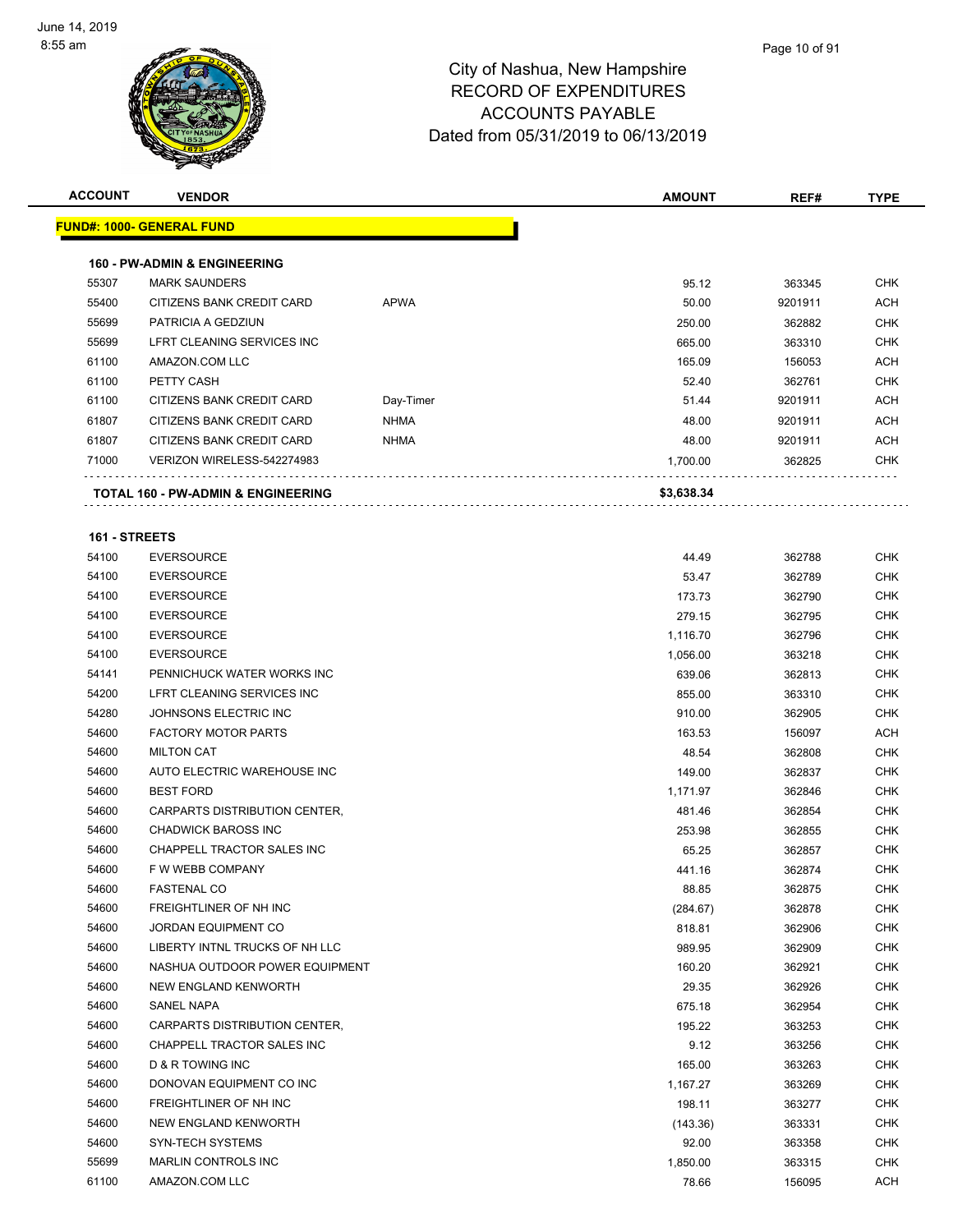City of Nashua, New Hampshire
RECORD OF EXPENDITURES
ACCOUNTS PAYABLE
Dated from 05/31/2019 to 06/13/2019

| ACCOUNT | VENDOR | | AMOUNT | REF# | TYPE |
|---|---|---|---|---|---|
| **FUND#: 1000- GENERAL FUND** | | | | | |
| **160 - PW-ADMIN & ENGINEERING** | | | | | |
| 55307 | MARK SAUNDERS | | 95.12 | 363345 | CHK |
| 55400 | CITIZENS BANK CREDIT CARD | APWA | 50.00 | 9201911 | ACH |
| 55699 | PATRICIA A GEDZIUN | | 250.00 | 362882 | CHK |
| 55699 | LFRT CLEANING SERVICES INC | | 665.00 | 363310 | CHK |
| 61100 | AMAZON.COM LLC | | 165.09 | 156053 | ACH |
| 61100 | PETTY CASH | | 52.40 | 362761 | CHK |
| 61100 | CITIZENS BANK CREDIT CARD | Day-Timer | 51.44 | 9201911 | ACH |
| 61807 | CITIZENS BANK CREDIT CARD | NHMA | 48.00 | 9201911 | ACH |
| 61807 | CITIZENS BANK CREDIT CARD | NHMA | 48.00 | 9201911 | ACH |
| 71000 | VERIZON WIRELESS-542274983 | | 1,700.00 | 362825 | CHK |
| **TOTAL 160 - PW-ADMIN & ENGINEERING** | | | **$3,638.34** | | |
| **161 - STREETS** | | | | | |
| 54100 | EVERSOURCE | | 44.49 | 362788 | CHK |
| 54100 | EVERSOURCE | | 53.47 | 362789 | CHK |
| 54100 | EVERSOURCE | | 173.73 | 362790 | CHK |
| 54100 | EVERSOURCE | | 279.15 | 362795 | CHK |
| 54100 | EVERSOURCE | | 1,116.70 | 362796 | CHK |
| 54100 | EVERSOURCE | | 1,056.00 | 363218 | CHK |
| 54141 | PENNICHUCK WATER WORKS INC | | 639.06 | 362813 | CHK |
| 54200 | LFRT CLEANING SERVICES INC | | 855.00 | 363310 | CHK |
| 54280 | JOHNSONS ELECTRIC INC | | 910.00 | 362905 | CHK |
| 54600 | FACTORY MOTOR PARTS | | 163.53 | 156097 | ACH |
| 54600 | MILTON CAT | | 48.54 | 362808 | CHK |
| 54600 | AUTO ELECTRIC WAREHOUSE INC | | 149.00 | 362837 | CHK |
| 54600 | BEST FORD | | 1,171.97 | 362846 | CHK |
| 54600 | CARPARTS DISTRIBUTION CENTER, | | 481.46 | 362854 | CHK |
| 54600 | CHADWICK BAROSS INC | | 253.98 | 362855 | CHK |
| 54600 | CHAPPELL TRACTOR SALES INC | | 65.25 | 362857 | CHK |
| 54600 | F W WEBB COMPANY | | 441.16 | 362874 | CHK |
| 54600 | FASTENAL CO | | 88.85 | 362875 | CHK |
| 54600 | FREIGHTLINER OF NH INC | | (284.67) | 362878 | CHK |
| 54600 | JORDAN EQUIPMENT CO | | 818.81 | 362906 | CHK |
| 54600 | LIBERTY INTNL TRUCKS OF NH LLC | | 989.95 | 362909 | CHK |
| 54600 | NASHUA OUTDOOR POWER EQUIPMENT | | 160.20 | 362921 | CHK |
| 54600 | NEW ENGLAND KENWORTH | | 29.35 | 362926 | CHK |
| 54600 | SANEL NAPA | | 675.18 | 362954 | CHK |
| 54600 | CARPARTS DISTRIBUTION CENTER, | | 195.22 | 363253 | CHK |
| 54600 | CHAPPELL TRACTOR SALES INC | | 9.12 | 363256 | CHK |
| 54600 | D & R TOWING INC | | 165.00 | 363263 | CHK |
| 54600 | DONOVAN EQUIPMENT CO INC | | 1,167.27 | 363269 | CHK |
| 54600 | FREIGHTLINER OF NH INC | | 198.11 | 363277 | CHK |
| 54600 | NEW ENGLAND KENWORTH | | (143.36) | 363331 | CHK |
| 54600 | SYN-TECH SYSTEMS | | 92.00 | 363358 | CHK |
| 55699 | MARLIN CONTROLS INC | | 1,850.00 | 363315 | CHK |
| 61100 | AMAZON.COM LLC | | 78.66 | 156095 | ACH |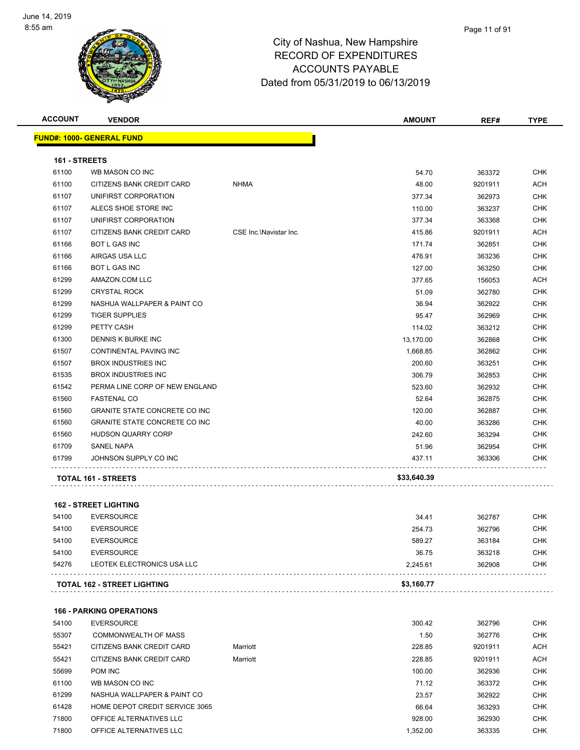# City of Nashua, New Hampshire
## RECORD OF EXPENDITURES
## ACCOUNTS PAYABLE
## Dated from 05/31/2019 to 06/13/2019

| ACCOUNT | VENDOR | | AMOUNT | REF# | TYPE |
|---|---|---|---|---|---|
| **FUND#: 1000- GENERAL FUND** | | | | | |
| **161 - STREETS** | | | | | |
| 61100 | WB MASON CO INC | | 54.70 | 363372 | CHK |
| 61100 | CITIZENS BANK CREDIT CARD | NHMA | 48.00 | 9201911 | ACH |
| 61107 | UNIFIRST CORPORATION | | 377.34 | 362973 | CHK |
| 61107 | ALECS SHOE STORE INC | | 110.00 | 363237 | CHK |
| 61107 | UNIFIRST CORPORATION | | 377.34 | 363368 | CHK |
| 61107 | CITIZENS BANK CREDIT CARD | CSE Inc.\Navistar Inc. | 415.86 | 9201911 | ACH |
| 61166 | BOT L GAS INC | | 171.74 | 362851 | CHK |
| 61166 | AIRGAS USA LLC | | 476.91 | 363236 | CHK |
| 61166 | BOT L GAS INC | | 127.00 | 363250 | CHK |
| 61299 | AMAZON.COM LLC | | 377.65 | 156053 | ACH |
| 61299 | CRYSTAL ROCK | | 51.09 | 362780 | CHK |
| 61299 | NASHUA WALLPAPER & PAINT CO | | 36.94 | 362922 | CHK |
| 61299 | TIGER SUPPLIES | | 95.47 | 362969 | CHK |
| 61299 | PETTY CASH | | 114.02 | 363212 | CHK |
| 61300 | DENNIS K BURKE INC | | 13,170.00 | 362868 | CHK |
| 61507 | CONTINENTAL PAVING INC | | 1,668.85 | 362862 | CHK |
| 61507 | BROX INDUSTRIES INC | | 200.60 | 363251 | CHK |
| 61535 | BROX INDUSTRIES INC | | 306.79 | 362853 | CHK |
| 61542 | PERMA LINE CORP OF NEW ENGLAND | | 523.60 | 362932 | CHK |
| 61560 | FASTENAL CO | | 52.64 | 362875 | CHK |
| 61560 | GRANITE STATE CONCRETE CO INC | | 120.00 | 362887 | CHK |
| 61560 | GRANITE STATE CONCRETE CO INC | | 40.00 | 363286 | CHK |
| 61560 | HUDSON QUARRY CORP | | 242.60 | 363294 | CHK |
| 61709 | SANEL NAPA | | 51.96 | 362954 | CHK |
| 61799 | JOHNSON SUPPLY CO INC | | 437.11 | 363306 | CHK |
| **TOTAL 161 - STREETS** | | | **$33,640.39** | | |
| **162 - STREET LIGHTING** | | | | | |
| 54100 | EVERSOURCE | | 34.41 | 362787 | CHK |
| 54100 | EVERSOURCE | | 254.73 | 362796 | CHK |
| 54100 | EVERSOURCE | | 589.27 | 363184 | CHK |
| 54100 | EVERSOURCE | | 36.75 | 363218 | CHK |
| 54276 | LEOTEK ELECTRONICS USA LLC | | 2,245.61 | 362908 | CHK |
| **TOTAL 162 - STREET LIGHTING** | | | **$3,160.77** | | |
| **166 - PARKING OPERATIONS** | | | | | |
| 54100 | EVERSOURCE | | 300.42 | 362796 | CHK |
| 55307 | COMMONWEALTH OF MASS | | 1.50 | 362776 | CHK |
| 55421 | CITIZENS BANK CREDIT CARD | Marriott | 228.85 | 9201911 | ACH |
| 55421 | CITIZENS BANK CREDIT CARD | Marriott | 228.85 | 9201911 | ACH |
| 55699 | POM INC | | 100.00 | 362936 | CHK |
| 61100 | WB MASON CO INC | | 71.12 | 363372 | CHK |
| 61299 | NASHUA WALLPAPER & PAINT CO | | 23.57 | 362922 | CHK |
| 61428 | HOME DEPOT CREDIT SERVICE 3065 | | 66.64 | 363293 | CHK |
| 71800 | OFFICE ALTERNATIVES LLC | | 928.00 | 362930 | CHK |
| 71800 | OFFICE ALTERNATIVES LLC | | 1,352.00 | 363335 | CHK |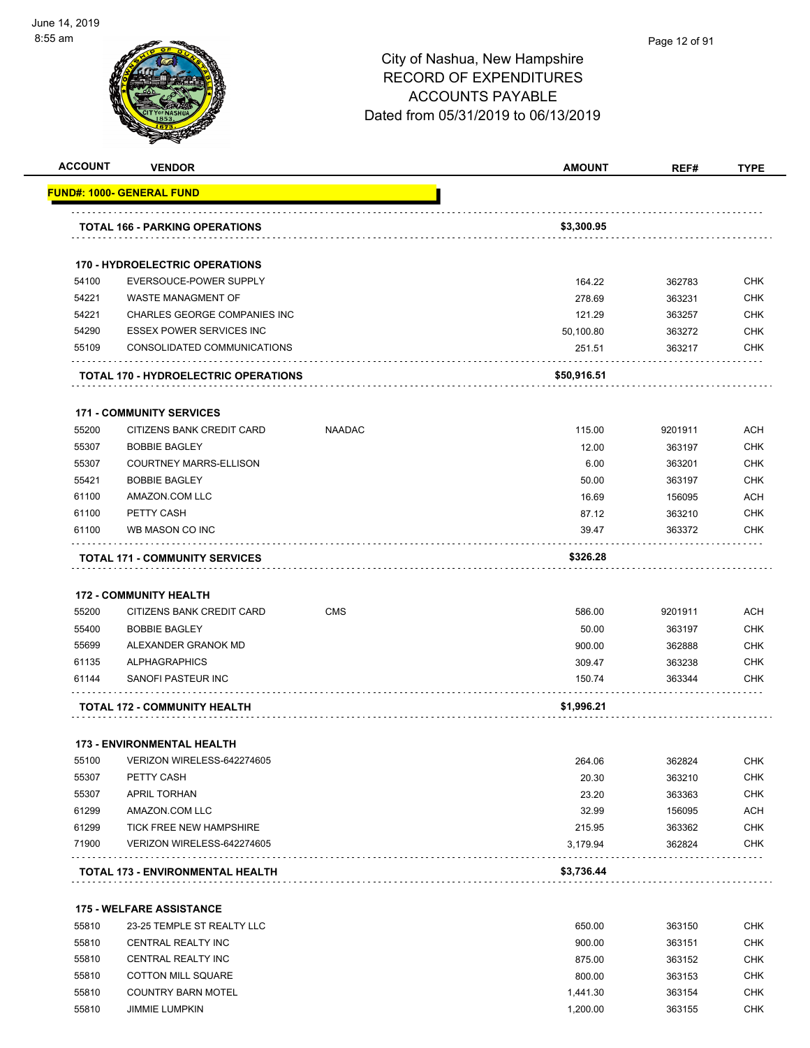# City of Nashua, New Hampshire
## RECORD OF EXPENDITURES
## ACCOUNTS PAYABLE
## Dated from 05/31/2019 to 06/13/2019

| ACCOUNT | VENDOR | | AMOUNT | REF# | TYPE |
|---|---|---|---|---|---|
| **FUND#: 1000- GENERAL FUND** | | | | | |
| **TOTAL 166 - PARKING OPERATIONS** | | | **$3,300.95** | | |
| **170 - HYDROELECTRIC OPERATIONS** | | | | | |
| 54100 | EVERSOUCE-POWER SUPPLY | | 164.22 | 362783 | CHK |
| 54221 | WASTE MANAGMENT OF | | 278.69 | 363231 | CHK |
| 54221 | CHARLES GEORGE COMPANIES INC | | 121.29 | 363257 | CHK |
| 54290 | ESSEX POWER SERVICES INC | | 50,100.80 | 363272 | CHK |
| 55109 | CONSOLIDATED COMMUNICATIONS | | 251.51 | 363217 | CHK |
| **TOTAL 170 - HYDROELECTRIC OPERATIONS** | | | **$50,916.51** | | |
| **171 - COMMUNITY SERVICES** | | | | | |
| 55200 | CITIZENS BANK CREDIT CARD | NAADAC | 115.00 | 9201911 | ACH |
| 55307 | BOBBIE BAGLEY | | 12.00 | 363197 | CHK |
| 55307 | COURTNEY MARRS-ELLISON | | 6.00 | 363201 | CHK |
| 55421 | BOBBIE BAGLEY | | 50.00 | 363197 | CHK |
| 61100 | AMAZON.COM LLC | | 16.69 | 156095 | ACH |
| 61100 | PETTY CASH | | 87.12 | 363210 | CHK |
| 61100 | WB MASON CO INC | | 39.47 | 363372 | CHK |
| **TOTAL 171 - COMMUNITY SERVICES** | | | **$326.28** | | |
| **172 - COMMUNITY HEALTH** | | | | | |
| 55200 | CITIZENS BANK CREDIT CARD | CMS | 586.00 | 9201911 | ACH |
| 55400 | BOBBIE BAGLEY | | 50.00 | 363197 | CHK |
| 55699 | ALEXANDER GRANOK MD | | 900.00 | 362888 | CHK |
| 61135 | ALPHAGRAPHICS | | 309.47 | 363238 | CHK |
| 61144 | SANOFI PASTEUR INC | | 150.74 | 363344 | CHK |
| **TOTAL 172 - COMMUNITY HEALTH** | | | **$1,996.21** | | |
| **173 - ENVIRONMENTAL HEALTH** | | | | | |
| 55100 | VERIZON WIRELESS-642274605 | | 264.06 | 362824 | CHK |
| 55307 | PETTY CASH | | 20.30 | 363210 | CHK |
| 55307 | APRIL TORHAN | | 23.20 | 363363 | CHK |
| 61299 | AMAZON.COM LLC | | 32.99 | 156095 | ACH |
| 61299 | TICK FREE NEW HAMPSHIRE | | 215.95 | 363362 | CHK |
| 71900 | VERIZON WIRELESS-642274605 | | 3,179.94 | 362824 | CHK |
| **TOTAL 173 - ENVIRONMENTAL HEALTH** | | | **$3,736.44** | | |
| **175 - WELFARE ASSISTANCE** | | | | | |
| 55810 | 23-25 TEMPLE ST REALTY LLC | | 650.00 | 363150 | CHK |
| 55810 | CENTRAL REALTY INC | | 900.00 | 363151 | CHK |
| 55810 | CENTRAL REALTY INC | | 875.00 | 363152 | CHK |
| 55810 | COTTON MILL SQUARE | | 800.00 | 363153 | CHK |
| 55810 | COUNTRY BARN MOTEL | | 1,441.30 | 363154 | CHK |
| 55810 | JIMMIE LUMPKIN | | 1,200.00 | 363155 | CHK |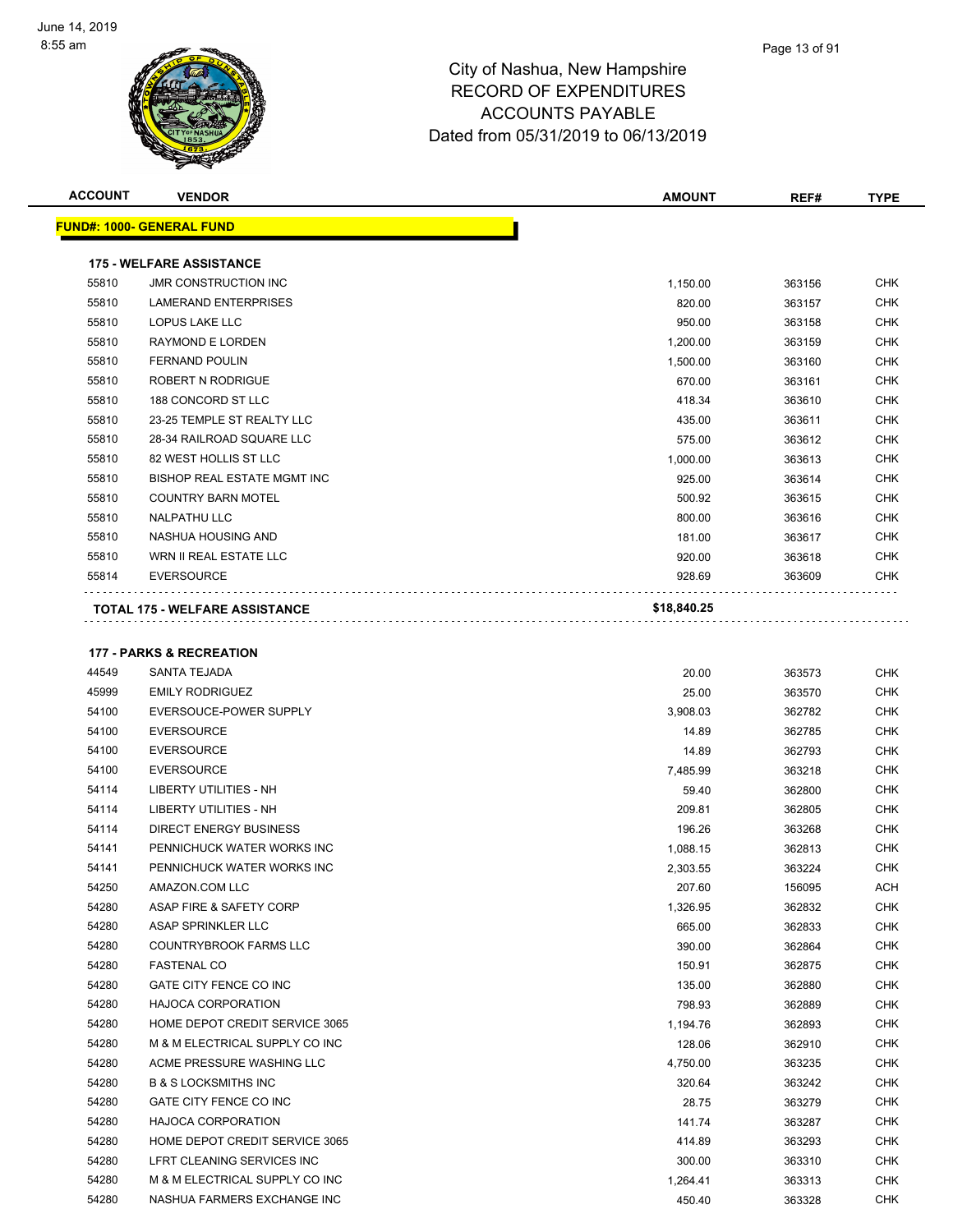City of Nashua, New Hampshire
RECORD OF EXPENDITURES
ACCOUNTS PAYABLE
Dated from 05/31/2019 to 06/13/2019

| ACCOUNT | VENDOR | AMOUNT | REF# | TYPE |
|---|---|---|---|---|
| **FUND#: 1000- GENERAL FUND** | | | | |
| **175 - WELFARE ASSISTANCE** | | | | |
| 55810 | JMR CONSTRUCTION INC | 1,150.00 | 363156 | CHK |
| 55810 | LAMERAND ENTERPRISES | 820.00 | 363157 | CHK |
| 55810 | LOPUS LAKE LLC | 950.00 | 363158 | CHK |
| 55810 | RAYMOND E LORDEN | 1,200.00 | 363159 | CHK |
| 55810 | FERNAND POULIN | 1,500.00 | 363160 | CHK |
| 55810 | ROBERT N RODRIGUE | 670.00 | 363161 | CHK |
| 55810 | 188 CONCORD ST LLC | 418.34 | 363610 | CHK |
| 55810 | 23-25 TEMPLE ST REALTY LLC | 435.00 | 363611 | CHK |
| 55810 | 28-34 RAILROAD SQUARE LLC | 575.00 | 363612 | CHK |
| 55810 | 82 WEST HOLLIS ST LLC | 1,000.00 | 363613 | CHK |
| 55810 | BISHOP REAL ESTATE MGMT INC | 925.00 | 363614 | CHK |
| 55810 | COUNTRY BARN MOTEL | 500.92 | 363615 | CHK |
| 55810 | NALPATHU LLC | 800.00 | 363616 | CHK |
| 55810 | NASHUA HOUSING AND | 181.00 | 363617 | CHK |
| 55810 | WRN II REAL ESTATE LLC | 920.00 | 363618 | CHK |
| 55814 | EVERSOURCE | 928.69 | 363609 | CHK |
| **TOTAL 175 - WELFARE ASSISTANCE** | | **$18,840.25** | | |
| **177 - PARKS & RECREATION** | | | | |
| 44549 | SANTA TEJADA | 20.00 | 363573 | CHK |
| 45999 | EMILY RODRIGUEZ | 25.00 | 363570 | CHK |
| 54100 | EVERSOUCE-POWER SUPPLY | 3,908.03 | 362782 | CHK |
| 54100 | EVERSOURCE | 14.89 | 362785 | CHK |
| 54100 | EVERSOURCE | 14.89 | 362793 | CHK |
| 54100 | EVERSOURCE | 7,485.99 | 363218 | CHK |
| 54114 | LIBERTY UTILITIES - NH | 59.40 | 362800 | CHK |
| 54114 | LIBERTY UTILITIES - NH | 209.81 | 362805 | CHK |
| 54114 | DIRECT ENERGY BUSINESS | 196.26 | 363268 | CHK |
| 54141 | PENNICHUCK WATER WORKS INC | 1,088.15 | 362813 | CHK |
| 54141 | PENNICHUCK WATER WORKS INC | 2,303.55 | 363224 | CHK |
| 54250 | AMAZON.COM LLC | 207.60 | 156095 | ACH |
| 54280 | ASAP FIRE & SAFETY CORP | 1,326.95 | 362832 | CHK |
| 54280 | ASAP SPRINKLER LLC | 665.00 | 362833 | CHK |
| 54280 | COUNTRYBROOK FARMS LLC | 390.00 | 362864 | CHK |
| 54280 | FASTENAL CO | 150.91 | 362875 | CHK |
| 54280 | GATE CITY FENCE CO INC | 135.00 | 362880 | CHK |
| 54280 | HAJOCA CORPORATION | 798.93 | 362889 | CHK |
| 54280 | HOME DEPOT CREDIT SERVICE 3065 | 1,194.76 | 362893 | CHK |
| 54280 | M & M ELECTRICAL SUPPLY CO INC | 128.06 | 362910 | CHK |
| 54280 | ACME PRESSURE WASHING LLC | 4,750.00 | 363235 | CHK |
| 54280 | B & S LOCKSMITHS INC | 320.64 | 363242 | CHK |
| 54280 | GATE CITY FENCE CO INC | 28.75 | 363279 | CHK |
| 54280 | HAJOCA CORPORATION | 141.74 | 363287 | CHK |
| 54280 | HOME DEPOT CREDIT SERVICE 3065 | 414.89 | 363293 | CHK |
| 54280 | LFRT CLEANING SERVICES INC | 300.00 | 363310 | CHK |
| 54280 | M & M ELECTRICAL SUPPLY CO INC | 1,264.41 | 363313 | CHK |
| 54280 | NASHUA FARMERS EXCHANGE INC | 450.40 | 363328 | CHK |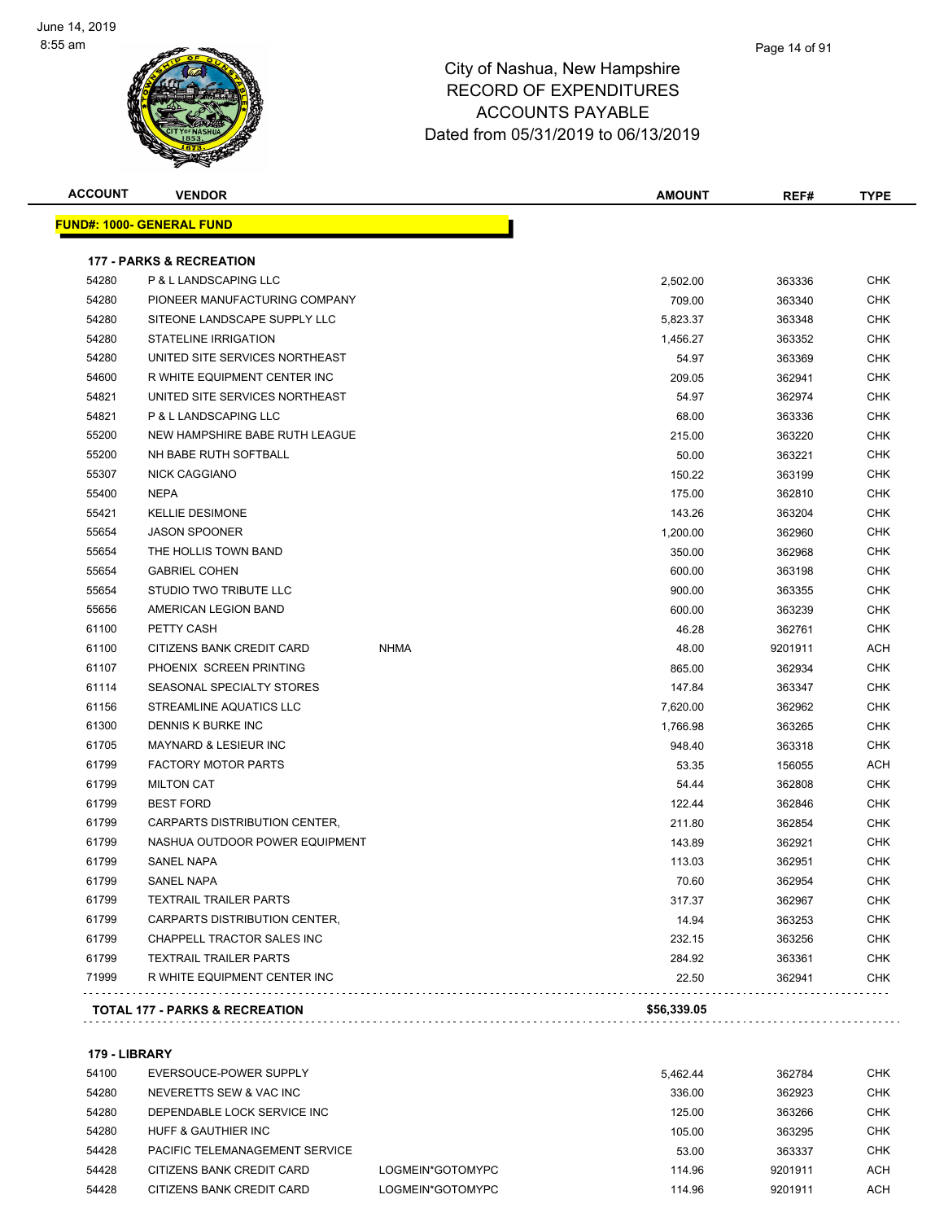City of Nashua, New Hampshire
RECORD OF EXPENDITURES
ACCOUNTS PAYABLE
Dated from 05/31/2019 to 06/13/2019

| ACCOUNT | VENDOR | | AMOUNT | REF# | TYPE |
|---|---|---|---|---|---|
| **FUND#: 1000- GENERAL FUND** | | | | | |
| **177 - PARKS & RECREATION** | | | | | |
| 54280 | P & L LANDSCAPING LLC | | 2,502.00 | 363336 | CHK |
| 54280 | PIONEER MANUFACTURING COMPANY | | 709.00 | 363340 | CHK |
| 54280 | SITEONE LANDSCAPE SUPPLY LLC | | 5,823.37 | 363348 | CHK |
| 54280 | STATELINE IRRIGATION | | 1,456.27 | 363352 | CHK |
| 54280 | UNITED SITE SERVICES NORTHEAST | | 54.97 | 363369 | CHK |
| 54600 | R WHITE EQUIPMENT CENTER INC | | 209.05 | 362941 | CHK |
| 54821 | UNITED SITE SERVICES NORTHEAST | | 54.97 | 362974 | CHK |
| 54821 | P & L LANDSCAPING LLC | | 68.00 | 363336 | CHK |
| 55200 | NEW HAMPSHIRE BABE RUTH LEAGUE | | 215.00 | 363220 | CHK |
| 55200 | NH BABE RUTH SOFTBALL | | 50.00 | 363221 | CHK |
| 55307 | NICK CAGGIANO | | 150.22 | 363199 | CHK |
| 55400 | NEPA | | 175.00 | 362810 | CHK |
| 55421 | KELLIE DESIMONE | | 143.26 | 363204 | CHK |
| 55654 | JASON SPOONER | | 1,200.00 | 362960 | CHK |
| 55654 | THE HOLLIS TOWN BAND | | 350.00 | 362968 | CHK |
| 55654 | GABRIEL COHEN | | 600.00 | 363198 | CHK |
| 55654 | STUDIO TWO TRIBUTE LLC | | 900.00 | 363355 | CHK |
| 55656 | AMERICAN LEGION BAND | | 600.00 | 363239 | CHK |
| 61100 | PETTY CASH | | 46.28 | 362761 | CHK |
| 61100 | CITIZENS BANK CREDIT CARD | NHMA | 48.00 | 9201911 | ACH |
| 61107 | PHOENIX SCREEN PRINTING | | 865.00 | 362934 | CHK |
| 61114 | SEASONAL SPECIALTY STORES | | 147.84 | 363347 | CHK |
| 61156 | STREAMLINE AQUATICS LLC | | 7,620.00 | 362962 | CHK |
| 61300 | DENNIS K BURKE INC | | 1,766.98 | 363265 | CHK |
| 61705 | MAYNARD & LESIEUR INC | | 948.40 | 363318 | CHK |
| 61799 | FACTORY MOTOR PARTS | | 53.35 | 156055 | ACH |
| 61799 | MILTON CAT | | 54.44 | 362808 | CHK |
| 61799 | BEST FORD | | 122.44 | 362846 | CHK |
| 61799 | CARPARTS DISTRIBUTION CENTER, | | 211.80 | 362854 | CHK |
| 61799 | NASHUA OUTDOOR POWER EQUIPMENT | | 143.89 | 362921 | CHK |
| 61799 | SANEL NAPA | | 113.03 | 362951 | CHK |
| 61799 | SANEL NAPA | | 70.60 | 362954 | CHK |
| 61799 | TEXTRAIL TRAILER PARTS | | 317.37 | 362967 | CHK |
| 61799 | CARPARTS DISTRIBUTION CENTER, | | 14.94 | 363253 | CHK |
| 61799 | CHAPPELL TRACTOR SALES INC | | 232.15 | 363256 | CHK |
| 61799 | TEXTRAIL TRAILER PARTS | | 284.92 | 363361 | CHK |
| 71999 | R WHITE EQUIPMENT CENTER INC | | 22.50 | 362941 | CHK |
| **TOTAL 177 - PARKS & RECREATION** | | | **$56,339.05** | | |
| **179 - LIBRARY** | | | | | |
| 54100 | EVERSOUCE-POWER SUPPLY | | 5,462.44 | 362784 | CHK |
| 54280 | NEVERETTS SEW & VAC INC | | 336.00 | 362923 | CHK |
| 54280 | DEPENDABLE LOCK SERVICE INC | | 125.00 | 363266 | CHK |
| 54280 | HUFF & GAUTHIER INC | | 105.00 | 363295 | CHK |
| 54428 | PACIFIC TELEMANAGEMENT SERVICE | | 53.00 | 363337 | CHK |
| 54428 | CITIZENS BANK CREDIT CARD | LOGMEIN*GOTOMYPC | 114.96 | 9201911 | ACH |
| 54428 | CITIZENS BANK CREDIT CARD | LOGMEIN*GOTOMYPC | 114.96 | 9201911 | ACH |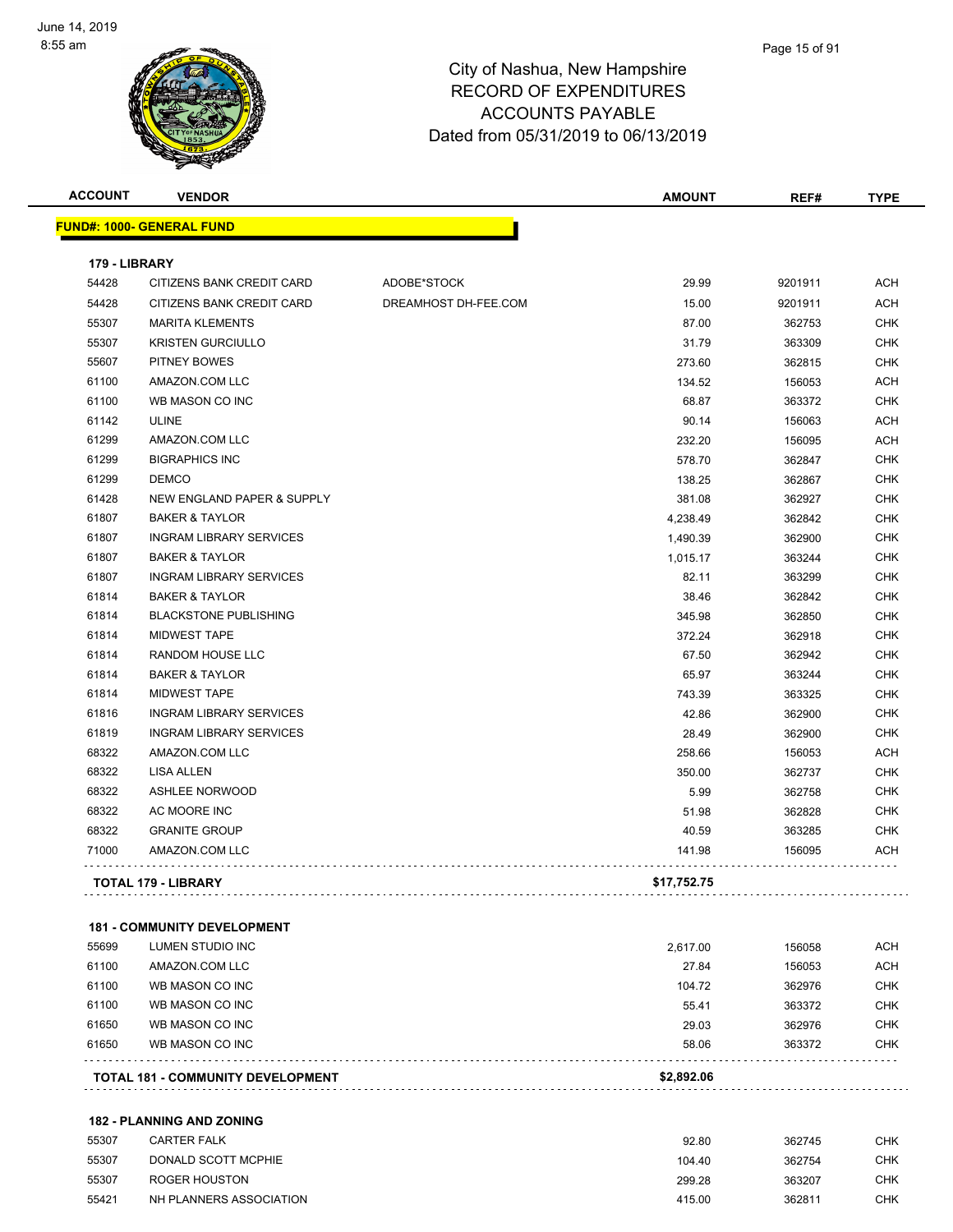# City of Nashua, New Hampshire
# RECORD OF EXPENDITURES
# ACCOUNTS PAYABLE
# Dated from 05/31/2019 to 06/13/2019

June 14, 2019
8:55 am

| ACCOUNT | VENDOR | | AMOUNT | REF# | TYPE |
|---|---|---|---|---|---|
| **FUND#: 1000- GENERAL FUND** | | | | | |
| **179 - LIBRARY** | | | | | |
| 54428 | CITIZENS BANK CREDIT CARD | ADOBE*STOCK | 29.99 | 9201911 | ACH |
| 54428 | CITIZENS BANK CREDIT CARD | DREAMHOST DH-FEE.COM | 15.00 | 9201911 | ACH |
| 55307 | MARITA KLEMENTS | | 87.00 | 362753 | CHK |
| 55307 | KRISTEN GURCIULLO | | 31.79 | 363309 | CHK |
| 55607 | PITNEY BOWES | | 273.60 | 362815 | CHK |
| 61100 | AMAZON.COM LLC | | 134.52 | 156053 | ACH |
| 61100 | WB MASON CO INC | | 68.87 | 363372 | CHK |
| 61142 | ULINE | | 90.14 | 156063 | ACH |
| 61299 | AMAZON.COM LLC | | 232.20 | 156095 | ACH |
| 61299 | BIGRAPHICS INC | | 578.70 | 362847 | CHK |
| 61299 | DEMCO | | 138.25 | 362867 | CHK |
| 61428 | NEW ENGLAND PAPER & SUPPLY | | 381.08 | 362927 | CHK |
| 61807 | BAKER & TAYLOR | | 4,238.49 | 362842 | CHK |
| 61807 | INGRAM LIBRARY SERVICES | | 1,490.39 | 362900 | CHK |
| 61807 | BAKER & TAYLOR | | 1,015.17 | 363244 | CHK |
| 61807 | INGRAM LIBRARY SERVICES | | 82.11 | 363299 | CHK |
| 61814 | BAKER & TAYLOR | | 38.46 | 362842 | CHK |
| 61814 | BLACKSTONE PUBLISHING | | 345.98 | 362850 | CHK |
| 61814 | MIDWEST TAPE | | 372.24 | 362918 | CHK |
| 61814 | RANDOM HOUSE LLC | | 67.50 | 362942 | CHK |
| 61814 | BAKER & TAYLOR | | 65.97 | 363244 | CHK |
| 61814 | MIDWEST TAPE | | 743.39 | 363325 | CHK |
| 61816 | INGRAM LIBRARY SERVICES | | 42.86 | 362900 | CHK |
| 61819 | INGRAM LIBRARY SERVICES | | 28.49 | 362900 | CHK |
| 68322 | AMAZON.COM LLC | | 258.66 | 156053 | ACH |
| 68322 | LISA ALLEN | | 350.00 | 362737 | CHK |
| 68322 | ASHLEE NORWOOD | | 5.99 | 362758 | CHK |
| 68322 | AC MOORE INC | | 51.98 | 362828 | CHK |
| 68322 | GRANITE GROUP | | 40.59 | 363285 | CHK |
| 71000 | AMAZON.COM LLC | | 141.98 | 156095 | ACH |
| **TOTAL 179 - LIBRARY** | | | **$17,752.75** | | |
| **181 - COMMUNITY DEVELOPMENT** | | | | | |
| 55699 | LUMEN STUDIO INC | | 2,617.00 | 156058 | ACH |
| 61100 | AMAZON.COM LLC | | 27.84 | 156053 | ACH |
| 61100 | WB MASON CO INC | | 104.72 | 362976 | CHK |
| 61100 | WB MASON CO INC | | 55.41 | 363372 | CHK |
| 61650 | WB MASON CO INC | | 29.03 | 362976 | CHK |
| 61650 | WB MASON CO INC | | 58.06 | 363372 | CHK |
| **TOTAL 181 - COMMUNITY DEVELOPMENT** | | | **$2,892.06** | | |
| **182 - PLANNING AND ZONING** | | | | | |
| 55307 | CARTER FALK | | 92.80 | 362745 | CHK |
| 55307 | DONALD SCOTT MCPHIE | | 104.40 | 362754 | CHK |
| 55307 | ROGER HOUSTON | | 299.28 | 363207 | CHK |
| 55421 | NH PLANNERS ASSOCIATION | | 415.00 | 362811 | CHK |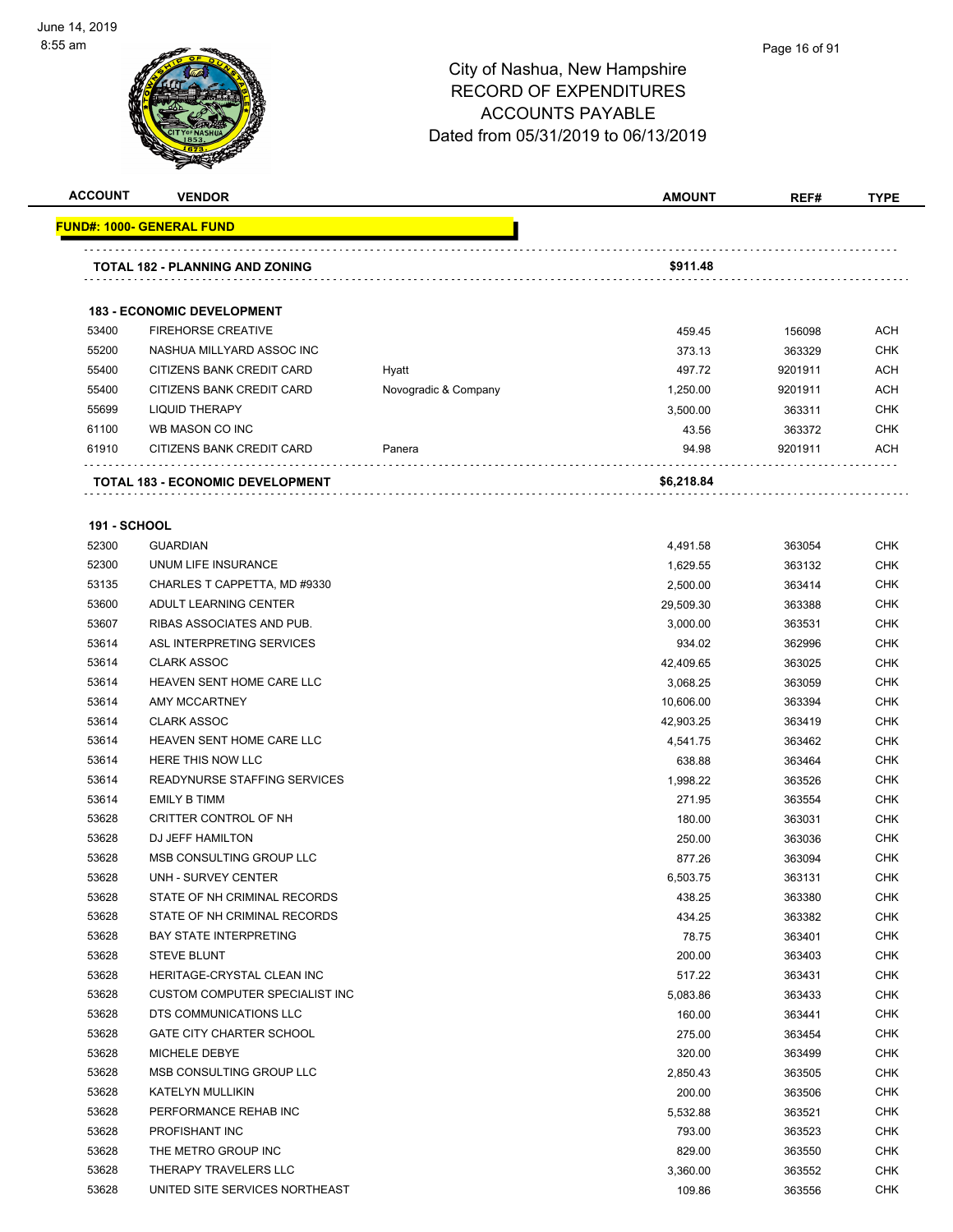# City of Nashua, New Hampshire
## RECORD OF EXPENDITURES
## ACCOUNTS PAYABLE
## Dated from 05/31/2019 to 06/13/2019

| ACCOUNT | VENDOR | | AMOUNT | REF# | TYPE |
|---|---|---|---|---|---|
| **FUND#: 1000- GENERAL FUND** | | | | | |
| **TOTAL 182 - PLANNING AND ZONING** | | | **$911.48** | | |
| **183 - ECONOMIC DEVELOPMENT** | | | | | |
| 53400 | FIREHORSE CREATIVE | | 459.45 | 156098 | ACH |
| 55200 | NASHUA MILLYARD ASSOC INC | | 373.13 | 363329 | CHK |
| 55400 | CITIZENS BANK CREDIT CARD | Hyatt | 497.72 | 9201911 | ACH |
| 55400 | CITIZENS BANK CREDIT CARD | Novogradic & Company | 1,250.00 | 9201911 | ACH |
| 55699 | LIQUID THERAPY | | 3,500.00 | 363311 | CHK |
| 61100 | WB MASON CO INC | | 43.56 | 363372 | CHK |
| 61910 | CITIZENS BANK CREDIT CARD | Panera | 94.98 | 9201911 | ACH |
| **TOTAL 183 - ECONOMIC DEVELOPMENT** | | | **$6,218.84** | | |
| **191 - SCHOOL** | | | | | |
| 52300 | GUARDIAN | | 4,491.58 | 363054 | CHK |
| 52300 | UNUM LIFE INSURANCE | | 1,629.55 | 363132 | CHK |
| 53135 | CHARLES T CAPPETTA, MD #9330 | | 2,500.00 | 363414 | CHK |
| 53600 | ADULT LEARNING CENTER | | 29,509.30 | 363388 | CHK |
| 53607 | RIBAS ASSOCIATES AND PUB. | | 3,000.00 | 363531 | CHK |
| 53614 | ASL INTERPRETING SERVICES | | 934.02 | 362996 | CHK |
| 53614 | CLARK ASSOC | | 42,409.65 | 363025 | CHK |
| 53614 | HEAVEN SENT HOME CARE LLC | | 3,068.25 | 363059 | CHK |
| 53614 | AMY MCCARTNEY | | 10,606.00 | 363394 | CHK |
| 53614 | CLARK ASSOC | | 42,903.25 | 363419 | CHK |
| 53614 | HEAVEN SENT HOME CARE LLC | | 4,541.75 | 363462 | CHK |
| 53614 | HERE THIS NOW LLC | | 638.88 | 363464 | CHK |
| 53614 | READYNURSE STAFFING SERVICES | | 1,998.22 | 363526 | CHK |
| 53614 | EMILY B TIMM | | 271.95 | 363554 | CHK |
| 53628 | CRITTER CONTROL OF NH | | 180.00 | 363031 | CHK |
| 53628 | DJ JEFF HAMILTON | | 250.00 | 363036 | CHK |
| 53628 | MSB CONSULTING GROUP LLC | | 877.26 | 363094 | CHK |
| 53628 | UNH - SURVEY CENTER | | 6,503.75 | 363131 | CHK |
| 53628 | STATE OF NH CRIMINAL RECORDS | | 438.25 | 363380 | CHK |
| 53628 | STATE OF NH CRIMINAL RECORDS | | 434.25 | 363382 | CHK |
| 53628 | BAY STATE INTERPRETING | | 78.75 | 363401 | CHK |
| 53628 | STEVE BLUNT | | 200.00 | 363403 | CHK |
| 53628 | HERITAGE-CRYSTAL CLEAN INC | | 517.22 | 363431 | CHK |
| 53628 | CUSTOM COMPUTER SPECIALIST INC | | 5,083.86 | 363433 | CHK |
| 53628 | DTS COMMUNICATIONS LLC | | 160.00 | 363441 | CHK |
| 53628 | GATE CITY CHARTER SCHOOL | | 275.00 | 363454 | CHK |
| 53628 | MICHELE DEBYE | | 320.00 | 363499 | CHK |
| 53628 | MSB CONSULTING GROUP LLC | | 2,850.43 | 363505 | CHK |
| 53628 | KATELYN MULLIKIN | | 200.00 | 363506 | CHK |
| 53628 | PERFORMANCE REHAB INC | | 5,532.88 | 363521 | CHK |
| 53628 | PROFISHANT INC | | 793.00 | 363523 | CHK |
| 53628 | THE METRO GROUP INC | | 829.00 | 363550 | CHK |
| 53628 | THERAPY TRAVELERS LLC | | 3,360.00 | 363552 | CHK |
| 53628 | UNITED SITE SERVICES NORTHEAST | | 109.86 | 363556 | CHK |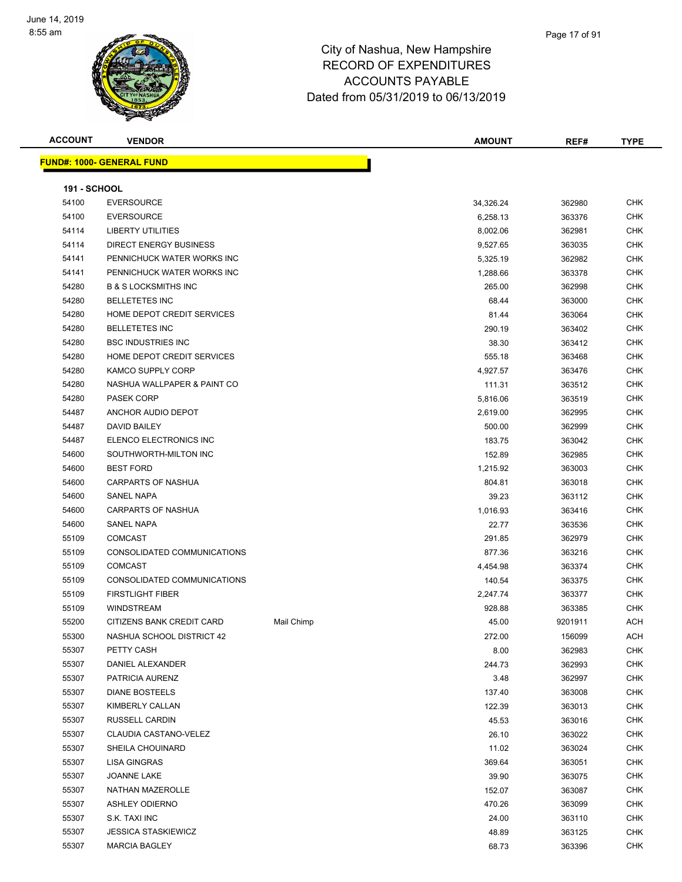# City of Nashua, New Hampshire
# RECORD OF EXPENDITURES
# ACCOUNTS PAYABLE
# Dated from 05/31/2019 to 06/13/2019

June 14, 2019
8:55 am

## FUND#: 1000- GENERAL FUND

### 191 - SCHOOL

| ACCOUNT | VENDOR | | AMOUNT | REF# | TYPE |
|---|---|---|---|---|---|
| 54100 | EVERSOURCE | | 34,326.24 | 362980 | CHK |
| 54100 | EVERSOURCE | | 6,258.13 | 363376 | CHK |
| 54114 | LIBERTY UTILITIES | | 8,002.06 | 362981 | CHK |
| 54114 | DIRECT ENERGY BUSINESS | | 9,527.65 | 363035 | CHK |
| 54141 | PENNICHUCK WATER WORKS INC | | 5,325.19 | 362982 | CHK |
| 54141 | PENNICHUCK WATER WORKS INC | | 1,288.66 | 363378 | CHK |
| 54280 | B & S LOCKSMITHS INC | | 265.00 | 362998 | CHK |
| 54280 | BELLETETES INC | | 68.44 | 363000 | CHK |
| 54280 | HOME DEPOT CREDIT SERVICES | | 81.44 | 363064 | CHK |
| 54280 | BELLETETES INC | | 290.19 | 363402 | CHK |
| 54280 | BSC INDUSTRIES INC | | 38.30 | 363412 | CHK |
| 54280 | HOME DEPOT CREDIT SERVICES | | 555.18 | 363468 | CHK |
| 54280 | KAMCO SUPPLY CORP | | 4,927.57 | 363476 | CHK |
| 54280 | NASHUA WALLPAPER & PAINT CO | | 111.31 | 363512 | CHK |
| 54280 | PASEK CORP | | 5,816.06 | 363519 | CHK |
| 54487 | ANCHOR AUDIO DEPOT | | 2,619.00 | 362995 | CHK |
| 54487 | DAVID BAILEY | | 500.00 | 362999 | CHK |
| 54487 | ELENCO ELECTRONICS INC | | 183.75 | 363042 | CHK |
| 54600 | SOUTHWORTH-MILTON INC | | 152.89 | 362985 | CHK |
| 54600 | BEST FORD | | 1,215.92 | 363003 | CHK |
| 54600 | CARPARTS OF NASHUA | | 804.81 | 363018 | CHK |
| 54600 | SANEL NAPA | | 39.23 | 363112 | CHK |
| 54600 | CARPARTS OF NASHUA | | 1,016.93 | 363416 | CHK |
| 54600 | SANEL NAPA | | 22.77 | 363536 | CHK |
| 55109 | COMCAST | | 291.85 | 362979 | CHK |
| 55109 | CONSOLIDATED COMMUNICATIONS | | 877.36 | 363216 | CHK |
| 55109 | COMCAST | | 4,454.98 | 363374 | CHK |
| 55109 | CONSOLIDATED COMMUNICATIONS | | 140.54 | 363375 | CHK |
| 55109 | FIRSTLIGHT FIBER | | 2,247.74 | 363377 | CHK |
| 55109 | WINDSTREAM | | 928.88 | 363385 | CHK |
| 55200 | CITIZENS BANK CREDIT CARD | Mail Chimp | 45.00 | 9201911 | ACH |
| 55300 | NASHUA SCHOOL DISTRICT 42 | | 272.00 | 156099 | ACH |
| 55307 | PETTY CASH | | 8.00 | 362983 | CHK |
| 55307 | DANIEL ALEXANDER | | 244.73 | 362993 | CHK |
| 55307 | PATRICIA AURENZ | | 3.48 | 362997 | CHK |
| 55307 | DIANE BOSTEELS | | 137.40 | 363008 | CHK |
| 55307 | KIMBERLY CALLAN | | 122.39 | 363013 | CHK |
| 55307 | RUSSELL CARDIN | | 45.53 | 363016 | CHK |
| 55307 | CLAUDIA CASTANO-VELEZ | | 26.10 | 363022 | CHK |
| 55307 | SHEILA CHOUINARD | | 11.02 | 363024 | CHK |
| 55307 | LISA GINGRAS | | 369.64 | 363051 | CHK |
| 55307 | JOANNE LAKE | | 39.90 | 363075 | CHK |
| 55307 | NATHAN MAZEROLLE | | 152.07 | 363087 | CHK |
| 55307 | ASHLEY ODIERNO | | 470.26 | 363099 | CHK |
| 55307 | S.K. TAXI INC | | 24.00 | 363110 | CHK |
| 55307 | JESSICA STASKIEWICZ | | 48.89 | 363125 | CHK |
| 55307 | MARCIA BAGLEY | | 68.73 | 363396 | CHK |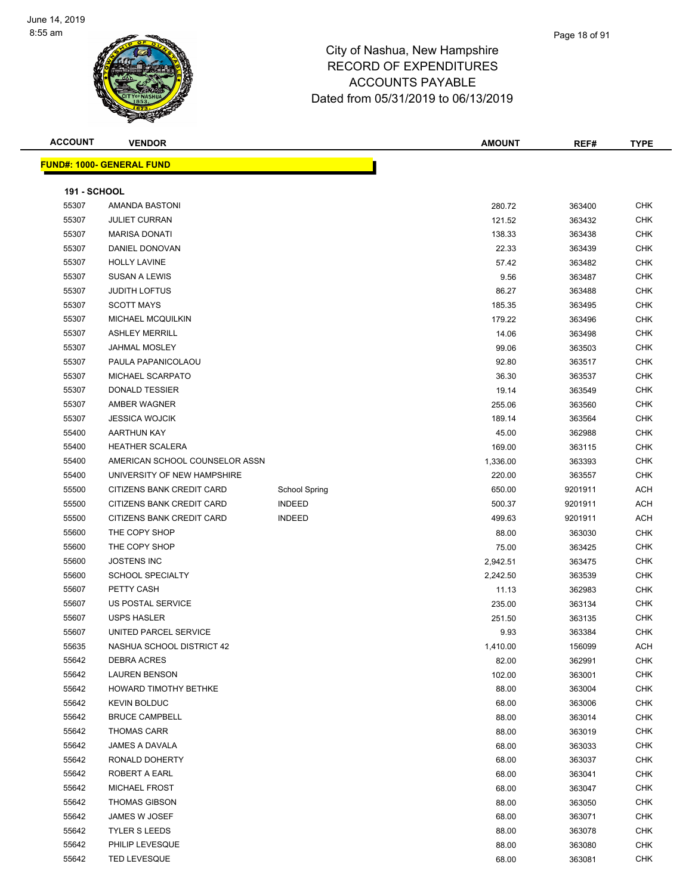# City of Nashua, New Hampshire
## RECORD OF EXPENDITURES
## ACCOUNTS PAYABLE
## Dated from 05/31/2019 to 06/13/2019

June 14, 2019
8:55 am

| ACCOUNT | VENDOR | | AMOUNT | REF# | TYPE |
|---|---|---|---|---|---|
| **FUND#: 1000- GENERAL FUND** | | | | | |
| **191 - SCHOOL** | | | | | |
| 55307 | AMANDA BASTONI | | 280.72 | 363400 | CHK |
| 55307 | JULIET CURRAN | | 121.52 | 363432 | CHK |
| 55307 | MARISA DONATI | | 138.33 | 363438 | CHK |
| 55307 | DANIEL DONOVAN | | 22.33 | 363439 | CHK |
| 55307 | HOLLY LAVINE | | 57.42 | 363482 | CHK |
| 55307 | SUSAN A LEWIS | | 9.56 | 363487 | CHK |
| 55307 | JUDITH LOFTUS | | 86.27 | 363488 | CHK |
| 55307 | SCOTT MAYS | | 185.35 | 363495 | CHK |
| 55307 | MICHAEL MCQUILKIN | | 179.22 | 363496 | CHK |
| 55307 | ASHLEY MERRILL | | 14.06 | 363498 | CHK |
| 55307 | JAHMAL MOSLEY | | 99.06 | 363503 | CHK |
| 55307 | PAULA PAPANICOLAOU | | 92.80 | 363517 | CHK |
| 55307 | MICHAEL SCARPATO | | 36.30 | 363537 | CHK |
| 55307 | DONALD TESSIER | | 19.14 | 363549 | CHK |
| 55307 | AMBER WAGNER | | 255.06 | 363560 | CHK |
| 55307 | JESSICA WOJCIK | | 189.14 | 363564 | CHK |
| 55400 | AARTHUN KAY | | 45.00 | 362988 | CHK |
| 55400 | HEATHER SCALERA | | 169.00 | 363115 | CHK |
| 55400 | AMERICAN SCHOOL COUNSELOR ASSN | | 1,336.00 | 363393 | CHK |
| 55400 | UNIVERSITY OF NEW HAMPSHIRE | | 220.00 | 363557 | CHK |
| 55500 | CITIZENS BANK CREDIT CARD | School Spring | 650.00 | 9201911 | ACH |
| 55500 | CITIZENS BANK CREDIT CARD | INDEED | 500.37 | 9201911 | ACH |
| 55500 | CITIZENS BANK CREDIT CARD | INDEED | 499.63 | 9201911 | ACH |
| 55600 | THE COPY SHOP | | 88.00 | 363030 | CHK |
| 55600 | THE COPY SHOP | | 75.00 | 363425 | CHK |
| 55600 | JOSTENS INC | | 2,942.51 | 363475 | CHK |
| 55600 | SCHOOL SPECIALTY | | 2,242.50 | 363539 | CHK |
| 55607 | PETTY CASH | | 11.13 | 362983 | CHK |
| 55607 | US POSTAL SERVICE | | 235.00 | 363134 | CHK |
| 55607 | USPS HASLER | | 251.50 | 363135 | CHK |
| 55607 | UNITED PARCEL SERVICE | | 9.93 | 363384 | CHK |
| 55635 | NASHUA SCHOOL DISTRICT 42 | | 1,410.00 | 156099 | ACH |
| 55642 | DEBRA ACRES | | 82.00 | 362991 | CHK |
| 55642 | LAUREN BENSON | | 102.00 | 363001 | CHK |
| 55642 | HOWARD TIMOTHY BETHKE | | 88.00 | 363004 | CHK |
| 55642 | KEVIN BOLDUC | | 68.00 | 363006 | CHK |
| 55642 | BRUCE CAMPBELL | | 88.00 | 363014 | CHK |
| 55642 | THOMAS CARR | | 88.00 | 363019 | CHK |
| 55642 | JAMES A DAVALA | | 68.00 | 363033 | CHK |
| 55642 | RONALD DOHERTY | | 68.00 | 363037 | CHK |
| 55642 | ROBERT A EARL | | 68.00 | 363041 | CHK |
| 55642 | MICHAEL FROST | | 68.00 | 363047 | CHK |
| 55642 | THOMAS GIBSON | | 88.00 | 363050 | CHK |
| 55642 | JAMES W JOSEF | | 68.00 | 363071 | CHK |
| 55642 | TYLER S LEEDS | | 88.00 | 363078 | CHK |
| 55642 | PHILIP LEVESQUE | | 88.00 | 363080 | CHK |
| 55642 | TED LEVESQUE | | 68.00 | 363081 | CHK |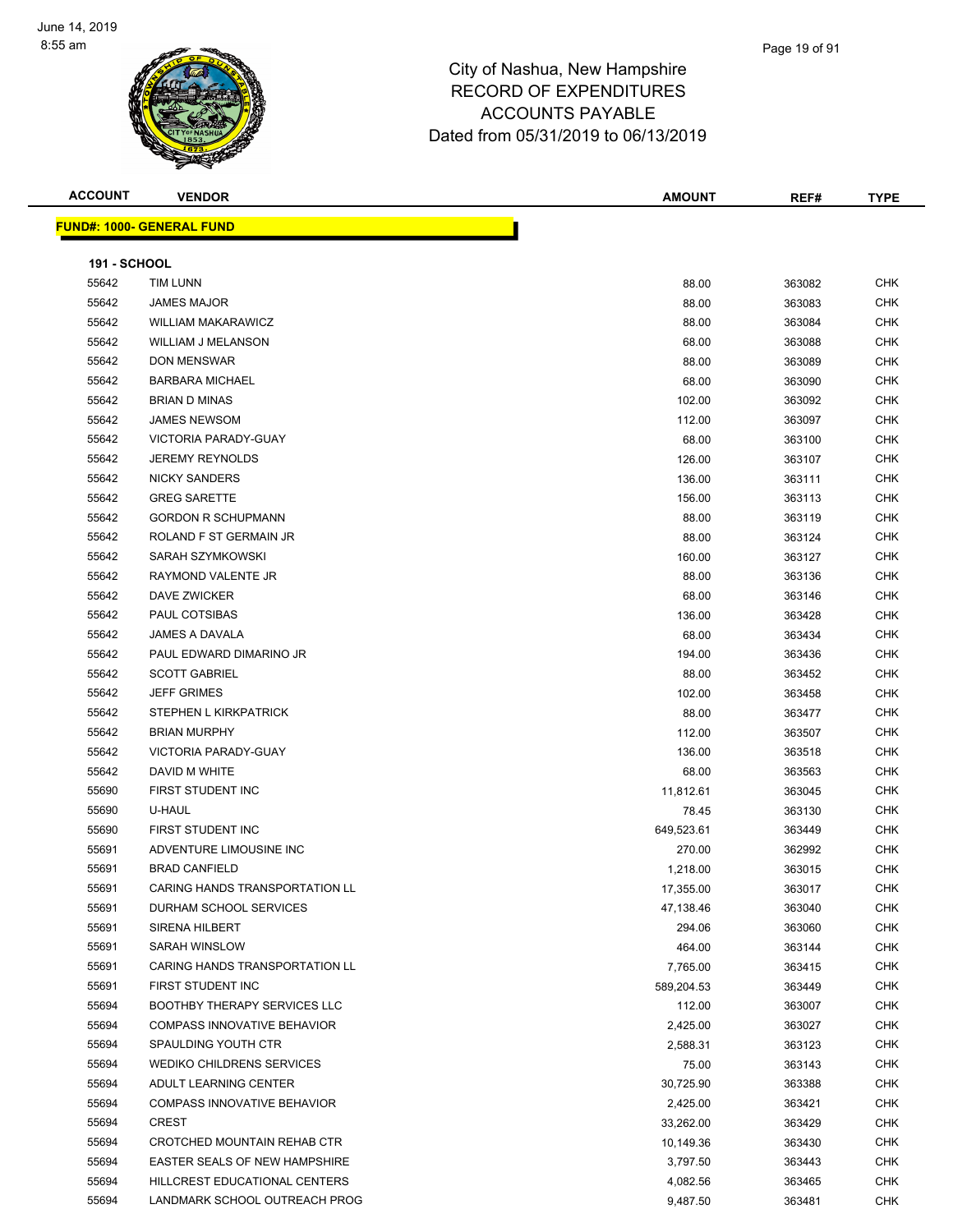# City of Nashua, New Hampshire
## RECORD OF EXPENDITURES
## ACCOUNTS PAYABLE
## Dated from 05/31/2019 to 06/13/2019

**FUND#: 1000- GENERAL FUND**

**191 - SCHOOL**

| ACCOUNT | VENDOR | AMOUNT | REF# | TYPE |
|---|---|---|---|---|
| 55642 | TIM LUNN | 88.00 | 363082 | CHK |
| 55642 | JAMES MAJOR | 88.00 | 363083 | CHK |
| 55642 | WILLIAM MAKARAWICZ | 88.00 | 363084 | CHK |
| 55642 | WILLIAM J MELANSON | 68.00 | 363088 | CHK |
| 55642 | DON MENSWAR | 88.00 | 363089 | CHK |
| 55642 | BARBARA MICHAEL | 68.00 | 363090 | CHK |
| 55642 | BRIAN D MINAS | 102.00 | 363092 | CHK |
| 55642 | JAMES NEWSOM | 112.00 | 363097 | CHK |
| 55642 | VICTORIA PARADY-GUAY | 68.00 | 363100 | CHK |
| 55642 | JEREMY REYNOLDS | 126.00 | 363107 | CHK |
| 55642 | NICKY SANDERS | 136.00 | 363111 | CHK |
| 55642 | GREG SARETTE | 156.00 | 363113 | CHK |
| 55642 | GORDON R SCHUPMANN | 88.00 | 363119 | CHK |
| 55642 | ROLAND F ST GERMAIN JR | 88.00 | 363124 | CHK |
| 55642 | SARAH SZYMKOWSKI | 160.00 | 363127 | CHK |
| 55642 | RAYMOND VALENTE JR | 88.00 | 363136 | CHK |
| 55642 | DAVE ZWICKER | 68.00 | 363146 | CHK |
| 55642 | PAUL COTSIBAS | 136.00 | 363428 | CHK |
| 55642 | JAMES A DAVALA | 68.00 | 363434 | CHK |
| 55642 | PAUL EDWARD DIMARINO JR | 194.00 | 363436 | CHK |
| 55642 | SCOTT GABRIEL | 88.00 | 363452 | CHK |
| 55642 | JEFF GRIMES | 102.00 | 363458 | CHK |
| 55642 | STEPHEN L KIRKPATRICK | 88.00 | 363477 | CHK |
| 55642 | BRIAN MURPHY | 112.00 | 363507 | CHK |
| 55642 | VICTORIA PARADY-GUAY | 136.00 | 363518 | CHK |
| 55642 | DAVID M WHITE | 68.00 | 363563 | CHK |
| 55690 | FIRST STUDENT INC | 11,812.61 | 363045 | CHK |
| 55690 | U-HAUL | 78.45 | 363130 | CHK |
| 55690 | FIRST STUDENT INC | 649,523.61 | 363449 | CHK |
| 55691 | ADVENTURE LIMOUSINE INC | 270.00 | 362992 | CHK |
| 55691 | BRAD CANFIELD | 1,218.00 | 363015 | CHK |
| 55691 | CARING HANDS TRANSPORTATION LL | 17,355.00 | 363017 | CHK |
| 55691 | DURHAM SCHOOL SERVICES | 47,138.46 | 363040 | CHK |
| 55691 | SIRENA HILBERT | 294.06 | 363060 | CHK |
| 55691 | SARAH WINSLOW | 464.00 | 363144 | CHK |
| 55691 | CARING HANDS TRANSPORTATION LL | 7,765.00 | 363415 | CHK |
| 55691 | FIRST STUDENT INC | 589,204.53 | 363449 | CHK |
| 55694 | BOOTHBY THERAPY SERVICES LLC | 112.00 | 363007 | CHK |
| 55694 | COMPASS INNOVATIVE BEHAVIOR | 2,425.00 | 363027 | CHK |
| 55694 | SPAULDING YOUTH CTR | 2,588.31 | 363123 | CHK |
| 55694 | WEDIKO CHILDRENS SERVICES | 75.00 | 363143 | CHK |
| 55694 | ADULT LEARNING CENTER | 30,725.90 | 363388 | CHK |
| 55694 | COMPASS INNOVATIVE BEHAVIOR | 2,425.00 | 363421 | CHK |
| 55694 | CREST | 33,262.00 | 363429 | CHK |
| 55694 | CROTCHED MOUNTAIN REHAB CTR | 10,149.36 | 363430 | CHK |
| 55694 | EASTER SEALS OF NEW HAMPSHIRE | 3,797.50 | 363443 | CHK |
| 55694 | HILLCREST EDUCATIONAL CENTERS | 4,082.56 | 363465 | CHK |
| 55694 | LANDMARK SCHOOL OUTREACH PROG | 9,487.50 | 363481 | CHK |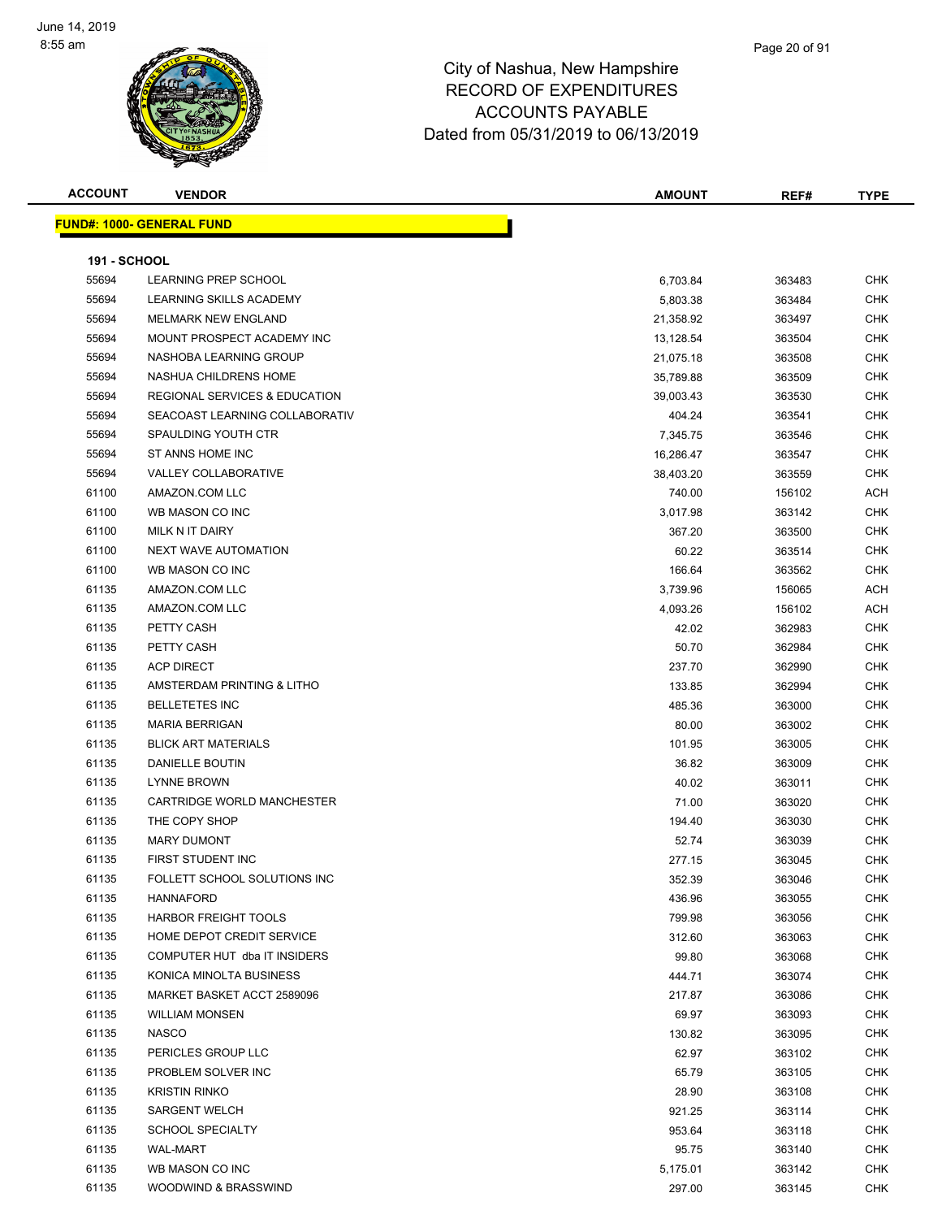# City of Nashua, New Hampshire
## RECORD OF EXPENDITURES
## ACCOUNTS PAYABLE
## Dated from 05/31/2019 to 06/13/2019

| ACCOUNT | VENDOR | AMOUNT | REF# | TYPE |
|---|---|---|---|---|

**FUND#: 1000- GENERAL FUND**

**191 - SCHOOL**

| ACCOUNT | VENDOR | AMOUNT | REF# | TYPE |
|---|---|---|---|---|
| 55694 | LEARNING PREP SCHOOL | 6,703.84 | 363483 | CHK |
| 55694 | LEARNING SKILLS ACADEMY | 5,803.38 | 363484 | CHK |
| 55694 | MELMARK NEW ENGLAND | 21,358.92 | 363497 | CHK |
| 55694 | MOUNT PROSPECT ACADEMY INC | 13,128.54 | 363504 | CHK |
| 55694 | NASHOBA LEARNING GROUP | 21,075.18 | 363508 | CHK |
| 55694 | NASHUA CHILDRENS HOME | 35,789.88 | 363509 | CHK |
| 55694 | REGIONAL SERVICES & EDUCATION | 39,003.43 | 363530 | CHK |
| 55694 | SEACOAST LEARNING COLLABORATIV | 404.24 | 363541 | CHK |
| 55694 | SPAULDING YOUTH CTR | 7,345.75 | 363546 | CHK |
| 55694 | ST ANNS HOME INC | 16,286.47 | 363547 | CHK |
| 55694 | VALLEY COLLABORATIVE | 38,403.20 | 363559 | CHK |
| 61100 | AMAZON.COM LLC | 740.00 | 156102 | ACH |
| 61100 | WB MASON CO INC | 3,017.98 | 363142 | CHK |
| 61100 | MILK N IT DAIRY | 367.20 | 363500 | CHK |
| 61100 | NEXT WAVE AUTOMATION | 60.22 | 363514 | CHK |
| 61100 | WB MASON CO INC | 166.64 | 363562 | CHK |
| 61135 | AMAZON.COM LLC | 3,739.96 | 156065 | ACH |
| 61135 | AMAZON.COM LLC | 4,093.26 | 156102 | ACH |
| 61135 | PETTY CASH | 42.02 | 362983 | CHK |
| 61135 | PETTY CASH | 50.70 | 362984 | CHK |
| 61135 | ACP DIRECT | 237.70 | 362990 | CHK |
| 61135 | AMSTERDAM PRINTING & LITHO | 133.85 | 362994 | CHK |
| 61135 | BELLETETES INC | 485.36 | 363000 | CHK |
| 61135 | MARIA BERRIGAN | 80.00 | 363002 | CHK |
| 61135 | BLICK ART MATERIALS | 101.95 | 363005 | CHK |
| 61135 | DANIELLE BOUTIN | 36.82 | 363009 | CHK |
| 61135 | LYNNE BROWN | 40.02 | 363011 | CHK |
| 61135 | CARTRIDGE WORLD MANCHESTER | 71.00 | 363020 | CHK |
| 61135 | THE COPY SHOP | 194.40 | 363030 | CHK |
| 61135 | MARY DUMONT | 52.74 | 363039 | CHK |
| 61135 | FIRST STUDENT INC | 277.15 | 363045 | CHK |
| 61135 | FOLLETT SCHOOL SOLUTIONS INC | 352.39 | 363046 | CHK |
| 61135 | HANNAFORD | 436.96 | 363055 | CHK |
| 61135 | HARBOR FREIGHT TOOLS | 799.98 | 363056 | CHK |
| 61135 | HOME DEPOT CREDIT SERVICE | 312.60 | 363063 | CHK |
| 61135 | COMPUTER HUT dba IT INSIDERS | 99.80 | 363068 | CHK |
| 61135 | KONICA MINOLTA BUSINESS | 444.71 | 363074 | CHK |
| 61135 | MARKET BASKET ACCT 2589096 | 217.87 | 363086 | CHK |
| 61135 | WILLIAM MONSEN | 69.97 | 363093 | CHK |
| 61135 | NASCO | 130.82 | 363095 | CHK |
| 61135 | PERICLES GROUP LLC | 62.97 | 363102 | CHK |
| 61135 | PROBLEM SOLVER INC | 65.79 | 363105 | CHK |
| 61135 | KRISTIN RINKO | 28.90 | 363108 | CHK |
| 61135 | SARGENT WELCH | 921.25 | 363114 | CHK |
| 61135 | SCHOOL SPECIALTY | 953.64 | 363118 | CHK |
| 61135 | WAL-MART | 95.75 | 363140 | CHK |
| 61135 | WB MASON CO INC | 5,175.01 | 363142 | CHK |
| 61135 | WOODWIND & BRASSWIND | 297.00 | 363145 | CHK |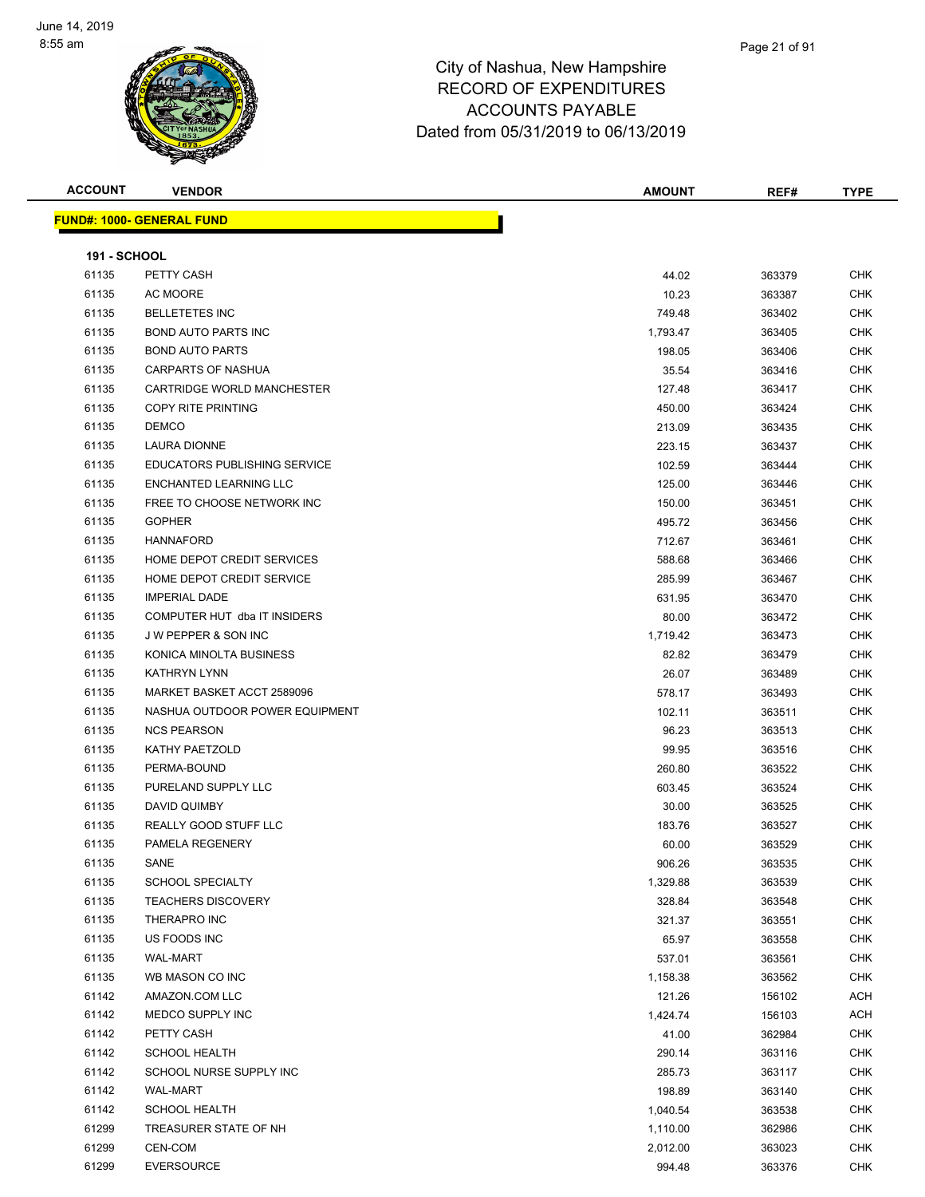City of Nashua, New Hampshire
RECORD OF EXPENDITURES
ACCOUNTS PAYABLE
Dated from 05/31/2019 to 06/13/2019

| ACCOUNT | VENDOR | AMOUNT | REF# | TYPE |
|---|---|---|---|---|

**FUND#: 1000- GENERAL FUND**

**191 - SCHOOL**

| ACCOUNT | VENDOR | AMOUNT | REF# | TYPE |
|---|---|---|---|---|
| 61135 | PETTY CASH | 44.02 | 363379 | CHK |
| 61135 | AC MOORE | 10.23 | 363387 | CHK |
| 61135 | BELLETETES INC | 749.48 | 363402 | CHK |
| 61135 | BOND AUTO PARTS INC | 1,793.47 | 363405 | CHK |
| 61135 | BOND AUTO PARTS | 198.05 | 363406 | CHK |
| 61135 | CARPARTS OF NASHUA | 35.54 | 363416 | CHK |
| 61135 | CARTRIDGE WORLD MANCHESTER | 127.48 | 363417 | CHK |
| 61135 | COPY RITE PRINTING | 450.00 | 363424 | CHK |
| 61135 | DEMCO | 213.09 | 363435 | CHK |
| 61135 | LAURA DIONNE | 223.15 | 363437 | CHK |
| 61135 | EDUCATORS PUBLISHING SERVICE | 102.59 | 363444 | CHK |
| 61135 | ENCHANTED LEARNING LLC | 125.00 | 363446 | CHK |
| 61135 | FREE TO CHOOSE NETWORK INC | 150.00 | 363451 | CHK |
| 61135 | GOPHER | 495.72 | 363456 | CHK |
| 61135 | HANNAFORD | 712.67 | 363461 | CHK |
| 61135 | HOME DEPOT CREDIT SERVICES | 588.68 | 363466 | CHK |
| 61135 | HOME DEPOT CREDIT SERVICE | 285.99 | 363467 | CHK |
| 61135 | IMPERIAL DADE | 631.95 | 363470 | CHK |
| 61135 | COMPUTER HUT dba IT INSIDERS | 80.00 | 363472 | CHK |
| 61135 | J W PEPPER & SON INC | 1,719.42 | 363473 | CHK |
| 61135 | KONICA MINOLTA BUSINESS | 82.82 | 363479 | CHK |
| 61135 | KATHRYN LYNN | 26.07 | 363489 | CHK |
| 61135 | MARKET BASKET ACCT 2589096 | 578.17 | 363493 | CHK |
| 61135 | NASHUA OUTDOOR POWER EQUIPMENT | 102.11 | 363511 | CHK |
| 61135 | NCS PEARSON | 96.23 | 363513 | CHK |
| 61135 | KATHY PAETZOLD | 99.95 | 363516 | CHK |
| 61135 | PERMA-BOUND | 260.80 | 363522 | CHK |
| 61135 | PURELAND SUPPLY LLC | 603.45 | 363524 | CHK |
| 61135 | DAVID QUIMBY | 30.00 | 363525 | CHK |
| 61135 | REALLY GOOD STUFF LLC | 183.76 | 363527 | CHK |
| 61135 | PAMELA REGENERY | 60.00 | 363529 | CHK |
| 61135 | SANE | 906.26 | 363535 | CHK |
| 61135 | SCHOOL SPECIALTY | 1,329.88 | 363539 | CHK |
| 61135 | TEACHERS DISCOVERY | 328.84 | 363548 | CHK |
| 61135 | THERAPRO INC | 321.37 | 363551 | CHK |
| 61135 | US FOODS INC | 65.97 | 363558 | CHK |
| 61135 | WAL-MART | 537.01 | 363561 | CHK |
| 61135 | WB MASON CO INC | 1,158.38 | 363562 | CHK |
| 61142 | AMAZON.COM LLC | 121.26 | 156102 | ACH |
| 61142 | MEDCO SUPPLY INC | 1,424.74 | 156103 | ACH |
| 61142 | PETTY CASH | 41.00 | 362984 | CHK |
| 61142 | SCHOOL HEALTH | 290.14 | 363116 | CHK |
| 61142 | SCHOOL NURSE SUPPLY INC | 285.73 | 363117 | CHK |
| 61142 | WAL-MART | 198.89 | 363140 | CHK |
| 61142 | SCHOOL HEALTH | 1,040.54 | 363538 | CHK |
| 61299 | TREASURER STATE OF NH | 1,110.00 | 362986 | CHK |
| 61299 | CEN-COM | 2,012.00 | 363023 | CHK |
| 61299 | EVERSOURCE | 994.48 | 363376 | CHK |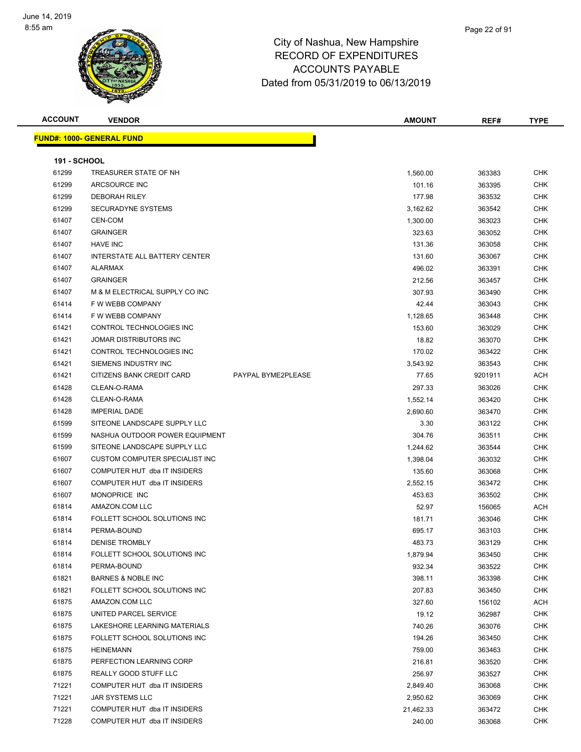June 14, 2019
8:55 am

# City of Nashua, New Hampshire
## RECORD OF EXPENDITURES
## ACCOUNTS PAYABLE
## Dated from 05/31/2019 to 06/13/2019

| ACCOUNT | VENDOR | | AMOUNT | REF# | TYPE |
|---|---|---|---|---|---|
| **FUND#: 1000- GENERAL FUND** | | | | | |
| **191 - SCHOOL** | | | | | |
| 61299 | TREASURER STATE OF NH | | 1,560.00 | 363383 | CHK |
| 61299 | ARCSOURCE INC | | 101.16 | 363395 | CHK |
| 61299 | DEBORAH RILEY | | 177.98 | 363532 | CHK |
| 61299 | SECURADYNE SYSTEMS | | 3,162.62 | 363542 | CHK |
| 61407 | CEN-COM | | 1,300.00 | 363023 | CHK |
| 61407 | GRAINGER | | 323.63 | 363052 | CHK |
| 61407 | HAVE INC | | 131.36 | 363058 | CHK |
| 61407 | INTERSTATE ALL BATTERY CENTER | | 131.60 | 363067 | CHK |
| 61407 | ALARMAX | | 496.02 | 363391 | CHK |
| 61407 | GRAINGER | | 212.56 | 363457 | CHK |
| 61407 | M & M ELECTRICAL SUPPLY CO INC | | 307.93 | 363490 | CHK |
| 61414 | F W WEBB COMPANY | | 42.44 | 363043 | CHK |
| 61414 | F W WEBB COMPANY | | 1,128.65 | 363448 | CHK |
| 61421 | CONTROL TECHNOLOGIES INC | | 153.60 | 363029 | CHK |
| 61421 | JOMAR DISTRIBUTORS INC | | 18.82 | 363070 | CHK |
| 61421 | CONTROL TECHNOLOGIES INC | | 170.02 | 363422 | CHK |
| 61421 | SIEMENS INDUSTRY INC | | 3,543.92 | 363543 | CHK |
| 61421 | CITIZENS BANK CREDIT CARD | PAYPAL BYME2PLEASE | 77.65 | 9201911 | ACH |
| 61428 | CLEAN-O-RAMA | | 297.33 | 363026 | CHK |
| 61428 | CLEAN-O-RAMA | | 1,552.14 | 363420 | CHK |
| 61428 | IMPERIAL DADE | | 2,690.60 | 363470 | CHK |
| 61599 | SITEONE LANDSCAPE SUPPLY LLC | | 3.30 | 363122 | CHK |
| 61599 | NASHUA OUTDOOR POWER EQUIPMENT | | 304.76 | 363511 | CHK |
| 61599 | SITEONE LANDSCAPE SUPPLY LLC | | 1,244.62 | 363544 | CHK |
| 61607 | CUSTOM COMPUTER SPECIALIST INC | | 1,398.04 | 363032 | CHK |
| 61607 | COMPUTER HUT dba IT INSIDERS | | 135.60 | 363068 | CHK |
| 61607 | COMPUTER HUT dba IT INSIDERS | | 2,552.15 | 363472 | CHK |
| 61607 | MONOPRICE INC | | 453.63 | 363502 | CHK |
| 61814 | AMAZON.COM LLC | | 52.97 | 156065 | ACH |
| 61814 | FOLLETT SCHOOL SOLUTIONS INC | | 181.71 | 363046 | CHK |
| 61814 | PERMA-BOUND | | 695.17 | 363103 | CHK |
| 61814 | DENISE TROMBLY | | 483.73 | 363129 | CHK |
| 61814 | FOLLETT SCHOOL SOLUTIONS INC | | 1,879.94 | 363450 | CHK |
| 61814 | PERMA-BOUND | | 932.34 | 363522 | CHK |
| 61821 | BARNES & NOBLE INC | | 398.11 | 363398 | CHK |
| 61821 | FOLLETT SCHOOL SOLUTIONS INC | | 207.83 | 363450 | CHK |
| 61875 | AMAZON.COM LLC | | 327.60 | 156102 | ACH |
| 61875 | UNITED PARCEL SERVICE | | 19.12 | 362987 | CHK |
| 61875 | LAKESHORE LEARNING MATERIALS | | 740.26 | 363076 | CHK |
| 61875 | FOLLETT SCHOOL SOLUTIONS INC | | 194.26 | 363450 | CHK |
| 61875 | HEINEMANN | | 759.00 | 363463 | CHK |
| 61875 | PERFECTION LEARNING CORP | | 216.81 | 363520 | CHK |
| 61875 | REALLY GOOD STUFF LLC | | 256.97 | 363527 | CHK |
| 71221 | COMPUTER HUT dba IT INSIDERS | | 2,849.40 | 363068 | CHK |
| 71221 | JAR SYSTEMS LLC | | 2,950.62 | 363069 | CHK |
| 71221 | COMPUTER HUT dba IT INSIDERS | | 21,462.33 | 363472 | CHK |
| 71228 | COMPUTER HUT dba IT INSIDERS | | 240.00 | 363068 | CHK |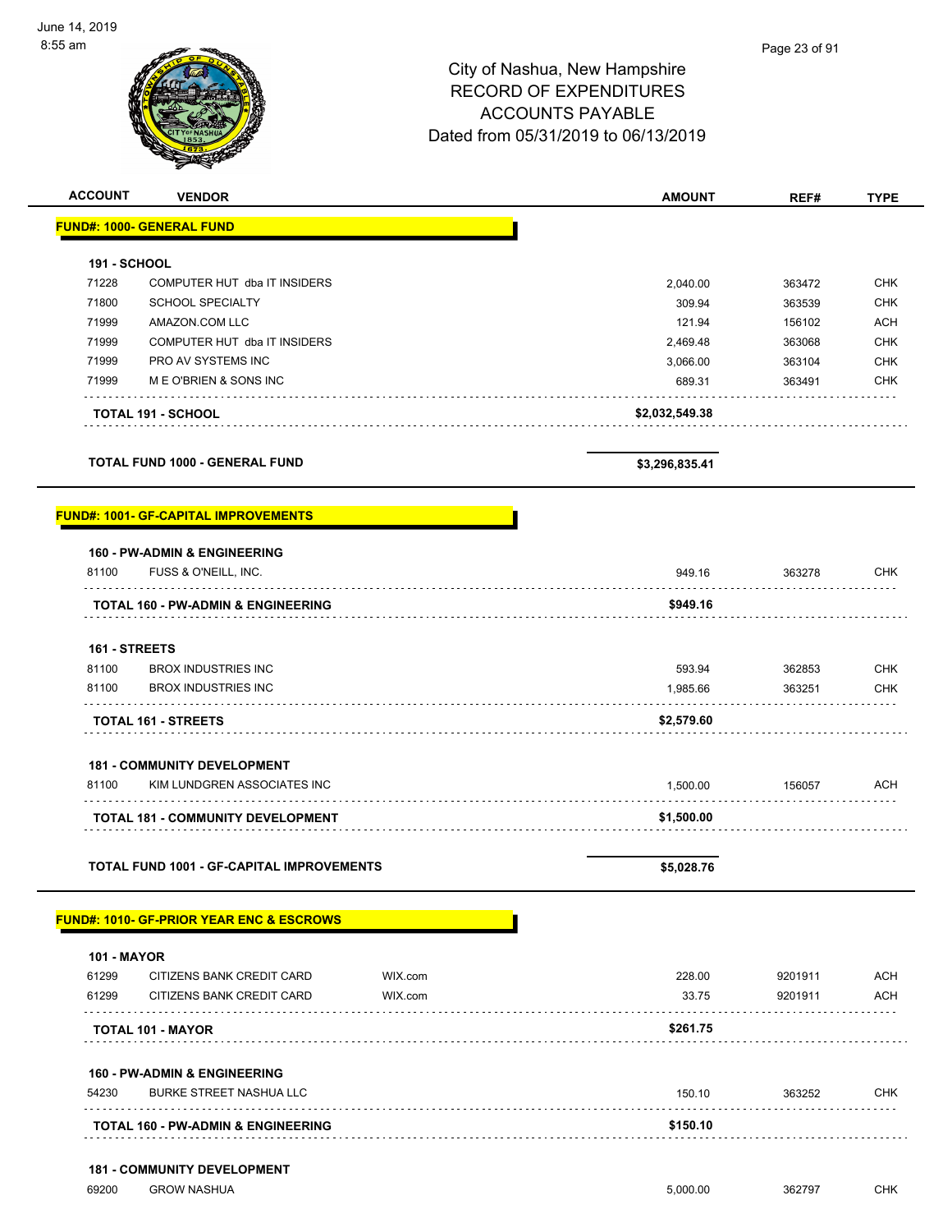# City of Nashua, New Hampshire
## RECORD OF EXPENDITURES
## ACCOUNTS PAYABLE
## Dated from 05/31/2019 to 06/13/2019

| ACCOUNT | VENDOR | | AMOUNT | REF# | TYPE |
|---|---|---|---|---|---|
| **FUND#: 1000- GENERAL FUND** | | | | | |
| **191 - SCHOOL** | | | | | |
| 71228 | COMPUTER HUT dba IT INSIDERS | | 2,040.00 | 363472 | CHK |
| 71800 | SCHOOL SPECIALTY | | 309.94 | 363539 | CHK |
| 71999 | AMAZON.COM LLC | | 121.94 | 156102 | ACH |
| 71999 | COMPUTER HUT dba IT INSIDERS | | 2,469.48 | 363068 | CHK |
| 71999 | PRO AV SYSTEMS INC | | 3,066.00 | 363104 | CHK |
| 71999 | M E O'BRIEN & SONS INC | | 689.31 | 363491 | CHK |
| **TOTAL 191 - SCHOOL** | | | **$2,032,549.38** | | |
| **TOTAL FUND 1000 - GENERAL FUND** | | | **$3,296,835.41** | | |
| **FUND#: 1001- GF-CAPITAL IMPROVEMENTS** | | | | | |
| **160 - PW-ADMIN & ENGINEERING** | | | | | |
| 81100 | FUSS & O'NEILL, INC. | | 949.16 | 363278 | CHK |
| **TOTAL 160 - PW-ADMIN & ENGINEERING** | | | **$949.16** | | |
| **161 - STREETS** | | | | | |
| 81100 | BROX INDUSTRIES INC | | 593.94 | 362853 | CHK |
| 81100 | BROX INDUSTRIES INC | | 1,985.66 | 363251 | CHK |
| **TOTAL 161 - STREETS** | | | **$2,579.60** | | |
| **181 - COMMUNITY DEVELOPMENT** | | | | | |
| 81100 | KIM LUNDGREN ASSOCIATES INC | | 1,500.00 | 156057 | ACH |
| **TOTAL 181 - COMMUNITY DEVELOPMENT** | | | **$1,500.00** | | |
| **TOTAL FUND 1001 - GF-CAPITAL IMPROVEMENTS** | | | **$5,028.76** | | |
| **FUND#: 1010- GF-PRIOR YEAR ENC & ESCROWS** | | | | | |
| **101 - MAYOR** | | | | | |
| 61299 | CITIZENS BANK CREDIT CARD | WIX.com | 228.00 | 9201911 | ACH |
| 61299 | CITIZENS BANK CREDIT CARD | WIX.com | 33.75 | 9201911 | ACH |
| **TOTAL 101 - MAYOR** | | | **$261.75** | | |
| **160 - PW-ADMIN & ENGINEERING** | | | | | |
| 54230 | BURKE STREET NASHUA LLC | | 150.10 | 363252 | CHK |
| **TOTAL 160 - PW-ADMIN & ENGINEERING** | | | **$150.10** | | |
| **181 - COMMUNITY DEVELOPMENT** | | | | | |
| 69200 | GROW NASHUA | | 5,000.00 | 362797 | CHK |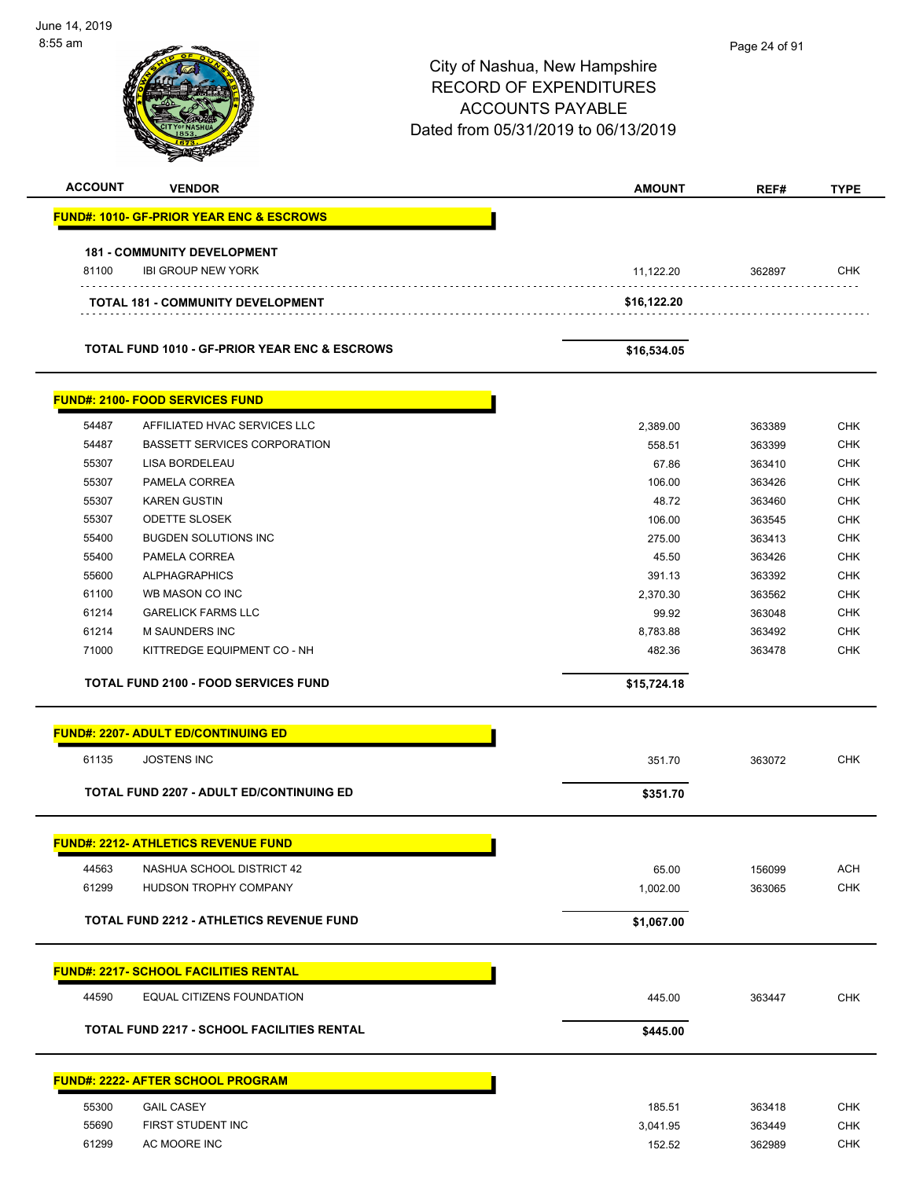City of Nashua, New Hampshire
RECORD OF EXPENDITURES
ACCOUNTS PAYABLE
Dated from 05/31/2019 to 06/13/2019

| ACCOUNT | VENDOR | AMOUNT | REF# | TYPE |
|---|---|---|---|---|
| **FUND#: 1010- GF-PRIOR YEAR ENC & ESCROWS** | | | | |
| **181 - COMMUNITY DEVELOPMENT** | | | | |
| 81100 | IBI GROUP NEW YORK | 11,122.20 | 362897 | CHK |
| | **TOTAL 181 - COMMUNITY DEVELOPMENT** | **$16,122.20** | | |
| | **TOTAL FUND 1010 - GF-PRIOR YEAR ENC & ESCROWS** | **$16,534.05** | | |
| **FUND#: 2100- FOOD SERVICES FUND** | | | | |
| 54487 | AFFILIATED HVAC SERVICES LLC | 2,389.00 | 363389 | CHK |
| 54487 | BASSETT SERVICES CORPORATION | 558.51 | 363399 | CHK |
| 55307 | LISA BORDELEAU | 67.86 | 363410 | CHK |
| 55307 | PAMELA CORREA | 106.00 | 363426 | CHK |
| 55307 | KAREN GUSTIN | 48.72 | 363460 | CHK |
| 55307 | ODETTE SLOSEK | 106.00 | 363545 | CHK |
| 55400 | BUGDEN SOLUTIONS INC | 275.00 | 363413 | CHK |
| 55400 | PAMELA CORREA | 45.50 | 363426 | CHK |
| 55600 | ALPHAGRAPHICS | 391.13 | 363392 | CHK |
| 61100 | WB MASON CO INC | 2,370.30 | 363562 | CHK |
| 61214 | GARELICK FARMS LLC | 99.92 | 363048 | CHK |
| 61214 | M SAUNDERS INC | 8,783.88 | 363492 | CHK |
| 71000 | KITTREDGE EQUIPMENT CO - NH | 482.36 | 363478 | CHK |
| | **TOTAL FUND 2100 - FOOD SERVICES FUND** | **$15,724.18** | | |
| **FUND#: 2207- ADULT ED/CONTINUING ED** | | | | |
| 61135 | JOSTENS INC | 351.70 | 363072 | CHK |
| | **TOTAL FUND 2207 - ADULT ED/CONTINUING ED** | **$351.70** | | |
| **FUND#: 2212- ATHLETICS REVENUE FUND** | | | | |
| 44563 | NASHUA SCHOOL DISTRICT 42 | 65.00 | 156099 | ACH |
| 61299 | HUDSON TROPHY COMPANY | 1,002.00 | 363065 | CHK |
| | **TOTAL FUND 2212 - ATHLETICS REVENUE FUND** | **$1,067.00** | | |
| **FUND#: 2217- SCHOOL FACILITIES RENTAL** | | | | |
| 44590 | EQUAL CITIZENS FOUNDATION | 445.00 | 363447 | CHK |
| | **TOTAL FUND 2217 - SCHOOL FACILITIES RENTAL** | **$445.00** | | |
| **FUND#: 2222- AFTER SCHOOL PROGRAM** | | | | |
| 55300 | GAIL CASEY | 185.51 | 363418 | CHK |
| 55690 | FIRST STUDENT INC | 3,041.95 | 363449 | CHK |
| 61299 | AC MOORE INC | 152.52 | 362989 | CHK |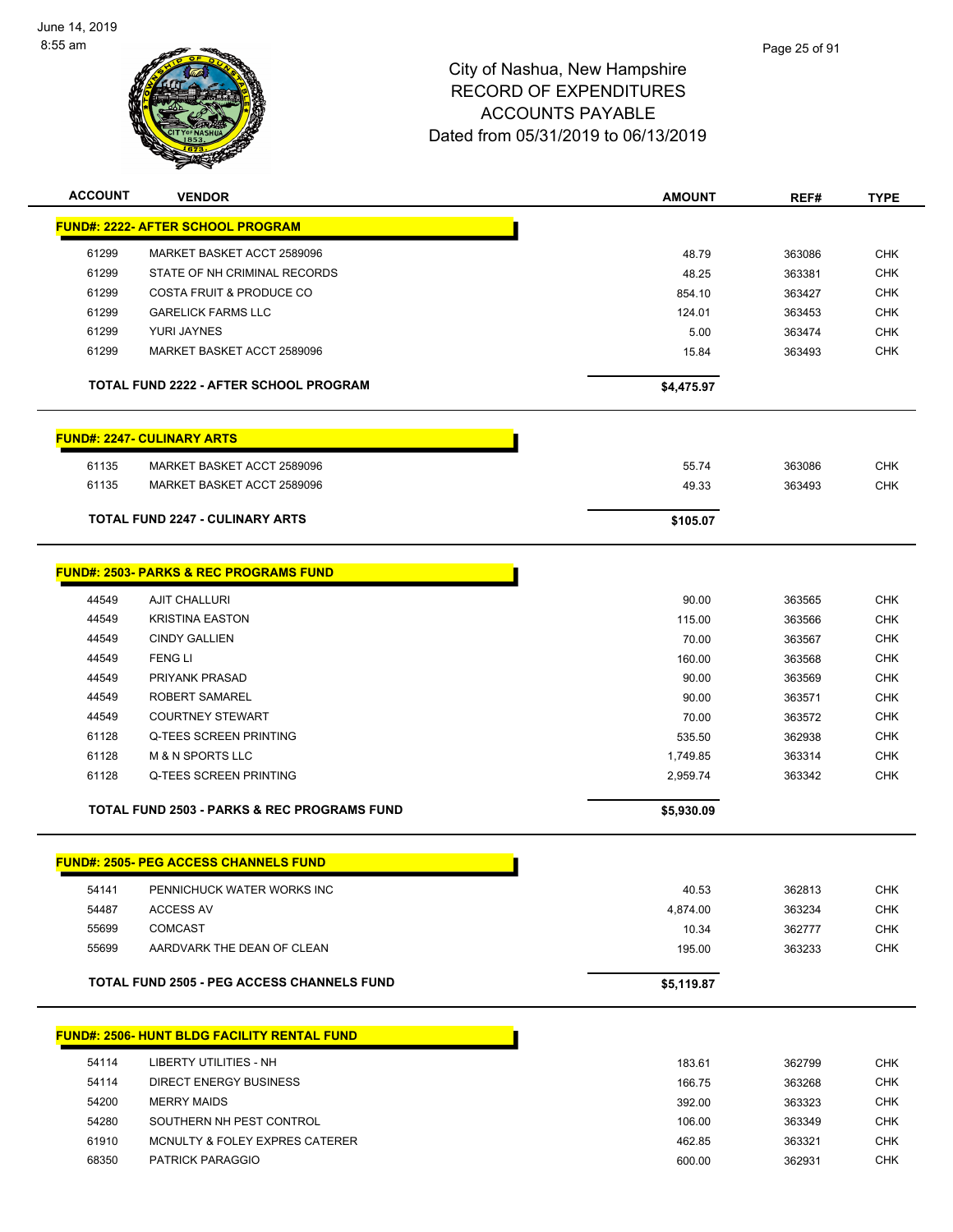City of Nashua, New Hampshire
RECORD OF EXPENDITURES
ACCOUNTS PAYABLE
Dated from 05/31/2019 to 06/13/2019

| ACCOUNT | VENDOR | AMOUNT | REF# | TYPE |
|---|---|---|---|---|
| **FUND#: 2222- AFTER SCHOOL PROGRAM** | | | | |
| 61299 | MARKET BASKET ACCT 2589096 | 48.79 | 363086 | CHK |
| 61299 | STATE OF NH CRIMINAL RECORDS | 48.25 | 363381 | CHK |
| 61299 | COSTA FRUIT & PRODUCE CO | 854.10 | 363427 | CHK |
| 61299 | GARELICK FARMS LLC | 124.01 | 363453 | CHK |
| 61299 | YURI JAYNES | 5.00 | 363474 | CHK |
| 61299 | MARKET BASKET ACCT 2589096 | 15.84 | 363493 | CHK |
| | **TOTAL FUND 2222 - AFTER SCHOOL PROGRAM** | **$4,475.97** | | |
| **FUND#: 2247- CULINARY ARTS** | | | | |
| 61135 | MARKET BASKET ACCT 2589096 | 55.74 | 363086 | CHK |
| 61135 | MARKET BASKET ACCT 2589096 | 49.33 | 363493 | CHK |
| | **TOTAL FUND 2247 - CULINARY ARTS** | **$105.07** | | |
| **FUND#: 2503- PARKS & REC PROGRAMS FUND** | | | | |
| 44549 | AJIT CHALLURI | 90.00 | 363565 | CHK |
| 44549 | KRISTINA EASTON | 115.00 | 363566 | CHK |
| 44549 | CINDY GALLIEN | 70.00 | 363567 | CHK |
| 44549 | FENG LI | 160.00 | 363568 | CHK |
| 44549 | PRIYANK PRASAD | 90.00 | 363569 | CHK |
| 44549 | ROBERT SAMAREL | 90.00 | 363571 | CHK |
| 44549 | COURTNEY STEWART | 70.00 | 363572 | CHK |
| 61128 | Q-TEES SCREEN PRINTING | 535.50 | 362938 | CHK |
| 61128 | M & N SPORTS LLC | 1,749.85 | 363314 | CHK |
| 61128 | Q-TEES SCREEN PRINTING | 2,959.74 | 363342 | CHK |
| | **TOTAL FUND 2503 - PARKS & REC PROGRAMS FUND** | **$5,930.09** | | |
| **FUND#: 2505- PEG ACCESS CHANNELS FUND** | | | | |
| 54141 | PENNICHUCK WATER WORKS INC | 40.53 | 362813 | CHK |
| 54487 | ACCESS AV | 4,874.00 | 363234 | CHK |
| 55699 | COMCAST | 10.34 | 362777 | CHK |
| 55699 | AARDVARK THE DEAN OF CLEAN | 195.00 | 363233 | CHK |
| | **TOTAL FUND 2505 - PEG ACCESS CHANNELS FUND** | **$5,119.87** | | |
| **FUND#: 2506- HUNT BLDG FACILITY RENTAL FUND** | | | | |
| 54114 | LIBERTY UTILITIES - NH | 183.61 | 362799 | CHK |
| 54114 | DIRECT ENERGY BUSINESS | 166.75 | 363268 | CHK |
| 54200 | MERRY MAIDS | 392.00 | 363323 | CHK |
| 54280 | SOUTHERN NH PEST CONTROL | 106.00 | 363349 | CHK |
| 61910 | MCNULTY & FOLEY EXPRES CATERER | 462.85 | 363321 | CHK |
| 68350 | PATRICK PARAGGIO | 600.00 | 362931 | CHK |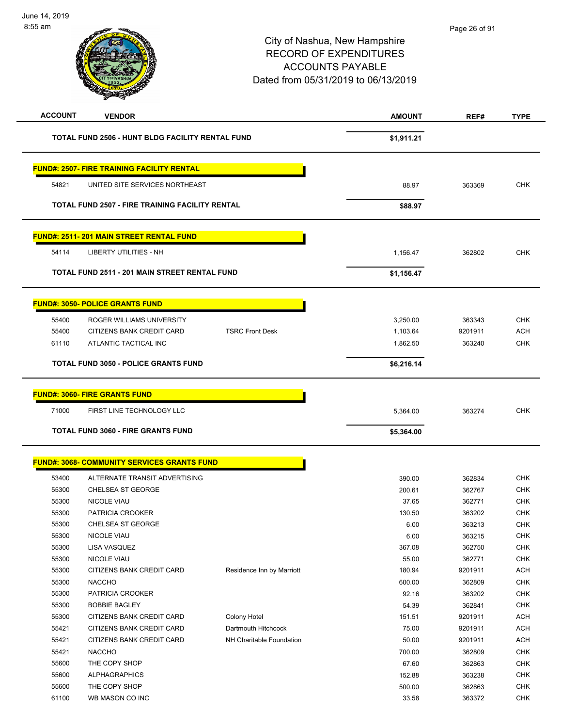City of Nashua, New Hampshire
RECORD OF EXPENDITURES
ACCOUNTS PAYABLE
Dated from 05/31/2019 to 06/13/2019

| ACCOUNT | VENDOR | | AMOUNT | REF# | TYPE |
|---|---|---|---|---|---|
| **TOTAL FUND 2506 - HUNT BLDG FACILITY RENTAL FUND** | | | **$1,911.21** | | |
| **FUND#: 2507- FIRE TRAINING FACILITY RENTAL** | | | | | |
| 54821 | UNITED SITE SERVICES NORTHEAST | | 88.97 | 363369 | CHK |
| **TOTAL FUND 2507 - FIRE TRAINING FACILITY RENTAL** | | | **$88.97** | | |
| **FUND#: 2511- 201 MAIN STREET RENTAL FUND** | | | | | |
| 54114 | LIBERTY UTILITIES - NH | | 1,156.47 | 362802 | CHK |
| **TOTAL FUND 2511 - 201 MAIN STREET RENTAL FUND** | | | **$1,156.47** | | |
| **FUND#: 3050- POLICE GRANTS FUND** | | | | | |
| 55400 | ROGER WILLIAMS UNIVERSITY | | 3,250.00 | 363343 | CHK |
| 55400 | CITIZENS BANK CREDIT CARD | TSRC Front Desk | 1,103.64 | 9201911 | ACH |
| 61110 | ATLANTIC TACTICAL INC | | 1,862.50 | 363240 | CHK |
| **TOTAL FUND 3050 - POLICE GRANTS FUND** | | | **$6,216.14** | | |
| **FUND#: 3060- FIRE GRANTS FUND** | | | | | |
| 71000 | FIRST LINE TECHNOLOGY LLC | | 5,364.00 | 363274 | CHK |
| **TOTAL FUND 3060 - FIRE GRANTS FUND** | | | **$5,364.00** | | |
| **FUND#: 3068- COMMUNITY SERVICES GRANTS FUND** | | | | | |
| 53400 | ALTERNATE TRANSIT ADVERTISING | | 390.00 | 362834 | CHK |
| 55300 | CHELSEA ST GEORGE | | 200.61 | 362767 | CHK |
| 55300 | NICOLE VIAU | | 37.65 | 362771 | CHK |
| 55300 | PATRICIA CROOKER | | 130.50 | 363202 | CHK |
| 55300 | CHELSEA ST GEORGE | | 6.00 | 363213 | CHK |
| 55300 | NICOLE VIAU | | 6.00 | 363215 | CHK |
| 55300 | LISA VASQUEZ | | 367.08 | 362750 | CHK |
| 55300 | NICOLE VIAU | | 55.00 | 362771 | CHK |
| 55300 | CITIZENS BANK CREDIT CARD | Residence Inn by Marriott | 180.94 | 9201911 | ACH |
| 55300 | NACCHO | | 600.00 | 362809 | CHK |
| 55300 | PATRICIA CROOKER | | 92.16 | 363202 | CHK |
| 55300 | BOBBIE BAGLEY | | 54.39 | 362841 | CHK |
| 55300 | CITIZENS BANK CREDIT CARD | Colony Hotel | 151.51 | 9201911 | ACH |
| 55421 | CITIZENS BANK CREDIT CARD | Dartmouth Hitchcock | 75.00 | 9201911 | ACH |
| 55421 | CITIZENS BANK CREDIT CARD | NH Charitable Foundation | 50.00 | 9201911 | ACH |
| 55421 | NACCHO | | 700.00 | 362809 | CHK |
| 55600 | THE COPY SHOP | | 67.60 | 362863 | CHK |
| 55600 | ALPHAGRAPHICS | | 152.88 | 363238 | CHK |
| 55600 | THE COPY SHOP | | 500.00 | 362863 | CHK |
| 61100 | WB MASON CO INC | | 33.58 | 363372 | CHK |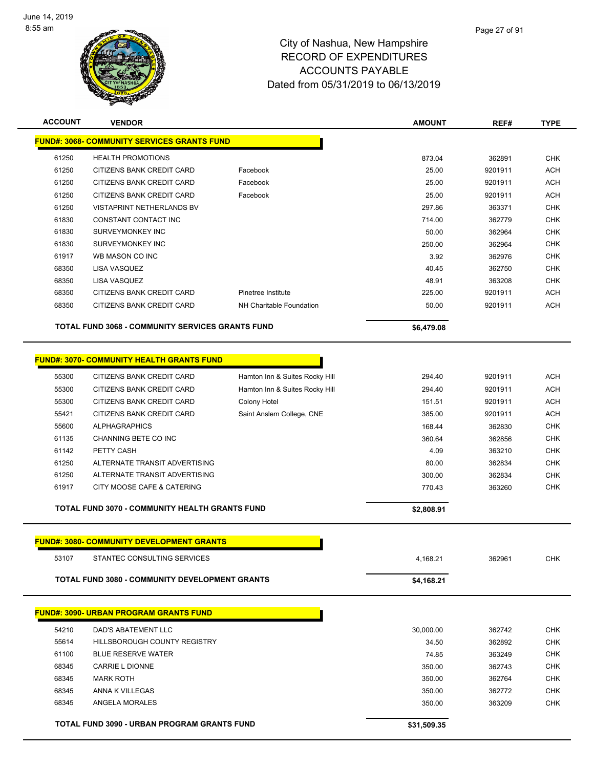# City of Nashua, New Hampshire
## RECORD OF EXPENDITURES
## ACCOUNTS PAYABLE
## Dated from 05/31/2019 to 06/13/2019

June 14, 2019
8:55 am

| ACCOUNT | VENDOR | | AMOUNT | REF# | TYPE |
|---|---|---|---|---|---|
| **FUND#: 3068- COMMUNITY SERVICES GRANTS FUND** | | | | | |
| 61250 | HEALTH PROMOTIONS | | 873.04 | 362891 | CHK |
| 61250 | CITIZENS BANK CREDIT CARD | Facebook | 25.00 | 9201911 | ACH |
| 61250 | CITIZENS BANK CREDIT CARD | Facebook | 25.00 | 9201911 | ACH |
| 61250 | CITIZENS BANK CREDIT CARD | Facebook | 25.00 | 9201911 | ACH |
| 61250 | VISTAPRINT NETHERLANDS BV | | 297.86 | 363371 | CHK |
| 61830 | CONSTANT CONTACT INC | | 714.00 | 362779 | CHK |
| 61830 | SURVEYMONKEY INC | | 50.00 | 362964 | CHK |
| 61830 | SURVEYMONKEY INC | | 250.00 | 362964 | CHK |
| 61917 | WB MASON CO INC | | 3.92 | 362976 | CHK |
| 68350 | LISA VASQUEZ | | 40.45 | 362750 | CHK |
| 68350 | LISA VASQUEZ | | 48.91 | 363208 | CHK |
| 68350 | CITIZENS BANK CREDIT CARD | Pinetree Institute | 225.00 | 9201911 | ACH |
| 68350 | CITIZENS BANK CREDIT CARD | NH Charitable Foundation | 50.00 | 9201911 | ACH |
| **TOTAL FUND 3068 - COMMUNITY SERVICES GRANTS FUND** | | | **$6,479.08** | | |

| ACCOUNT | VENDOR | | AMOUNT | REF# | TYPE |
|---|---|---|---|---|---|
| **FUND#: 3070- COMMUNITY HEALTH GRANTS FUND** | | | | | |
| 55300 | CITIZENS BANK CREDIT CARD | Hamton Inn & Suites Rocky Hill | 294.40 | 9201911 | ACH |
| 55300 | CITIZENS BANK CREDIT CARD | Hamton Inn & Suites Rocky Hill | 294.40 | 9201911 | ACH |
| 55300 | CITIZENS BANK CREDIT CARD | Colony Hotel | 151.51 | 9201911 | ACH |
| 55421 | CITIZENS BANK CREDIT CARD | Saint Anslem College, CNE | 385.00 | 9201911 | ACH |
| 55600 | ALPHAGRAPHICS | | 168.44 | 362830 | CHK |
| 61135 | CHANNING BETE CO INC | | 360.64 | 362856 | CHK |
| 61142 | PETTY CASH | | 4.09 | 363210 | CHK |
| 61250 | ALTERNATE TRANSIT ADVERTISING | | 80.00 | 362834 | CHK |
| 61250 | ALTERNATE TRANSIT ADVERTISING | | 300.00 | 362834 | CHK |
| 61917 | CITY MOOSE CAFE & CATERING | | 770.43 | 363260 | CHK |
| **TOTAL FUND 3070 - COMMUNITY HEALTH GRANTS FUND** | | | **$2,808.91** | | |

| ACCOUNT | VENDOR | | AMOUNT | REF# | TYPE |
|---|---|---|---|---|---|
| **FUND#: 3080- COMMUNITY DEVELOPMENT GRANTS** | | | | | |
| 53107 | STANTEC CONSULTING SERVICES | | 4,168.21 | 362961 | CHK |
| **TOTAL FUND 3080 - COMMUNITY DEVELOPMENT GRANTS** | | | **$4,168.21** | | |

| ACCOUNT | VENDOR | | AMOUNT | REF# | TYPE |
|---|---|---|---|---|---|
| **FUND#: 3090- URBAN PROGRAM GRANTS FUND** | | | | | |
| 54210 | DAD'S ABATEMENT LLC | | 30,000.00 | 362742 | CHK |
| 55614 | HILLSBOROUGH COUNTY REGISTRY | | 34.50 | 362892 | CHK |
| 61100 | BLUE RESERVE WATER | | 74.85 | 363249 | CHK |
| 68345 | CARRIE L DIONNE | | 350.00 | 362743 | CHK |
| 68345 | MARK ROTH | | 350.00 | 362764 | CHK |
| 68345 | ANNA K VILLEGAS | | 350.00 | 362772 | CHK |
| 68345 | ANGELA MORALES | | 350.00 | 363209 | CHK |
| **TOTAL FUND 3090 - URBAN PROGRAM GRANTS FUND** | | | **$31,509.35** | | |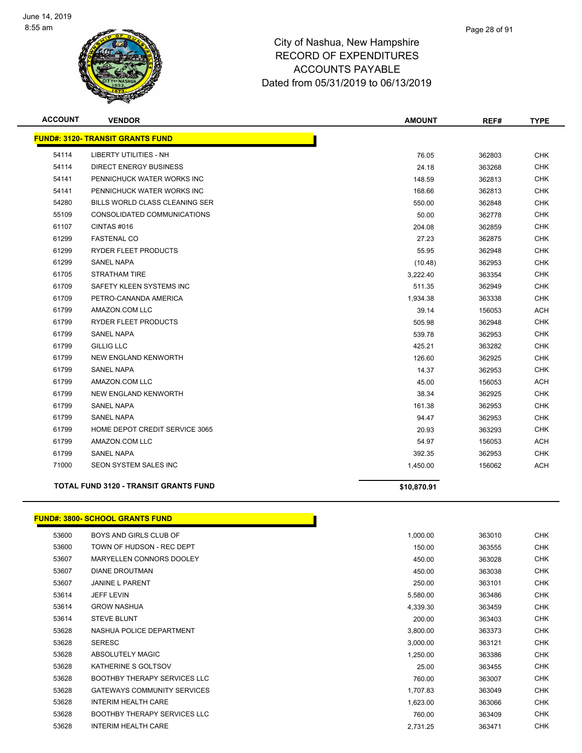# City of Nashua, New Hampshire
# RECORD OF EXPENDITURES
# ACCOUNTS PAYABLE
# Dated from 05/31/2019 to 06/13/2019

| ACCOUNT | VENDOR | AMOUNT | REF# | TYPE |
|---|---|---|---|---|
| **FUND#: 3120- TRANSIT GRANTS FUND** | | | | |
| 54114 | LIBERTY UTILITIES - NH | 76.05 | 362803 | CHK |
| 54114 | DIRECT ENERGY BUSINESS | 24.18 | 363268 | CHK |
| 54141 | PENNICHUCK WATER WORKS INC | 148.59 | 362813 | CHK |
| 54141 | PENNICHUCK WATER WORKS INC | 168.66 | 362813 | CHK |
| 54280 | BILLS WORLD CLASS CLEANING SER | 550.00 | 362848 | CHK |
| 55109 | CONSOLIDATED COMMUNICATIONS | 50.00 | 362778 | CHK |
| 61107 | CINTAS #016 | 204.08 | 362859 | CHK |
| 61299 | FASTENAL CO | 27.23 | 362875 | CHK |
| 61299 | RYDER FLEET PRODUCTS | 55.95 | 362948 | CHK |
| 61299 | SANEL NAPA | (10.48) | 362953 | CHK |
| 61705 | STRATHAM TIRE | 3,222.40 | 363354 | CHK |
| 61709 | SAFETY KLEEN SYSTEMS INC | 511.35 | 362949 | CHK |
| 61709 | PETRO-CANANDA AMERICA | 1,934.38 | 363338 | CHK |
| 61799 | AMAZON.COM LLC | 39.14 | 156053 | ACH |
| 61799 | RYDER FLEET PRODUCTS | 505.98 | 362948 | CHK |
| 61799 | SANEL NAPA | 539.78 | 362953 | CHK |
| 61799 | GILLIG LLC | 425.21 | 363282 | CHK |
| 61799 | NEW ENGLAND KENWORTH | 126.60 | 362925 | CHK |
| 61799 | SANEL NAPA | 14.37 | 362953 | CHK |
| 61799 | AMAZON.COM LLC | 45.00 | 156053 | ACH |
| 61799 | NEW ENGLAND KENWORTH | 38.34 | 362925 | CHK |
| 61799 | SANEL NAPA | 161.38 | 362953 | CHK |
| 61799 | SANEL NAPA | 94.47 | 362953 | CHK |
| 61799 | HOME DEPOT CREDIT SERVICE 3065 | 20.93 | 363293 | CHK |
| 61799 | AMAZON.COM LLC | 54.97 | 156053 | ACH |
| 61799 | SANEL NAPA | 392.35 | 362953 | CHK |
| 71000 | SEON SYSTEM SALES INC | 1,450.00 | 156062 | ACH |
| | **TOTAL FUND 3120 - TRANSIT GRANTS FUND** | **$10,870.91** | | |

| ACCOUNT | VENDOR | AMOUNT | REF# | TYPE |
|---|---|---|---|---|
| **FUND#: 3800- SCHOOL GRANTS FUND** | | | | |
| 53600 | BOYS AND GIRLS CLUB OF | 1,000.00 | 363010 | CHK |
| 53600 | TOWN OF HUDSON - REC DEPT | 150.00 | 363555 | CHK |
| 53607 | MARYELLEN CONNORS DOOLEY | 450.00 | 363028 | CHK |
| 53607 | DIANE DROUTMAN | 450.00 | 363038 | CHK |
| 53607 | JANINE L PARENT | 250.00 | 363101 | CHK |
| 53614 | JEFF LEVIN | 5,580.00 | 363486 | CHK |
| 53614 | GROW NASHUA | 4,339.30 | 363459 | CHK |
| 53614 | STEVE BLUNT | 200.00 | 363403 | CHK |
| 53628 | NASHUA POLICE DEPARTMENT | 3,800.00 | 363373 | CHK |
| 53628 | SERESC | 3,000.00 | 363121 | CHK |
| 53628 | ABSOLUTELY MAGIC | 1,250.00 | 363386 | CHK |
| 53628 | KATHERINE S GOLTSOV | 25.00 | 363455 | CHK |
| 53628 | BOOTHBY THERAPY SERVICES LLC | 760.00 | 363007 | CHK |
| 53628 | GATEWAYS COMMUNITY SERVICES | 1,707.83 | 363049 | CHK |
| 53628 | INTERIM HEALTH CARE | 1,623.00 | 363066 | CHK |
| 53628 | BOOTHBY THERAPY SERVICES LLC | 760.00 | 363409 | CHK |
| 53628 | INTERIM HEALTH CARE | 2,731.25 | 363471 | CHK |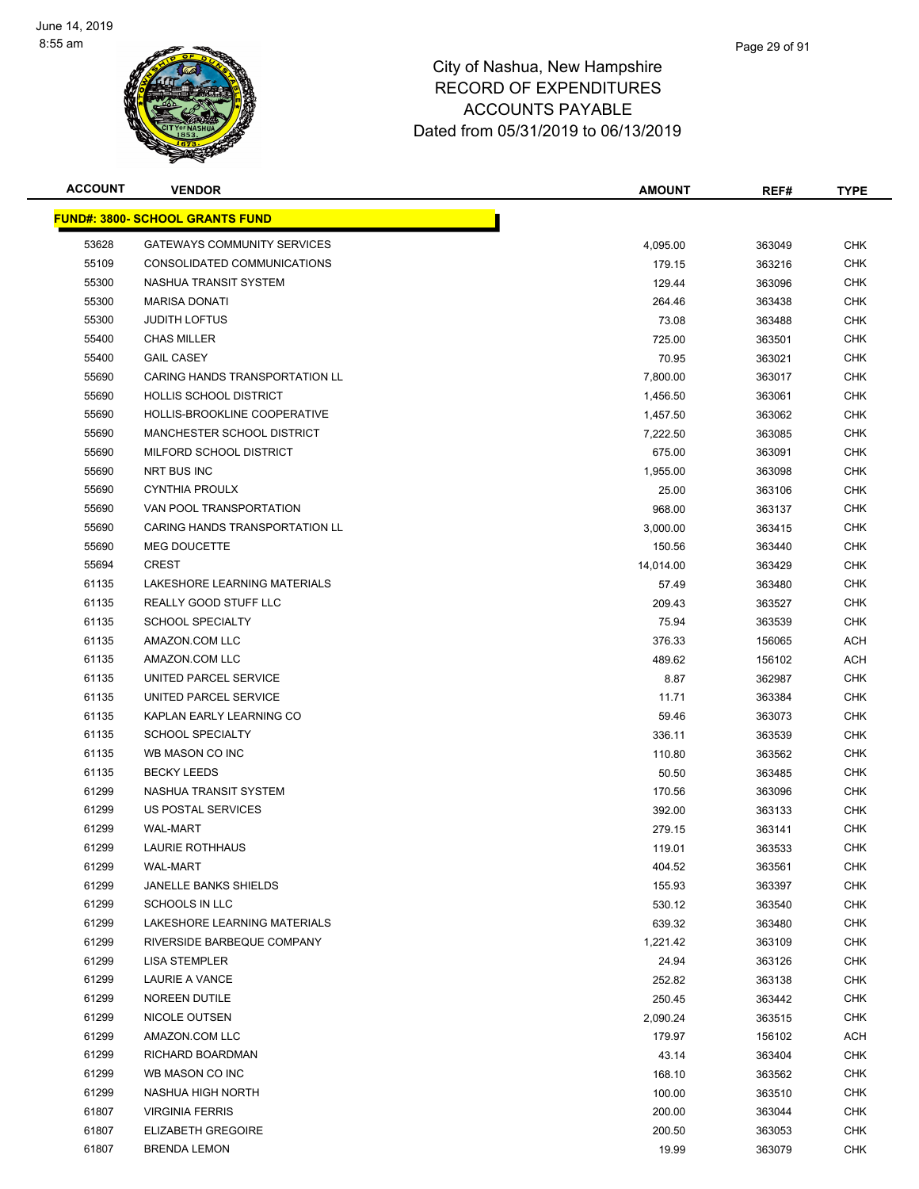# City of Nashua, New Hampshire
# RECORD OF EXPENDITURES
# ACCOUNTS PAYABLE
# Dated from 05/31/2019 to 06/13/2019

| ACCOUNT | VENDOR | AMOUNT | REF# | TYPE |
|---|---|---|---|---|
| **FUND#: 3800- SCHOOL GRANTS FUND** | | | | |
| 53628 | GATEWAYS COMMUNITY SERVICES | 4,095.00 | 363049 | CHK |
| 55109 | CONSOLIDATED COMMUNICATIONS | 179.15 | 363216 | CHK |
| 55300 | NASHUA TRANSIT SYSTEM | 129.44 | 363096 | CHK |
| 55300 | MARISA DONATI | 264.46 | 363438 | CHK |
| 55300 | JUDITH LOFTUS | 73.08 | 363488 | CHK |
| 55400 | CHAS MILLER | 725.00 | 363501 | CHK |
| 55400 | GAIL CASEY | 70.95 | 363021 | CHK |
| 55690 | CARING HANDS TRANSPORTATION LL | 7,800.00 | 363017 | CHK |
| 55690 | HOLLIS SCHOOL DISTRICT | 1,456.50 | 363061 | CHK |
| 55690 | HOLLIS-BROOKLINE COOPERATIVE | 1,457.50 | 363062 | CHK |
| 55690 | MANCHESTER SCHOOL DISTRICT | 7,222.50 | 363085 | CHK |
| 55690 | MILFORD SCHOOL DISTRICT | 675.00 | 363091 | CHK |
| 55690 | NRT BUS INC | 1,955.00 | 363098 | CHK |
| 55690 | CYNTHIA PROULX | 25.00 | 363106 | CHK |
| 55690 | VAN POOL TRANSPORTATION | 968.00 | 363137 | CHK |
| 55690 | CARING HANDS TRANSPORTATION LL | 3,000.00 | 363415 | CHK |
| 55690 | MEG DOUCETTE | 150.56 | 363440 | CHK |
| 55694 | CREST | 14,014.00 | 363429 | CHK |
| 61135 | LAKESHORE LEARNING MATERIALS | 57.49 | 363480 | CHK |
| 61135 | REALLY GOOD STUFF LLC | 209.43 | 363527 | CHK |
| 61135 | SCHOOL SPECIALTY | 75.94 | 363539 | CHK |
| 61135 | AMAZON.COM LLC | 376.33 | 156065 | ACH |
| 61135 | AMAZON.COM LLC | 489.62 | 156102 | ACH |
| 61135 | UNITED PARCEL SERVICE | 8.87 | 362987 | CHK |
| 61135 | UNITED PARCEL SERVICE | 11.71 | 363384 | CHK |
| 61135 | KAPLAN EARLY LEARNING CO | 59.46 | 363073 | CHK |
| 61135 | SCHOOL SPECIALTY | 336.11 | 363539 | CHK |
| 61135 | WB MASON CO INC | 110.80 | 363562 | CHK |
| 61135 | BECKY LEEDS | 50.50 | 363485 | CHK |
| 61299 | NASHUA TRANSIT SYSTEM | 170.56 | 363096 | CHK |
| 61299 | US POSTAL SERVICES | 392.00 | 363133 | CHK |
| 61299 | WAL-MART | 279.15 | 363141 | CHK |
| 61299 | LAURIE ROTHHAUS | 119.01 | 363533 | CHK |
| 61299 | WAL-MART | 404.52 | 363561 | CHK |
| 61299 | JANELLE BANKS SHIELDS | 155.93 | 363397 | CHK |
| 61299 | SCHOOLS IN LLC | 530.12 | 363540 | CHK |
| 61299 | LAKESHORE LEARNING MATERIALS | 639.32 | 363480 | CHK |
| 61299 | RIVERSIDE BARBEQUE COMPANY | 1,221.42 | 363109 | CHK |
| 61299 | LISA STEMPLER | 24.94 | 363126 | CHK |
| 61299 | LAURIE A VANCE | 252.82 | 363138 | CHK |
| 61299 | NOREEN DUTILE | 250.45 | 363442 | CHK |
| 61299 | NICOLE OUTSEN | 2,090.24 | 363515 | CHK |
| 61299 | AMAZON.COM LLC | 179.97 | 156102 | ACH |
| 61299 | RICHARD BOARDMAN | 43.14 | 363404 | CHK |
| 61299 | WB MASON CO INC | 168.10 | 363562 | CHK |
| 61299 | NASHUA HIGH NORTH | 100.00 | 363510 | CHK |
| 61807 | VIRGINIA FERRIS | 200.00 | 363044 | CHK |
| 61807 | ELIZABETH GREGOIRE | 200.50 | 363053 | CHK |
| 61807 | BRENDA LEMON | 19.99 | 363079 | CHK |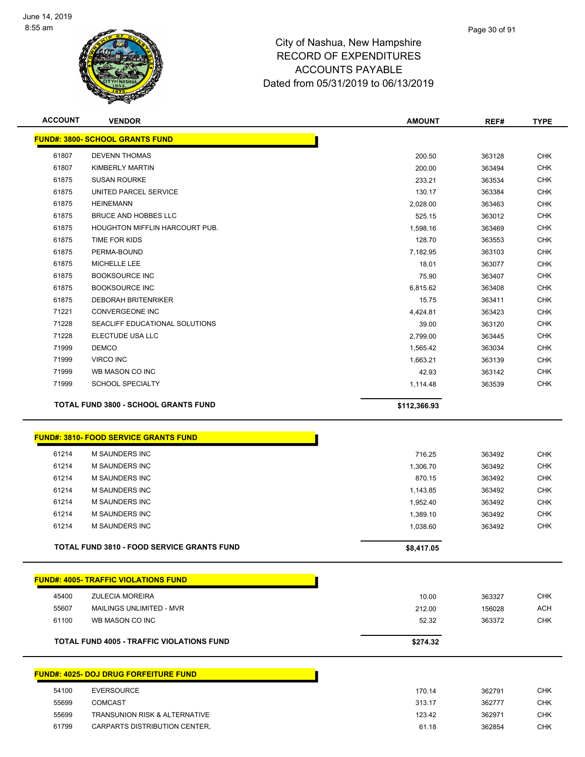# City of Nashua, New Hampshire
## RECORD OF EXPENDITURES
## ACCOUNTS PAYABLE
### Dated from 05/31/2019 to 06/13/2019

| ACCOUNT | VENDOR | AMOUNT | REF# | TYPE |
|---|---|---|---|---|
| **FUND#: 3800- SCHOOL GRANTS FUND** | | | | |
| 61807 | DEVENN THOMAS | 200.50 | 363128 | CHK |
| 61807 | KIMBERLY MARTIN | 200.00 | 363494 | CHK |
| 61875 | SUSAN ROURKE | 233.21 | 363534 | CHK |
| 61875 | UNITED PARCEL SERVICE | 130.17 | 363384 | CHK |
| 61875 | HEINEMANN | 2,028.00 | 363463 | CHK |
| 61875 | BRUCE AND HOBBES LLC | 525.15 | 363012 | CHK |
| 61875 | HOUGHTON MIFFLIN HARCOURT PUB. | 1,598.16 | 363469 | CHK |
| 61875 | TIME FOR KIDS | 128.70 | 363553 | CHK |
| 61875 | PERMA-BOUND | 7,182.95 | 363103 | CHK |
| 61875 | MICHELLE LEE | 18.01 | 363077 | CHK |
| 61875 | BOOKSOURCE INC | 75.90 | 363407 | CHK |
| 61875 | BOOKSOURCE INC | 6,815.62 | 363408 | CHK |
| 61875 | DEBORAH BRITENRIKER | 15.75 | 363411 | CHK |
| 71221 | CONVERGEONE INC | 4,424.81 | 363423 | CHK |
| 71228 | SEACLIFF EDUCATIONAL SOLUTIONS | 39.00 | 363120 | CHK |
| 71228 | ELECTUDE USA LLC | 2,799.00 | 363445 | CHK |
| 71999 | DEMCO | 1,565.42 | 363034 | CHK |
| 71999 | VIRCO INC | 1,663.21 | 363139 | CHK |
| 71999 | WB MASON CO INC | 42.93 | 363142 | CHK |
| 71999 | SCHOOL SPECIALTY | 1,114.48 | 363539 | CHK |
| | **TOTAL FUND 3800 - SCHOOL GRANTS FUND** | **$112,366.93** | | |

| ACCOUNT | VENDOR | AMOUNT | REF# | TYPE |
|---|---|---|---|---|
| **FUND#: 3810- FOOD SERVICE GRANTS FUND** | | | | |
| 61214 | M SAUNDERS INC | 716.25 | 363492 | CHK |
| 61214 | M SAUNDERS INC | 1,306.70 | 363492 | CHK |
| 61214 | M SAUNDERS INC | 870.15 | 363492 | CHK |
| 61214 | M SAUNDERS INC | 1,143.85 | 363492 | CHK |
| 61214 | M SAUNDERS INC | 1,952.40 | 363492 | CHK |
| 61214 | M SAUNDERS INC | 1,389.10 | 363492 | CHK |
| 61214 | M SAUNDERS INC | 1,038.60 | 363492 | CHK |
| | **TOTAL FUND 3810 - FOOD SERVICE GRANTS FUND** | **$8,417.05** | | |

| ACCOUNT | VENDOR | AMOUNT | REF# | TYPE |
|---|---|---|---|---|
| **FUND#: 4005- TRAFFIC VIOLATIONS FUND** | | | | |
| 45400 | ZULECIA MOREIRA | 10.00 | 363327 | CHK |
| 55607 | MAILINGS UNLIMITED - MVR | 212.00 | 156028 | ACH |
| 61100 | WB MASON CO INC | 52.32 | 363372 | CHK |
| | **TOTAL FUND 4005 - TRAFFIC VIOLATIONS FUND** | **$274.32** | | |

| ACCOUNT | VENDOR | AMOUNT | REF# | TYPE |
|---|---|---|---|---|
| **FUND#: 4025- DOJ DRUG FORFEITURE FUND** | | | | |
| 54100 | EVERSOURCE | 170.14 | 362791 | CHK |
| 55699 | COMCAST | 313.17 | 362777 | CHK |
| 55699 | TRANSUNION RISK & ALTERNATIVE | 123.42 | 362971 | CHK |
| 61799 | CARPARTS DISTRIBUTION CENTER, | 61.18 | 362854 | CHK |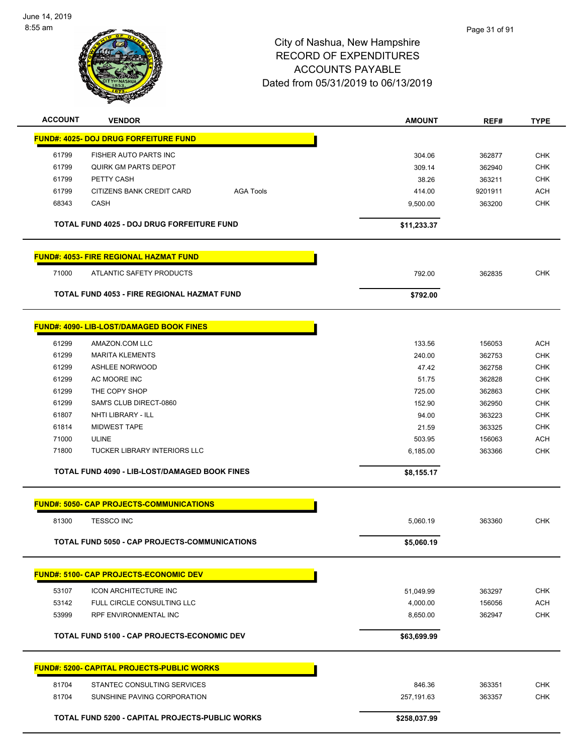# City of Nashua, New Hampshire
# RECORD OF EXPENDITURES
# ACCOUNTS PAYABLE
# Dated from 05/31/2019 to 06/13/2019

| ACCOUNT | VENDOR | | AMOUNT | REF# | TYPE |
|---|---|---|---|---|---|
| **FUND#: 4025- DOJ DRUG FORFEITURE FUND** | | | | | |
| 61799 | FISHER AUTO PARTS INC | | 304.06 | 362877 | CHK |
| 61799 | QUIRK GM PARTS DEPOT | | 309.14 | 362940 | CHK |
| 61799 | PETTY CASH | | 38.26 | 363211 | CHK |
| 61799 | CITIZENS BANK CREDIT CARD | AGA Tools | 414.00 | 9201911 | ACH |
| 68343 | CASH | | 9,500.00 | 363200 | CHK |
| | **TOTAL FUND 4025 - DOJ DRUG FORFEITURE FUND** | | **$11,233.37** | | |
| **FUND#: 4053- FIRE REGIONAL HAZMAT FUND** | | | | | |
| 71000 | ATLANTIC SAFETY PRODUCTS | | 792.00 | 362835 | CHK |
| | **TOTAL FUND 4053 - FIRE REGIONAL HAZMAT FUND** | | **$792.00** | | |
| **FUND#: 4090- LIB-LOST/DAMAGED BOOK FINES** | | | | | |
| 61299 | AMAZON.COM LLC | | 133.56 | 156053 | ACH |
| 61299 | MARITA KLEMENTS | | 240.00 | 362753 | CHK |
| 61299 | ASHLEE NORWOOD | | 47.42 | 362758 | CHK |
| 61299 | AC MOORE INC | | 51.75 | 362828 | CHK |
| 61299 | THE COPY SHOP | | 725.00 | 362863 | CHK |
| 61299 | SAM'S CLUB DIRECT-0860 | | 152.90 | 362950 | CHK |
| 61807 | NHTI LIBRARY - ILL | | 94.00 | 363223 | CHK |
| 61814 | MIDWEST TAPE | | 21.59 | 363325 | CHK |
| 71000 | ULINE | | 503.95 | 156063 | ACH |
| 71800 | TUCKER LIBRARY INTERIORS LLC | | 6,185.00 | 363366 | CHK |
| | **TOTAL FUND 4090 - LIB-LOST/DAMAGED BOOK FINES** | | **$8,155.17** | | |
| **FUND#: 5050- CAP PROJECTS-COMMUNICATIONS** | | | | | |
| 81300 | TESSCO INC | | 5,060.19 | 363360 | CHK |
| | **TOTAL FUND 5050 - CAP PROJECTS-COMMUNICATIONS** | | **$5,060.19** | | |
| **FUND#: 5100- CAP PROJECTS-ECONOMIC DEV** | | | | | |
| 53107 | ICON ARCHITECTURE INC | | 51,049.99 | 363297 | CHK |
| 53142 | FULL CIRCLE CONSULTING LLC | | 4,000.00 | 156056 | ACH |
| 53999 | RPF ENVIRONMENTAL INC | | 8,650.00 | 362947 | CHK |
| | **TOTAL FUND 5100 - CAP PROJECTS-ECONOMIC DEV** | | **$63,699.99** | | |
| **FUND#: 5200- CAPITAL PROJECTS-PUBLIC WORKS** | | | | | |
| 81704 | STANTEC CONSULTING SERVICES | | 846.36 | 363351 | CHK |
| 81704 | SUNSHINE PAVING CORPORATION | | 257,191.63 | 363357 | CHK |
| | **TOTAL FUND 5200 - CAPITAL PROJECTS-PUBLIC WORKS** | | **$258,037.99** | | |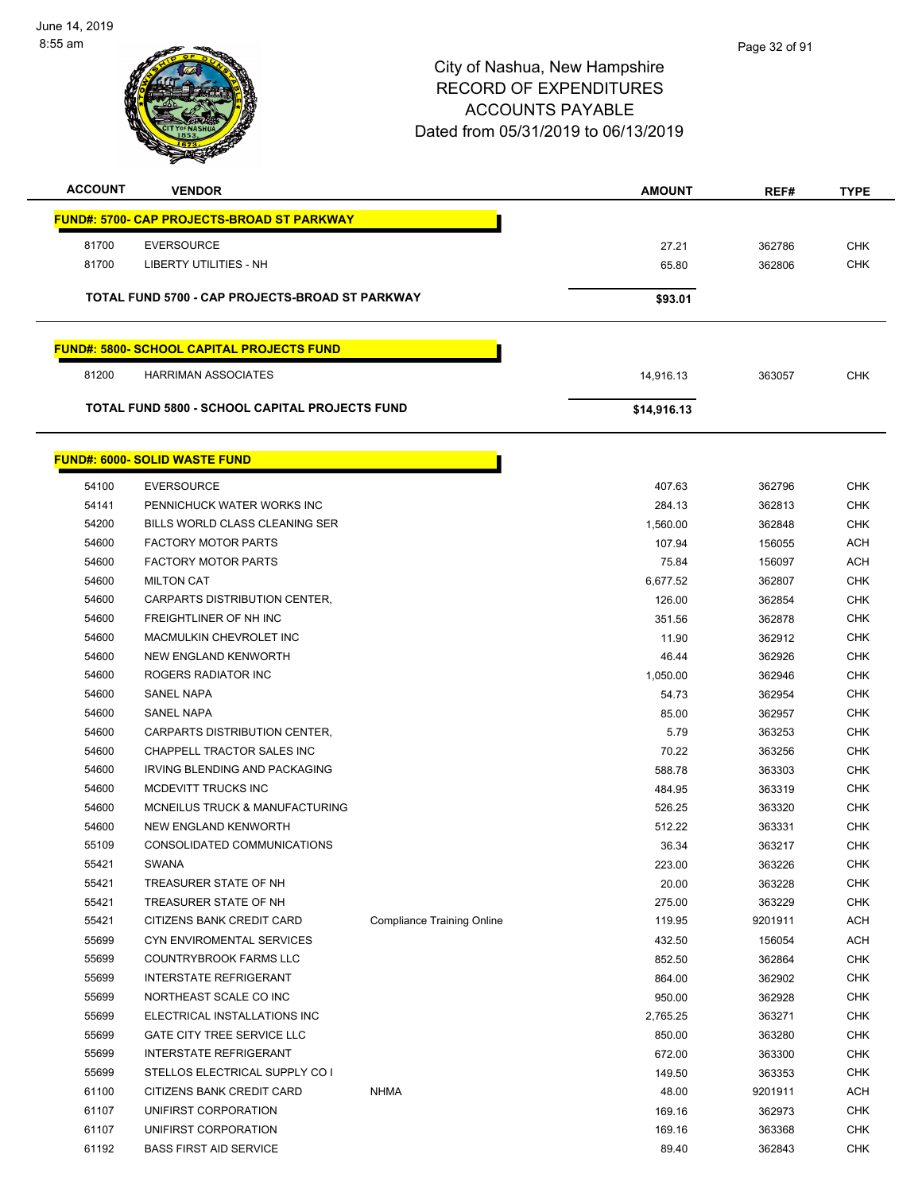# City of Nashua, New Hampshire
# RECORD OF EXPENDITURES
# ACCOUNTS PAYABLE
# Dated from 05/31/2019 to 06/13/2019

| ACCOUNT | VENDOR | | AMOUNT | REF# | TYPE |
|---|---|---|---|---|---|
| **FUND#: 5700- CAP PROJECTS-BROAD ST PARKWAY** | | | | | |
| 81700 | EVERSOURCE | | 27.21 | 362786 | CHK |
| 81700 | LIBERTY UTILITIES - NH | | 65.80 | 362806 | CHK |
| **TOTAL FUND 5700 - CAP PROJECTS-BROAD ST PARKWAY** | | | **$93.01** | | |
| **FUND#: 5800- SCHOOL CAPITAL PROJECTS FUND** | | | | | |
| 81200 | HARRIMAN ASSOCIATES | | 14,916.13 | 363057 | CHK |
| **TOTAL FUND 5800 - SCHOOL CAPITAL PROJECTS FUND** | | | **$14,916.13** | | |
| **FUND#: 6000- SOLID WASTE FUND** | | | | | |
| 54100 | EVERSOURCE | | 407.63 | 362796 | CHK |
| 54141 | PENNICHUCK WATER WORKS INC | | 284.13 | 362813 | CHK |
| 54200 | BILLS WORLD CLASS CLEANING SER | | 1,560.00 | 362848 | CHK |
| 54600 | FACTORY MOTOR PARTS | | 107.94 | 156055 | ACH |
| 54600 | FACTORY MOTOR PARTS | | 75.84 | 156097 | ACH |
| 54600 | MILTON CAT | | 6,677.52 | 362807 | CHK |
| 54600 | CARPARTS DISTRIBUTION CENTER, | | 126.00 | 362854 | CHK |
| 54600 | FREIGHTLINER OF NH INC | | 351.56 | 362878 | CHK |
| 54600 | MACMULKIN CHEVROLET INC | | 11.90 | 362912 | CHK |
| 54600 | NEW ENGLAND KENWORTH | | 46.44 | 362926 | CHK |
| 54600 | ROGERS RADIATOR INC | | 1,050.00 | 362946 | CHK |
| 54600 | SANEL NAPA | | 54.73 | 362954 | CHK |
| 54600 | SANEL NAPA | | 85.00 | 362957 | CHK |
| 54600 | CARPARTS DISTRIBUTION CENTER, | | 5.79 | 363253 | CHK |
| 54600 | CHAPPELL TRACTOR SALES INC | | 70.22 | 363256 | CHK |
| 54600 | IRVING BLENDING AND PACKAGING | | 588.78 | 363303 | CHK |
| 54600 | MCDEVITT TRUCKS INC | | 484.95 | 363319 | CHK |
| 54600 | MCNEILUS TRUCK & MANUFACTURING | | 526.25 | 363320 | CHK |
| 54600 | NEW ENGLAND KENWORTH | | 512.22 | 363331 | CHK |
| 55109 | CONSOLIDATED COMMUNICATIONS | | 36.34 | 363217 | CHK |
| 55421 | SWANA | | 223.00 | 363226 | CHK |
| 55421 | TREASURER STATE OF NH | | 20.00 | 363228 | CHK |
| 55421 | TREASURER STATE OF NH | | 275.00 | 363229 | CHK |
| 55421 | CITIZENS BANK CREDIT CARD | Compliance Training Online | 119.95 | 9201911 | ACH |
| 55699 | CYN ENVIROMENTAL SERVICES | | 432.50 | 156054 | ACH |
| 55699 | COUNTRYBROOK FARMS LLC | | 852.50 | 362864 | CHK |
| 55699 | INTERSTATE REFRIGERANT | | 864.00 | 362902 | CHK |
| 55699 | NORTHEAST SCALE CO INC | | 950.00 | 362928 | CHK |
| 55699 | ELECTRICAL INSTALLATIONS INC | | 2,765.25 | 363271 | CHK |
| 55699 | GATE CITY TREE SERVICE LLC | | 850.00 | 363280 | CHK |
| 55699 | INTERSTATE REFRIGERANT | | 672.00 | 363300 | CHK |
| 55699 | STELLOS ELECTRICAL SUPPLY CO I | | 149.50 | 363353 | CHK |
| 61100 | CITIZENS BANK CREDIT CARD | NHMA | 48.00 | 9201911 | ACH |
| 61107 | UNIFIRST CORPORATION | | 169.16 | 362973 | CHK |
| 61107 | UNIFIRST CORPORATION | | 169.16 | 363368 | CHK |
| 61192 | BASS FIRST AID SERVICE | | 89.40 | 362843 | CHK |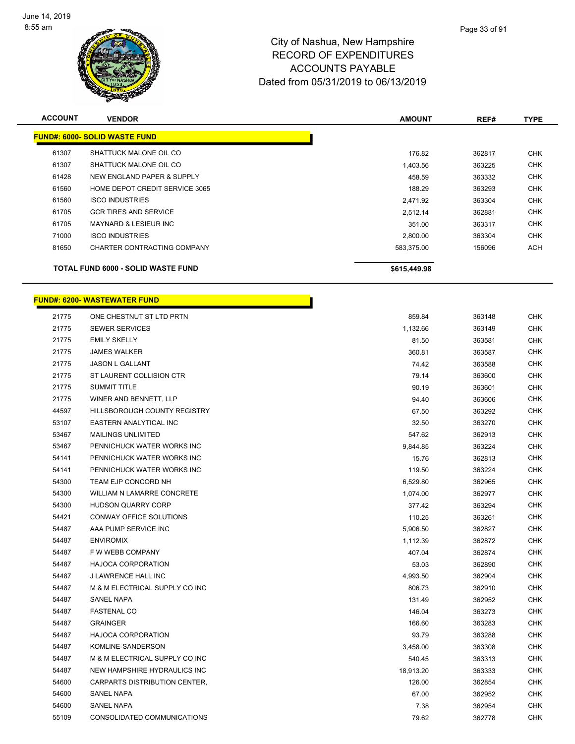# City of Nashua, New Hampshire
## RECORD OF EXPENDITURES
## ACCOUNTS PAYABLE
## Dated from 05/31/2019 to 06/13/2019

| ACCOUNT | VENDOR | AMOUNT | REF# | TYPE |
|---|---|---|---|---|
| **FUND#: 6000- SOLID WASTE FUND** | | | | |
| 61307 | SHATTUCK MALONE OIL CO | 176.82 | 362817 | CHK |
| 61307 | SHATTUCK MALONE OIL CO | 1,403.56 | 363225 | CHK |
| 61428 | NEW ENGLAND PAPER & SUPPLY | 458.59 | 363332 | CHK |
| 61560 | HOME DEPOT CREDIT SERVICE 3065 | 188.29 | 363293 | CHK |
| 61560 | ISCO INDUSTRIES | 2,471.92 | 363304 | CHK |
| 61705 | GCR TIRES AND SERVICE | 2,512.14 | 362881 | CHK |
| 61705 | MAYNARD & LESIEUR INC | 351.00 | 363317 | CHK |
| 71000 | ISCO INDUSTRIES | 2,800.00 | 363304 | CHK |
| 81650 | CHARTER CONTRACTING COMPANY | 583,375.00 | 156096 | ACH |
| **TOTAL FUND 6000 - SOLID WASTE FUND** | | **$615,449.98** | | |

| ACCOUNT | VENDOR | AMOUNT | REF# | TYPE |
|---|---|---|---|---|
| **FUND#: 6200- WASTEWATER FUND** | | | | |
| 21775 | ONE CHESTNUT ST LTD PRTN | 859.84 | 363148 | CHK |
| 21775 | SEWER SERVICES | 1,132.66 | 363149 | CHK |
| 21775 | EMILY SKELLY | 81.50 | 363581 | CHK |
| 21775 | JAMES WALKER | 360.81 | 363587 | CHK |
| 21775 | JASON L GALLANT | 74.42 | 363588 | CHK |
| 21775 | ST LAURENT COLLISION CTR | 79.14 | 363600 | CHK |
| 21775 | SUMMIT TITLE | 90.19 | 363601 | CHK |
| 21775 | WINER AND BENNETT, LLP | 94.40 | 363606 | CHK |
| 44597 | HILLSBOROUGH COUNTY REGISTRY | 67.50 | 363292 | CHK |
| 53107 | EASTERN ANALYTICAL INC | 32.50 | 363270 | CHK |
| 53467 | MAILINGS UNLIMITED | 547.62 | 362913 | CHK |
| 53467 | PENNICHUCK WATER WORKS INC | 9,844.85 | 363224 | CHK |
| 54141 | PENNICHUCK WATER WORKS INC | 15.76 | 362813 | CHK |
| 54141 | PENNICHUCK WATER WORKS INC | 119.50 | 363224 | CHK |
| 54300 | TEAM EJP CONCORD NH | 6,529.80 | 362965 | CHK |
| 54300 | WILLIAM N LAMARRE CONCRETE | 1,074.00 | 362977 | CHK |
| 54300 | HUDSON QUARRY CORP | 377.42 | 363294 | CHK |
| 54421 | CONWAY OFFICE SOLUTIONS | 110.25 | 363261 | CHK |
| 54487 | AAA PUMP SERVICE INC | 5,906.50 | 362827 | CHK |
| 54487 | ENVIROMIX | 1,112.39 | 362872 | CHK |
| 54487 | F W WEBB COMPANY | 407.04 | 362874 | CHK |
| 54487 | HAJOCA CORPORATION | 53.03 | 362890 | CHK |
| 54487 | J LAWRENCE HALL INC | 4,993.50 | 362904 | CHK |
| 54487 | M & M ELECTRICAL SUPPLY CO INC | 806.73 | 362910 | CHK |
| 54487 | SANEL NAPA | 131.49 | 362952 | CHK |
| 54487 | FASTENAL CO | 146.04 | 363273 | CHK |
| 54487 | GRAINGER | 166.60 | 363283 | CHK |
| 54487 | HAJOCA CORPORATION | 93.79 | 363288 | CHK |
| 54487 | KOMLINE-SANDERSON | 3,458.00 | 363308 | CHK |
| 54487 | M & M ELECTRICAL SUPPLY CO INC | 540.45 | 363313 | CHK |
| 54487 | NEW HAMPSHIRE HYDRAULICS INC | 18,913.20 | 363333 | CHK |
| 54600 | CARPARTS DISTRIBUTION CENTER, | 126.00 | 362854 | CHK |
| 54600 | SANEL NAPA | 67.00 | 362952 | CHK |
| 54600 | SANEL NAPA | 7.38 | 362954 | CHK |
| 55109 | CONSOLIDATED COMMUNICATIONS | 79.62 | 362778 | CHK |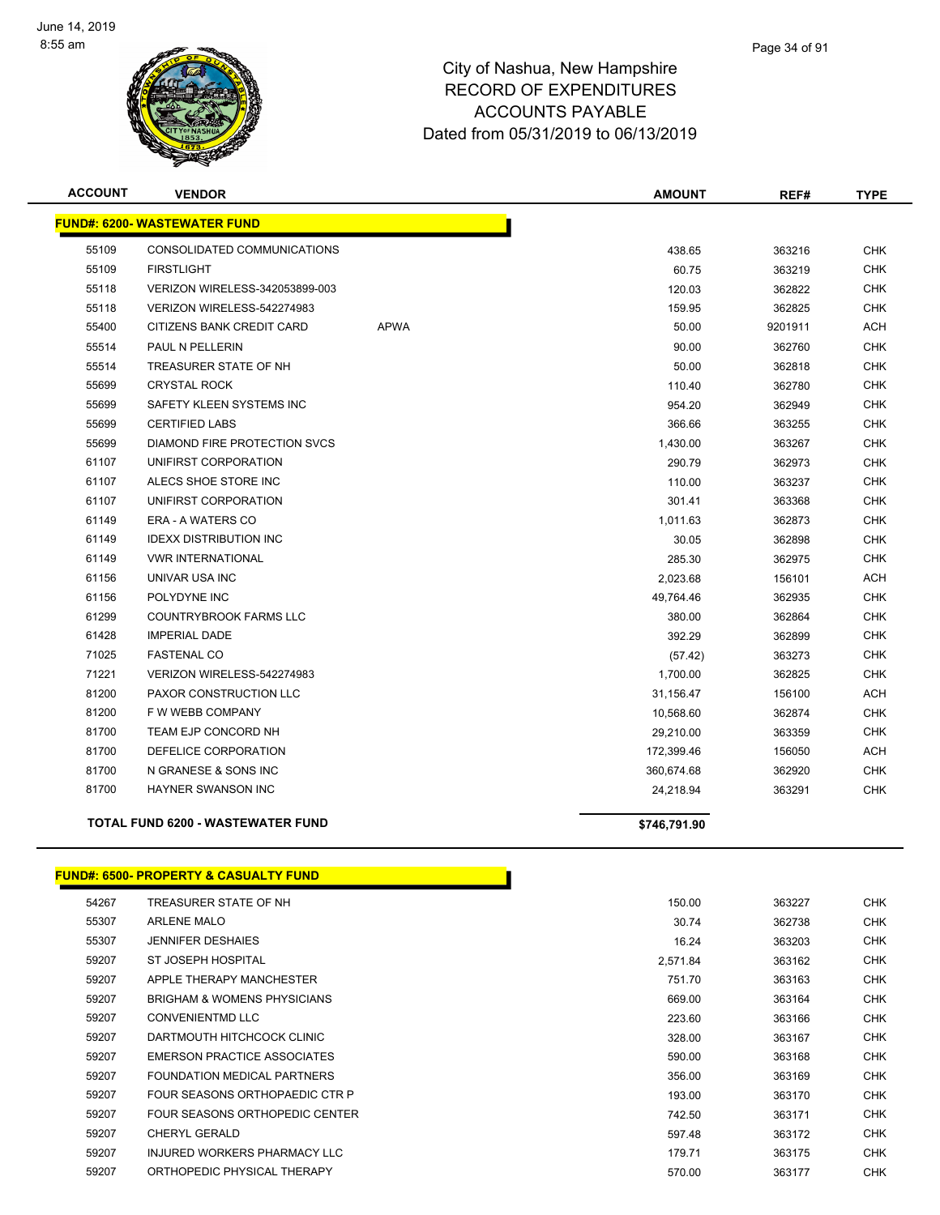City of Nashua, New Hampshire
RECORD OF EXPENDITURES
ACCOUNTS PAYABLE
Dated from 05/31/2019 to 06/13/2019

| ACCOUNT | VENDOR | | AMOUNT | REF# | TYPE |
|---|---|---|---|---|---|
| **FUND#: 6200- WASTEWATER FUND** | | | | | |
| 55109 | CONSOLIDATED COMMUNICATIONS | | 438.65 | 363216 | CHK |
| 55109 | FIRSTLIGHT | | 60.75 | 363219 | CHK |
| 55118 | VERIZON WIRELESS-342053899-003 | | 120.03 | 362822 | CHK |
| 55118 | VERIZON WIRELESS-542274983 | | 159.95 | 362825 | CHK |
| 55400 | CITIZENS BANK CREDIT CARD | APWA | 50.00 | 9201911 | ACH |
| 55514 | PAUL N PELLERIN | | 90.00 | 362760 | CHK |
| 55514 | TREASURER STATE OF NH | | 50.00 | 362818 | CHK |
| 55699 | CRYSTAL ROCK | | 110.40 | 362780 | CHK |
| 55699 | SAFETY KLEEN SYSTEMS INC | | 954.20 | 362949 | CHK |
| 55699 | CERTIFIED LABS | | 366.66 | 363255 | CHK |
| 55699 | DIAMOND FIRE PROTECTION SVCS | | 1,430.00 | 363267 | CHK |
| 61107 | UNIFIRST CORPORATION | | 290.79 | 362973 | CHK |
| 61107 | ALECS SHOE STORE INC | | 110.00 | 363237 | CHK |
| 61107 | UNIFIRST CORPORATION | | 301.41 | 363368 | CHK |
| 61149 | ERA - A WATERS CO | | 1,011.63 | 362873 | CHK |
| 61149 | IDEXX DISTRIBUTION INC | | 30.05 | 362898 | CHK |
| 61149 | VWR INTERNATIONAL | | 285.30 | 362975 | CHK |
| 61156 | UNIVAR USA INC | | 2,023.68 | 156101 | ACH |
| 61156 | POLYDYNE INC | | 49,764.46 | 362935 | CHK |
| 61299 | COUNTRYBROOK FARMS LLC | | 380.00 | 362864 | CHK |
| 61428 | IMPERIAL DADE | | 392.29 | 362899 | CHK |
| 71025 | FASTENAL CO | | (57.42) | 363273 | CHK |
| 71221 | VERIZON WIRELESS-542274983 | | 1,700.00 | 362825 | CHK |
| 81200 | PAXOR CONSTRUCTION LLC | | 31,156.47 | 156100 | ACH |
| 81200 | F W WEBB COMPANY | | 10,568.60 | 362874 | CHK |
| 81700 | TEAM EJP CONCORD NH | | 29,210.00 | 363359 | CHK |
| 81700 | DEFELICE CORPORATION | | 172,399.46 | 156050 | ACH |
| 81700 | N GRANESE & SONS INC | | 360,674.68 | 362920 | CHK |
| 81700 | HAYNER SWANSON INC | | 24,218.94 | 363291 | CHK |
| **TOTAL FUND 6200 - WASTEWATER FUND** | | | **$746,791.90** | | |

| ACCOUNT | VENDOR | AMOUNT | REF# | TYPE |
|---|---|---|---|---|
| **FUND#: 6500- PROPERTY & CASUALTY FUND** | | | | |
| 54267 | TREASURER STATE OF NH | 150.00 | 363227 | CHK |
| 55307 | ARLENE MALO | 30.74 | 362738 | CHK |
| 55307 | JENNIFER DESHAIES | 16.24 | 363203 | CHK |
| 59207 | ST JOSEPH HOSPITAL | 2,571.84 | 363162 | CHK |
| 59207 | APPLE THERAPY MANCHESTER | 751.70 | 363163 | CHK |
| 59207 | BRIGHAM & WOMENS PHYSICIANS | 669.00 | 363164 | CHK |
| 59207 | CONVENIENTMD LLC | 223.60 | 363166 | CHK |
| 59207 | DARTMOUTH HITCHCOCK CLINIC | 328.00 | 363167 | CHK |
| 59207 | EMERSON PRACTICE ASSOCIATES | 590.00 | 363168 | CHK |
| 59207 | FOUNDATION MEDICAL PARTNERS | 356.00 | 363169 | CHK |
| 59207 | FOUR SEASONS ORTHOPAEDIC CTR P | 193.00 | 363170 | CHK |
| 59207 | FOUR SEASONS ORTHOPEDIC CENTER | 742.50 | 363171 | CHK |
| 59207 | CHERYL GERALD | 597.48 | 363172 | CHK |
| 59207 | INJURED WORKERS PHARMACY LLC | 179.71 | 363175 | CHK |
| 59207 | ORTHOPEDIC PHYSICAL THERAPY | 570.00 | 363177 | CHK |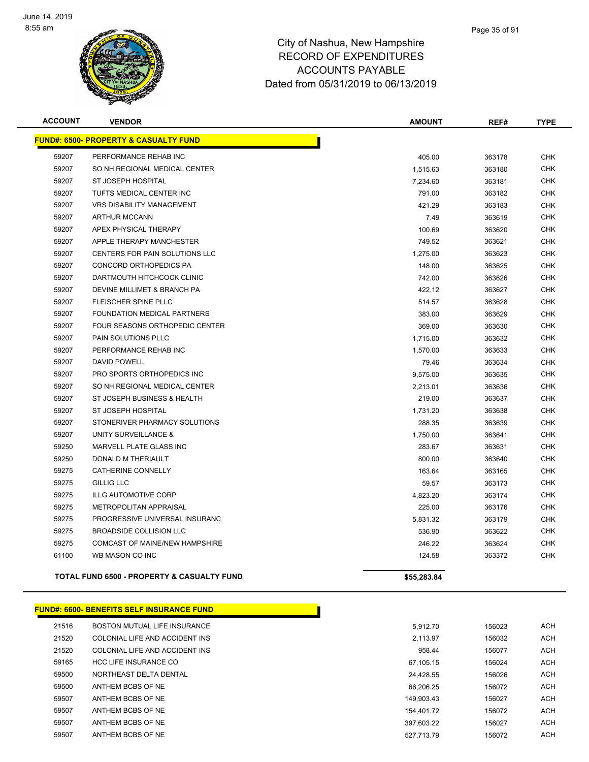# City of Nashua, New Hampshire
## RECORD OF EXPENDITURES
## ACCOUNTS PAYABLE
## Dated from 05/31/2019 to 06/13/2019

| ACCOUNT | VENDOR | AMOUNT | REF# | TYPE |
|---|---|---|---|---|
| **FUND#: 6500- PROPERTY & CASUALTY FUND** | | | | |
| 59207 | PERFORMANCE REHAB INC | 405.00 | 363178 | CHK |
| 59207 | SO NH REGIONAL MEDICAL CENTER | 1,515.63 | 363180 | CHK |
| 59207 | ST JOSEPH HOSPITAL | 7,234.60 | 363181 | CHK |
| 59207 | TUFTS MEDICAL CENTER INC | 791.00 | 363182 | CHK |
| 59207 | VRS DISABILITY MANAGEMENT | 421.29 | 363183 | CHK |
| 59207 | ARTHUR MCCANN | 7.49 | 363619 | CHK |
| 59207 | APEX PHYSICAL THERAPY | 100.69 | 363620 | CHK |
| 59207 | APPLE THERAPY MANCHESTER | 749.52 | 363621 | CHK |
| 59207 | CENTERS FOR PAIN SOLUTIONS LLC | 1,275.00 | 363623 | CHK |
| 59207 | CONCORD ORTHOPEDICS PA | 148.00 | 363625 | CHK |
| 59207 | DARTMOUTH HITCHCOCK CLINIC | 742.00 | 363626 | CHK |
| 59207 | DEVINE MILLIMET & BRANCH PA | 422.12 | 363627 | CHK |
| 59207 | FLEISCHER SPINE PLLC | 514.57 | 363628 | CHK |
| 59207 | FOUNDATION MEDICAL PARTNERS | 383.00 | 363629 | CHK |
| 59207 | FOUR SEASONS ORTHOPEDIC CENTER | 369.00 | 363630 | CHK |
| 59207 | PAIN SOLUTIONS PLLC | 1,715.00 | 363632 | CHK |
| 59207 | PERFORMANCE REHAB INC | 1,570.00 | 363633 | CHK |
| 59207 | DAVID POWELL | 79.46 | 363634 | CHK |
| 59207 | PRO SPORTS ORTHOPEDICS INC | 9,575.00 | 363635 | CHK |
| 59207 | SO NH REGIONAL MEDICAL CENTER | 2,213.01 | 363636 | CHK |
| 59207 | ST JOSEPH BUSINESS & HEALTH | 219.00 | 363637 | CHK |
| 59207 | ST JOSEPH HOSPITAL | 1,731.20 | 363638 | CHK |
| 59207 | STONERIVER PHARMACY SOLUTIONS | 288.35 | 363639 | CHK |
| 59207 | UNITY SURVEILLANCE & | 1,750.00 | 363641 | CHK |
| 59250 | MARVELL PLATE GLASS INC | 283.67 | 363631 | CHK |
| 59250 | DONALD M THERIAULT | 800.00 | 363640 | CHK |
| 59275 | CATHERINE CONNELLY | 163.64 | 363165 | CHK |
| 59275 | GILLIG LLC | 59.57 | 363173 | CHK |
| 59275 | ILLG AUTOMOTIVE CORP | 4,823.20 | 363174 | CHK |
| 59275 | METROPOLITAN APPRAISAL | 225.00 | 363176 | CHK |
| 59275 | PROGRESSIVE UNIVERSAL INSURANC | 5,831.32 | 363179 | CHK |
| 59275 | BROADSIDE COLLISION LLC | 536.90 | 363622 | CHK |
| 59275 | COMCAST OF MAINE/NEW HAMPSHIRE | 246.22 | 363624 | CHK |
| 61100 | WB MASON CO INC | 124.58 | 363372 | CHK |
| | **TOTAL FUND 6500 - PROPERTY & CASUALTY FUND** | **$55,283.84** | | |

| ACCOUNT | VENDOR | AMOUNT | REF# | TYPE |
|---|---|---|---|---|
| **FUND#: 6600- BENEFITS SELF INSURANCE FUND** | | | | |
| 21516 | BOSTON MUTUAL LIFE INSURANCE | 5,912.70 | 156023 | ACH |
| 21520 | COLONIAL LIFE AND ACCIDENT INS | 2,113.97 | 156032 | ACH |
| 21520 | COLONIAL LIFE AND ACCIDENT INS | 958.44 | 156077 | ACH |
| 59165 | HCC LIFE INSURANCE CO | 67,105.15 | 156024 | ACH |
| 59500 | NORTHEAST DELTA DENTAL | 24,428.55 | 156026 | ACH |
| 59500 | ANTHEM BCBS OF NE | 66,206.25 | 156072 | ACH |
| 59507 | ANTHEM BCBS OF NE | 149,903.43 | 156027 | ACH |
| 59507 | ANTHEM BCBS OF NE | 154,401.72 | 156072 | ACH |
| 59507 | ANTHEM BCBS OF NE | 397,603.22 | 156027 | ACH |
| 59507 | ANTHEM BCBS OF NE | 527,713.79 | 156072 | ACH |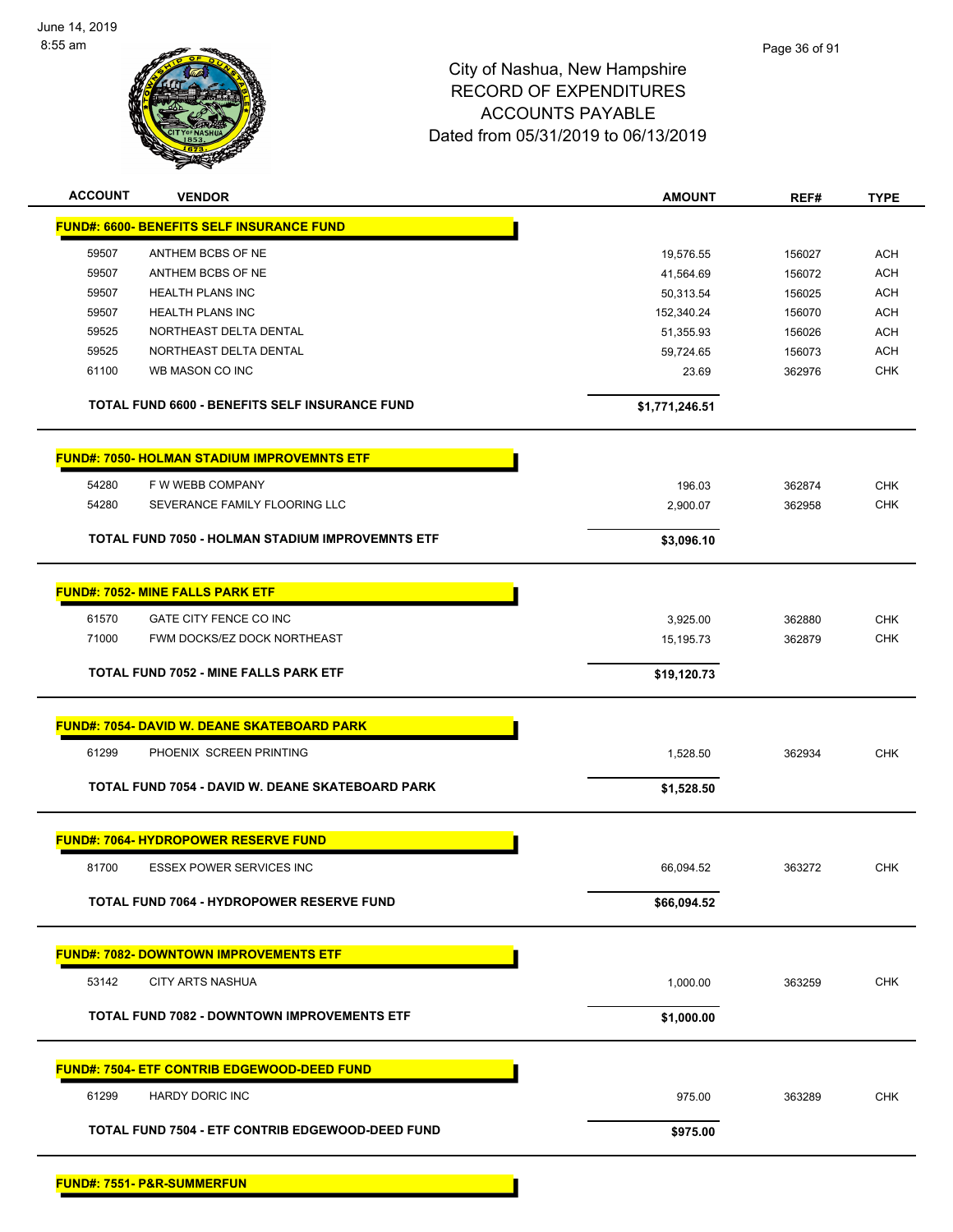City of Nashua, New Hampshire
RECORD OF EXPENDITURES
ACCOUNTS PAYABLE
Dated from 05/31/2019 to 06/13/2019

| ACCOUNT | VENDOR | AMOUNT | REF# | TYPE |
|---|---|---|---|---|
| **FUND#: 6600- BENEFITS SELF INSURANCE FUND** | | | | |
| 59507 | ANTHEM BCBS OF NE | 19,576.55 | 156027 | ACH |
| 59507 | ANTHEM BCBS OF NE | 41,564.69 | 156072 | ACH |
| 59507 | HEALTH PLANS INC | 50,313.54 | 156025 | ACH |
| 59507 | HEALTH PLANS INC | 152,340.24 | 156070 | ACH |
| 59525 | NORTHEAST DELTA DENTAL | 51,355.93 | 156026 | ACH |
| 59525 | NORTHEAST DELTA DENTAL | 59,724.65 | 156073 | ACH |
| 61100 | WB MASON CO INC | 23.69 | 362976 | CHK |
| | **TOTAL FUND 6600 - BENEFITS SELF INSURANCE FUND** | **$1,771,246.51** | | |
| **FUND#: 7050- HOLMAN STADIUM IMPROVEMNTS ETF** | | | | |
| 54280 | F W WEBB COMPANY | 196.03 | 362874 | CHK |
| 54280 | SEVERANCE FAMILY FLOORING LLC | 2,900.07 | 362958 | CHK |
| | **TOTAL FUND 7050 - HOLMAN STADIUM IMPROVEMNTS ETF** | **$3,096.10** | | |
| **FUND#: 7052- MINE FALLS PARK ETF** | | | | |
| 61570 | GATE CITY FENCE CO INC | 3,925.00 | 362880 | CHK |
| 71000 | FWM DOCKS/EZ DOCK NORTHEAST | 15,195.73 | 362879 | CHK |
| | **TOTAL FUND 7052 - MINE FALLS PARK ETF** | **$19,120.73** | | |
| **FUND#: 7054- DAVID W. DEANE SKATEBOARD PARK** | | | | |
| 61299 | PHOENIX SCREEN PRINTING | 1,528.50 | 362934 | CHK |
| | **TOTAL FUND 7054 - DAVID W. DEANE SKATEBOARD PARK** | **$1,528.50** | | |
| **FUND#: 7064- HYDROPOWER RESERVE FUND** | | | | |
| 81700 | ESSEX POWER SERVICES INC | 66,094.52 | 363272 | CHK |
| | **TOTAL FUND 7064 - HYDROPOWER RESERVE FUND** | **$66,094.52** | | |
| **FUND#: 7082- DOWNTOWN IMPROVEMENTS ETF** | | | | |
| 53142 | CITY ARTS NASHUA | 1,000.00 | 363259 | CHK |
| | **TOTAL FUND 7082 - DOWNTOWN IMPROVEMENTS ETF** | **$1,000.00** | | |
| **FUND#: 7504- ETF CONTRIB EDGEWOOD-DEED FUND** | | | | |
| 61299 | HARDY DORIC INC | 975.00 | 363289 | CHK |
| | **TOTAL FUND 7504 - ETF CONTRIB EDGEWOOD-DEED FUND** | **$975.00** | | |
| **FUND#: 7551- P&R-SUMMERFUN** | | | | |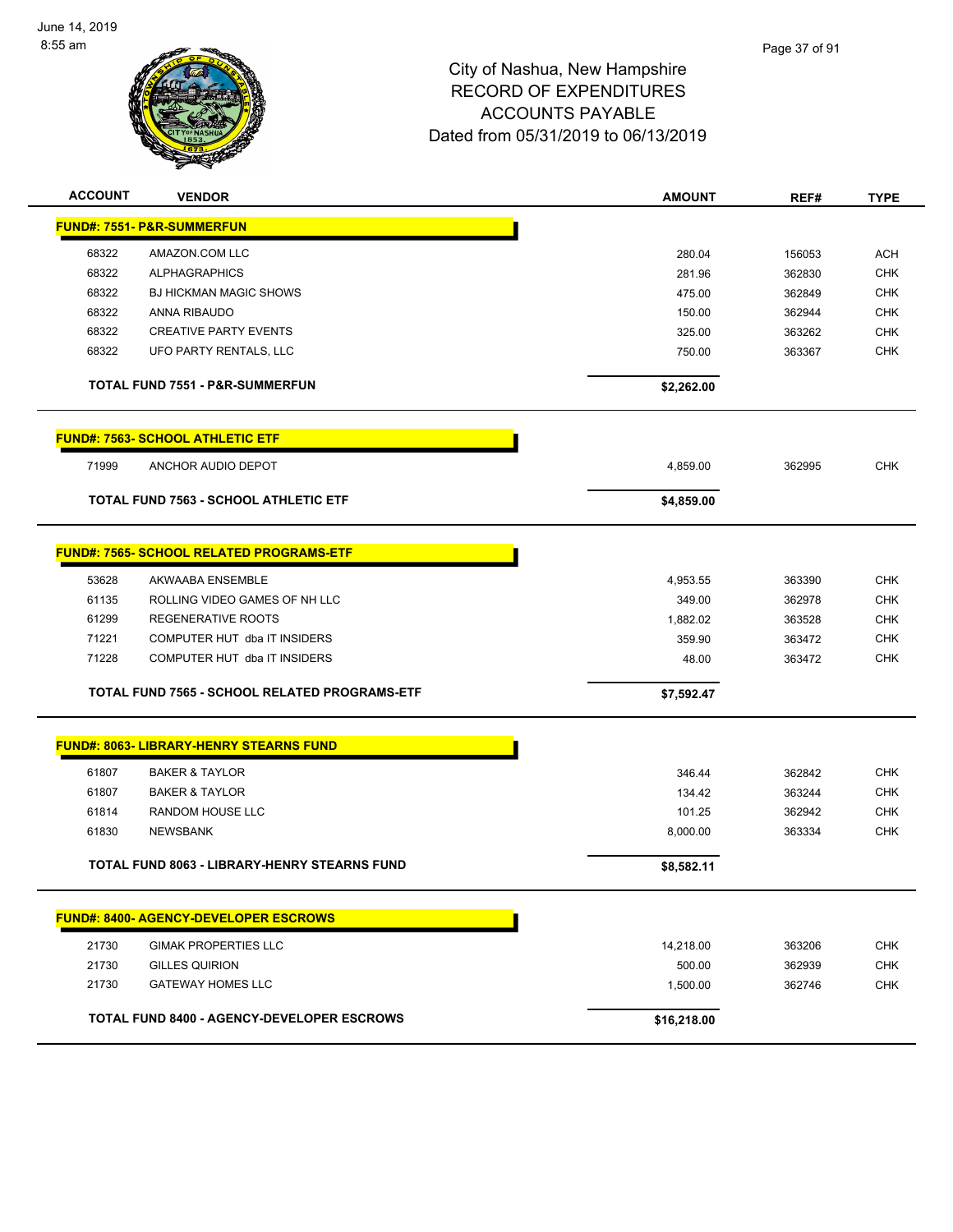City of Nashua, New Hampshire
RECORD OF EXPENDITURES
ACCOUNTS PAYABLE
Dated from 05/31/2019 to 06/13/2019

| ACCOUNT | VENDOR | AMOUNT | REF# | TYPE |
|---|---|---|---|---|
| **FUND#: 7551- P&R-SUMMERFUN** | | | | |
| 68322 | AMAZON.COM LLC | 280.04 | 156053 | ACH |
| 68322 | ALPHAGRAPHICS | 281.96 | 362830 | CHK |
| 68322 | BJ HICKMAN MAGIC SHOWS | 475.00 | 362849 | CHK |
| 68322 | ANNA RIBAUDO | 150.00 | 362944 | CHK |
| 68322 | CREATIVE PARTY EVENTS | 325.00 | 363262 | CHK |
| 68322 | UFO PARTY RENTALS, LLC | 750.00 | 363367 | CHK |
| | **TOTAL FUND 7551 - P&R-SUMMERFUN** | **$2,262.00** | | |
| **FUND#: 7563- SCHOOL ATHLETIC ETF** | | | | |
| 71999 | ANCHOR AUDIO DEPOT | 4,859.00 | 362995 | CHK |
| | **TOTAL FUND 7563 - SCHOOL ATHLETIC ETF** | **$4,859.00** | | |
| **FUND#: 7565- SCHOOL RELATED PROGRAMS-ETF** | | | | |
| 53628 | AKWAABA ENSEMBLE | 4,953.55 | 363390 | CHK |
| 61135 | ROLLING VIDEO GAMES OF NH LLC | 349.00 | 362978 | CHK |
| 61299 | REGENERATIVE ROOTS | 1,882.02 | 363528 | CHK |
| 71221 | COMPUTER HUT dba IT INSIDERS | 359.90 | 363472 | CHK |
| 71228 | COMPUTER HUT dba IT INSIDERS | 48.00 | 363472 | CHK |
| | **TOTAL FUND 7565 - SCHOOL RELATED PROGRAMS-ETF** | **$7,592.47** | | |
| **FUND#: 8063- LIBRARY-HENRY STEARNS FUND** | | | | |
| 61807 | BAKER & TAYLOR | 346.44 | 362842 | CHK |
| 61807 | BAKER & TAYLOR | 134.42 | 363244 | CHK |
| 61814 | RANDOM HOUSE LLC | 101.25 | 362942 | CHK |
| 61830 | NEWSBANK | 8,000.00 | 363334 | CHK |
| | **TOTAL FUND 8063 - LIBRARY-HENRY STEARNS FUND** | **$8,582.11** | | |
| **FUND#: 8400- AGENCY-DEVELOPER ESCROWS** | | | | |
| 21730 | GIMAK PROPERTIES LLC | 14,218.00 | 363206 | CHK |
| 21730 | GILLES QUIRION | 500.00 | 362939 | CHK |
| 21730 | GATEWAY HOMES LLC | 1,500.00 | 362746 | CHK |
| | **TOTAL FUND 8400 - AGENCY-DEVELOPER ESCROWS** | **$16,218.00** | | |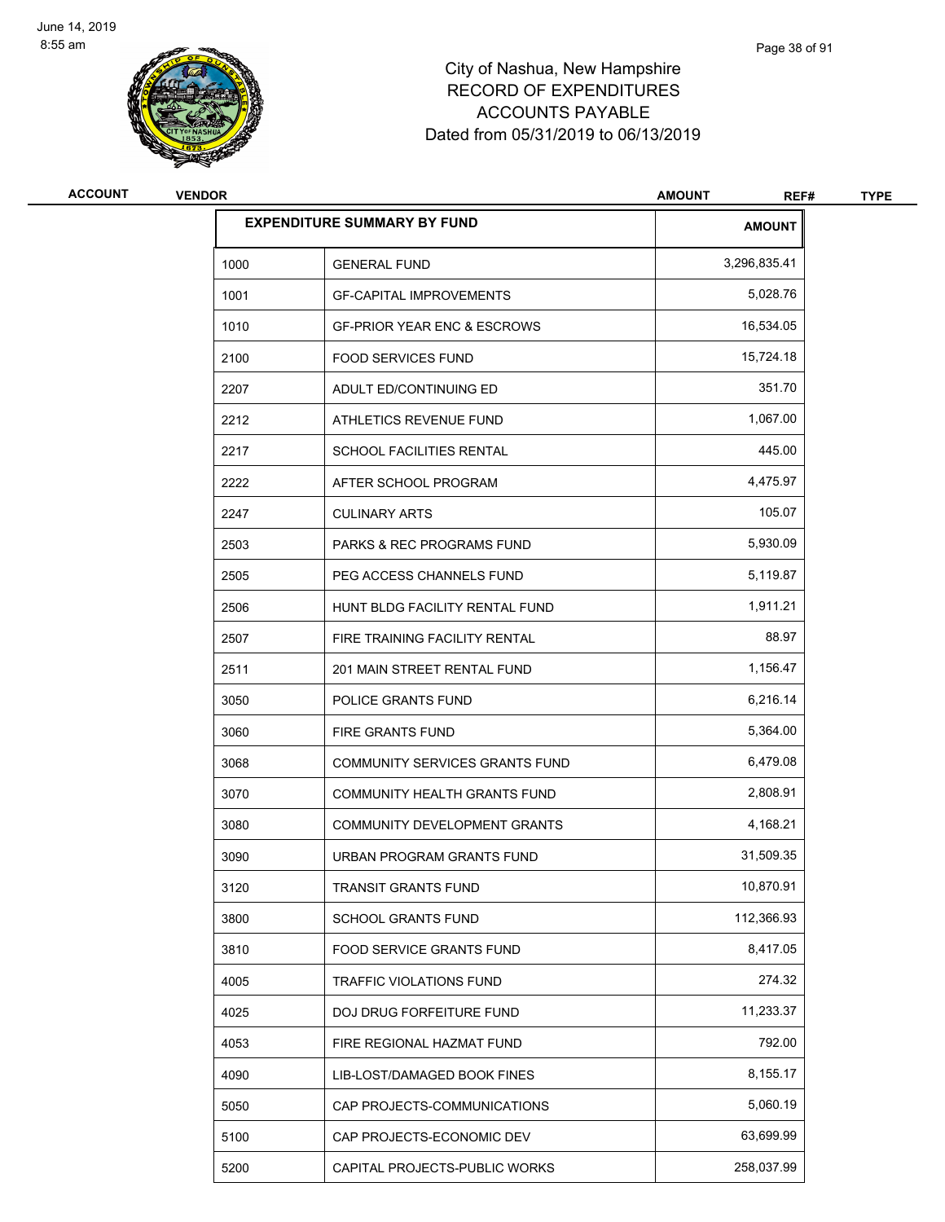# City of Nashua, New Hampshire
## RECORD OF EXPENDITURES
## ACCOUNTS PAYABLE
## Dated from 05/31/2019 to 06/13/2019

| ACCOUNT | VENDOR | AMOUNT | REF# | TYPE |
|---|---|---|---|---|

| EXPENDITURE SUMMARY BY FUND | | AMOUNT |
|---|---|---|
| 1000 | GENERAL FUND | 3,296,835.41 |
| 1001 | GF-CAPITAL IMPROVEMENTS | 5,028.76 |
| 1010 | GF-PRIOR YEAR ENC & ESCROWS | 16,534.05 |
| 2100 | FOOD SERVICES FUND | 15,724.18 |
| 2207 | ADULT ED/CONTINUING ED | 351.70 |
| 2212 | ATHLETICS REVENUE FUND | 1,067.00 |
| 2217 | SCHOOL FACILITIES RENTAL | 445.00 |
| 2222 | AFTER SCHOOL PROGRAM | 4,475.97 |
| 2247 | CULINARY ARTS | 105.07 |
| 2503 | PARKS & REC PROGRAMS FUND | 5,930.09 |
| 2505 | PEG ACCESS CHANNELS FUND | 5,119.87 |
| 2506 | HUNT BLDG FACILITY RENTAL FUND | 1,911.21 |
| 2507 | FIRE TRAINING FACILITY RENTAL | 88.97 |
| 2511 | 201 MAIN STREET RENTAL FUND | 1,156.47 |
| 3050 | POLICE GRANTS FUND | 6,216.14 |
| 3060 | FIRE GRANTS FUND | 5,364.00 |
| 3068 | COMMUNITY SERVICES GRANTS FUND | 6,479.08 |
| 3070 | COMMUNITY HEALTH GRANTS FUND | 2,808.91 |
| 3080 | COMMUNITY DEVELOPMENT GRANTS | 4,168.21 |
| 3090 | URBAN PROGRAM GRANTS FUND | 31,509.35 |
| 3120 | TRANSIT GRANTS FUND | 10,870.91 |
| 3800 | SCHOOL GRANTS FUND | 112,366.93 |
| 3810 | FOOD SERVICE GRANTS FUND | 8,417.05 |
| 4005 | TRAFFIC VIOLATIONS FUND | 274.32 |
| 4025 | DOJ DRUG FORFEITURE FUND | 11,233.37 |
| 4053 | FIRE REGIONAL HAZMAT FUND | 792.00 |
| 4090 | LIB-LOST/DAMAGED BOOK FINES | 8,155.17 |
| 5050 | CAP PROJECTS-COMMUNICATIONS | 5,060.19 |
| 5100 | CAP PROJECTS-ECONOMIC DEV | 63,699.99 |
| 5200 | CAPITAL PROJECTS-PUBLIC WORKS | 258,037.99 |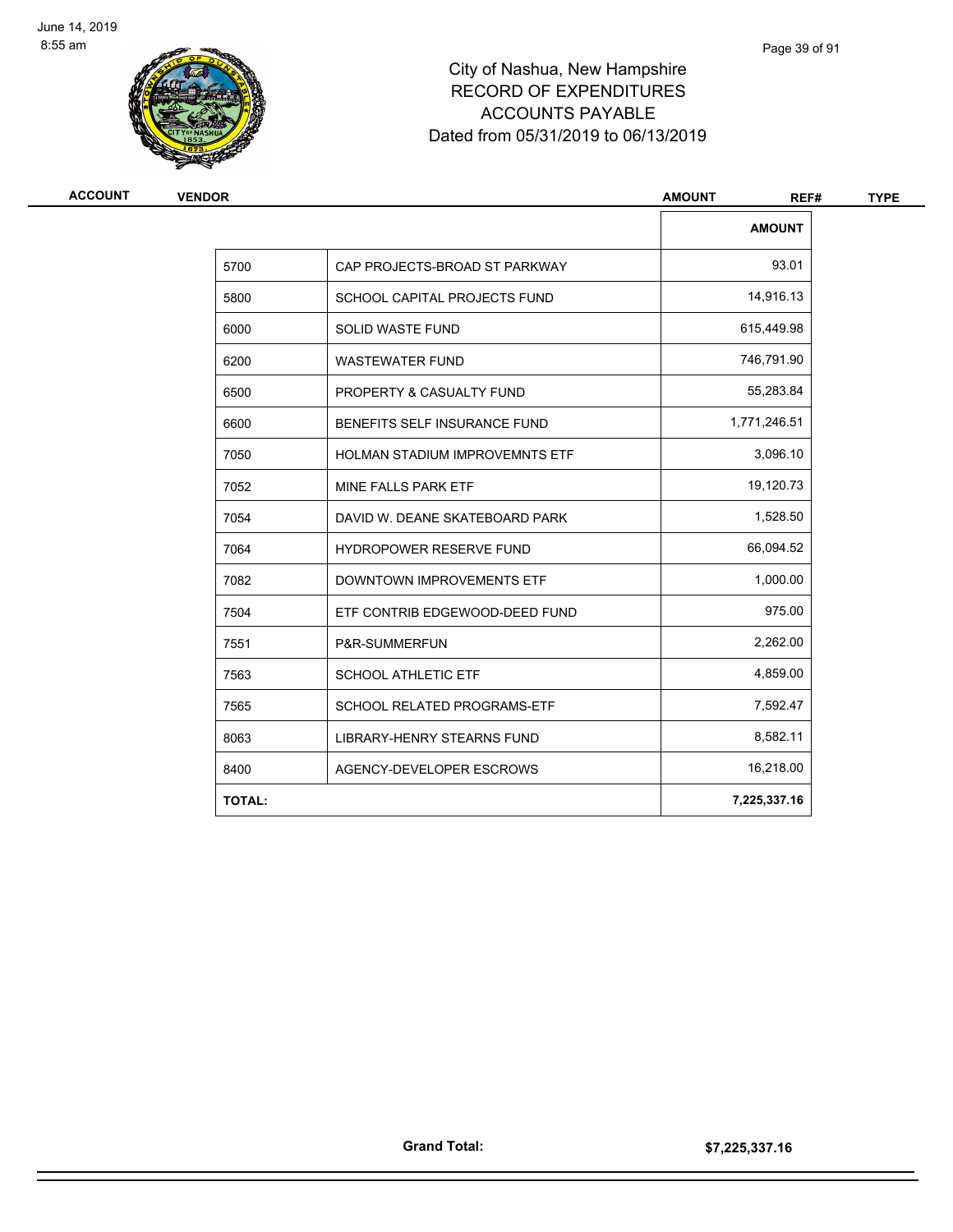# City of Nashua, New Hampshire
## RECORD OF EXPENDITURES
## ACCOUNTS PAYABLE
## Dated from 05/31/2019 to 06/13/2019

| ACCOUNT | VENDOR | AMOUNT | REF# | TYPE |
|---|---|---|---|---|

| | | AMOUNT |
|---|---|---|
| 5700 | CAP PROJECTS-BROAD ST PARKWAY | 93.01 |
| 5800 | SCHOOL CAPITAL PROJECTS FUND | 14,916.13 |
| 6000 | SOLID WASTE FUND | 615,449.98 |
| 6200 | WASTEWATER FUND | 746,791.90 |
| 6500 | PROPERTY & CASUALTY FUND | 55,283.84 |
| 6600 | BENEFITS SELF INSURANCE FUND | 1,771,246.51 |
| 7050 | HOLMAN STADIUM IMPROVEMNTS ETF | 3,096.10 |
| 7052 | MINE FALLS PARK ETF | 19,120.73 |
| 7054 | DAVID W. DEANE SKATEBOARD PARK | 1,528.50 |
| 7064 | HYDROPOWER RESERVE FUND | 66,094.52 |
| 7082 | DOWNTOWN IMPROVEMENTS ETF | 1,000.00 |
| 7504 | ETF CONTRIB EDGEWOOD-DEED FUND | 975.00 |
| 7551 | P&R-SUMMERFUN | 2,262.00 |
| 7563 | SCHOOL ATHLETIC ETF | 4,859.00 |
| 7565 | SCHOOL RELATED PROGRAMS-ETF | 7,592.47 |
| 8063 | LIBRARY-HENRY STEARNS FUND | 8,582.11 |
| 8400 | AGENCY-DEVELOPER ESCROWS | 16,218.00 |
| **TOTAL:** | | **7,225,337.16** |

**Grand Total:** **$7,225,337.16**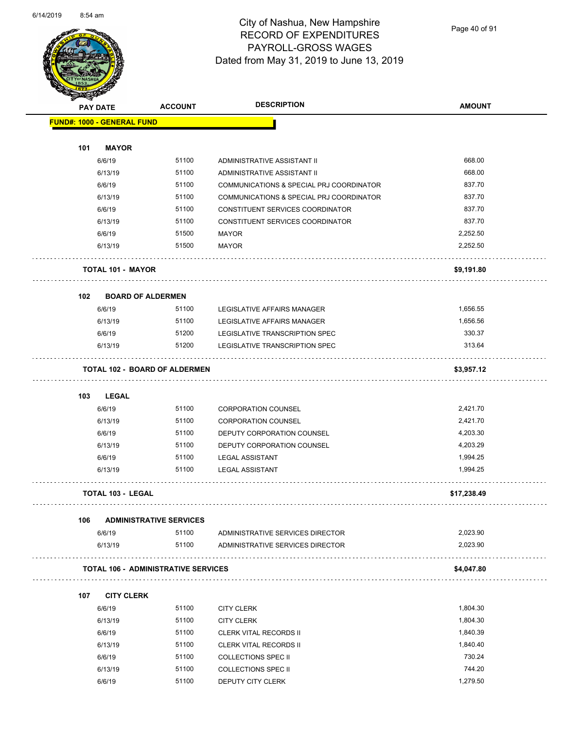# City of Nashua, New Hampshire
## RECORD OF EXPENDITURES
## PAYROLL-GROSS WAGES
### Dated from May 31, 2019 to June 13, 2019

| PAY DATE | ACCOUNT | DESCRIPTION | AMOUNT |
|---|---|---|---|
| **FUND#: 1000 - GENERAL FUND** | | | |
| **101 MAYOR** | | | |
| 6/6/19 | 51100 | ADMINISTRATIVE ASSISTANT II | 668.00 |
| 6/13/19 | 51100 | ADMINISTRATIVE ASSISTANT II | 668.00 |
| 6/6/19 | 51100 | COMMUNICATIONS & SPECIAL PRJ COORDINATOR | 837.70 |
| 6/13/19 | 51100 | COMMUNICATIONS & SPECIAL PRJ COORDINATOR | 837.70 |
| 6/6/19 | 51100 | CONSTITUENT SERVICES COORDINATOR | 837.70 |
| 6/13/19 | 51100 | CONSTITUENT SERVICES COORDINATOR | 837.70 |
| 6/6/19 | 51500 | MAYOR | 2,252.50 |
| 6/13/19 | 51500 | MAYOR | 2,252.50 |
| **TOTAL 101 - MAYOR** | | | **$9,191.80** |
| **102 BOARD OF ALDERMEN** | | | |
| 6/6/19 | 51100 | LEGISLATIVE AFFAIRS MANAGER | 1,656.55 |
| 6/13/19 | 51100 | LEGISLATIVE AFFAIRS MANAGER | 1,656.56 |
| 6/6/19 | 51200 | LEGISLATIVE TRANSCRIPTION SPEC | 330.37 |
| 6/13/19 | 51200 | LEGISLATIVE TRANSCRIPTION SPEC | 313.64 |
| **TOTAL 102 - BOARD OF ALDERMEN** | | | **$3,957.12** |
| **103 LEGAL** | | | |
| 6/6/19 | 51100 | CORPORATION COUNSEL | 2,421.70 |
| 6/13/19 | 51100 | CORPORATION COUNSEL | 2,421.70 |
| 6/6/19 | 51100 | DEPUTY CORPORATION COUNSEL | 4,203.30 |
| 6/13/19 | 51100 | DEPUTY CORPORATION COUNSEL | 4,203.29 |
| 6/6/19 | 51100 | LEGAL ASSISTANT | 1,994.25 |
| 6/13/19 | 51100 | LEGAL ASSISTANT | 1,994.25 |
| **TOTAL 103 - LEGAL** | | | **$17,238.49** |
| **106 ADMINISTRATIVE SERVICES** | | | |
| 6/6/19 | 51100 | ADMINISTRATIVE SERVICES DIRECTOR | 2,023.90 |
| 6/13/19 | 51100 | ADMINISTRATIVE SERVICES DIRECTOR | 2,023.90 |
| **TOTAL 106 - ADMINISTRATIVE SERVICES** | | | **$4,047.80** |
| **107 CITY CLERK** | | | |
| 6/6/19 | 51100 | CITY CLERK | 1,804.30 |
| 6/13/19 | 51100 | CITY CLERK | 1,804.30 |
| 6/6/19 | 51100 | CLERK VITAL RECORDS II | 1,840.39 |
| 6/13/19 | 51100 | CLERK VITAL RECORDS II | 1,840.40 |
| 6/6/19 | 51100 | COLLECTIONS SPEC II | 730.24 |
| 6/13/19 | 51100 | COLLECTIONS SPEC II | 744.20 |
| 6/6/19 | 51100 | DEPUTY CITY CLERK | 1,279.50 |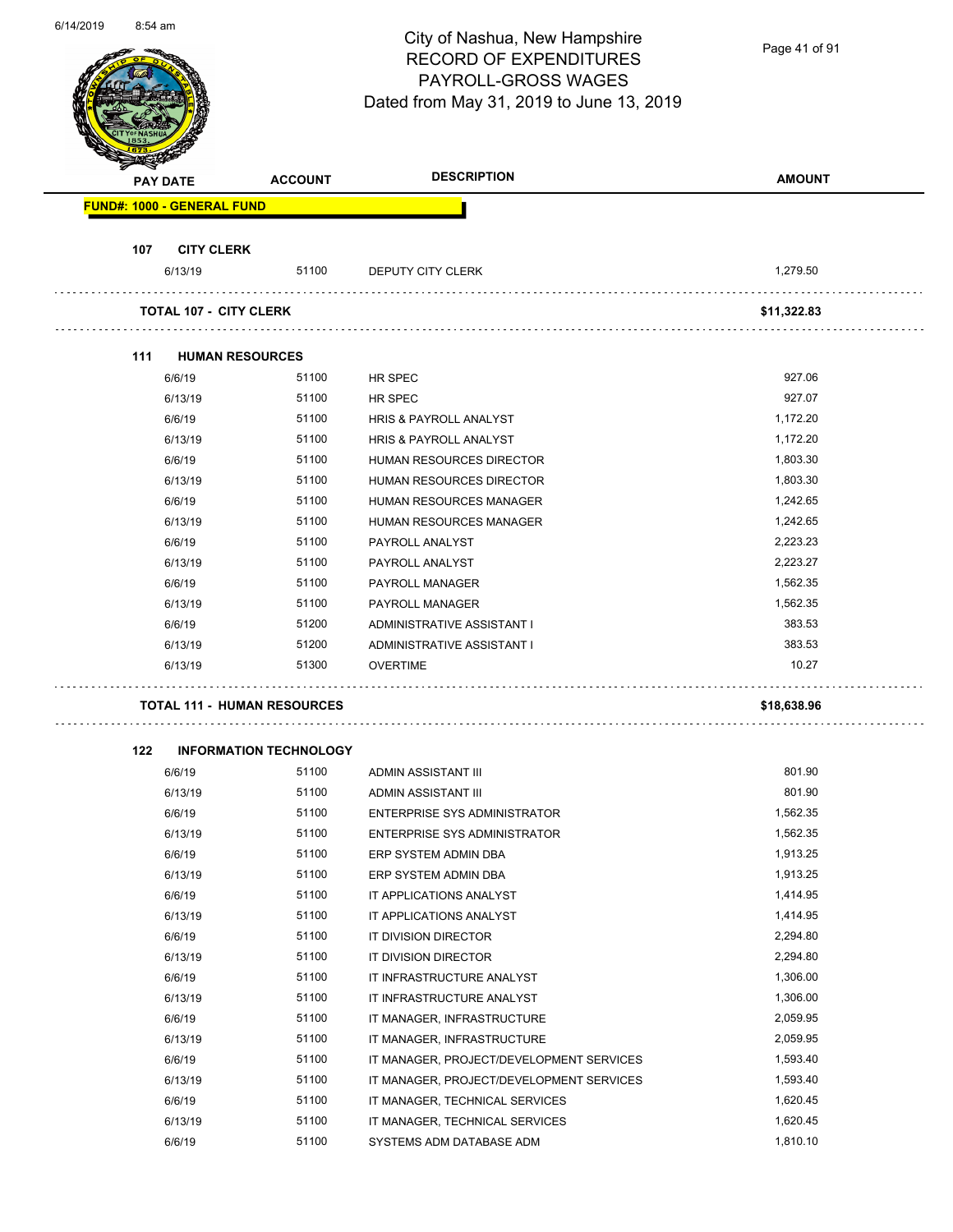# City of Nashua, New Hampshire
## RECORD OF EXPENDITURES
## PAYROLL-GROSS WAGES
### Dated from May 31, 2019 to June 13, 2019

| PAY DATE | ACCOUNT | DESCRIPTION | AMOUNT |
|---|---|---|---|
| **FUND#: 1000 - GENERAL FUND** | | | |
| **107 CITY CLERK** | | | |
| 6/13/19 | 51100 | DEPUTY CITY CLERK | 1,279.50 |
| **TOTAL 107 - CITY CLERK** | | | **$11,322.83** |
| **111 HUMAN RESOURCES** | | | |
| 6/6/19 | 51100 | HR SPEC | 927.06 |
| 6/13/19 | 51100 | HR SPEC | 927.07 |
| 6/6/19 | 51100 | HRIS & PAYROLL ANALYST | 1,172.20 |
| 6/13/19 | 51100 | HRIS & PAYROLL ANALYST | 1,172.20 |
| 6/6/19 | 51100 | HUMAN RESOURCES DIRECTOR | 1,803.30 |
| 6/13/19 | 51100 | HUMAN RESOURCES DIRECTOR | 1,803.30 |
| 6/6/19 | 51100 | HUMAN RESOURCES MANAGER | 1,242.65 |
| 6/13/19 | 51100 | HUMAN RESOURCES MANAGER | 1,242.65 |
| 6/6/19 | 51100 | PAYROLL ANALYST | 2,223.23 |
| 6/13/19 | 51100 | PAYROLL ANALYST | 2,223.27 |
| 6/6/19 | 51100 | PAYROLL MANAGER | 1,562.35 |
| 6/13/19 | 51100 | PAYROLL MANAGER | 1,562.35 |
| 6/6/19 | 51200 | ADMINISTRATIVE ASSISTANT I | 383.53 |
| 6/13/19 | 51200 | ADMINISTRATIVE ASSISTANT I | 383.53 |
| 6/13/19 | 51300 | OVERTIME | 10.27 |
| **TOTAL 111 - HUMAN RESOURCES** | | | **$18,638.96** |
| **122 INFORMATION TECHNOLOGY** | | | |
| 6/6/19 | 51100 | ADMIN ASSISTANT III | 801.90 |
| 6/13/19 | 51100 | ADMIN ASSISTANT III | 801.90 |
| 6/6/19 | 51100 | ENTERPRISE SYS ADMINISTRATOR | 1,562.35 |
| 6/13/19 | 51100 | ENTERPRISE SYS ADMINISTRATOR | 1,562.35 |
| 6/6/19 | 51100 | ERP SYSTEM ADMIN DBA | 1,913.25 |
| 6/13/19 | 51100 | ERP SYSTEM ADMIN DBA | 1,913.25 |
| 6/6/19 | 51100 | IT APPLICATIONS ANALYST | 1,414.95 |
| 6/13/19 | 51100 | IT APPLICATIONS ANALYST | 1,414.95 |
| 6/6/19 | 51100 | IT DIVISION DIRECTOR | 2,294.80 |
| 6/13/19 | 51100 | IT DIVISION DIRECTOR | 2,294.80 |
| 6/6/19 | 51100 | IT INFRASTRUCTURE ANALYST | 1,306.00 |
| 6/13/19 | 51100 | IT INFRASTRUCTURE ANALYST | 1,306.00 |
| 6/6/19 | 51100 | IT MANAGER, INFRASTRUCTURE | 2,059.95 |
| 6/13/19 | 51100 | IT MANAGER, INFRASTRUCTURE | 2,059.95 |
| 6/6/19 | 51100 | IT MANAGER, PROJECT/DEVELOPMENT SERVICES | 1,593.40 |
| 6/13/19 | 51100 | IT MANAGER, PROJECT/DEVELOPMENT SERVICES | 1,593.40 |
| 6/6/19 | 51100 | IT MANAGER, TECHNICAL SERVICES | 1,620.45 |
| 6/13/19 | 51100 | IT MANAGER, TECHNICAL SERVICES | 1,620.45 |
| 6/6/19 | 51100 | SYSTEMS ADM DATABASE ADM | 1,810.10 |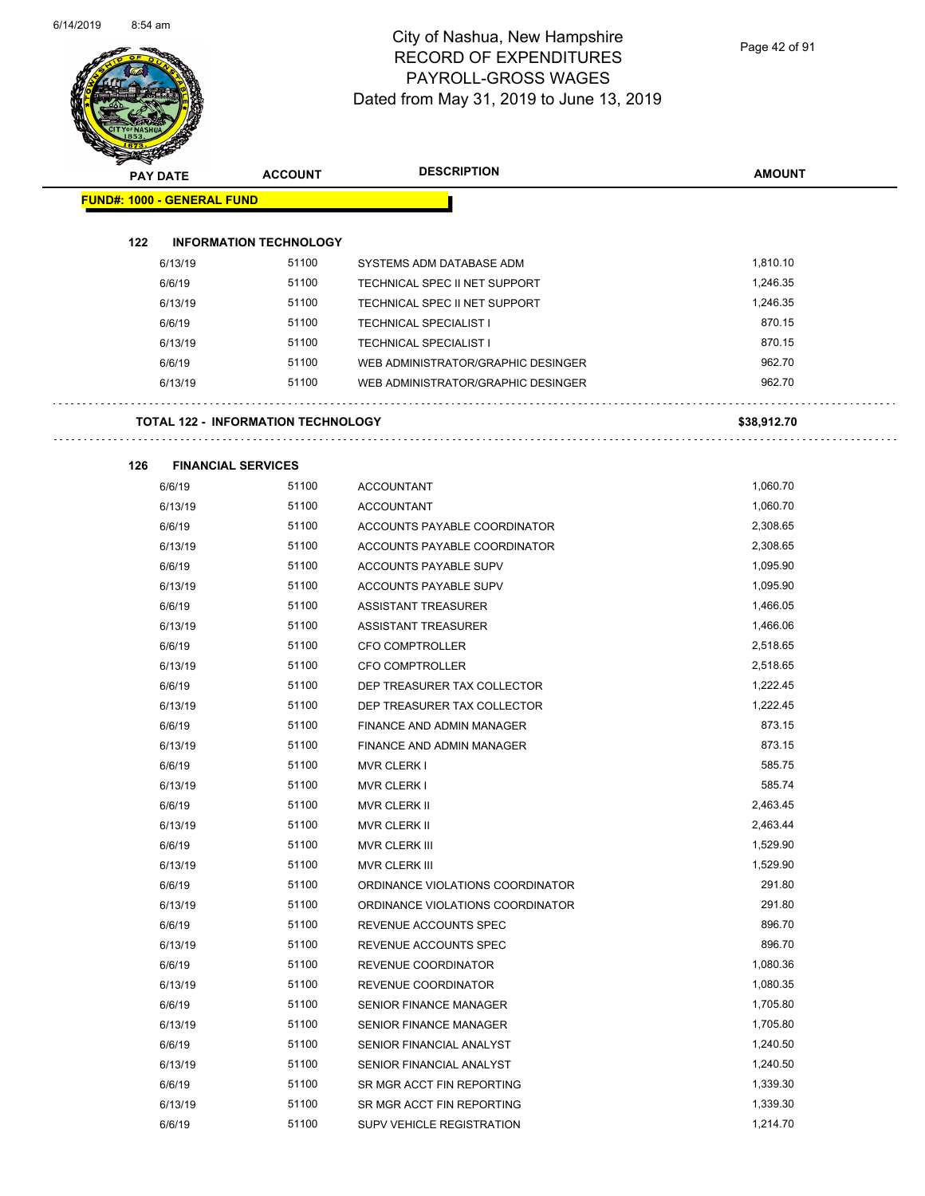# City of Nashua, New Hampshire
## RECORD OF EXPENDITURES
## PAYROLL-GROSS WAGES
## Dated from May 31, 2019 to June 13, 2019

| PAY DATE | ACCOUNT | DESCRIPTION | AMOUNT |
|---|---|---|---|
| **FUND#: 1000 - GENERAL FUND** | | | |
| **122 INFORMATION TECHNOLOGY** | | | |
| 6/13/19 | 51100 | SYSTEMS ADM DATABASE ADM | 1,810.10 |
| 6/6/19 | 51100 | TECHNICAL SPEC II NET SUPPORT | 1,246.35 |
| 6/13/19 | 51100 | TECHNICAL SPEC II NET SUPPORT | 1,246.35 |
| 6/6/19 | 51100 | TECHNICAL SPECIALIST I | 870.15 |
| 6/13/19 | 51100 | TECHNICAL SPECIALIST I | 870.15 |
| 6/6/19 | 51100 | WEB ADMINISTRATOR/GRAPHIC DESINGER | 962.70 |
| 6/13/19 | 51100 | WEB ADMINISTRATOR/GRAPHIC DESINGER | 962.70 |
| **TOTAL 122 - INFORMATION TECHNOLOGY** | | | **$38,912.70** |
| **126 FINANCIAL SERVICES** | | | |
| 6/6/19 | 51100 | ACCOUNTANT | 1,060.70 |
| 6/13/19 | 51100 | ACCOUNTANT | 1,060.70 |
| 6/6/19 | 51100 | ACCOUNTS PAYABLE COORDINATOR | 2,308.65 |
| 6/13/19 | 51100 | ACCOUNTS PAYABLE COORDINATOR | 2,308.65 |
| 6/6/19 | 51100 | ACCOUNTS PAYABLE SUPV | 1,095.90 |
| 6/13/19 | 51100 | ACCOUNTS PAYABLE SUPV | 1,095.90 |
| 6/6/19 | 51100 | ASSISTANT TREASURER | 1,466.05 |
| 6/13/19 | 51100 | ASSISTANT TREASURER | 1,466.06 |
| 6/6/19 | 51100 | CFO COMPTROLLER | 2,518.65 |
| 6/13/19 | 51100 | CFO COMPTROLLER | 2,518.65 |
| 6/6/19 | 51100 | DEP TREASURER TAX COLLECTOR | 1,222.45 |
| 6/13/19 | 51100 | DEP TREASURER TAX COLLECTOR | 1,222.45 |
| 6/6/19 | 51100 | FINANCE AND ADMIN MANAGER | 873.15 |
| 6/13/19 | 51100 | FINANCE AND ADMIN MANAGER | 873.15 |
| 6/6/19 | 51100 | MVR CLERK I | 585.75 |
| 6/13/19 | 51100 | MVR CLERK I | 585.74 |
| 6/6/19 | 51100 | MVR CLERK II | 2,463.45 |
| 6/13/19 | 51100 | MVR CLERK II | 2,463.44 |
| 6/6/19 | 51100 | MVR CLERK III | 1,529.90 |
| 6/13/19 | 51100 | MVR CLERK III | 1,529.90 |
| 6/6/19 | 51100 | ORDINANCE VIOLATIONS COORDINATOR | 291.80 |
| 6/13/19 | 51100 | ORDINANCE VIOLATIONS COORDINATOR | 291.80 |
| 6/6/19 | 51100 | REVENUE ACCOUNTS SPEC | 896.70 |
| 6/13/19 | 51100 | REVENUE ACCOUNTS SPEC | 896.70 |
| 6/6/19 | 51100 | REVENUE COORDINATOR | 1,080.36 |
| 6/13/19 | 51100 | REVENUE COORDINATOR | 1,080.35 |
| 6/6/19 | 51100 | SENIOR FINANCE MANAGER | 1,705.80 |
| 6/13/19 | 51100 | SENIOR FINANCE MANAGER | 1,705.80 |
| 6/6/19 | 51100 | SENIOR FINANCIAL ANALYST | 1,240.50 |
| 6/13/19 | 51100 | SENIOR FINANCIAL ANALYST | 1,240.50 |
| 6/6/19 | 51100 | SR MGR ACCT FIN REPORTING | 1,339.30 |
| 6/13/19 | 51100 | SR MGR ACCT FIN REPORTING | 1,339.30 |
| 6/6/19 | 51100 | SUPV VEHICLE REGISTRATION | 1,214.70 |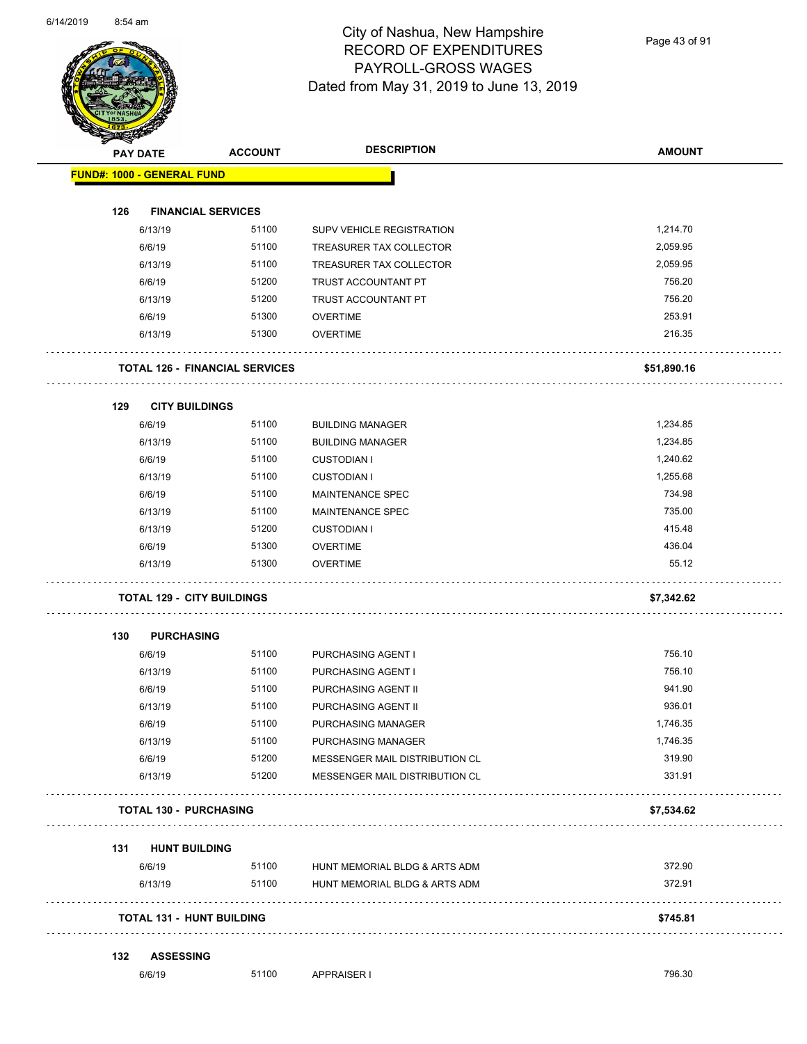# City of Nashua, New Hampshire
## RECORD OF EXPENDITURES
## PAYROLL-GROSS WAGES
## Dated from May 31, 2019 to June 13, 2019

| PAY DATE | ACCOUNT | DESCRIPTION | AMOUNT |
|---|---|---|---|
| **FUND#: 1000 - GENERAL FUND** | | | |
| **126 FINANCIAL SERVICES** | | | |
| 6/13/19 | 51100 | SUPV VEHICLE REGISTRATION | 1,214.70 |
| 6/6/19 | 51100 | TREASURER TAX COLLECTOR | 2,059.95 |
| 6/13/19 | 51100 | TREASURER TAX COLLECTOR | 2,059.95 |
| 6/6/19 | 51200 | TRUST ACCOUNTANT PT | 756.20 |
| 6/13/19 | 51200 | TRUST ACCOUNTANT PT | 756.20 |
| 6/6/19 | 51300 | OVERTIME | 253.91 |
| 6/13/19 | 51300 | OVERTIME | 216.35 |
| **TOTAL 126 - FINANCIAL SERVICES** | | | **$51,890.16** |
| **129 CITY BUILDINGS** | | | |
| 6/6/19 | 51100 | BUILDING MANAGER | 1,234.85 |
| 6/13/19 | 51100 | BUILDING MANAGER | 1,234.85 |
| 6/6/19 | 51100 | CUSTODIAN I | 1,240.62 |
| 6/13/19 | 51100 | CUSTODIAN I | 1,255.68 |
| 6/6/19 | 51100 | MAINTENANCE SPEC | 734.98 |
| 6/13/19 | 51100 | MAINTENANCE SPEC | 735.00 |
| 6/13/19 | 51200 | CUSTODIAN I | 415.48 |
| 6/6/19 | 51300 | OVERTIME | 436.04 |
| 6/13/19 | 51300 | OVERTIME | 55.12 |
| **TOTAL 129 - CITY BUILDINGS** | | | **$7,342.62** |
| **130 PURCHASING** | | | |
| 6/6/19 | 51100 | PURCHASING AGENT I | 756.10 |
| 6/13/19 | 51100 | PURCHASING AGENT I | 756.10 |
| 6/6/19 | 51100 | PURCHASING AGENT II | 941.90 |
| 6/13/19 | 51100 | PURCHASING AGENT II | 936.01 |
| 6/6/19 | 51100 | PURCHASING MANAGER | 1,746.35 |
| 6/13/19 | 51100 | PURCHASING MANAGER | 1,746.35 |
| 6/6/19 | 51200 | MESSENGER MAIL DISTRIBUTION CL | 319.90 |
| 6/13/19 | 51200 | MESSENGER MAIL DISTRIBUTION CL | 331.91 |
| **TOTAL 130 - PURCHASING** | | | **$7,534.62** |
| **131 HUNT BUILDING** | | | |
| 6/6/19 | 51100 | HUNT MEMORIAL BLDG & ARTS ADM | 372.90 |
| 6/13/19 | 51100 | HUNT MEMORIAL BLDG & ARTS ADM | 372.91 |
| **TOTAL 131 - HUNT BUILDING** | | | **$745.81** |
| **132 ASSESSING** | | | |
| 6/6/19 | 51100 | APPRAISER I | 796.30 |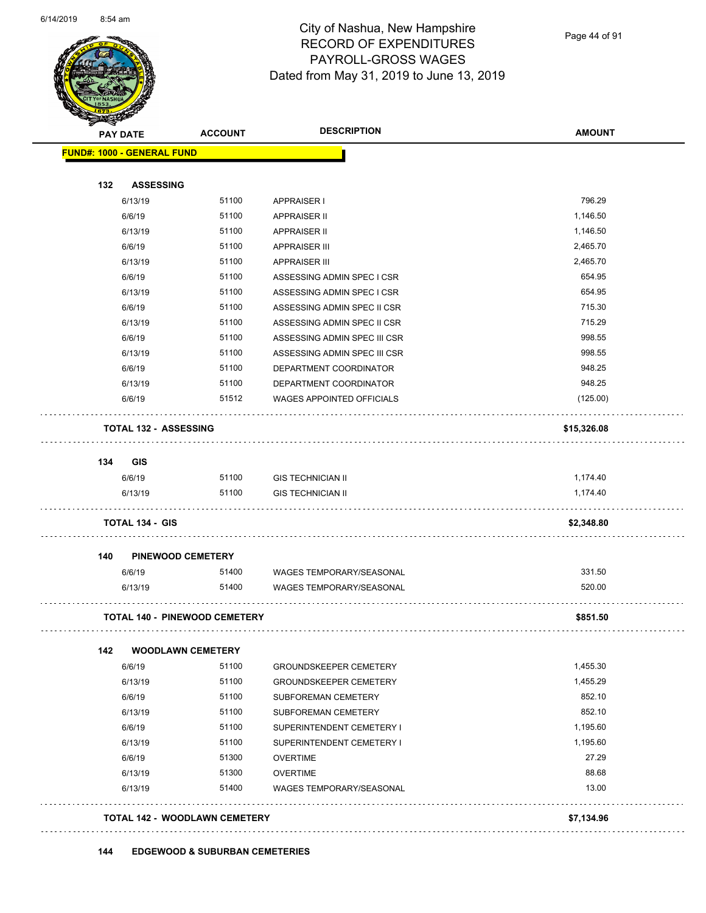# City of Nashua, New Hampshire
## RECORD OF EXPENDITURES
## PAYROLL-GROSS WAGES
## Dated from May 31, 2019 to June 13, 2019

| PAY DATE | ACCOUNT | DESCRIPTION | AMOUNT |
|---|---|---|---|
| **FUND#: 1000 - GENERAL FUND** | | | |
| **132 ASSESSING** | | | |
| 6/13/19 | 51100 | APPRAISER I | 796.29 |
| 6/6/19 | 51100 | APPRAISER II | 1,146.50 |
| 6/13/19 | 51100 | APPRAISER II | 1,146.50 |
| 6/6/19 | 51100 | APPRAISER III | 2,465.70 |
| 6/13/19 | 51100 | APPRAISER III | 2,465.70 |
| 6/6/19 | 51100 | ASSESSING ADMIN SPEC I CSR | 654.95 |
| 6/13/19 | 51100 | ASSESSING ADMIN SPEC I CSR | 654.95 |
| 6/6/19 | 51100 | ASSESSING ADMIN SPEC II CSR | 715.30 |
| 6/13/19 | 51100 | ASSESSING ADMIN SPEC II CSR | 715.29 |
| 6/6/19 | 51100 | ASSESSING ADMIN SPEC III CSR | 998.55 |
| 6/13/19 | 51100 | ASSESSING ADMIN SPEC III CSR | 998.55 |
| 6/6/19 | 51100 | DEPARTMENT COORDINATOR | 948.25 |
| 6/13/19 | 51100 | DEPARTMENT COORDINATOR | 948.25 |
| 6/6/19 | 51512 | WAGES APPOINTED OFFICIALS | (125.00) |
| **TOTAL 132 - ASSESSING** | | | **$15,326.08** |
| **134 GIS** | | | |
| 6/6/19 | 51100 | GIS TECHNICIAN II | 1,174.40 |
| 6/13/19 | 51100 | GIS TECHNICIAN II | 1,174.40 |
| **TOTAL 134 - GIS** | | | **$2,348.80** |
| **140 PINEWOOD CEMETERY** | | | |
| 6/6/19 | 51400 | WAGES TEMPORARY/SEASONAL | 331.50 |
| 6/13/19 | 51400 | WAGES TEMPORARY/SEASONAL | 520.00 |
| **TOTAL 140 - PINEWOOD CEMETERY** | | | **$851.50** |
| **142 WOODLAWN CEMETERY** | | | |
| 6/6/19 | 51100 | GROUNDSKEEPER CEMETERY | 1,455.30 |
| 6/13/19 | 51100 | GROUNDSKEEPER CEMETERY | 1,455.29 |
| 6/6/19 | 51100 | SUBFOREMAN CEMETERY | 852.10 |
| 6/13/19 | 51100 | SUBFOREMAN CEMETERY | 852.10 |
| 6/6/19 | 51100 | SUPERINTENDENT CEMETERY I | 1,195.60 |
| 6/13/19 | 51100 | SUPERINTENDENT CEMETERY I | 1,195.60 |
| 6/6/19 | 51300 | OVERTIME | 27.29 |
| 6/13/19 | 51300 | OVERTIME | 88.68 |
| 6/13/19 | 51400 | WAGES TEMPORARY/SEASONAL | 13.00 |
| **TOTAL 142 - WOODLAWN CEMETERY** | | | **$7,134.96** |
| **144 EDGEWOOD & SUBURBAN CEMETERIES** | | | |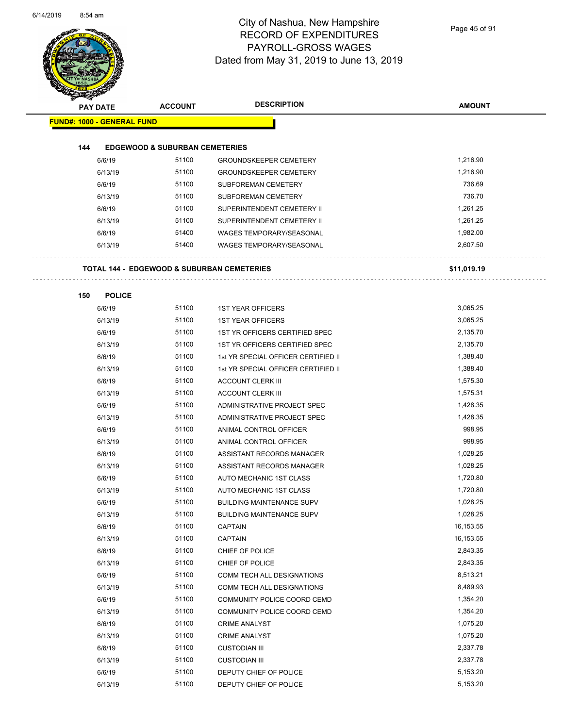# City of Nashua, New Hampshire
## RECORD OF EXPENDITURES
## PAYROLL-GROSS WAGES
### Dated from May 31, 2019 to June 13, 2019

| PAY DATE | ACCOUNT | DESCRIPTION | AMOUNT |
|---|---|---|---|
| **FUND#: 1000 - GENERAL FUND** | | | |
| **144 EDGEWOOD & SUBURBAN CEMETERIES** | | | |
| 6/6/19 | 51100 | GROUNDSKEEPER CEMETERY | 1,216.90 |
| 6/13/19 | 51100 | GROUNDSKEEPER CEMETERY | 1,216.90 |
| 6/6/19 | 51100 | SUBFOREMAN CEMETERY | 736.69 |
| 6/13/19 | 51100 | SUBFOREMAN CEMETERY | 736.70 |
| 6/6/19 | 51100 | SUPERINTENDENT CEMETERY II | 1,261.25 |
| 6/13/19 | 51100 | SUPERINTENDENT CEMETERY II | 1,261.25 |
| 6/6/19 | 51400 | WAGES TEMPORARY/SEASONAL | 1,982.00 |
| 6/13/19 | 51400 | WAGES TEMPORARY/SEASONAL | 2,607.50 |
| **TOTAL 144 - EDGEWOOD & SUBURBAN CEMETERIES** | | | **$11,019.19** |
| **150 POLICE** | | | |
| 6/6/19 | 51100 | 1ST YEAR OFFICERS | 3,065.25 |
| 6/13/19 | 51100 | 1ST YEAR OFFICERS | 3,065.25 |
| 6/6/19 | 51100 | 1ST YR OFFICERS CERTIFIED SPEC | 2,135.70 |
| 6/13/19 | 51100 | 1ST YR OFFICERS CERTIFIED SPEC | 2,135.70 |
| 6/6/19 | 51100 | 1st YR SPECIAL OFFICER CERTIFIED II | 1,388.40 |
| 6/13/19 | 51100 | 1st YR SPECIAL OFFICER CERTIFIED II | 1,388.40 |
| 6/6/19 | 51100 | ACCOUNT CLERK III | 1,575.30 |
| 6/13/19 | 51100 | ACCOUNT CLERK III | 1,575.31 |
| 6/6/19 | 51100 | ADMINISTRATIVE PROJECT SPEC | 1,428.35 |
| 6/13/19 | 51100 | ADMINISTRATIVE PROJECT SPEC | 1,428.35 |
| 6/6/19 | 51100 | ANIMAL CONTROL OFFICER | 998.95 |
| 6/13/19 | 51100 | ANIMAL CONTROL OFFICER | 998.95 |
| 6/6/19 | 51100 | ASSISTANT RECORDS MANAGER | 1,028.25 |
| 6/13/19 | 51100 | ASSISTANT RECORDS MANAGER | 1,028.25 |
| 6/6/19 | 51100 | AUTO MECHANIC 1ST CLASS | 1,720.80 |
| 6/13/19 | 51100 | AUTO MECHANIC 1ST CLASS | 1,720.80 |
| 6/6/19 | 51100 | BUILDING MAINTENANCE SUPV | 1,028.25 |
| 6/13/19 | 51100 | BUILDING MAINTENANCE SUPV | 1,028.25 |
| 6/6/19 | 51100 | CAPTAIN | 16,153.55 |
| 6/13/19 | 51100 | CAPTAIN | 16,153.55 |
| 6/6/19 | 51100 | CHIEF OF POLICE | 2,843.35 |
| 6/13/19 | 51100 | CHIEF OF POLICE | 2,843.35 |
| 6/6/19 | 51100 | COMM TECH ALL DESIGNATIONS | 8,513.21 |
| 6/13/19 | 51100 | COMM TECH ALL DESIGNATIONS | 8,489.93 |
| 6/6/19 | 51100 | COMMUNITY POLICE COORD CEMD | 1,354.20 |
| 6/13/19 | 51100 | COMMUNITY POLICE COORD CEMD | 1,354.20 |
| 6/6/19 | 51100 | CRIME ANALYST | 1,075.20 |
| 6/13/19 | 51100 | CRIME ANALYST | 1,075.20 |
| 6/6/19 | 51100 | CUSTODIAN III | 2,337.78 |
| 6/13/19 | 51100 | CUSTODIAN III | 2,337.78 |
| 6/6/19 | 51100 | DEPUTY CHIEF OF POLICE | 5,153.20 |
| 6/13/19 | 51100 | DEPUTY CHIEF OF POLICE | 5,153.20 |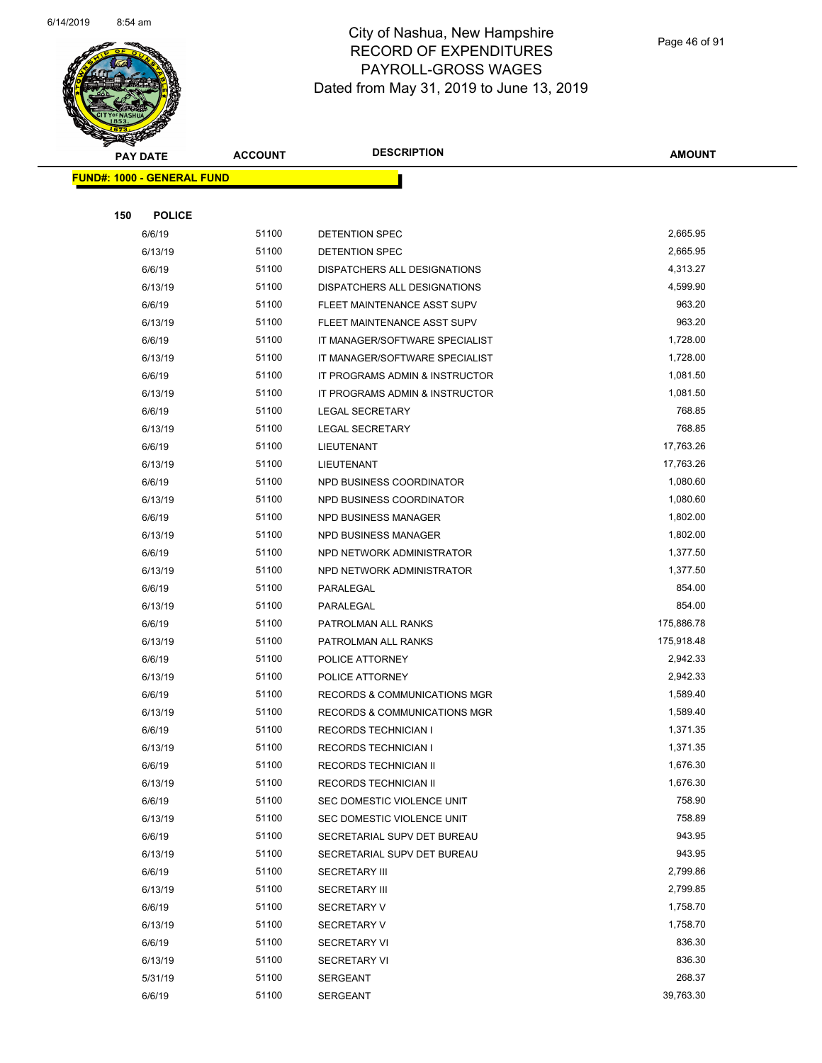# City of Nashua, New Hampshire
## RECORD OF EXPENDITURES
## PAYROLL-GROSS WAGES
### Dated from May 31, 2019 to June 13, 2019

**FUND#: 1000 - GENERAL FUND**

**150 POLICE**

| PAY DATE | ACCOUNT | DESCRIPTION | AMOUNT |
|---|---|---|---|
| 6/6/19 | 51100 | DETENTION SPEC | 2,665.95 |
| 6/13/19 | 51100 | DETENTION SPEC | 2,665.95 |
| 6/6/19 | 51100 | DISPATCHERS ALL DESIGNATIONS | 4,313.27 |
| 6/13/19 | 51100 | DISPATCHERS ALL DESIGNATIONS | 4,599.90 |
| 6/6/19 | 51100 | FLEET MAINTENANCE ASST SUPV | 963.20 |
| 6/13/19 | 51100 | FLEET MAINTENANCE ASST SUPV | 963.20 |
| 6/6/19 | 51100 | IT MANAGER/SOFTWARE SPECIALIST | 1,728.00 |
| 6/13/19 | 51100 | IT MANAGER/SOFTWARE SPECIALIST | 1,728.00 |
| 6/6/19 | 51100 | IT PROGRAMS ADMIN & INSTRUCTOR | 1,081.50 |
| 6/13/19 | 51100 | IT PROGRAMS ADMIN & INSTRUCTOR | 1,081.50 |
| 6/6/19 | 51100 | LEGAL SECRETARY | 768.85 |
| 6/13/19 | 51100 | LEGAL SECRETARY | 768.85 |
| 6/6/19 | 51100 | LIEUTENANT | 17,763.26 |
| 6/13/19 | 51100 | LIEUTENANT | 17,763.26 |
| 6/6/19 | 51100 | NPD BUSINESS COORDINATOR | 1,080.60 |
| 6/13/19 | 51100 | NPD BUSINESS COORDINATOR | 1,080.60 |
| 6/6/19 | 51100 | NPD BUSINESS MANAGER | 1,802.00 |
| 6/13/19 | 51100 | NPD BUSINESS MANAGER | 1,802.00 |
| 6/6/19 | 51100 | NPD NETWORK ADMINISTRATOR | 1,377.50 |
| 6/13/19 | 51100 | NPD NETWORK ADMINISTRATOR | 1,377.50 |
| 6/6/19 | 51100 | PARALEGAL | 854.00 |
| 6/13/19 | 51100 | PARALEGAL | 854.00 |
| 6/6/19 | 51100 | PATROLMAN ALL RANKS | 175,886.78 |
| 6/13/19 | 51100 | PATROLMAN ALL RANKS | 175,918.48 |
| 6/6/19 | 51100 | POLICE ATTORNEY | 2,942.33 |
| 6/13/19 | 51100 | POLICE ATTORNEY | 2,942.33 |
| 6/6/19 | 51100 | RECORDS & COMMUNICATIONS MGR | 1,589.40 |
| 6/13/19 | 51100 | RECORDS & COMMUNICATIONS MGR | 1,589.40 |
| 6/6/19 | 51100 | RECORDS TECHNICIAN I | 1,371.35 |
| 6/13/19 | 51100 | RECORDS TECHNICIAN I | 1,371.35 |
| 6/6/19 | 51100 | RECORDS TECHNICIAN II | 1,676.30 |
| 6/13/19 | 51100 | RECORDS TECHNICIAN II | 1,676.30 |
| 6/6/19 | 51100 | SEC DOMESTIC VIOLENCE UNIT | 758.90 |
| 6/13/19 | 51100 | SEC DOMESTIC VIOLENCE UNIT | 758.89 |
| 6/6/19 | 51100 | SECRETARIAL SUPV DET BUREAU | 943.95 |
| 6/13/19 | 51100 | SECRETARIAL SUPV DET BUREAU | 943.95 |
| 6/6/19 | 51100 | SECRETARY III | 2,799.86 |
| 6/13/19 | 51100 | SECRETARY III | 2,799.85 |
| 6/6/19 | 51100 | SECRETARY V | 1,758.70 |
| 6/13/19 | 51100 | SECRETARY V | 1,758.70 |
| 6/6/19 | 51100 | SECRETARY VI | 836.30 |
| 6/13/19 | 51100 | SECRETARY VI | 836.30 |
| 5/31/19 | 51100 | SERGEANT | 268.37 |
| 6/6/19 | 51100 | SERGEANT | 39,763.30 |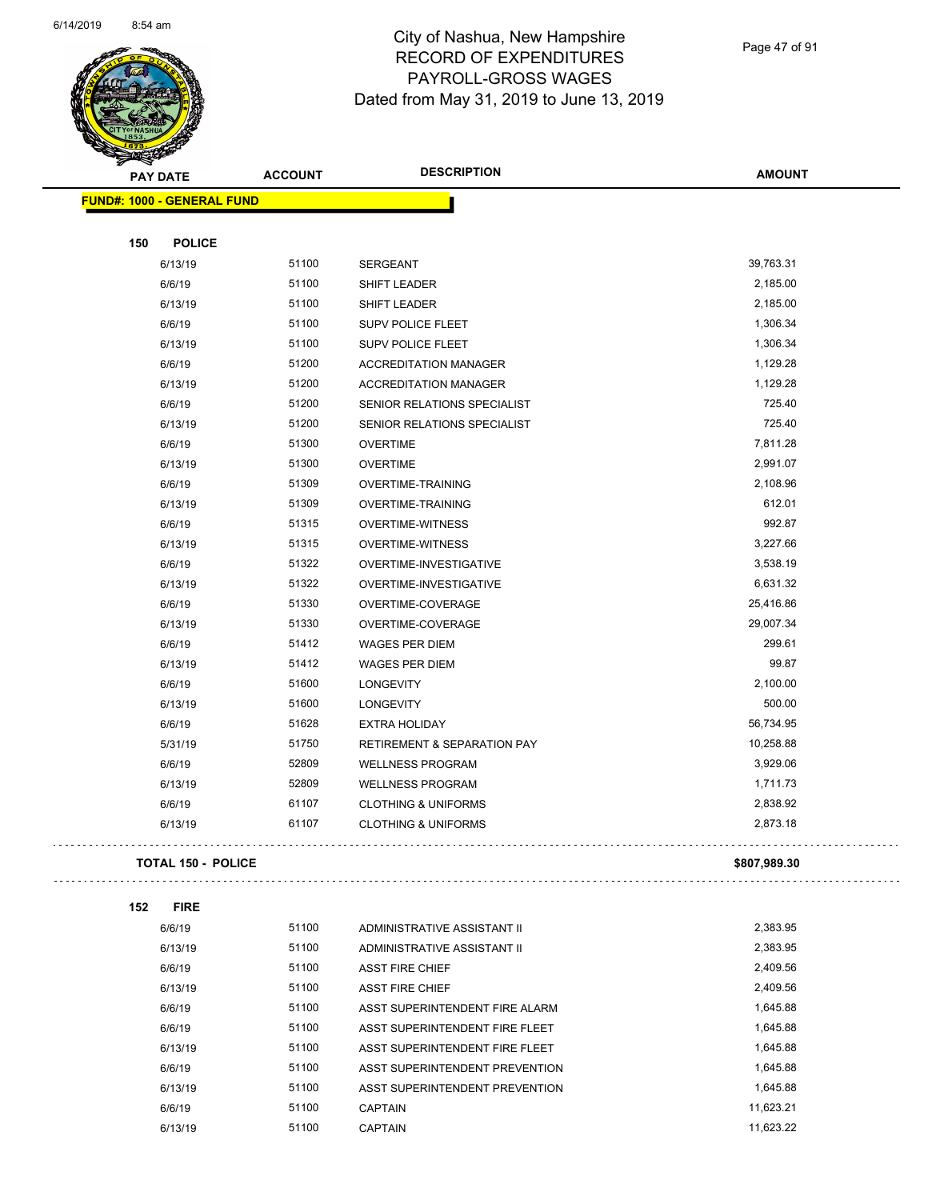# City of Nashua, New Hampshire
## RECORD OF EXPENDITURES
## PAYROLL-GROSS WAGES
### Dated from May 31, 2019 to June 13, 2019

| PAY DATE | ACCOUNT | DESCRIPTION | AMOUNT |
|---|---|---|---|
| **FUND#: 1000 - GENERAL FUND** | | | |
| **150 POLICE** | | | |
| 6/13/19 | 51100 | SERGEANT | 39,763.31 |
| 6/6/19 | 51100 | SHIFT LEADER | 2,185.00 |
| 6/13/19 | 51100 | SHIFT LEADER | 2,185.00 |
| 6/6/19 | 51100 | SUPV POLICE FLEET | 1,306.34 |
| 6/13/19 | 51100 | SUPV POLICE FLEET | 1,306.34 |
| 6/6/19 | 51200 | ACCREDITATION MANAGER | 1,129.28 |
| 6/13/19 | 51200 | ACCREDITATION MANAGER | 1,129.28 |
| 6/6/19 | 51200 | SENIOR RELATIONS SPECIALIST | 725.40 |
| 6/13/19 | 51200 | SENIOR RELATIONS SPECIALIST | 725.40 |
| 6/6/19 | 51300 | OVERTIME | 7,811.28 |
| 6/13/19 | 51300 | OVERTIME | 2,991.07 |
| 6/6/19 | 51309 | OVERTIME-TRAINING | 2,108.96 |
| 6/13/19 | 51309 | OVERTIME-TRAINING | 612.01 |
| 6/6/19 | 51315 | OVERTIME-WITNESS | 992.87 |
| 6/13/19 | 51315 | OVERTIME-WITNESS | 3,227.66 |
| 6/6/19 | 51322 | OVERTIME-INVESTIGATIVE | 3,538.19 |
| 6/13/19 | 51322 | OVERTIME-INVESTIGATIVE | 6,631.32 |
| 6/6/19 | 51330 | OVERTIME-COVERAGE | 25,416.86 |
| 6/13/19 | 51330 | OVERTIME-COVERAGE | 29,007.34 |
| 6/6/19 | 51412 | WAGES PER DIEM | 299.61 |
| 6/13/19 | 51412 | WAGES PER DIEM | 99.87 |
| 6/6/19 | 51600 | LONGEVITY | 2,100.00 |
| 6/13/19 | 51600 | LONGEVITY | 500.00 |
| 6/6/19 | 51628 | EXTRA HOLIDAY | 56,734.95 |
| 5/31/19 | 51750 | RETIREMENT & SEPARATION PAY | 10,258.88 |
| 6/6/19 | 52809 | WELLNESS PROGRAM | 3,929.06 |
| 6/13/19 | 52809 | WELLNESS PROGRAM | 1,711.73 |
| 6/6/19 | 61107 | CLOTHING & UNIFORMS | 2,838.92 |
| 6/13/19 | 61107 | CLOTHING & UNIFORMS | 2,873.18 |
| **TOTAL 150 - POLICE** | | | **$807,989.30** |
| **152 FIRE** | | | |
| 6/6/19 | 51100 | ADMINISTRATIVE ASSISTANT II | 2,383.95 |
| 6/13/19 | 51100 | ADMINISTRATIVE ASSISTANT II | 2,383.95 |
| 6/6/19 | 51100 | ASST FIRE CHIEF | 2,409.56 |
| 6/13/19 | 51100 | ASST FIRE CHIEF | 2,409.56 |
| 6/6/19 | 51100 | ASST SUPERINTENDENT FIRE ALARM | 1,645.88 |
| 6/6/19 | 51100 | ASST SUPERINTENDENT FIRE FLEET | 1,645.88 |
| 6/13/19 | 51100 | ASST SUPERINTENDENT FIRE FLEET | 1,645.88 |
| 6/6/19 | 51100 | ASST SUPERINTENDENT PREVENTION | 1,645.88 |
| 6/13/19 | 51100 | ASST SUPERINTENDENT PREVENTION | 1,645.88 |
| 6/6/19 | 51100 | CAPTAIN | 11,623.21 |
| 6/13/19 | 51100 | CAPTAIN | 11,623.22 |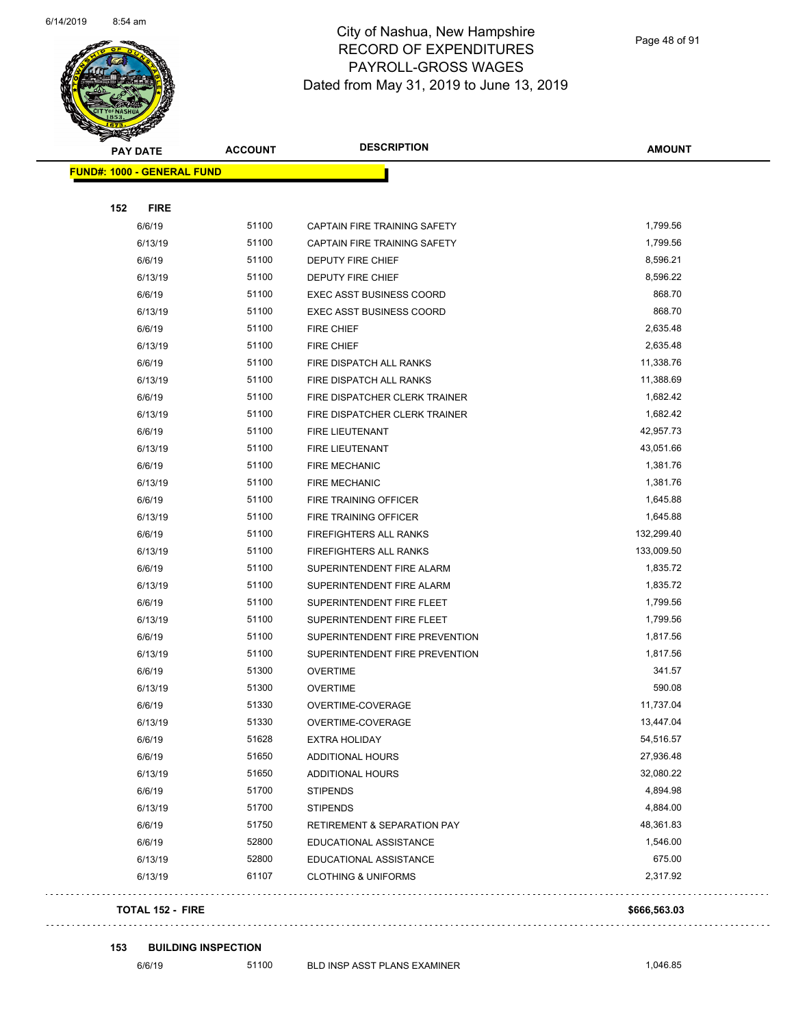# City of Nashua, New Hampshire
## RECORD OF EXPENDITURES
## PAYROLL-GROSS WAGES
## Dated from May 31, 2019 to June 13, 2019

| PAY DATE | ACCOUNT | DESCRIPTION | AMOUNT |
|---|---|---|---|
| **FUND#: 1000 - GENERAL FUND** | | | |
| **152 FIRE** | | | |
| 6/6/19 | 51100 | CAPTAIN FIRE TRAINING SAFETY | 1,799.56 |
| 6/13/19 | 51100 | CAPTAIN FIRE TRAINING SAFETY | 1,799.56 |
| 6/6/19 | 51100 | DEPUTY FIRE CHIEF | 8,596.21 |
| 6/13/19 | 51100 | DEPUTY FIRE CHIEF | 8,596.22 |
| 6/6/19 | 51100 | EXEC ASST BUSINESS COORD | 868.70 |
| 6/13/19 | 51100 | EXEC ASST BUSINESS COORD | 868.70 |
| 6/6/19 | 51100 | FIRE CHIEF | 2,635.48 |
| 6/13/19 | 51100 | FIRE CHIEF | 2,635.48 |
| 6/6/19 | 51100 | FIRE DISPATCH ALL RANKS | 11,338.76 |
| 6/13/19 | 51100 | FIRE DISPATCH ALL RANKS | 11,388.69 |
| 6/6/19 | 51100 | FIRE DISPATCHER CLERK TRAINER | 1,682.42 |
| 6/13/19 | 51100 | FIRE DISPATCHER CLERK TRAINER | 1,682.42 |
| 6/6/19 | 51100 | FIRE LIEUTENANT | 42,957.73 |
| 6/13/19 | 51100 | FIRE LIEUTENANT | 43,051.66 |
| 6/6/19 | 51100 | FIRE MECHANIC | 1,381.76 |
| 6/13/19 | 51100 | FIRE MECHANIC | 1,381.76 |
| 6/6/19 | 51100 | FIRE TRAINING OFFICER | 1,645.88 |
| 6/13/19 | 51100 | FIRE TRAINING OFFICER | 1,645.88 |
| 6/6/19 | 51100 | FIREFIGHTERS ALL RANKS | 132,299.40 |
| 6/13/19 | 51100 | FIREFIGHTERS ALL RANKS | 133,009.50 |
| 6/6/19 | 51100 | SUPERINTENDENT FIRE ALARM | 1,835.72 |
| 6/13/19 | 51100 | SUPERINTENDENT FIRE ALARM | 1,835.72 |
| 6/6/19 | 51100 | SUPERINTENDENT FIRE FLEET | 1,799.56 |
| 6/13/19 | 51100 | SUPERINTENDENT FIRE FLEET | 1,799.56 |
| 6/6/19 | 51100 | SUPERINTENDENT FIRE PREVENTION | 1,817.56 |
| 6/13/19 | 51100 | SUPERINTENDENT FIRE PREVENTION | 1,817.56 |
| 6/6/19 | 51300 | OVERTIME | 341.57 |
| 6/13/19 | 51300 | OVERTIME | 590.08 |
| 6/6/19 | 51330 | OVERTIME-COVERAGE | 11,737.04 |
| 6/13/19 | 51330 | OVERTIME-COVERAGE | 13,447.04 |
| 6/6/19 | 51628 | EXTRA HOLIDAY | 54,516.57 |
| 6/6/19 | 51650 | ADDITIONAL HOURS | 27,936.48 |
| 6/13/19 | 51650 | ADDITIONAL HOURS | 32,080.22 |
| 6/6/19 | 51700 | STIPENDS | 4,894.98 |
| 6/13/19 | 51700 | STIPENDS | 4,884.00 |
| 6/6/19 | 51750 | RETIREMENT & SEPARATION PAY | 48,361.83 |
| 6/6/19 | 52800 | EDUCATIONAL ASSISTANCE | 1,546.00 |
| 6/13/19 | 52800 | EDUCATIONAL ASSISTANCE | 675.00 |
| 6/13/19 | 61107 | CLOTHING & UNIFORMS | 2,317.92 |
| **TOTAL 152 - FIRE** | | | **$666,563.03** |
| **153 BUILDING INSPECTION** | | | |
| 6/6/19 | 51100 | BLD INSP ASST PLANS EXAMINER | 1,046.85 |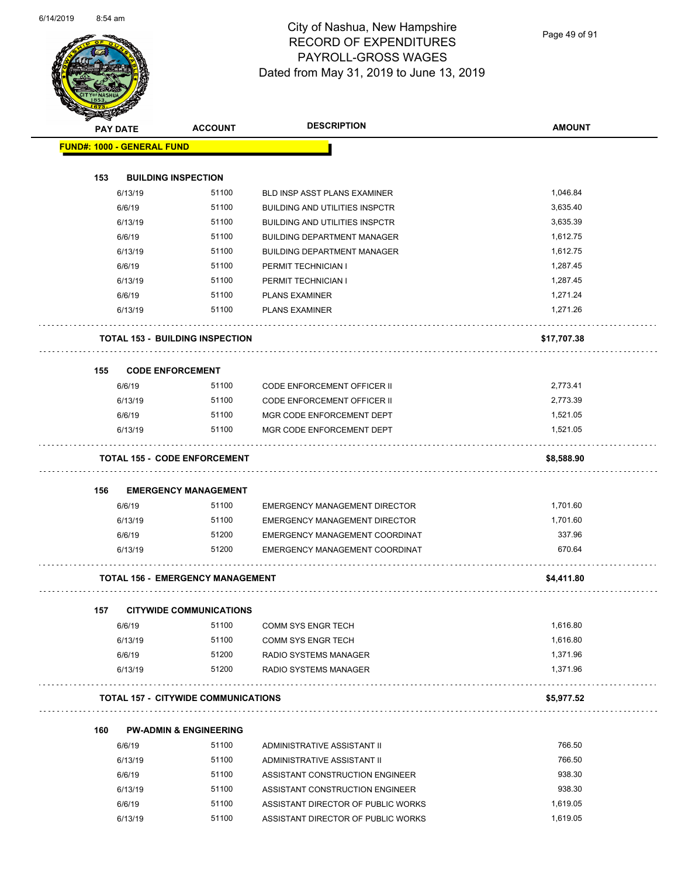# City of Nashua, New Hampshire
## RECORD OF EXPENDITURES
## PAYROLL-GROSS WAGES
## Dated from May 31, 2019 to June 13, 2019

| PAY DATE | ACCOUNT | DESCRIPTION | AMOUNT |
|---|---|---|---|
| **FUND#: 1000 - GENERAL FUND** | | | |
| **153 BUILDING INSPECTION** | | | |
| 6/13/19 | 51100 | BLD INSP ASST PLANS EXAMINER | 1,046.84 |
| 6/6/19 | 51100 | BUILDING AND UTILITIES INSPCTR | 3,635.40 |
| 6/13/19 | 51100 | BUILDING AND UTILITIES INSPCTR | 3,635.39 |
| 6/6/19 | 51100 | BUILDING DEPARTMENT MANAGER | 1,612.75 |
| 6/13/19 | 51100 | BUILDING DEPARTMENT MANAGER | 1,612.75 |
| 6/6/19 | 51100 | PERMIT TECHNICIAN I | 1,287.45 |
| 6/13/19 | 51100 | PERMIT TECHNICIAN I | 1,287.45 |
| 6/6/19 | 51100 | PLANS EXAMINER | 1,271.24 |
| 6/13/19 | 51100 | PLANS EXAMINER | 1,271.26 |
| **TOTAL 153 - BUILDING INSPECTION** | | | **$17,707.38** |
| **155 CODE ENFORCEMENT** | | | |
| 6/6/19 | 51100 | CODE ENFORCEMENT OFFICER II | 2,773.41 |
| 6/13/19 | 51100 | CODE ENFORCEMENT OFFICER II | 2,773.39 |
| 6/6/19 | 51100 | MGR CODE ENFORCEMENT DEPT | 1,521.05 |
| 6/13/19 | 51100 | MGR CODE ENFORCEMENT DEPT | 1,521.05 |
| **TOTAL 155 - CODE ENFORCEMENT** | | | **$8,588.90** |
| **156 EMERGENCY MANAGEMENT** | | | |
| 6/6/19 | 51100 | EMERGENCY MANAGEMENT DIRECTOR | 1,701.60 |
| 6/13/19 | 51100 | EMERGENCY MANAGEMENT DIRECTOR | 1,701.60 |
| 6/6/19 | 51200 | EMERGENCY MANAGEMENT COORDINAT | 337.96 |
| 6/13/19 | 51200 | EMERGENCY MANAGEMENT COORDINAT | 670.64 |
| **TOTAL 156 - EMERGENCY MANAGEMENT** | | | **$4,411.80** |
| **157 CITYWIDE COMMUNICATIONS** | | | |
| 6/6/19 | 51100 | COMM SYS ENGR TECH | 1,616.80 |
| 6/13/19 | 51100 | COMM SYS ENGR TECH | 1,616.80 |
| 6/6/19 | 51200 | RADIO SYSTEMS MANAGER | 1,371.96 |
| 6/13/19 | 51200 | RADIO SYSTEMS MANAGER | 1,371.96 |
| **TOTAL 157 - CITYWIDE COMMUNICATIONS** | | | **$5,977.52** |
| **160 PW-ADMIN & ENGINEERING** | | | |
| 6/6/19 | 51100 | ADMINISTRATIVE ASSISTANT II | 766.50 |
| 6/13/19 | 51100 | ADMINISTRATIVE ASSISTANT II | 766.50 |
| 6/6/19 | 51100 | ASSISTANT CONSTRUCTION ENGINEER | 938.30 |
| 6/13/19 | 51100 | ASSISTANT CONSTRUCTION ENGINEER | 938.30 |
| 6/6/19 | 51100 | ASSISTANT DIRECTOR OF PUBLIC WORKS | 1,619.05 |
| 6/13/19 | 51100 | ASSISTANT DIRECTOR OF PUBLIC WORKS | 1,619.05 |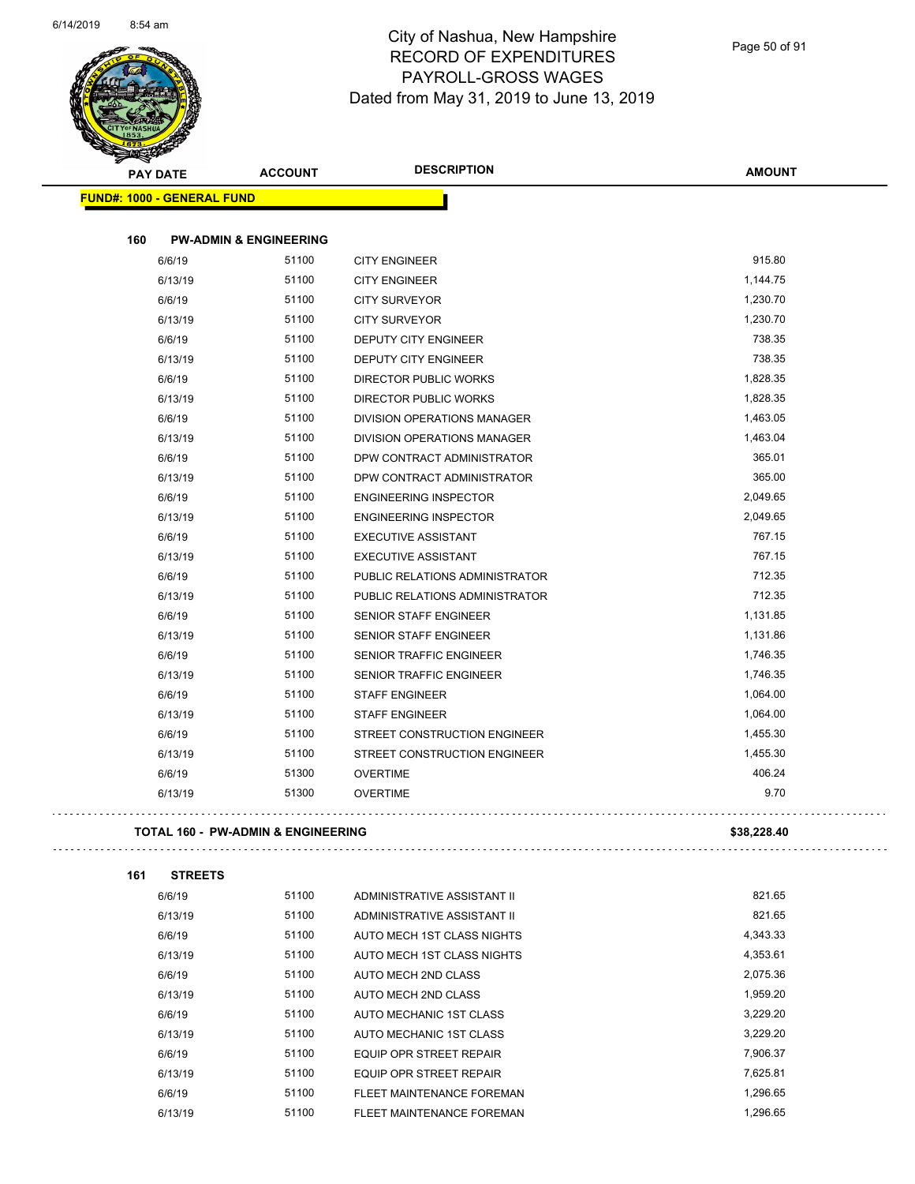# City of Nashua, New Hampshire
## RECORD OF EXPENDITURES
## PAYROLL-GROSS WAGES
## Dated from May 31, 2019 to June 13, 2019

**FUND#: 1000 - GENERAL FUND**

### 160 PW-ADMIN & ENGINEERING

| PAY DATE | ACCOUNT | DESCRIPTION | AMOUNT |
|---|---|---|---|
| 6/6/19 | 51100 | CITY ENGINEER | 915.80 |
| 6/13/19 | 51100 | CITY ENGINEER | 1,144.75 |
| 6/6/19 | 51100 | CITY SURVEYOR | 1,230.70 |
| 6/13/19 | 51100 | CITY SURVEYOR | 1,230.70 |
| 6/6/19 | 51100 | DEPUTY CITY ENGINEER | 738.35 |
| 6/13/19 | 51100 | DEPUTY CITY ENGINEER | 738.35 |
| 6/6/19 | 51100 | DIRECTOR PUBLIC WORKS | 1,828.35 |
| 6/13/19 | 51100 | DIRECTOR PUBLIC WORKS | 1,828.35 |
| 6/6/19 | 51100 | DIVISION OPERATIONS MANAGER | 1,463.05 |
| 6/13/19 | 51100 | DIVISION OPERATIONS MANAGER | 1,463.04 |
| 6/6/19 | 51100 | DPW CONTRACT ADMINISTRATOR | 365.01 |
| 6/13/19 | 51100 | DPW CONTRACT ADMINISTRATOR | 365.00 |
| 6/6/19 | 51100 | ENGINEERING INSPECTOR | 2,049.65 |
| 6/13/19 | 51100 | ENGINEERING INSPECTOR | 2,049.65 |
| 6/6/19 | 51100 | EXECUTIVE ASSISTANT | 767.15 |
| 6/13/19 | 51100 | EXECUTIVE ASSISTANT | 767.15 |
| 6/6/19 | 51100 | PUBLIC RELATIONS ADMINISTRATOR | 712.35 |
| 6/13/19 | 51100 | PUBLIC RELATIONS ADMINISTRATOR | 712.35 |
| 6/6/19 | 51100 | SENIOR STAFF ENGINEER | 1,131.85 |
| 6/13/19 | 51100 | SENIOR STAFF ENGINEER | 1,131.86 |
| 6/6/19 | 51100 | SENIOR TRAFFIC ENGINEER | 1,746.35 |
| 6/13/19 | 51100 | SENIOR TRAFFIC ENGINEER | 1,746.35 |
| 6/6/19 | 51100 | STAFF ENGINEER | 1,064.00 |
| 6/13/19 | 51100 | STAFF ENGINEER | 1,064.00 |
| 6/6/19 | 51100 | STREET CONSTRUCTION ENGINEER | 1,455.30 |
| 6/13/19 | 51100 | STREET CONSTRUCTION ENGINEER | 1,455.30 |
| 6/6/19 | 51300 | OVERTIME | 406.24 |
| 6/13/19 | 51300 | OVERTIME | 9.70 |

**TOTAL 160 - PW-ADMIN & ENGINEERING** **$38,228.40**

### 161 STREETS

| PAY DATE | ACCOUNT | DESCRIPTION | AMOUNT |
|---|---|---|---|
| 6/6/19 | 51100 | ADMINISTRATIVE ASSISTANT II | 821.65 |
| 6/13/19 | 51100 | ADMINISTRATIVE ASSISTANT II | 821.65 |
| 6/6/19 | 51100 | AUTO MECH 1ST CLASS NIGHTS | 4,343.33 |
| 6/13/19 | 51100 | AUTO MECH 1ST CLASS NIGHTS | 4,353.61 |
| 6/6/19 | 51100 | AUTO MECH 2ND CLASS | 2,075.36 |
| 6/13/19 | 51100 | AUTO MECH 2ND CLASS | 1,959.20 |
| 6/6/19 | 51100 | AUTO MECHANIC 1ST CLASS | 3,229.20 |
| 6/13/19 | 51100 | AUTO MECHANIC 1ST CLASS | 3,229.20 |
| 6/6/19 | 51100 | EQUIP OPR STREET REPAIR | 7,906.37 |
| 6/13/19 | 51100 | EQUIP OPR STREET REPAIR | 7,625.81 |
| 6/6/19 | 51100 | FLEET MAINTENANCE FOREMAN | 1,296.65 |
| 6/13/19 | 51100 | FLEET MAINTENANCE FOREMAN | 1,296.65 |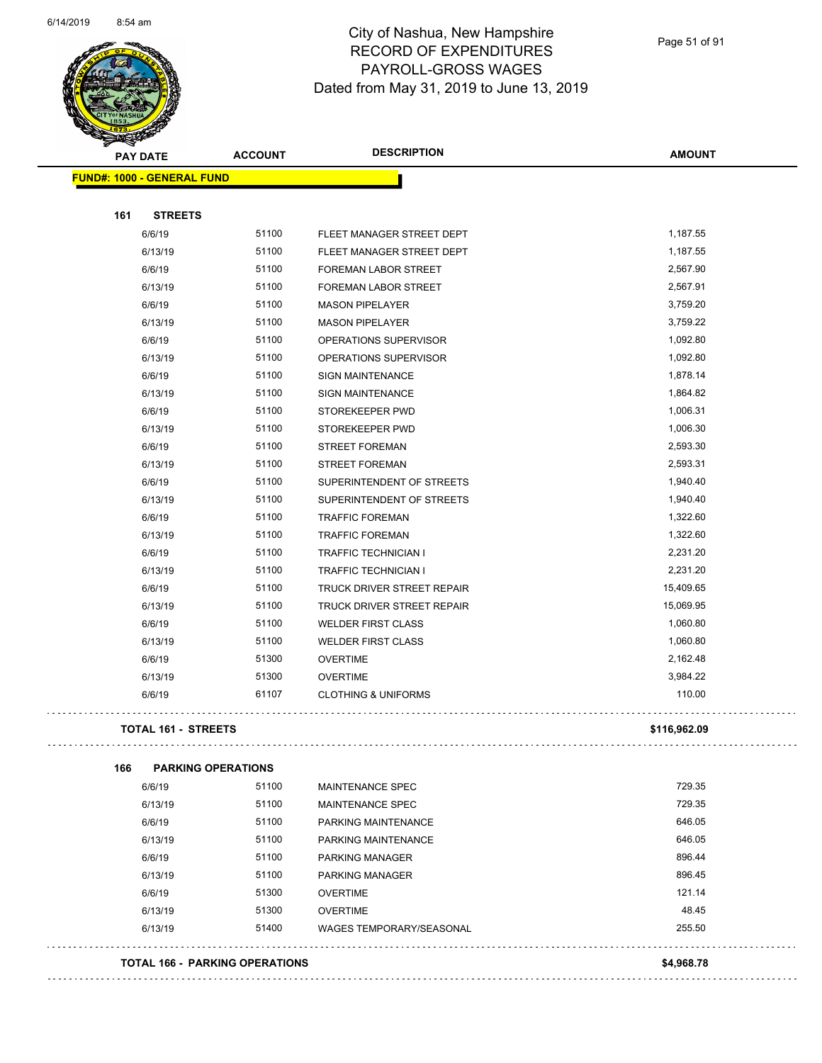# City of Nashua, New Hampshire
## RECORD OF EXPENDITURES
## PAYROLL-GROSS WAGES
### Dated from May 31, 2019 to June 13, 2019

**FUND#: 1000 - GENERAL FUND**

**161 STREETS**

| PAY DATE | ACCOUNT | DESCRIPTION | AMOUNT |
|---|---|---|---|
| 6/6/19 | 51100 | FLEET MANAGER STREET DEPT | 1,187.55 |
| 6/13/19 | 51100 | FLEET MANAGER STREET DEPT | 1,187.55 |
| 6/6/19 | 51100 | FOREMAN LABOR STREET | 2,567.90 |
| 6/13/19 | 51100 | FOREMAN LABOR STREET | 2,567.91 |
| 6/6/19 | 51100 | MASON PIPELAYER | 3,759.20 |
| 6/13/19 | 51100 | MASON PIPELAYER | 3,759.22 |
| 6/6/19 | 51100 | OPERATIONS SUPERVISOR | 1,092.80 |
| 6/13/19 | 51100 | OPERATIONS SUPERVISOR | 1,092.80 |
| 6/6/19 | 51100 | SIGN MAINTENANCE | 1,878.14 |
| 6/13/19 | 51100 | SIGN MAINTENANCE | 1,864.82 |
| 6/6/19 | 51100 | STOREKEEPER PWD | 1,006.31 |
| 6/13/19 | 51100 | STOREKEEPER PWD | 1,006.30 |
| 6/6/19 | 51100 | STREET FOREMAN | 2,593.30 |
| 6/13/19 | 51100 | STREET FOREMAN | 2,593.31 |
| 6/6/19 | 51100 | SUPERINTENDENT OF STREETS | 1,940.40 |
| 6/13/19 | 51100 | SUPERINTENDENT OF STREETS | 1,940.40 |
| 6/6/19 | 51100 | TRAFFIC FOREMAN | 1,322.60 |
| 6/13/19 | 51100 | TRAFFIC FOREMAN | 1,322.60 |
| 6/6/19 | 51100 | TRAFFIC TECHNICIAN I | 2,231.20 |
| 6/13/19 | 51100 | TRAFFIC TECHNICIAN I | 2,231.20 |
| 6/6/19 | 51100 | TRUCK DRIVER STREET REPAIR | 15,409.65 |
| 6/13/19 | 51100 | TRUCK DRIVER STREET REPAIR | 15,069.95 |
| 6/6/19 | 51100 | WELDER FIRST CLASS | 1,060.80 |
| 6/13/19 | 51100 | WELDER FIRST CLASS | 1,060.80 |
| 6/6/19 | 51300 | OVERTIME | 2,162.48 |
| 6/13/19 | 51300 | OVERTIME | 3,984.22 |
| 6/6/19 | 61107 | CLOTHING & UNIFORMS | 110.00 |

**TOTAL 161 - STREETS** **$116,962.09**

**166 PARKING OPERATIONS**

| PAY DATE | ACCOUNT | DESCRIPTION | AMOUNT |
|---|---|---|---|
| 6/6/19 | 51100 | MAINTENANCE SPEC | 729.35 |
| 6/13/19 | 51100 | MAINTENANCE SPEC | 729.35 |
| 6/6/19 | 51100 | PARKING MAINTENANCE | 646.05 |
| 6/13/19 | 51100 | PARKING MAINTENANCE | 646.05 |
| 6/6/19 | 51100 | PARKING MANAGER | 896.44 |
| 6/13/19 | 51100 | PARKING MANAGER | 896.45 |
| 6/6/19 | 51300 | OVERTIME | 121.14 |
| 6/13/19 | 51300 | OVERTIME | 48.45 |
| 6/13/19 | 51400 | WAGES TEMPORARY/SEASONAL | 255.50 |

**TOTAL 166 - PARKING OPERATIONS** **$4,968.78**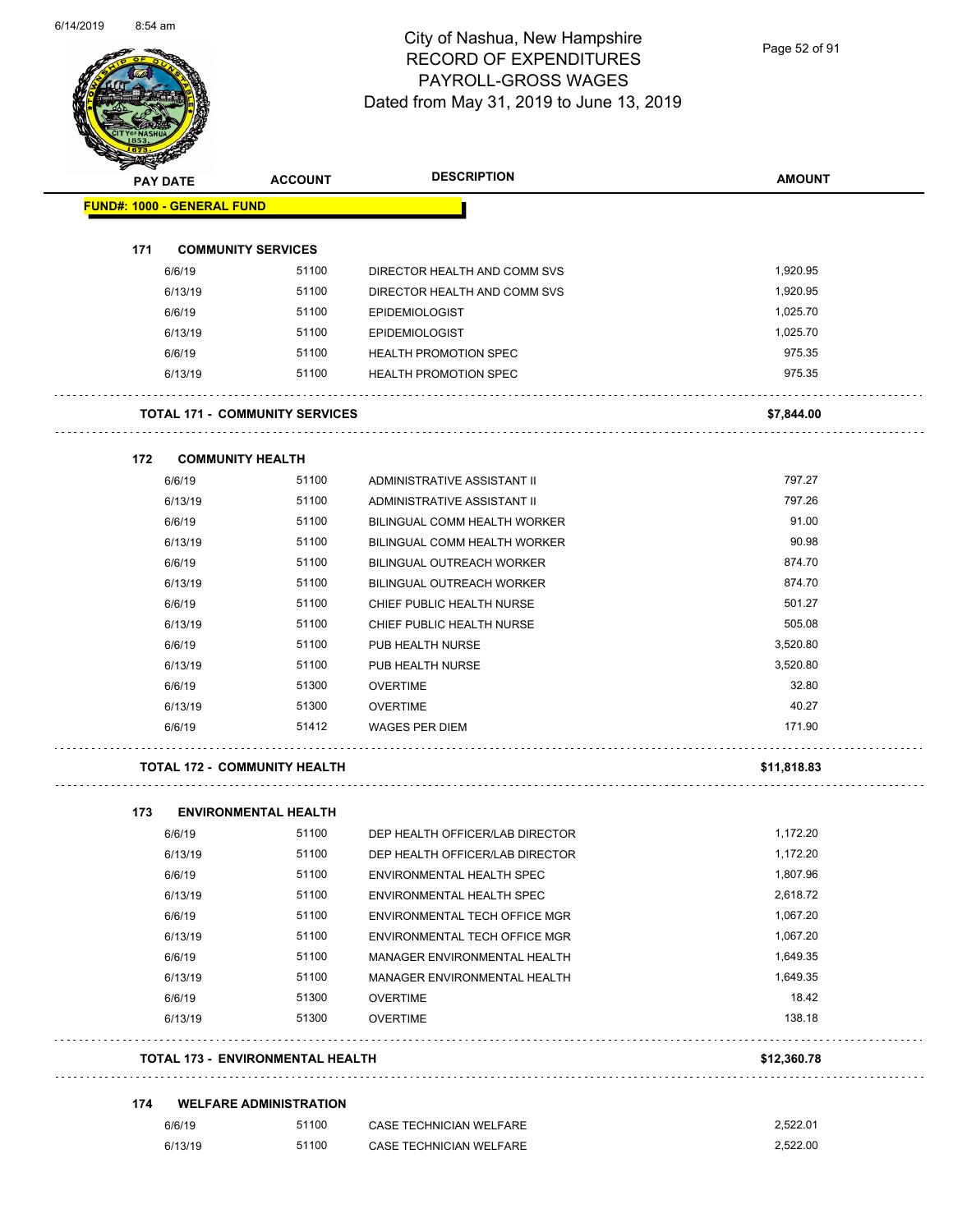# City of Nashua, New Hampshire
## RECORD OF EXPENDITURES
## PAYROLL-GROSS WAGES
## Dated from May 31, 2019 to June 13, 2019

| PAY DATE | ACCOUNT | DESCRIPTION | AMOUNT |
|---|---|---|---|
| **FUND#: 1000 - GENERAL FUND** | | | |
| **171 COMMUNITY SERVICES** | | | |
| 6/6/19 | 51100 | DIRECTOR HEALTH AND COMM SVS | 1,920.95 |
| 6/13/19 | 51100 | DIRECTOR HEALTH AND COMM SVS | 1,920.95 |
| 6/6/19 | 51100 | EPIDEMIOLOGIST | 1,025.70 |
| 6/13/19 | 51100 | EPIDEMIOLOGIST | 1,025.70 |
| 6/6/19 | 51100 | HEALTH PROMOTION SPEC | 975.35 |
| 6/13/19 | 51100 | HEALTH PROMOTION SPEC | 975.35 |
| **TOTAL 171 - COMMUNITY SERVICES** | | | **$7,844.00** |
| **172 COMMUNITY HEALTH** | | | |
| 6/6/19 | 51100 | ADMINISTRATIVE ASSISTANT II | 797.27 |
| 6/13/19 | 51100 | ADMINISTRATIVE ASSISTANT II | 797.26 |
| 6/6/19 | 51100 | BILINGUAL COMM HEALTH WORKER | 91.00 |
| 6/13/19 | 51100 | BILINGUAL COMM HEALTH WORKER | 90.98 |
| 6/6/19 | 51100 | BILINGUAL OUTREACH WORKER | 874.70 |
| 6/13/19 | 51100 | BILINGUAL OUTREACH WORKER | 874.70 |
| 6/6/19 | 51100 | CHIEF PUBLIC HEALTH NURSE | 501.27 |
| 6/13/19 | 51100 | CHIEF PUBLIC HEALTH NURSE | 505.08 |
| 6/6/19 | 51100 | PUB HEALTH NURSE | 3,520.80 |
| 6/13/19 | 51100 | PUB HEALTH NURSE | 3,520.80 |
| 6/6/19 | 51300 | OVERTIME | 32.80 |
| 6/13/19 | 51300 | OVERTIME | 40.27 |
| 6/6/19 | 51412 | WAGES PER DIEM | 171.90 |
| **TOTAL 172 - COMMUNITY HEALTH** | | | **$11,818.83** |
| **173 ENVIRONMENTAL HEALTH** | | | |
| 6/6/19 | 51100 | DEP HEALTH OFFICER/LAB DIRECTOR | 1,172.20 |
| 6/13/19 | 51100 | DEP HEALTH OFFICER/LAB DIRECTOR | 1,172.20 |
| 6/6/19 | 51100 | ENVIRONMENTAL HEALTH SPEC | 1,807.96 |
| 6/13/19 | 51100 | ENVIRONMENTAL HEALTH SPEC | 2,618.72 |
| 6/6/19 | 51100 | ENVIRONMENTAL TECH OFFICE MGR | 1,067.20 |
| 6/13/19 | 51100 | ENVIRONMENTAL TECH OFFICE MGR | 1,067.20 |
| 6/6/19 | 51100 | MANAGER ENVIRONMENTAL HEALTH | 1,649.35 |
| 6/13/19 | 51100 | MANAGER ENVIRONMENTAL HEALTH | 1,649.35 |
| 6/6/19 | 51300 | OVERTIME | 18.42 |
| 6/13/19 | 51300 | OVERTIME | 138.18 |
| **TOTAL 173 - ENVIRONMENTAL HEALTH** | | | **$12,360.78** |
| **174 WELFARE ADMINISTRATION** | | | |
| 6/6/19 | 51100 | CASE TECHNICIAN WELFARE | 2,522.01 |
| 6/13/19 | 51100 | CASE TECHNICIAN WELFARE | 2,522.00 |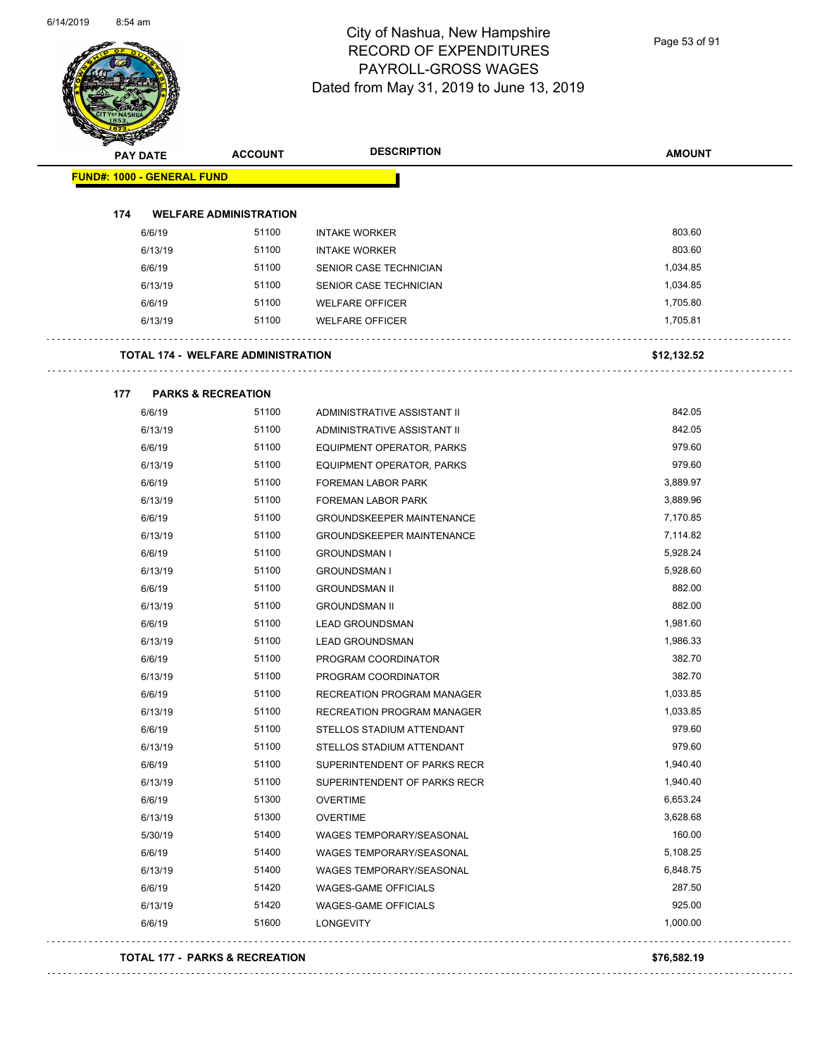# City of Nashua, New Hampshire
## RECORD OF EXPENDITURES
## PAYROLL-GROSS WAGES
## Dated from May 31, 2019 to June 13, 2019

| PAY DATE | ACCOUNT | DESCRIPTION | AMOUNT |
|---|---|---|---|
| **FUND#: 1000 - GENERAL FUND** | | | |
| **174 WELFARE ADMINISTRATION** | | | |
| 6/6/19 | 51100 | INTAKE WORKER | 803.60 |
| 6/13/19 | 51100 | INTAKE WORKER | 803.60 |
| 6/6/19 | 51100 | SENIOR CASE TECHNICIAN | 1,034.85 |
| 6/13/19 | 51100 | SENIOR CASE TECHNICIAN | 1,034.85 |
| 6/6/19 | 51100 | WELFARE OFFICER | 1,705.80 |
| 6/13/19 | 51100 | WELFARE OFFICER | 1,705.81 |
| **TOTAL 174 - WELFARE ADMINISTRATION** | | | **$12,132.52** |
| **177 PARKS & RECREATION** | | | |
| 6/6/19 | 51100 | ADMINISTRATIVE ASSISTANT II | 842.05 |
| 6/13/19 | 51100 | ADMINISTRATIVE ASSISTANT II | 842.05 |
| 6/6/19 | 51100 | EQUIPMENT OPERATOR, PARKS | 979.60 |
| 6/13/19 | 51100 | EQUIPMENT OPERATOR, PARKS | 979.60 |
| 6/6/19 | 51100 | FOREMAN LABOR PARK | 3,889.97 |
| 6/13/19 | 51100 | FOREMAN LABOR PARK | 3,889.96 |
| 6/6/19 | 51100 | GROUNDSKEEPER MAINTENANCE | 7,170.85 |
| 6/13/19 | 51100 | GROUNDSKEEPER MAINTENANCE | 7,114.82 |
| 6/6/19 | 51100 | GROUNDSMAN I | 5,928.24 |
| 6/13/19 | 51100 | GROUNDSMAN I | 5,928.60 |
| 6/6/19 | 51100 | GROUNDSMAN II | 882.00 |
| 6/13/19 | 51100 | GROUNDSMAN II | 882.00 |
| 6/6/19 | 51100 | LEAD GROUNDSMAN | 1,981.60 |
| 6/13/19 | 51100 | LEAD GROUNDSMAN | 1,986.33 |
| 6/6/19 | 51100 | PROGRAM COORDINATOR | 382.70 |
| 6/13/19 | 51100 | PROGRAM COORDINATOR | 382.70 |
| 6/6/19 | 51100 | RECREATION PROGRAM MANAGER | 1,033.85 |
| 6/13/19 | 51100 | RECREATION PROGRAM MANAGER | 1,033.85 |
| 6/6/19 | 51100 | STELLOS STADIUM ATTENDANT | 979.60 |
| 6/13/19 | 51100 | STELLOS STADIUM ATTENDANT | 979.60 |
| 6/6/19 | 51100 | SUPERINTENDENT OF PARKS RECR | 1,940.40 |
| 6/13/19 | 51100 | SUPERINTENDENT OF PARKS RECR | 1,940.40 |
| 6/6/19 | 51300 | OVERTIME | 6,653.24 |
| 6/13/19 | 51300 | OVERTIME | 3,628.68 |
| 5/30/19 | 51400 | WAGES TEMPORARY/SEASONAL | 160.00 |
| 6/6/19 | 51400 | WAGES TEMPORARY/SEASONAL | 5,108.25 |
| 6/13/19 | 51400 | WAGES TEMPORARY/SEASONAL | 6,848.75 |
| 6/6/19 | 51420 | WAGES-GAME OFFICIALS | 287.50 |
| 6/13/19 | 51420 | WAGES-GAME OFFICIALS | 925.00 |
| 6/6/19 | 51600 | LONGEVITY | 1,000.00 |
| **TOTAL 177 - PARKS & RECREATION** | | | **$76,582.19** |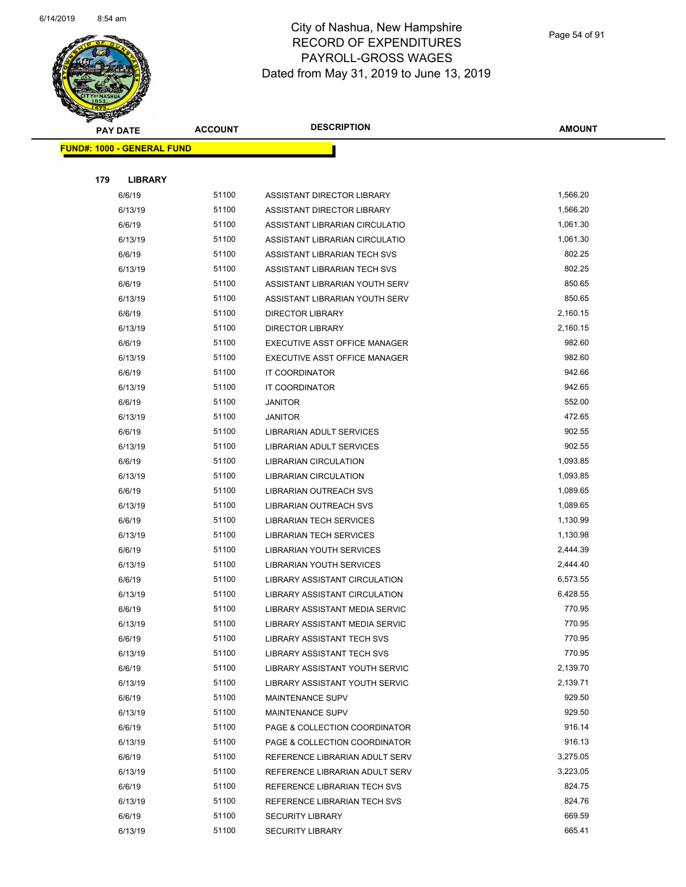# City of Nashua, New Hampshire
## RECORD OF EXPENDITURES
## PAYROLL-GROSS WAGES
## Dated from May 31, 2019 to June 13, 2019

| PAY DATE | ACCOUNT | DESCRIPTION | AMOUNT |
|---|---|---|---|
| **FUND#: 1000 - GENERAL FUND** | | | |
| **179 LIBRARY** | | | |
| 6/6/19 | 51100 | ASSISTANT DIRECTOR LIBRARY | 1,566.20 |
| 6/13/19 | 51100 | ASSISTANT DIRECTOR LIBRARY | 1,566.20 |
| 6/6/19 | 51100 | ASSISTANT LIBRARIAN CIRCULATIO | 1,061.30 |
| 6/13/19 | 51100 | ASSISTANT LIBRARIAN CIRCULATIO | 1,061.30 |
| 6/6/19 | 51100 | ASSISTANT LIBRARIAN TECH SVS | 802.25 |
| 6/13/19 | 51100 | ASSISTANT LIBRARIAN TECH SVS | 802.25 |
| 6/6/19 | 51100 | ASSISTANT LIBRARIAN YOUTH SERV | 850.65 |
| 6/13/19 | 51100 | ASSISTANT LIBRARIAN YOUTH SERV | 850.65 |
| 6/6/19 | 51100 | DIRECTOR LIBRARY | 2,160.15 |
| 6/13/19 | 51100 | DIRECTOR LIBRARY | 2,160.15 |
| 6/6/19 | 51100 | EXECUTIVE ASST OFFICE MANAGER | 982.60 |
| 6/13/19 | 51100 | EXECUTIVE ASST OFFICE MANAGER | 982.60 |
| 6/6/19 | 51100 | IT COORDINATOR | 942.66 |
| 6/13/19 | 51100 | IT COORDINATOR | 942.65 |
| 6/6/19 | 51100 | JANITOR | 552.00 |
| 6/13/19 | 51100 | JANITOR | 472.65 |
| 6/6/19 | 51100 | LIBRARIAN ADULT SERVICES | 902.55 |
| 6/13/19 | 51100 | LIBRARIAN ADULT SERVICES | 902.55 |
| 6/6/19 | 51100 | LIBRARIAN CIRCULATION | 1,093.85 |
| 6/13/19 | 51100 | LIBRARIAN CIRCULATION | 1,093.85 |
| 6/6/19 | 51100 | LIBRARIAN OUTREACH SVS | 1,089.65 |
| 6/13/19 | 51100 | LIBRARIAN OUTREACH SVS | 1,089.65 |
| 6/6/19 | 51100 | LIBRARIAN TECH SERVICES | 1,130.99 |
| 6/13/19 | 51100 | LIBRARIAN TECH SERVICES | 1,130.98 |
| 6/6/19 | 51100 | LIBRARIAN YOUTH SERVICES | 2,444.39 |
| 6/13/19 | 51100 | LIBRARIAN YOUTH SERVICES | 2,444.40 |
| 6/6/19 | 51100 | LIBRARY ASSISTANT CIRCULATION | 6,573.55 |
| 6/13/19 | 51100 | LIBRARY ASSISTANT CIRCULATION | 6,428.55 |
| 6/6/19 | 51100 | LIBRARY ASSISTANT MEDIA SERVIC | 770.95 |
| 6/13/19 | 51100 | LIBRARY ASSISTANT MEDIA SERVIC | 770.95 |
| 6/6/19 | 51100 | LIBRARY ASSISTANT TECH SVS | 770.95 |
| 6/13/19 | 51100 | LIBRARY ASSISTANT TECH SVS | 770.95 |
| 6/6/19 | 51100 | LIBRARY ASSISTANT YOUTH SERVIC | 2,139.70 |
| 6/13/19 | 51100 | LIBRARY ASSISTANT YOUTH SERVIC | 2,139.71 |
| 6/6/19 | 51100 | MAINTENANCE SUPV | 929.50 |
| 6/13/19 | 51100 | MAINTENANCE SUPV | 929.50 |
| 6/6/19 | 51100 | PAGE & COLLECTION COORDINATOR | 916.14 |
| 6/13/19 | 51100 | PAGE & COLLECTION COORDINATOR | 916.13 |
| 6/6/19 | 51100 | REFERENCE LIBRARIAN ADULT SERV | 3,275.05 |
| 6/13/19 | 51100 | REFERENCE LIBRARIAN ADULT SERV | 3,223.05 |
| 6/6/19 | 51100 | REFERENCE LIBRARIAN TECH SVS | 824.75 |
| 6/13/19 | 51100 | REFERENCE LIBRARIAN TECH SVS | 824.76 |
| 6/6/19 | 51100 | SECURITY LIBRARY | 669.59 |
| 6/13/19 | 51100 | SECURITY LIBRARY | 665.41 |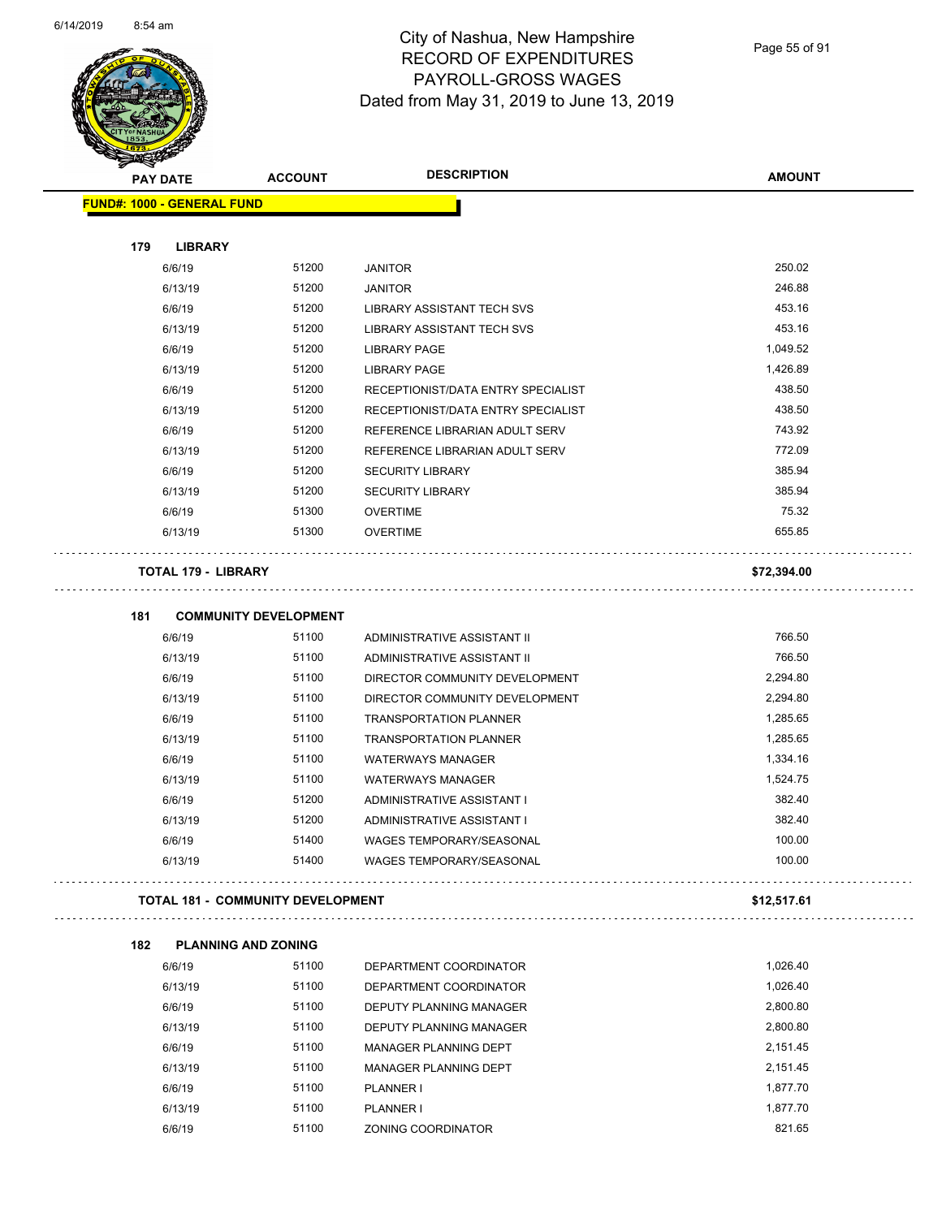# City of Nashua, New Hampshire
## RECORD OF EXPENDITURES
## PAYROLL-GROSS WAGES
## Dated from May 31, 2019 to June 13, 2019

| PAY DATE | ACCOUNT | DESCRIPTION | AMOUNT |
|---|---|---|---|
| **FUND#: 1000 - GENERAL FUND** | | | |
| **179 LIBRARY** | | | |
| 6/6/19 | 51200 | JANITOR | 250.02 |
| 6/13/19 | 51200 | JANITOR | 246.88 |
| 6/6/19 | 51200 | LIBRARY ASSISTANT TECH SVS | 453.16 |
| 6/13/19 | 51200 | LIBRARY ASSISTANT TECH SVS | 453.16 |
| 6/6/19 | 51200 | LIBRARY PAGE | 1,049.52 |
| 6/13/19 | 51200 | LIBRARY PAGE | 1,426.89 |
| 6/6/19 | 51200 | RECEPTIONIST/DATA ENTRY SPECIALIST | 438.50 |
| 6/13/19 | 51200 | RECEPTIONIST/DATA ENTRY SPECIALIST | 438.50 |
| 6/6/19 | 51200 | REFERENCE LIBRARIAN ADULT SERV | 743.92 |
| 6/13/19 | 51200 | REFERENCE LIBRARIAN ADULT SERV | 772.09 |
| 6/6/19 | 51200 | SECURITY LIBRARY | 385.94 |
| 6/13/19 | 51200 | SECURITY LIBRARY | 385.94 |
| 6/6/19 | 51300 | OVERTIME | 75.32 |
| 6/13/19 | 51300 | OVERTIME | 655.85 |
| **TOTAL 179 - LIBRARY** | | | **$72,394.00** |
| **181 COMMUNITY DEVELOPMENT** | | | |
| 6/6/19 | 51100 | ADMINISTRATIVE ASSISTANT II | 766.50 |
| 6/13/19 | 51100 | ADMINISTRATIVE ASSISTANT II | 766.50 |
| 6/6/19 | 51100 | DIRECTOR COMMUNITY DEVELOPMENT | 2,294.80 |
| 6/13/19 | 51100 | DIRECTOR COMMUNITY DEVELOPMENT | 2,294.80 |
| 6/6/19 | 51100 | TRANSPORTATION PLANNER | 1,285.65 |
| 6/13/19 | 51100 | TRANSPORTATION PLANNER | 1,285.65 |
| 6/6/19 | 51100 | WATERWAYS MANAGER | 1,334.16 |
| 6/13/19 | 51100 | WATERWAYS MANAGER | 1,524.75 |
| 6/6/19 | 51200 | ADMINISTRATIVE ASSISTANT I | 382.40 |
| 6/13/19 | 51200 | ADMINISTRATIVE ASSISTANT I | 382.40 |
| 6/6/19 | 51400 | WAGES TEMPORARY/SEASONAL | 100.00 |
| 6/13/19 | 51400 | WAGES TEMPORARY/SEASONAL | 100.00 |
| **TOTAL 181 - COMMUNITY DEVELOPMENT** | | | **$12,517.61** |
| **182 PLANNING AND ZONING** | | | |
| 6/6/19 | 51100 | DEPARTMENT COORDINATOR | 1,026.40 |
| 6/13/19 | 51100 | DEPARTMENT COORDINATOR | 1,026.40 |
| 6/6/19 | 51100 | DEPUTY PLANNING MANAGER | 2,800.80 |
| 6/13/19 | 51100 | DEPUTY PLANNING MANAGER | 2,800.80 |
| 6/6/19 | 51100 | MANAGER PLANNING DEPT | 2,151.45 |
| 6/13/19 | 51100 | MANAGER PLANNING DEPT | 2,151.45 |
| 6/6/19 | 51100 | PLANNER I | 1,877.70 |
| 6/13/19 | 51100 | PLANNER I | 1,877.70 |
| 6/6/19 | 51100 | ZONING COORDINATOR | 821.65 |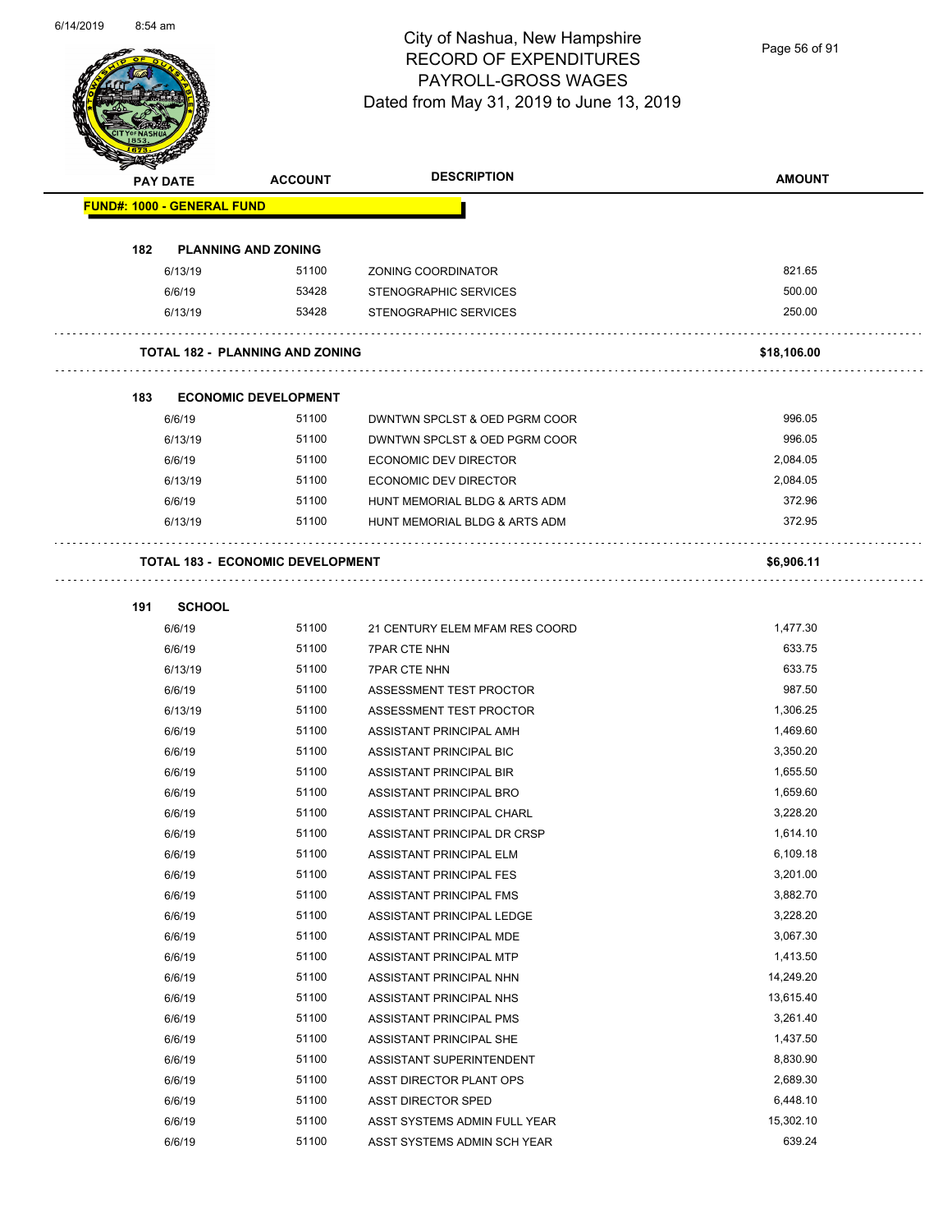# City of Nashua, New Hampshire
## RECORD OF EXPENDITURES
## PAYROLL-GROSS WAGES
## Dated from May 31, 2019 to June 13, 2019

| PAY DATE | ACCOUNT | DESCRIPTION | AMOUNT |
|---|---|---|---|
| **FUND#: 1000 - GENERAL FUND** | | | |
| **182 PLANNING AND ZONING** | | | |
| 6/13/19 | 51100 | ZONING COORDINATOR | 821.65 |
| 6/6/19 | 53428 | STENOGRAPHIC SERVICES | 500.00 |
| 6/13/19 | 53428 | STENOGRAPHIC SERVICES | 250.00 |
| **TOTAL 182 - PLANNING AND ZONING** | | | **$18,106.00** |
| **183 ECONOMIC DEVELOPMENT** | | | |
| 6/6/19 | 51100 | DWNTWN SPCLST & OED PGRM COOR | 996.05 |
| 6/13/19 | 51100 | DWNTWN SPCLST & OED PGRM COOR | 996.05 |
| 6/6/19 | 51100 | ECONOMIC DEV DIRECTOR | 2,084.05 |
| 6/13/19 | 51100 | ECONOMIC DEV DIRECTOR | 2,084.05 |
| 6/6/19 | 51100 | HUNT MEMORIAL BLDG & ARTS ADM | 372.96 |
| 6/13/19 | 51100 | HUNT MEMORIAL BLDG & ARTS ADM | 372.95 |
| **TOTAL 183 - ECONOMIC DEVELOPMENT** | | | **$6,906.11** |
| **191 SCHOOL** | | | |
| 6/6/19 | 51100 | 21 CENTURY ELEM MFAM RES COORD | 1,477.30 |
| 6/6/19 | 51100 | 7PAR CTE NHN | 633.75 |
| 6/13/19 | 51100 | 7PAR CTE NHN | 633.75 |
| 6/6/19 | 51100 | ASSESSMENT TEST PROCTOR | 987.50 |
| 6/13/19 | 51100 | ASSESSMENT TEST PROCTOR | 1,306.25 |
| 6/6/19 | 51100 | ASSISTANT PRINCIPAL AMH | 1,469.60 |
| 6/6/19 | 51100 | ASSISTANT PRINCIPAL BIC | 3,350.20 |
| 6/6/19 | 51100 | ASSISTANT PRINCIPAL BIR | 1,655.50 |
| 6/6/19 | 51100 | ASSISTANT PRINCIPAL BRO | 1,659.60 |
| 6/6/19 | 51100 | ASSISTANT PRINCIPAL CHARL | 3,228.20 |
| 6/6/19 | 51100 | ASSISTANT PRINCIPAL DR CRSP | 1,614.10 |
| 6/6/19 | 51100 | ASSISTANT PRINCIPAL ELM | 6,109.18 |
| 6/6/19 | 51100 | ASSISTANT PRINCIPAL FES | 3,201.00 |
| 6/6/19 | 51100 | ASSISTANT PRINCIPAL FMS | 3,882.70 |
| 6/6/19 | 51100 | ASSISTANT PRINCIPAL LEDGE | 3,228.20 |
| 6/6/19 | 51100 | ASSISTANT PRINCIPAL MDE | 3,067.30 |
| 6/6/19 | 51100 | ASSISTANT PRINCIPAL MTP | 1,413.50 |
| 6/6/19 | 51100 | ASSISTANT PRINCIPAL NHN | 14,249.20 |
| 6/6/19 | 51100 | ASSISTANT PRINCIPAL NHS | 13,615.40 |
| 6/6/19 | 51100 | ASSISTANT PRINCIPAL PMS | 3,261.40 |
| 6/6/19 | 51100 | ASSISTANT PRINCIPAL SHE | 1,437.50 |
| 6/6/19 | 51100 | ASSISTANT SUPERINTENDENT | 8,830.90 |
| 6/6/19 | 51100 | ASST DIRECTOR PLANT OPS | 2,689.30 |
| 6/6/19 | 51100 | ASST DIRECTOR SPED | 6,448.10 |
| 6/6/19 | 51100 | ASST SYSTEMS ADMIN FULL YEAR | 15,302.10 |
| 6/6/19 | 51100 | ASST SYSTEMS ADMIN SCH YEAR | 639.24 |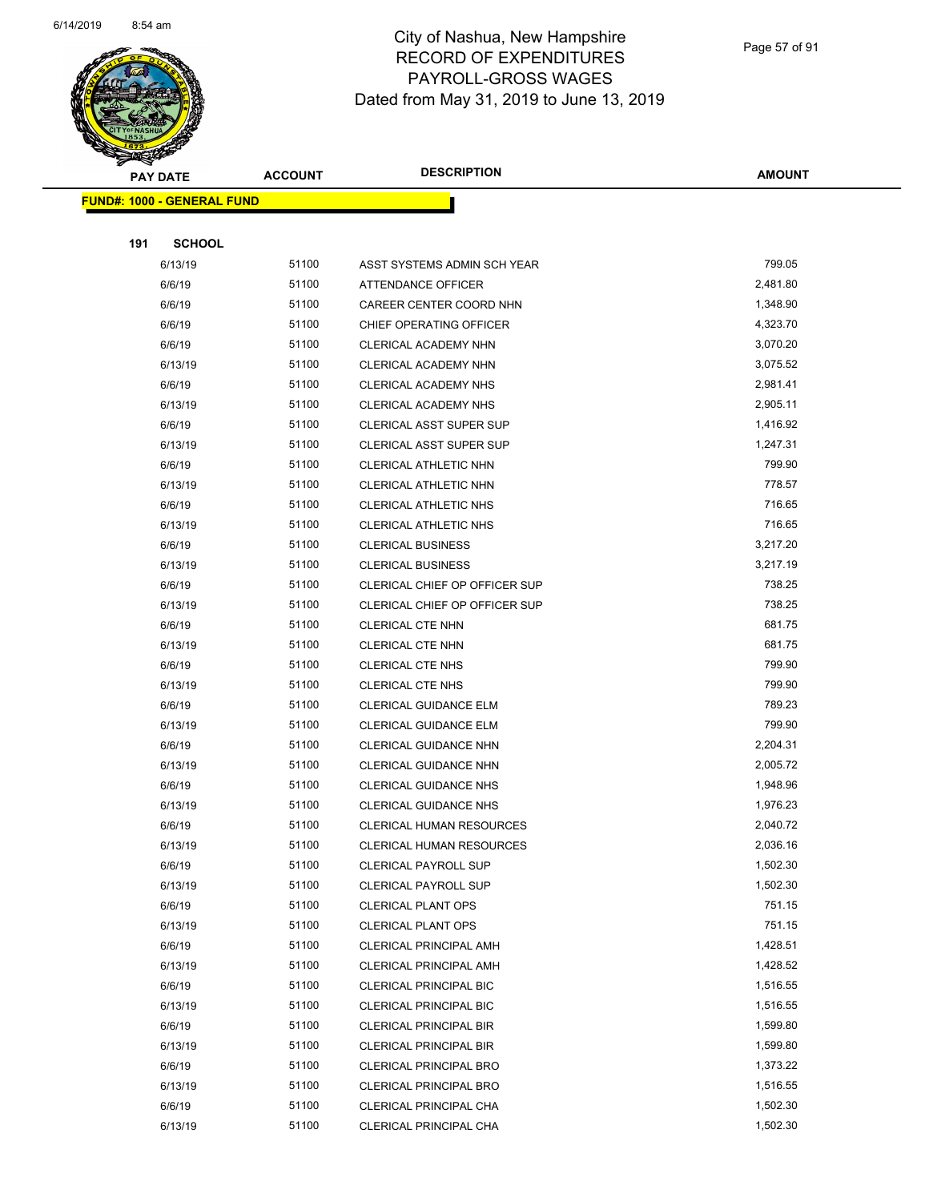# City of Nashua, New Hampshire
## RECORD OF EXPENDITURES
## PAYROLL-GROSS WAGES
### Dated from May 31, 2019 to June 13, 2019

| PAY DATE | ACCOUNT | DESCRIPTION | AMOUNT |
|---|---|---|---|
| **FUND#: 1000 - GENERAL FUND** | | | |
| **191 SCHOOL** | | | |
| 6/13/19 | 51100 | ASST SYSTEMS ADMIN SCH YEAR | 799.05 |
| 6/6/19 | 51100 | ATTENDANCE OFFICER | 2,481.80 |
| 6/6/19 | 51100 | CAREER CENTER COORD NHN | 1,348.90 |
| 6/6/19 | 51100 | CHIEF OPERATING OFFICER | 4,323.70 |
| 6/6/19 | 51100 | CLERICAL ACADEMY NHN | 3,070.20 |
| 6/13/19 | 51100 | CLERICAL ACADEMY NHN | 3,075.52 |
| 6/6/19 | 51100 | CLERICAL ACADEMY NHS | 2,981.41 |
| 6/13/19 | 51100 | CLERICAL ACADEMY NHS | 2,905.11 |
| 6/6/19 | 51100 | CLERICAL ASST SUPER SUP | 1,416.92 |
| 6/13/19 | 51100 | CLERICAL ASST SUPER SUP | 1,247.31 |
| 6/6/19 | 51100 | CLERICAL ATHLETIC NHN | 799.90 |
| 6/13/19 | 51100 | CLERICAL ATHLETIC NHN | 778.57 |
| 6/6/19 | 51100 | CLERICAL ATHLETIC NHS | 716.65 |
| 6/13/19 | 51100 | CLERICAL ATHLETIC NHS | 716.65 |
| 6/6/19 | 51100 | CLERICAL BUSINESS | 3,217.20 |
| 6/13/19 | 51100 | CLERICAL BUSINESS | 3,217.19 |
| 6/6/19 | 51100 | CLERICAL CHIEF OP OFFICER SUP | 738.25 |
| 6/13/19 | 51100 | CLERICAL CHIEF OP OFFICER SUP | 738.25 |
| 6/6/19 | 51100 | CLERICAL CTE NHN | 681.75 |
| 6/13/19 | 51100 | CLERICAL CTE NHN | 681.75 |
| 6/6/19 | 51100 | CLERICAL CTE NHS | 799.90 |
| 6/13/19 | 51100 | CLERICAL CTE NHS | 799.90 |
| 6/6/19 | 51100 | CLERICAL GUIDANCE ELM | 789.23 |
| 6/13/19 | 51100 | CLERICAL GUIDANCE ELM | 799.90 |
| 6/6/19 | 51100 | CLERICAL GUIDANCE NHN | 2,204.31 |
| 6/13/19 | 51100 | CLERICAL GUIDANCE NHN | 2,005.72 |
| 6/6/19 | 51100 | CLERICAL GUIDANCE NHS | 1,948.96 |
| 6/13/19 | 51100 | CLERICAL GUIDANCE NHS | 1,976.23 |
| 6/6/19 | 51100 | CLERICAL HUMAN RESOURCES | 2,040.72 |
| 6/13/19 | 51100 | CLERICAL HUMAN RESOURCES | 2,036.16 |
| 6/6/19 | 51100 | CLERICAL PAYROLL SUP | 1,502.30 |
| 6/13/19 | 51100 | CLERICAL PAYROLL SUP | 1,502.30 |
| 6/6/19 | 51100 | CLERICAL PLANT OPS | 751.15 |
| 6/13/19 | 51100 | CLERICAL PLANT OPS | 751.15 |
| 6/6/19 | 51100 | CLERICAL PRINCIPAL AMH | 1,428.51 |
| 6/13/19 | 51100 | CLERICAL PRINCIPAL AMH | 1,428.52 |
| 6/6/19 | 51100 | CLERICAL PRINCIPAL BIC | 1,516.55 |
| 6/13/19 | 51100 | CLERICAL PRINCIPAL BIC | 1,516.55 |
| 6/6/19 | 51100 | CLERICAL PRINCIPAL BIR | 1,599.80 |
| 6/13/19 | 51100 | CLERICAL PRINCIPAL BIR | 1,599.80 |
| 6/6/19 | 51100 | CLERICAL PRINCIPAL BRO | 1,373.22 |
| 6/13/19 | 51100 | CLERICAL PRINCIPAL BRO | 1,516.55 |
| 6/6/19 | 51100 | CLERICAL PRINCIPAL CHA | 1,502.30 |
| 6/13/19 | 51100 | CLERICAL PRINCIPAL CHA | 1,502.30 |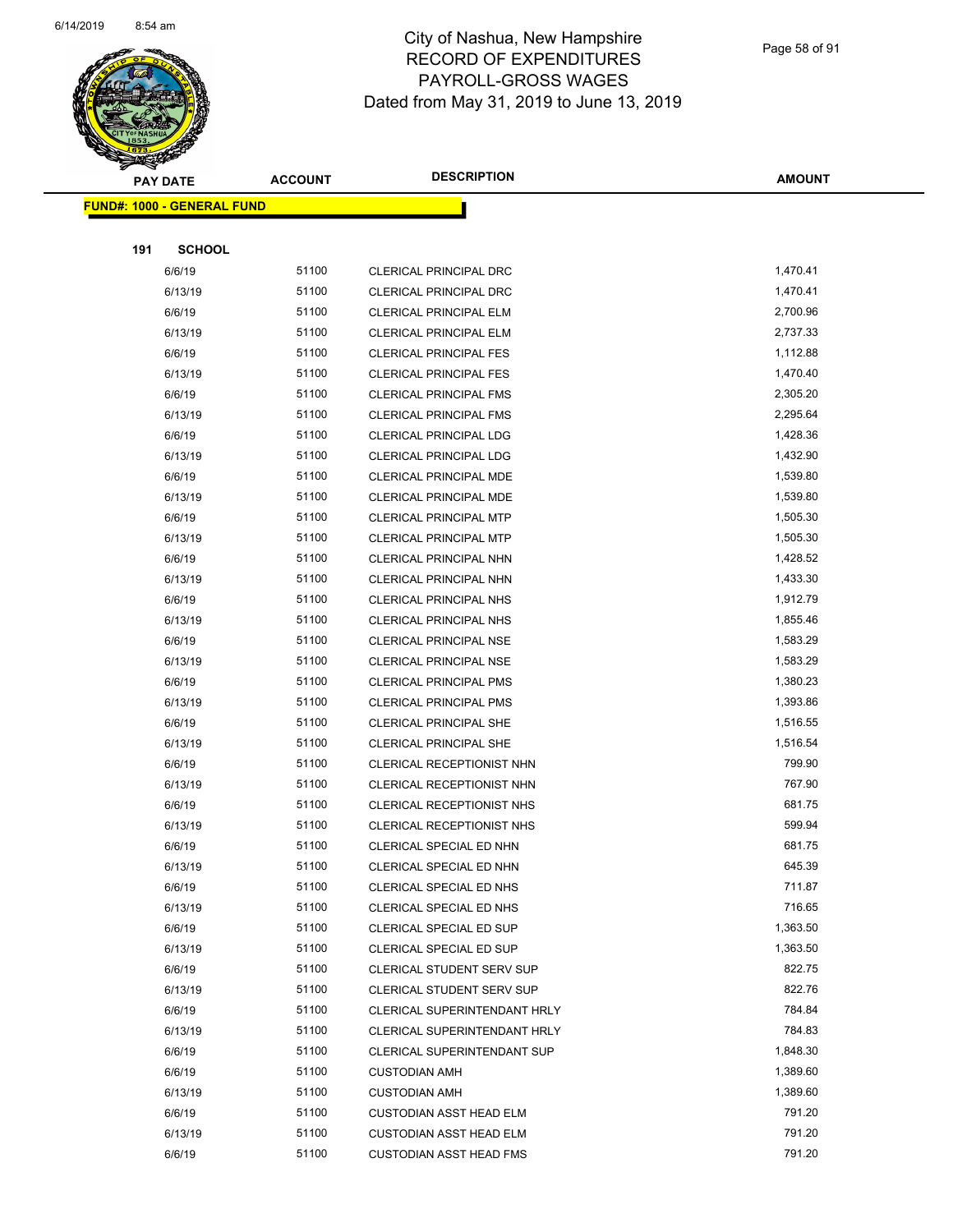# City of Nashua, New Hampshire
## RECORD OF EXPENDITURES
## PAYROLL-GROSS WAGES
## Dated from May 31, 2019 to June 13, 2019

**FUND#: 1000 - GENERAL FUND**

**191 SCHOOL**

| PAY DATE | ACCOUNT | DESCRIPTION | AMOUNT |
|---|---|---|---|
| 6/6/19 | 51100 | CLERICAL PRINCIPAL DRC | 1,470.41 |
| 6/13/19 | 51100 | CLERICAL PRINCIPAL DRC | 1,470.41 |
| 6/6/19 | 51100 | CLERICAL PRINCIPAL ELM | 2,700.96 |
| 6/13/19 | 51100 | CLERICAL PRINCIPAL ELM | 2,737.33 |
| 6/6/19 | 51100 | CLERICAL PRINCIPAL FES | 1,112.88 |
| 6/13/19 | 51100 | CLERICAL PRINCIPAL FES | 1,470.40 |
| 6/6/19 | 51100 | CLERICAL PRINCIPAL FMS | 2,305.20 |
| 6/13/19 | 51100 | CLERICAL PRINCIPAL FMS | 2,295.64 |
| 6/6/19 | 51100 | CLERICAL PRINCIPAL LDG | 1,428.36 |
| 6/13/19 | 51100 | CLERICAL PRINCIPAL LDG | 1,432.90 |
| 6/6/19 | 51100 | CLERICAL PRINCIPAL MDE | 1,539.80 |
| 6/13/19 | 51100 | CLERICAL PRINCIPAL MDE | 1,539.80 |
| 6/6/19 | 51100 | CLERICAL PRINCIPAL MTP | 1,505.30 |
| 6/13/19 | 51100 | CLERICAL PRINCIPAL MTP | 1,505.30 |
| 6/6/19 | 51100 | CLERICAL PRINCIPAL NHN | 1,428.52 |
| 6/13/19 | 51100 | CLERICAL PRINCIPAL NHN | 1,433.30 |
| 6/6/19 | 51100 | CLERICAL PRINCIPAL NHS | 1,912.79 |
| 6/13/19 | 51100 | CLERICAL PRINCIPAL NHS | 1,855.46 |
| 6/6/19 | 51100 | CLERICAL PRINCIPAL NSE | 1,583.29 |
| 6/13/19 | 51100 | CLERICAL PRINCIPAL NSE | 1,583.29 |
| 6/6/19 | 51100 | CLERICAL PRINCIPAL PMS | 1,380.23 |
| 6/13/19 | 51100 | CLERICAL PRINCIPAL PMS | 1,393.86 |
| 6/6/19 | 51100 | CLERICAL PRINCIPAL SHE | 1,516.55 |
| 6/13/19 | 51100 | CLERICAL PRINCIPAL SHE | 1,516.54 |
| 6/6/19 | 51100 | CLERICAL RECEPTIONIST NHN | 799.90 |
| 6/13/19 | 51100 | CLERICAL RECEPTIONIST NHN | 767.90 |
| 6/6/19 | 51100 | CLERICAL RECEPTIONIST NHS | 681.75 |
| 6/13/19 | 51100 | CLERICAL RECEPTIONIST NHS | 599.94 |
| 6/6/19 | 51100 | CLERICAL SPECIAL ED NHN | 681.75 |
| 6/13/19 | 51100 | CLERICAL SPECIAL ED NHN | 645.39 |
| 6/6/19 | 51100 | CLERICAL SPECIAL ED NHS | 711.87 |
| 6/13/19 | 51100 | CLERICAL SPECIAL ED NHS | 716.65 |
| 6/6/19 | 51100 | CLERICAL SPECIAL ED SUP | 1,363.50 |
| 6/13/19 | 51100 | CLERICAL SPECIAL ED SUP | 1,363.50 |
| 6/6/19 | 51100 | CLERICAL STUDENT SERV SUP | 822.75 |
| 6/13/19 | 51100 | CLERICAL STUDENT SERV SUP | 822.76 |
| 6/6/19 | 51100 | CLERICAL SUPERINTENDANT HRLY | 784.84 |
| 6/13/19 | 51100 | CLERICAL SUPERINTENDANT HRLY | 784.83 |
| 6/6/19 | 51100 | CLERICAL SUPERINTENDANT SUP | 1,848.30 |
| 6/6/19 | 51100 | CUSTODIAN AMH | 1,389.60 |
| 6/13/19 | 51100 | CUSTODIAN AMH | 1,389.60 |
| 6/6/19 | 51100 | CUSTODIAN ASST HEAD ELM | 791.20 |
| 6/13/19 | 51100 | CUSTODIAN ASST HEAD ELM | 791.20 |
| 6/6/19 | 51100 | CUSTODIAN ASST HEAD FMS | 791.20 |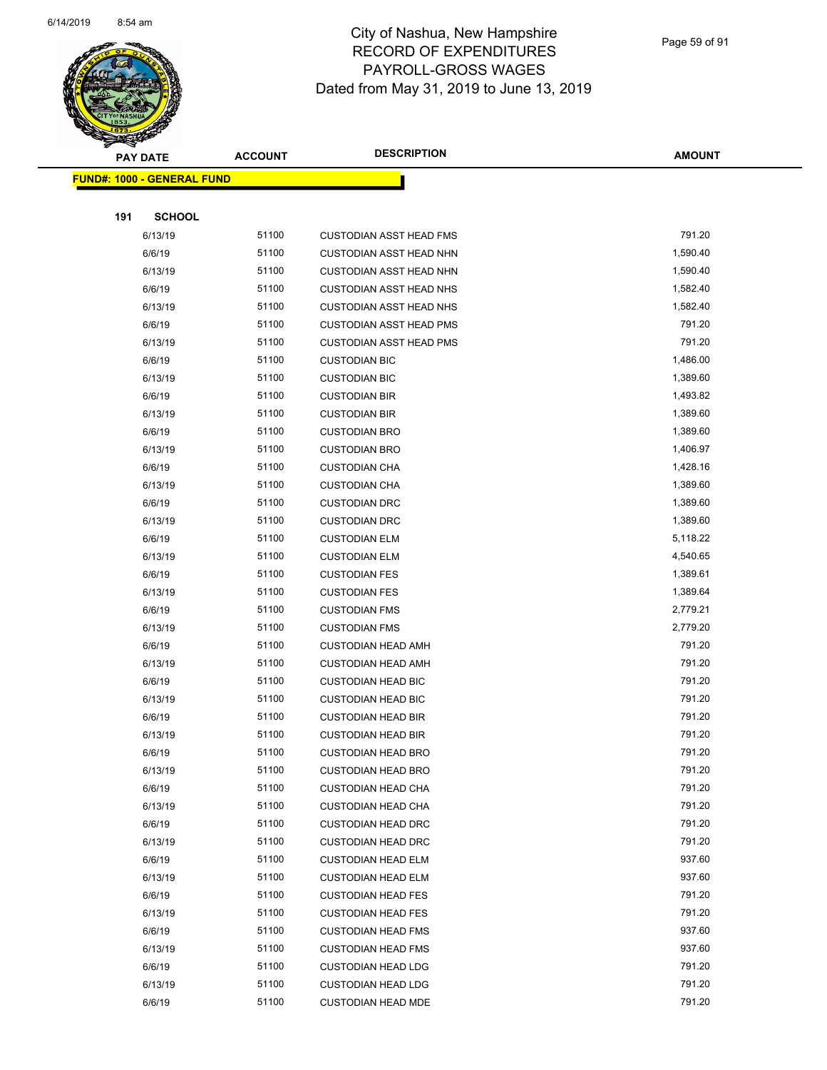# City of Nashua, New Hampshire
## RECORD OF EXPENDITURES
## PAYROLL-GROSS WAGES
## Dated from May 31, 2019 to June 13, 2019

| PAY DATE | ACCOUNT | DESCRIPTION | AMOUNT |
|---|---|---|---|

**FUND#: 1000 - GENERAL FUND**

**191 SCHOOL**

| PAY DATE | ACCOUNT | DESCRIPTION | AMOUNT |
|---|---|---|---|
| 6/13/19 | 51100 | CUSTODIAN ASST HEAD FMS | 791.20 |
| 6/6/19 | 51100 | CUSTODIAN ASST HEAD NHN | 1,590.40 |
| 6/13/19 | 51100 | CUSTODIAN ASST HEAD NHN | 1,590.40 |
| 6/6/19 | 51100 | CUSTODIAN ASST HEAD NHS | 1,582.40 |
| 6/13/19 | 51100 | CUSTODIAN ASST HEAD NHS | 1,582.40 |
| 6/6/19 | 51100 | CUSTODIAN ASST HEAD PMS | 791.20 |
| 6/13/19 | 51100 | CUSTODIAN ASST HEAD PMS | 791.20 |
| 6/6/19 | 51100 | CUSTODIAN BIC | 1,486.00 |
| 6/13/19 | 51100 | CUSTODIAN BIC | 1,389.60 |
| 6/6/19 | 51100 | CUSTODIAN BIR | 1,493.82 |
| 6/13/19 | 51100 | CUSTODIAN BIR | 1,389.60 |
| 6/6/19 | 51100 | CUSTODIAN BRO | 1,389.60 |
| 6/13/19 | 51100 | CUSTODIAN BRO | 1,406.97 |
| 6/6/19 | 51100 | CUSTODIAN CHA | 1,428.16 |
| 6/13/19 | 51100 | CUSTODIAN CHA | 1,389.60 |
| 6/6/19 | 51100 | CUSTODIAN DRC | 1,389.60 |
| 6/13/19 | 51100 | CUSTODIAN DRC | 1,389.60 |
| 6/6/19 | 51100 | CUSTODIAN ELM | 5,118.22 |
| 6/13/19 | 51100 | CUSTODIAN ELM | 4,540.65 |
| 6/6/19 | 51100 | CUSTODIAN FES | 1,389.61 |
| 6/13/19 | 51100 | CUSTODIAN FES | 1,389.64 |
| 6/6/19 | 51100 | CUSTODIAN FMS | 2,779.21 |
| 6/13/19 | 51100 | CUSTODIAN FMS | 2,779.20 |
| 6/6/19 | 51100 | CUSTODIAN HEAD AMH | 791.20 |
| 6/13/19 | 51100 | CUSTODIAN HEAD AMH | 791.20 |
| 6/6/19 | 51100 | CUSTODIAN HEAD BIC | 791.20 |
| 6/13/19 | 51100 | CUSTODIAN HEAD BIC | 791.20 |
| 6/6/19 | 51100 | CUSTODIAN HEAD BIR | 791.20 |
| 6/13/19 | 51100 | CUSTODIAN HEAD BIR | 791.20 |
| 6/6/19 | 51100 | CUSTODIAN HEAD BRO | 791.20 |
| 6/13/19 | 51100 | CUSTODIAN HEAD BRO | 791.20 |
| 6/6/19 | 51100 | CUSTODIAN HEAD CHA | 791.20 |
| 6/13/19 | 51100 | CUSTODIAN HEAD CHA | 791.20 |
| 6/6/19 | 51100 | CUSTODIAN HEAD DRC | 791.20 |
| 6/13/19 | 51100 | CUSTODIAN HEAD DRC | 791.20 |
| 6/6/19 | 51100 | CUSTODIAN HEAD ELM | 937.60 |
| 6/13/19 | 51100 | CUSTODIAN HEAD ELM | 937.60 |
| 6/6/19 | 51100 | CUSTODIAN HEAD FES | 791.20 |
| 6/13/19 | 51100 | CUSTODIAN HEAD FES | 791.20 |
| 6/6/19 | 51100 | CUSTODIAN HEAD FMS | 937.60 |
| 6/13/19 | 51100 | CUSTODIAN HEAD FMS | 937.60 |
| 6/6/19 | 51100 | CUSTODIAN HEAD LDG | 791.20 |
| 6/13/19 | 51100 | CUSTODIAN HEAD LDG | 791.20 |
| 6/6/19 | 51100 | CUSTODIAN HEAD MDE | 791.20 |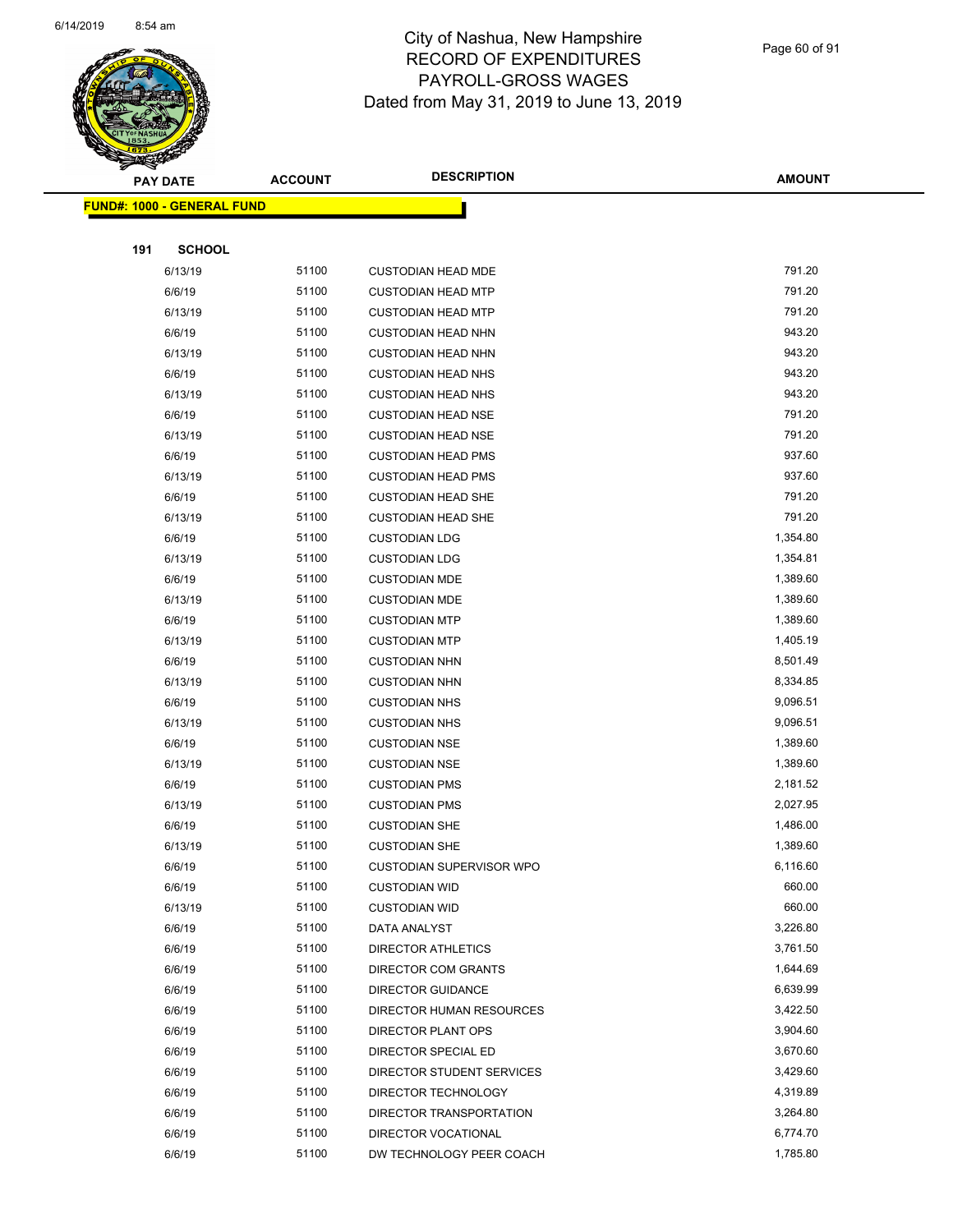# City of Nashua, New Hampshire
## RECORD OF EXPENDITURES
## PAYROLL-GROSS WAGES
### Dated from May 31, 2019 to June 13, 2019

| PAY DATE | ACCOUNT | DESCRIPTION | AMOUNT |
|---|---|---|---|
| **FUND#: 1000 - GENERAL FUND** | | | |
| **191 SCHOOL** | | | |
| 6/13/19 | 51100 | CUSTODIAN HEAD MDE | 791.20 |
| 6/6/19 | 51100 | CUSTODIAN HEAD MTP | 791.20 |
| 6/13/19 | 51100 | CUSTODIAN HEAD MTP | 791.20 |
| 6/6/19 | 51100 | CUSTODIAN HEAD NHN | 943.20 |
| 6/13/19 | 51100 | CUSTODIAN HEAD NHN | 943.20 |
| 6/6/19 | 51100 | CUSTODIAN HEAD NHS | 943.20 |
| 6/13/19 | 51100 | CUSTODIAN HEAD NHS | 943.20 |
| 6/6/19 | 51100 | CUSTODIAN HEAD NSE | 791.20 |
| 6/13/19 | 51100 | CUSTODIAN HEAD NSE | 791.20 |
| 6/6/19 | 51100 | CUSTODIAN HEAD PMS | 937.60 |
| 6/13/19 | 51100 | CUSTODIAN HEAD PMS | 937.60 |
| 6/6/19 | 51100 | CUSTODIAN HEAD SHE | 791.20 |
| 6/13/19 | 51100 | CUSTODIAN HEAD SHE | 791.20 |
| 6/6/19 | 51100 | CUSTODIAN LDG | 1,354.80 |
| 6/13/19 | 51100 | CUSTODIAN LDG | 1,354.81 |
| 6/6/19 | 51100 | CUSTODIAN MDE | 1,389.60 |
| 6/13/19 | 51100 | CUSTODIAN MDE | 1,389.60 |
| 6/6/19 | 51100 | CUSTODIAN MTP | 1,389.60 |
| 6/13/19 | 51100 | CUSTODIAN MTP | 1,405.19 |
| 6/6/19 | 51100 | CUSTODIAN NHN | 8,501.49 |
| 6/13/19 | 51100 | CUSTODIAN NHN | 8,334.85 |
| 6/6/19 | 51100 | CUSTODIAN NHS | 9,096.51 |
| 6/13/19 | 51100 | CUSTODIAN NHS | 9,096.51 |
| 6/6/19 | 51100 | CUSTODIAN NSE | 1,389.60 |
| 6/13/19 | 51100 | CUSTODIAN NSE | 1,389.60 |
| 6/6/19 | 51100 | CUSTODIAN PMS | 2,181.52 |
| 6/13/19 | 51100 | CUSTODIAN PMS | 2,027.95 |
| 6/6/19 | 51100 | CUSTODIAN SHE | 1,486.00 |
| 6/13/19 | 51100 | CUSTODIAN SHE | 1,389.60 |
| 6/6/19 | 51100 | CUSTODIAN SUPERVISOR WPO | 6,116.60 |
| 6/6/19 | 51100 | CUSTODIAN WID | 660.00 |
| 6/13/19 | 51100 | CUSTODIAN WID | 660.00 |
| 6/6/19 | 51100 | DATA ANALYST | 3,226.80 |
| 6/6/19 | 51100 | DIRECTOR ATHLETICS | 3,761.50 |
| 6/6/19 | 51100 | DIRECTOR COM GRANTS | 1,644.69 |
| 6/6/19 | 51100 | DIRECTOR GUIDANCE | 6,639.99 |
| 6/6/19 | 51100 | DIRECTOR HUMAN RESOURCES | 3,422.50 |
| 6/6/19 | 51100 | DIRECTOR PLANT OPS | 3,904.60 |
| 6/6/19 | 51100 | DIRECTOR SPECIAL ED | 3,670.60 |
| 6/6/19 | 51100 | DIRECTOR STUDENT SERVICES | 3,429.60 |
| 6/6/19 | 51100 | DIRECTOR TECHNOLOGY | 4,319.89 |
| 6/6/19 | 51100 | DIRECTOR TRANSPORTATION | 3,264.80 |
| 6/6/19 | 51100 | DIRECTOR VOCATIONAL | 6,774.70 |
| 6/6/19 | 51100 | DW TECHNOLOGY PEER COACH | 1,785.80 |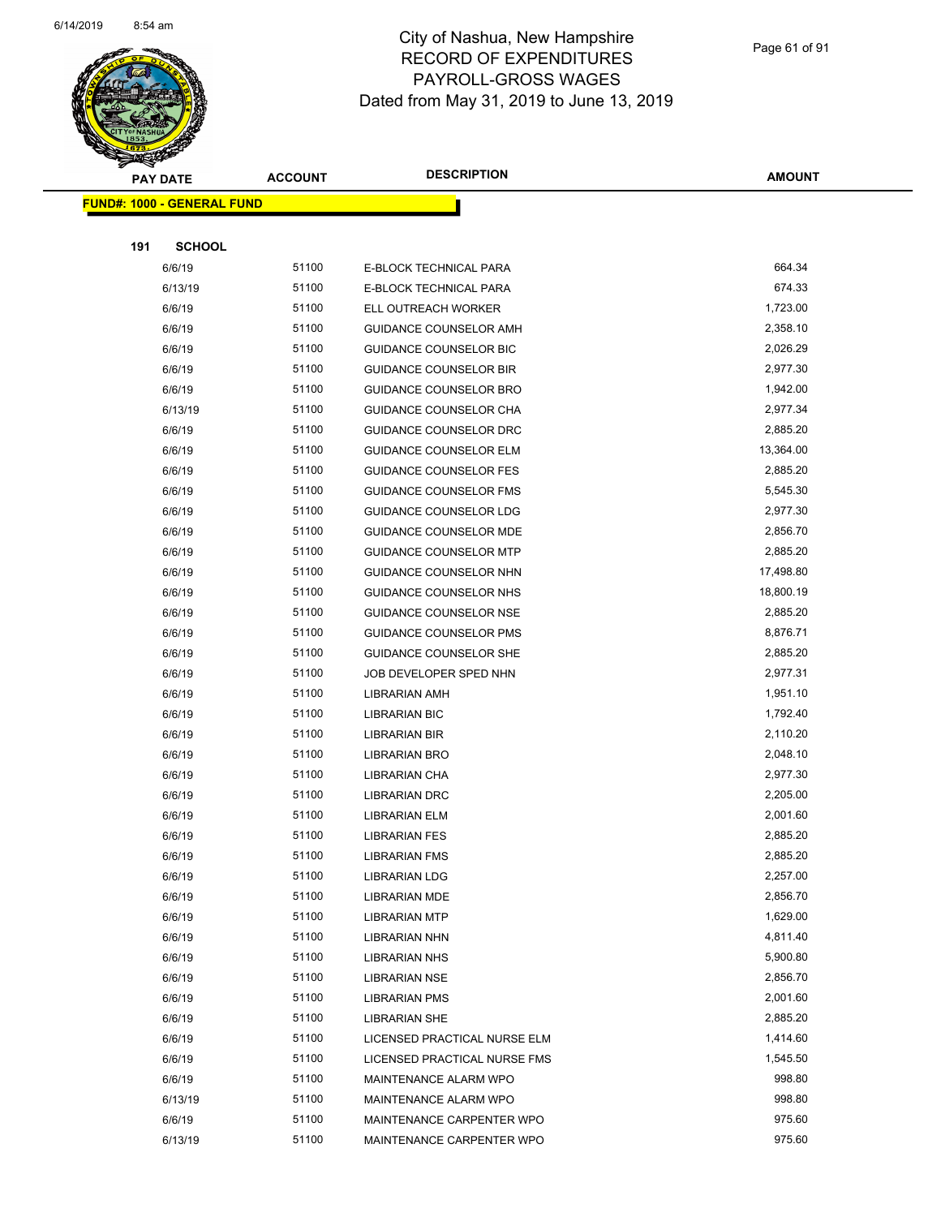# City of Nashua, New Hampshire
## RECORD OF EXPENDITURES
## PAYROLL-GROSS WAGES
## Dated from May 31, 2019 to June 13, 2019

**FUND#: 1000 - GENERAL FUND**

**191 SCHOOL**

| PAY DATE | ACCOUNT | DESCRIPTION | AMOUNT |
|---|---|---|---|
| 6/6/19 | 51100 | E-BLOCK TECHNICAL PARA | 664.34 |
| 6/13/19 | 51100 | E-BLOCK TECHNICAL PARA | 674.33 |
| 6/6/19 | 51100 | ELL OUTREACH WORKER | 1,723.00 |
| 6/6/19 | 51100 | GUIDANCE COUNSELOR AMH | 2,358.10 |
| 6/6/19 | 51100 | GUIDANCE COUNSELOR BIC | 2,026.29 |
| 6/6/19 | 51100 | GUIDANCE COUNSELOR BIR | 2,977.30 |
| 6/6/19 | 51100 | GUIDANCE COUNSELOR BRO | 1,942.00 |
| 6/13/19 | 51100 | GUIDANCE COUNSELOR CHA | 2,977.34 |
| 6/6/19 | 51100 | GUIDANCE COUNSELOR DRC | 2,885.20 |
| 6/6/19 | 51100 | GUIDANCE COUNSELOR ELM | 13,364.00 |
| 6/6/19 | 51100 | GUIDANCE COUNSELOR FES | 2,885.20 |
| 6/6/19 | 51100 | GUIDANCE COUNSELOR FMS | 5,545.30 |
| 6/6/19 | 51100 | GUIDANCE COUNSELOR LDG | 2,977.30 |
| 6/6/19 | 51100 | GUIDANCE COUNSELOR MDE | 2,856.70 |
| 6/6/19 | 51100 | GUIDANCE COUNSELOR MTP | 2,885.20 |
| 6/6/19 | 51100 | GUIDANCE COUNSELOR NHN | 17,498.80 |
| 6/6/19 | 51100 | GUIDANCE COUNSELOR NHS | 18,800.19 |
| 6/6/19 | 51100 | GUIDANCE COUNSELOR NSE | 2,885.20 |
| 6/6/19 | 51100 | GUIDANCE COUNSELOR PMS | 8,876.71 |
| 6/6/19 | 51100 | GUIDANCE COUNSELOR SHE | 2,885.20 |
| 6/6/19 | 51100 | JOB DEVELOPER SPED NHN | 2,977.31 |
| 6/6/19 | 51100 | LIBRARIAN AMH | 1,951.10 |
| 6/6/19 | 51100 | LIBRARIAN BIC | 1,792.40 |
| 6/6/19 | 51100 | LIBRARIAN BIR | 2,110.20 |
| 6/6/19 | 51100 | LIBRARIAN BRO | 2,048.10 |
| 6/6/19 | 51100 | LIBRARIAN CHA | 2,977.30 |
| 6/6/19 | 51100 | LIBRARIAN DRC | 2,205.00 |
| 6/6/19 | 51100 | LIBRARIAN ELM | 2,001.60 |
| 6/6/19 | 51100 | LIBRARIAN FES | 2,885.20 |
| 6/6/19 | 51100 | LIBRARIAN FMS | 2,885.20 |
| 6/6/19 | 51100 | LIBRARIAN LDG | 2,257.00 |
| 6/6/19 | 51100 | LIBRARIAN MDE | 2,856.70 |
| 6/6/19 | 51100 | LIBRARIAN MTP | 1,629.00 |
| 6/6/19 | 51100 | LIBRARIAN NHN | 4,811.40 |
| 6/6/19 | 51100 | LIBRARIAN NHS | 5,900.80 |
| 6/6/19 | 51100 | LIBRARIAN NSE | 2,856.70 |
| 6/6/19 | 51100 | LIBRARIAN PMS | 2,001.60 |
| 6/6/19 | 51100 | LIBRARIAN SHE | 2,885.20 |
| 6/6/19 | 51100 | LICENSED PRACTICAL NURSE ELM | 1,414.60 |
| 6/6/19 | 51100 | LICENSED PRACTICAL NURSE FMS | 1,545.50 |
| 6/6/19 | 51100 | MAINTENANCE ALARM WPO | 998.80 |
| 6/13/19 | 51100 | MAINTENANCE ALARM WPO | 998.80 |
| 6/6/19 | 51100 | MAINTENANCE CARPENTER WPO | 975.60 |
| 6/13/19 | 51100 | MAINTENANCE CARPENTER WPO | 975.60 |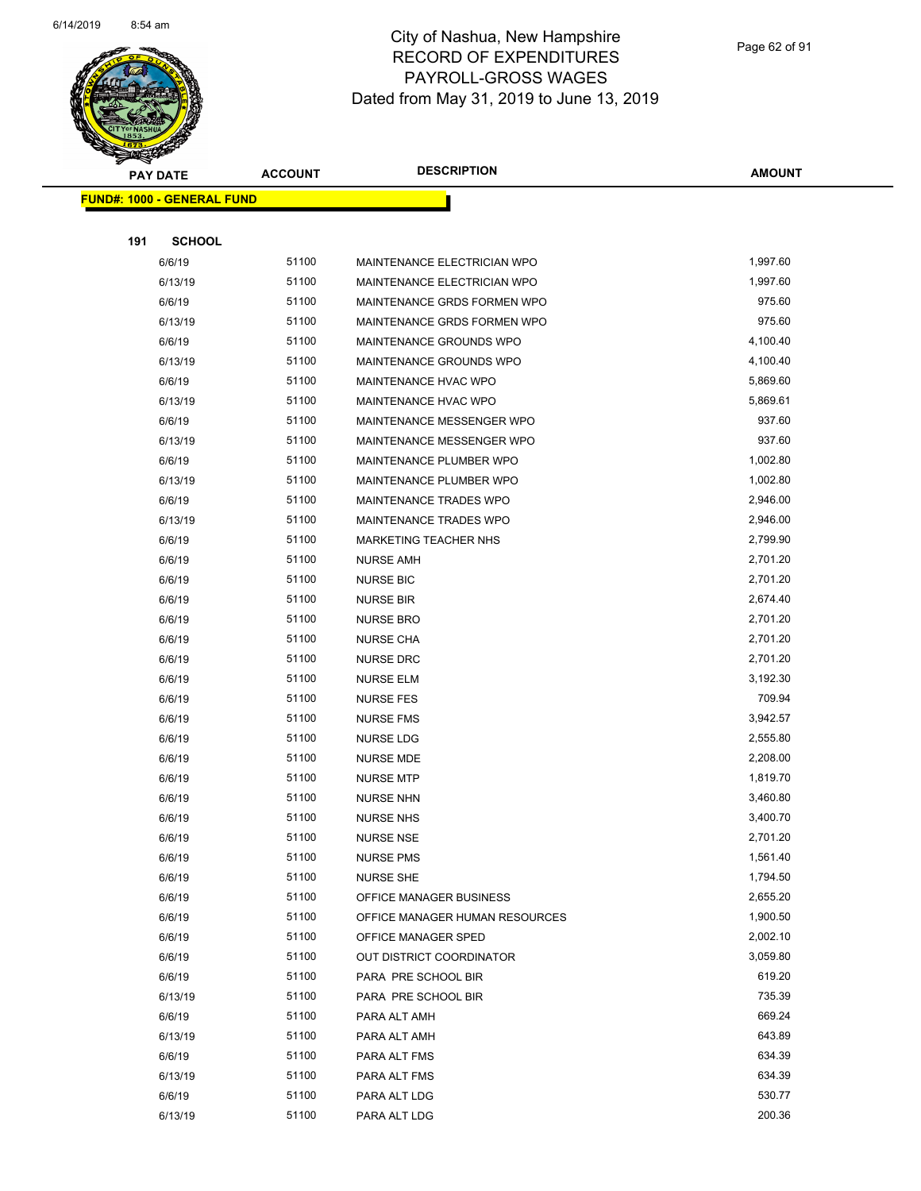# City of Nashua, New Hampshire
## RECORD OF EXPENDITURES
## PAYROLL-GROSS WAGES
## Dated from May 31, 2019 to June 13, 2019

| PAY DATE | ACCOUNT | DESCRIPTION | AMOUNT |
|---|---|---|---|
| **FUND#: 1000 - GENERAL FUND** | | | |
| **191 SCHOOL** | | | |
| 6/6/19 | 51100 | MAINTENANCE ELECTRICIAN WPO | 1,997.60 |
| 6/13/19 | 51100 | MAINTENANCE ELECTRICIAN WPO | 1,997.60 |
| 6/6/19 | 51100 | MAINTENANCE GRDS FORMEN WPO | 975.60 |
| 6/13/19 | 51100 | MAINTENANCE GRDS FORMEN WPO | 975.60 |
| 6/6/19 | 51100 | MAINTENANCE GROUNDS WPO | 4,100.40 |
| 6/13/19 | 51100 | MAINTENANCE GROUNDS WPO | 4,100.40 |
| 6/6/19 | 51100 | MAINTENANCE HVAC WPO | 5,869.60 |
| 6/13/19 | 51100 | MAINTENANCE HVAC WPO | 5,869.61 |
| 6/6/19 | 51100 | MAINTENANCE MESSENGER WPO | 937.60 |
| 6/13/19 | 51100 | MAINTENANCE MESSENGER WPO | 937.60 |
| 6/6/19 | 51100 | MAINTENANCE PLUMBER WPO | 1,002.80 |
| 6/13/19 | 51100 | MAINTENANCE PLUMBER WPO | 1,002.80 |
| 6/6/19 | 51100 | MAINTENANCE TRADES WPO | 2,946.00 |
| 6/13/19 | 51100 | MAINTENANCE TRADES WPO | 2,946.00 |
| 6/6/19 | 51100 | MARKETING TEACHER NHS | 2,799.90 |
| 6/6/19 | 51100 | NURSE AMH | 2,701.20 |
| 6/6/19 | 51100 | NURSE BIC | 2,701.20 |
| 6/6/19 | 51100 | NURSE BIR | 2,674.40 |
| 6/6/19 | 51100 | NURSE BRO | 2,701.20 |
| 6/6/19 | 51100 | NURSE CHA | 2,701.20 |
| 6/6/19 | 51100 | NURSE DRC | 2,701.20 |
| 6/6/19 | 51100 | NURSE ELM | 3,192.30 |
| 6/6/19 | 51100 | NURSE FES | 709.94 |
| 6/6/19 | 51100 | NURSE FMS | 3,942.57 |
| 6/6/19 | 51100 | NURSE LDG | 2,555.80 |
| 6/6/19 | 51100 | NURSE MDE | 2,208.00 |
| 6/6/19 | 51100 | NURSE MTP | 1,819.70 |
| 6/6/19 | 51100 | NURSE NHN | 3,460.80 |
| 6/6/19 | 51100 | NURSE NHS | 3,400.70 |
| 6/6/19 | 51100 | NURSE NSE | 2,701.20 |
| 6/6/19 | 51100 | NURSE PMS | 1,561.40 |
| 6/6/19 | 51100 | NURSE SHE | 1,794.50 |
| 6/6/19 | 51100 | OFFICE MANAGER BUSINESS | 2,655.20 |
| 6/6/19 | 51100 | OFFICE MANAGER HUMAN RESOURCES | 1,900.50 |
| 6/6/19 | 51100 | OFFICE MANAGER SPED | 2,002.10 |
| 6/6/19 | 51100 | OUT DISTRICT COORDINATOR | 3,059.80 |
| 6/6/19 | 51100 | PARA PRE SCHOOL BIR | 619.20 |
| 6/13/19 | 51100 | PARA PRE SCHOOL BIR | 735.39 |
| 6/6/19 | 51100 | PARA ALT AMH | 669.24 |
| 6/13/19 | 51100 | PARA ALT AMH | 643.89 |
| 6/6/19 | 51100 | PARA ALT FMS | 634.39 |
| 6/13/19 | 51100 | PARA ALT FMS | 634.39 |
| 6/6/19 | 51100 | PARA ALT LDG | 530.77 |
| 6/13/19 | 51100 | PARA ALT LDG | 200.36 |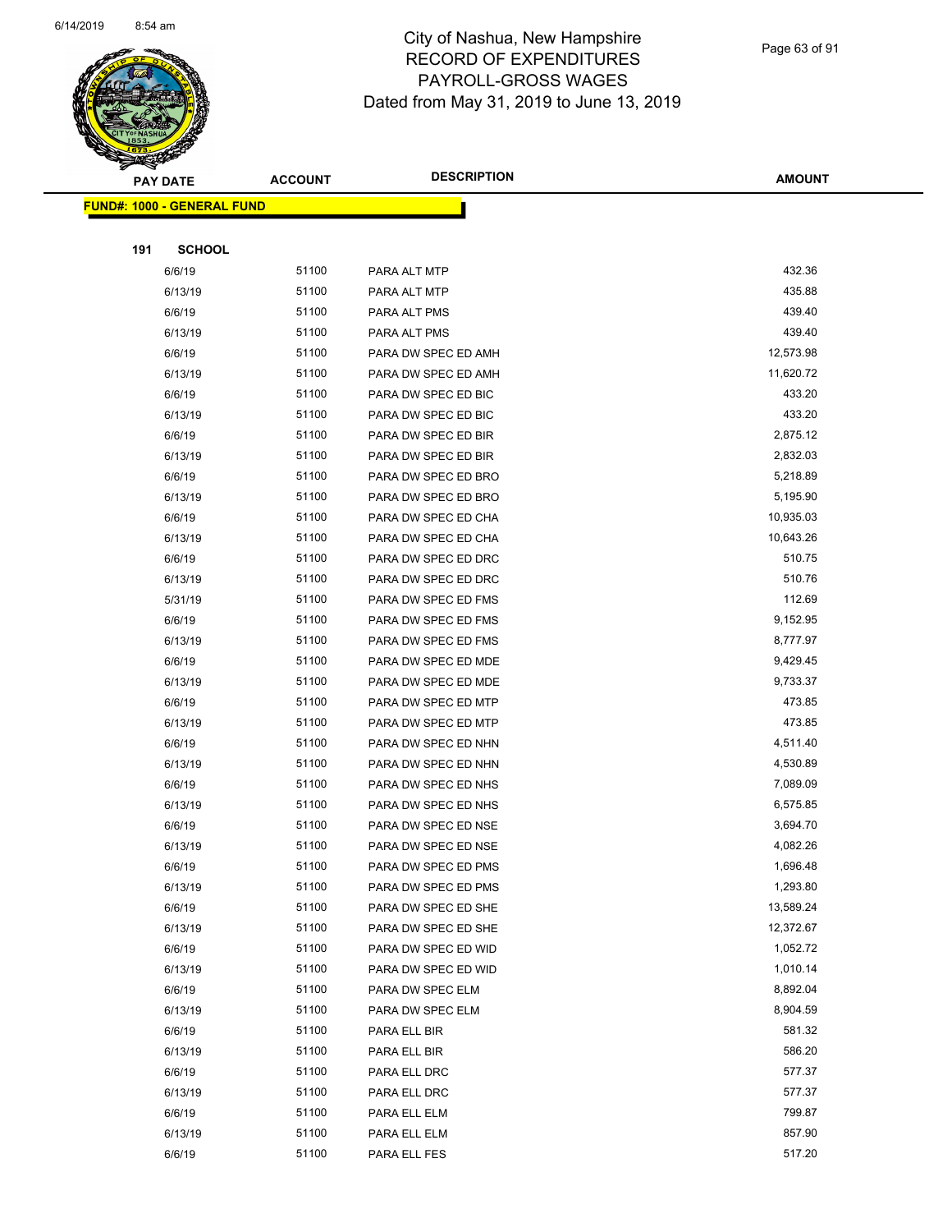# City of Nashua, New Hampshire
## RECORD OF EXPENDITURES
## PAYROLL-GROSS WAGES
### Dated from May 31, 2019 to June 13, 2019

| PAY DATE | ACCOUNT | DESCRIPTION | AMOUNT |
|---|---|---|---|
| **FUND#: 1000 - GENERAL FUND** | | | |
| **191 SCHOOL** | | | |
| 6/6/19 | 51100 | PARA ALT MTP | 432.36 |
| 6/13/19 | 51100 | PARA ALT MTP | 435.88 |
| 6/6/19 | 51100 | PARA ALT PMS | 439.40 |
| 6/13/19 | 51100 | PARA ALT PMS | 439.40 |
| 6/6/19 | 51100 | PARA DW SPEC ED AMH | 12,573.98 |
| 6/13/19 | 51100 | PARA DW SPEC ED AMH | 11,620.72 |
| 6/6/19 | 51100 | PARA DW SPEC ED BIC | 433.20 |
| 6/13/19 | 51100 | PARA DW SPEC ED BIC | 433.20 |
| 6/6/19 | 51100 | PARA DW SPEC ED BIR | 2,875.12 |
| 6/13/19 | 51100 | PARA DW SPEC ED BIR | 2,832.03 |
| 6/6/19 | 51100 | PARA DW SPEC ED BRO | 5,218.89 |
| 6/13/19 | 51100 | PARA DW SPEC ED BRO | 5,195.90 |
| 6/6/19 | 51100 | PARA DW SPEC ED CHA | 10,935.03 |
| 6/13/19 | 51100 | PARA DW SPEC ED CHA | 10,643.26 |
| 6/6/19 | 51100 | PARA DW SPEC ED DRC | 510.75 |
| 6/13/19 | 51100 | PARA DW SPEC ED DRC | 510.76 |
| 5/31/19 | 51100 | PARA DW SPEC ED FMS | 112.69 |
| 6/6/19 | 51100 | PARA DW SPEC ED FMS | 9,152.95 |
| 6/13/19 | 51100 | PARA DW SPEC ED FMS | 8,777.97 |
| 6/6/19 | 51100 | PARA DW SPEC ED MDE | 9,429.45 |
| 6/13/19 | 51100 | PARA DW SPEC ED MDE | 9,733.37 |
| 6/6/19 | 51100 | PARA DW SPEC ED MTP | 473.85 |
| 6/13/19 | 51100 | PARA DW SPEC ED MTP | 473.85 |
| 6/6/19 | 51100 | PARA DW SPEC ED NHN | 4,511.40 |
| 6/13/19 | 51100 | PARA DW SPEC ED NHN | 4,530.89 |
| 6/6/19 | 51100 | PARA DW SPEC ED NHS | 7,089.09 |
| 6/13/19 | 51100 | PARA DW SPEC ED NHS | 6,575.85 |
| 6/6/19 | 51100 | PARA DW SPEC ED NSE | 3,694.70 |
| 6/13/19 | 51100 | PARA DW SPEC ED NSE | 4,082.26 |
| 6/6/19 | 51100 | PARA DW SPEC ED PMS | 1,696.48 |
| 6/13/19 | 51100 | PARA DW SPEC ED PMS | 1,293.80 |
| 6/6/19 | 51100 | PARA DW SPEC ED SHE | 13,589.24 |
| 6/13/19 | 51100 | PARA DW SPEC ED SHE | 12,372.67 |
| 6/6/19 | 51100 | PARA DW SPEC ED WID | 1,052.72 |
| 6/13/19 | 51100 | PARA DW SPEC ED WID | 1,010.14 |
| 6/6/19 | 51100 | PARA DW SPEC ELM | 8,892.04 |
| 6/13/19 | 51100 | PARA DW SPEC ELM | 8,904.59 |
| 6/6/19 | 51100 | PARA ELL BIR | 581.32 |
| 6/13/19 | 51100 | PARA ELL BIR | 586.20 |
| 6/6/19 | 51100 | PARA ELL DRC | 577.37 |
| 6/13/19 | 51100 | PARA ELL DRC | 577.37 |
| 6/6/19 | 51100 | PARA ELL ELM | 799.87 |
| 6/13/19 | 51100 | PARA ELL ELM | 857.90 |
| 6/6/19 | 51100 | PARA ELL FES | 517.20 |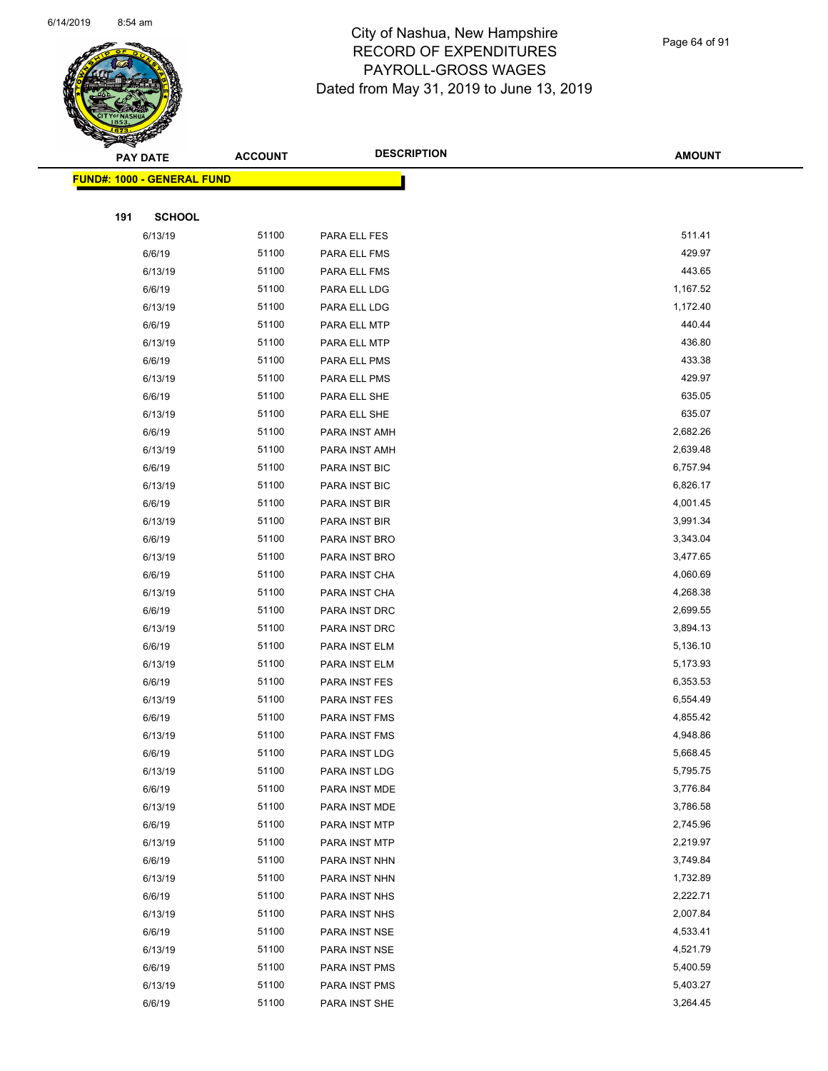# City of Nashua, New Hampshire
## RECORD OF EXPENDITURES
## PAYROLL-GROSS WAGES
### Dated from May 31, 2019 to June 13, 2019

**FUND#: 1000 - GENERAL FUND**

**191 SCHOOL**

| PAY DATE | ACCOUNT | DESCRIPTION | AMOUNT |
|---|---|---|---|
| 6/13/19 | 51100 | PARA ELL FES | 511.41 |
| 6/6/19 | 51100 | PARA ELL FMS | 429.97 |
| 6/13/19 | 51100 | PARA ELL FMS | 443.65 |
| 6/6/19 | 51100 | PARA ELL LDG | 1,167.52 |
| 6/13/19 | 51100 | PARA ELL LDG | 1,172.40 |
| 6/6/19 | 51100 | PARA ELL MTP | 440.44 |
| 6/13/19 | 51100 | PARA ELL MTP | 436.80 |
| 6/6/19 | 51100 | PARA ELL PMS | 433.38 |
| 6/13/19 | 51100 | PARA ELL PMS | 429.97 |
| 6/6/19 | 51100 | PARA ELL SHE | 635.05 |
| 6/13/19 | 51100 | PARA ELL SHE | 635.07 |
| 6/6/19 | 51100 | PARA INST AMH | 2,682.26 |
| 6/13/19 | 51100 | PARA INST AMH | 2,639.48 |
| 6/6/19 | 51100 | PARA INST BIC | 6,757.94 |
| 6/13/19 | 51100 | PARA INST BIC | 6,826.17 |
| 6/6/19 | 51100 | PARA INST BIR | 4,001.45 |
| 6/13/19 | 51100 | PARA INST BIR | 3,991.34 |
| 6/6/19 | 51100 | PARA INST BRO | 3,343.04 |
| 6/13/19 | 51100 | PARA INST BRO | 3,477.65 |
| 6/6/19 | 51100 | PARA INST CHA | 4,060.69 |
| 6/13/19 | 51100 | PARA INST CHA | 4,268.38 |
| 6/6/19 | 51100 | PARA INST DRC | 2,699.55 |
| 6/13/19 | 51100 | PARA INST DRC | 3,894.13 |
| 6/6/19 | 51100 | PARA INST ELM | 5,136.10 |
| 6/13/19 | 51100 | PARA INST ELM | 5,173.93 |
| 6/6/19 | 51100 | PARA INST FES | 6,353.53 |
| 6/13/19 | 51100 | PARA INST FES | 6,554.49 |
| 6/6/19 | 51100 | PARA INST FMS | 4,855.42 |
| 6/13/19 | 51100 | PARA INST FMS | 4,948.86 |
| 6/6/19 | 51100 | PARA INST LDG | 5,668.45 |
| 6/13/19 | 51100 | PARA INST LDG | 5,795.75 |
| 6/6/19 | 51100 | PARA INST MDE | 3,776.84 |
| 6/13/19 | 51100 | PARA INST MDE | 3,786.58 |
| 6/6/19 | 51100 | PARA INST MTP | 2,745.96 |
| 6/13/19 | 51100 | PARA INST MTP | 2,219.97 |
| 6/6/19 | 51100 | PARA INST NHN | 3,749.84 |
| 6/13/19 | 51100 | PARA INST NHN | 1,732.89 |
| 6/6/19 | 51100 | PARA INST NHS | 2,222.71 |
| 6/13/19 | 51100 | PARA INST NHS | 2,007.84 |
| 6/6/19 | 51100 | PARA INST NSE | 4,533.41 |
| 6/13/19 | 51100 | PARA INST NSE | 4,521.79 |
| 6/6/19 | 51100 | PARA INST PMS | 5,400.59 |
| 6/13/19 | 51100 | PARA INST PMS | 5,403.27 |
| 6/6/19 | 51100 | PARA INST SHE | 3,264.45 |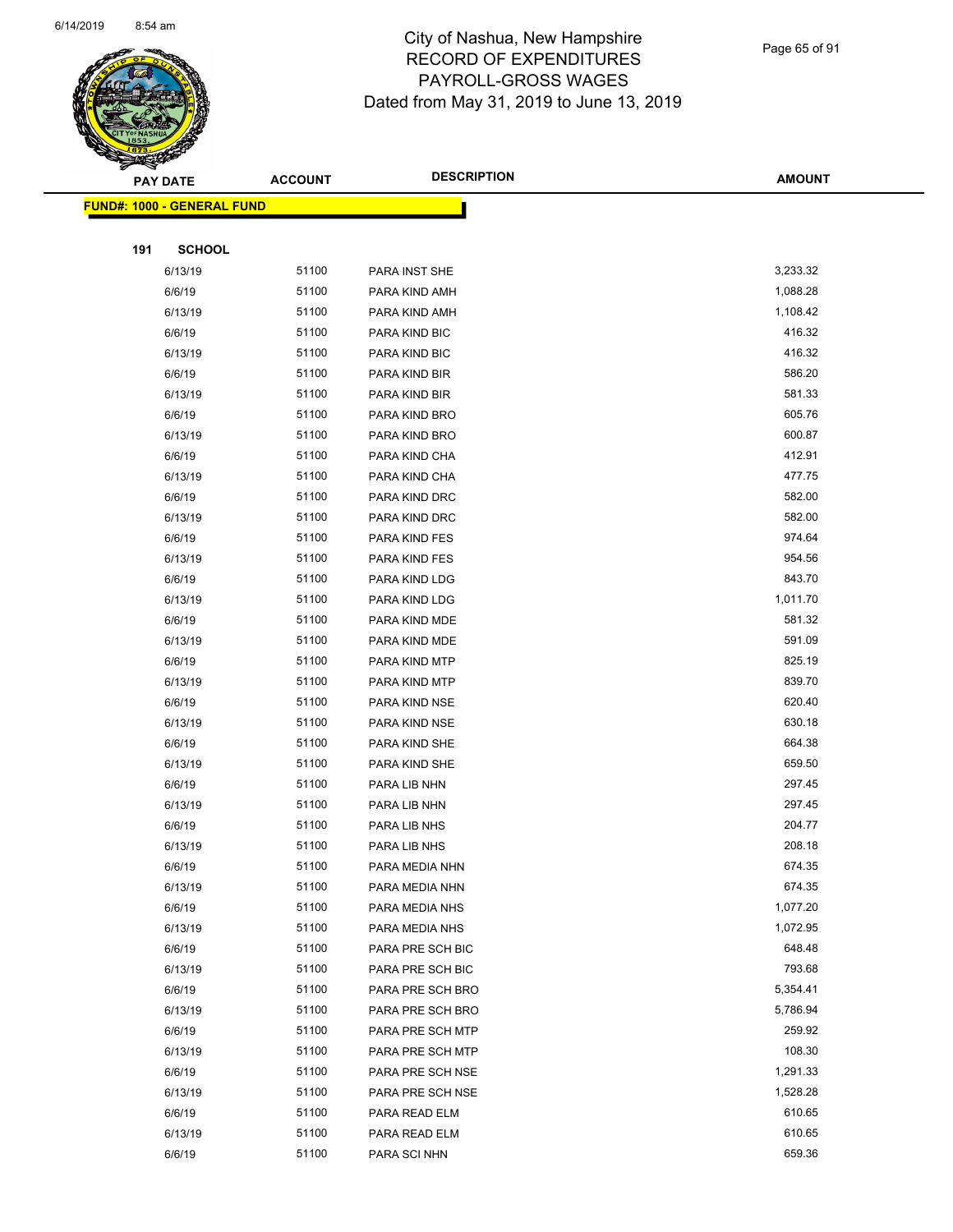# City of Nashua, New Hampshire
## RECORD OF EXPENDITURES
## PAYROLL-GROSS WAGES
## Dated from May 31, 2019 to June 13, 2019

**FUND#: 1000 - GENERAL FUND**

**191 SCHOOL**

| PAY DATE | ACCOUNT | DESCRIPTION | AMOUNT |
|---|---|---|---|
| 6/13/19 | 51100 | PARA INST SHE | 3,233.32 |
| 6/6/19 | 51100 | PARA KIND AMH | 1,088.28 |
| 6/13/19 | 51100 | PARA KIND AMH | 1,108.42 |
| 6/6/19 | 51100 | PARA KIND BIC | 416.32 |
| 6/13/19 | 51100 | PARA KIND BIC | 416.32 |
| 6/6/19 | 51100 | PARA KIND BIR | 586.20 |
| 6/13/19 | 51100 | PARA KIND BIR | 581.33 |
| 6/6/19 | 51100 | PARA KIND BRO | 605.76 |
| 6/13/19 | 51100 | PARA KIND BRO | 600.87 |
| 6/6/19 | 51100 | PARA KIND CHA | 412.91 |
| 6/13/19 | 51100 | PARA KIND CHA | 477.75 |
| 6/6/19 | 51100 | PARA KIND DRC | 582.00 |
| 6/13/19 | 51100 | PARA KIND DRC | 582.00 |
| 6/6/19 | 51100 | PARA KIND FES | 974.64 |
| 6/13/19 | 51100 | PARA KIND FES | 954.56 |
| 6/6/19 | 51100 | PARA KIND LDG | 843.70 |
| 6/13/19 | 51100 | PARA KIND LDG | 1,011.70 |
| 6/6/19 | 51100 | PARA KIND MDE | 581.32 |
| 6/13/19 | 51100 | PARA KIND MDE | 591.09 |
| 6/6/19 | 51100 | PARA KIND MTP | 825.19 |
| 6/13/19 | 51100 | PARA KIND MTP | 839.70 |
| 6/6/19 | 51100 | PARA KIND NSE | 620.40 |
| 6/13/19 | 51100 | PARA KIND NSE | 630.18 |
| 6/6/19 | 51100 | PARA KIND SHE | 664.38 |
| 6/13/19 | 51100 | PARA KIND SHE | 659.50 |
| 6/6/19 | 51100 | PARA LIB NHN | 297.45 |
| 6/13/19 | 51100 | PARA LIB NHN | 297.45 |
| 6/6/19 | 51100 | PARA LIB NHS | 204.77 |
| 6/13/19 | 51100 | PARA LIB NHS | 208.18 |
| 6/6/19 | 51100 | PARA MEDIA NHN | 674.35 |
| 6/13/19 | 51100 | PARA MEDIA NHN | 674.35 |
| 6/6/19 | 51100 | PARA MEDIA NHS | 1,077.20 |
| 6/13/19 | 51100 | PARA MEDIA NHS | 1,072.95 |
| 6/6/19 | 51100 | PARA PRE SCH BIC | 648.48 |
| 6/13/19 | 51100 | PARA PRE SCH BIC | 793.68 |
| 6/6/19 | 51100 | PARA PRE SCH BRO | 5,354.41 |
| 6/13/19 | 51100 | PARA PRE SCH BRO | 5,786.94 |
| 6/6/19 | 51100 | PARA PRE SCH MTP | 259.92 |
| 6/13/19 | 51100 | PARA PRE SCH MTP | 108.30 |
| 6/6/19 | 51100 | PARA PRE SCH NSE | 1,291.33 |
| 6/13/19 | 51100 | PARA PRE SCH NSE | 1,528.28 |
| 6/6/19 | 51100 | PARA READ ELM | 610.65 |
| 6/13/19 | 51100 | PARA READ ELM | 610.65 |
| 6/6/19 | 51100 | PARA SCI NHN | 659.36 |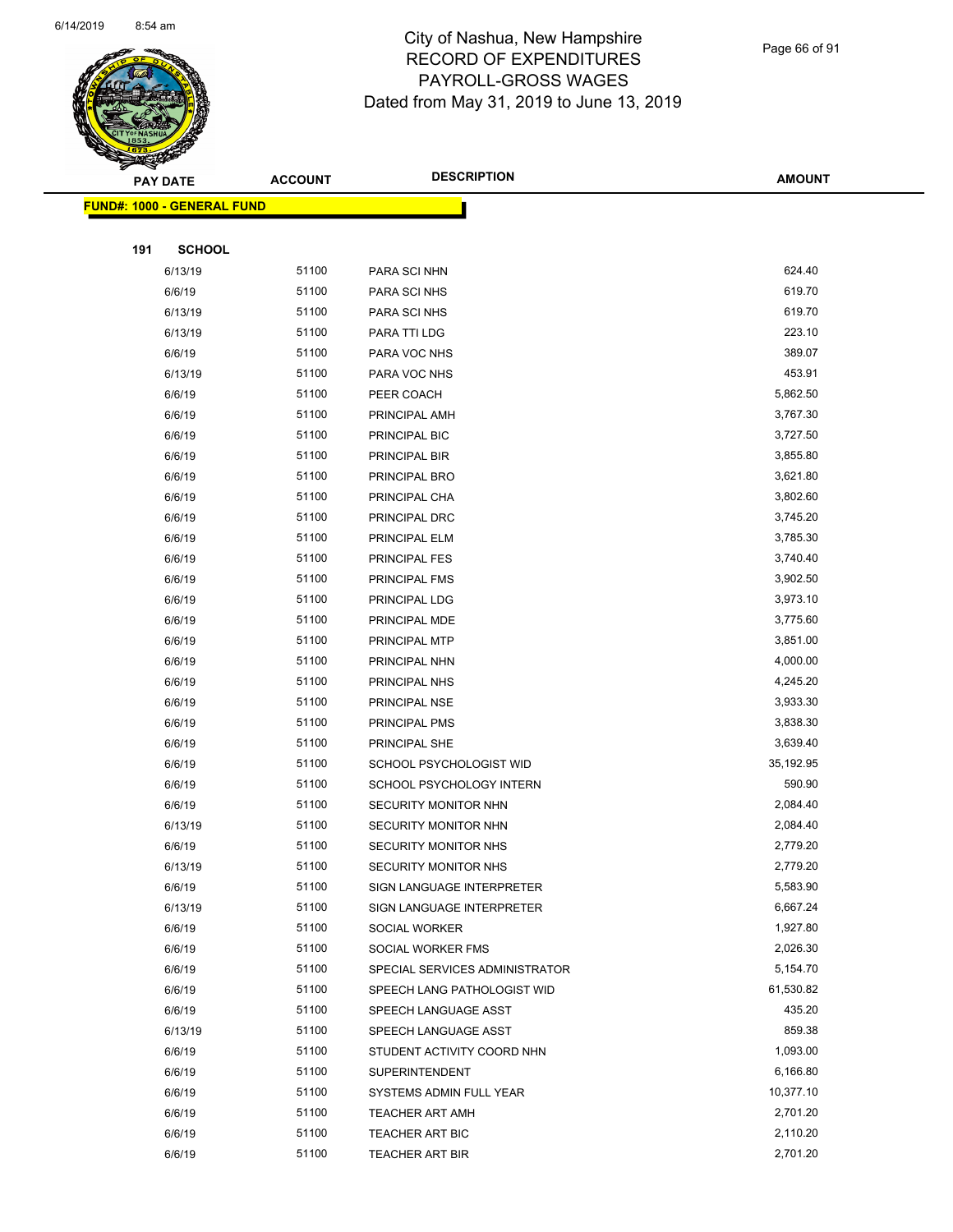# City of Nashua, New Hampshire
## RECORD OF EXPENDITURES
## PAYROLL-GROSS WAGES
## Dated from May 31, 2019 to June 13, 2019

| PAY DATE | ACCOUNT | DESCRIPTION | AMOUNT |
|---|---|---|---|
| **FUND#: 1000 - GENERAL FUND** | | | |
| **191 SCHOOL** | | | |
| 6/13/19 | 51100 | PARA SCI NHN | 624.40 |
| 6/6/19 | 51100 | PARA SCI NHS | 619.70 |
| 6/13/19 | 51100 | PARA SCI NHS | 619.70 |
| 6/13/19 | 51100 | PARA TTI LDG | 223.10 |
| 6/6/19 | 51100 | PARA VOC NHS | 389.07 |
| 6/13/19 | 51100 | PARA VOC NHS | 453.91 |
| 6/6/19 | 51100 | PEER COACH | 5,862.50 |
| 6/6/19 | 51100 | PRINCIPAL AMH | 3,767.30 |
| 6/6/19 | 51100 | PRINCIPAL BIC | 3,727.50 |
| 6/6/19 | 51100 | PRINCIPAL BIR | 3,855.80 |
| 6/6/19 | 51100 | PRINCIPAL BRO | 3,621.80 |
| 6/6/19 | 51100 | PRINCIPAL CHA | 3,802.60 |
| 6/6/19 | 51100 | PRINCIPAL DRC | 3,745.20 |
| 6/6/19 | 51100 | PRINCIPAL ELM | 3,785.30 |
| 6/6/19 | 51100 | PRINCIPAL FES | 3,740.40 |
| 6/6/19 | 51100 | PRINCIPAL FMS | 3,902.50 |
| 6/6/19 | 51100 | PRINCIPAL LDG | 3,973.10 |
| 6/6/19 | 51100 | PRINCIPAL MDE | 3,775.60 |
| 6/6/19 | 51100 | PRINCIPAL MTP | 3,851.00 |
| 6/6/19 | 51100 | PRINCIPAL NHN | 4,000.00 |
| 6/6/19 | 51100 | PRINCIPAL NHS | 4,245.20 |
| 6/6/19 | 51100 | PRINCIPAL NSE | 3,933.30 |
| 6/6/19 | 51100 | PRINCIPAL PMS | 3,838.30 |
| 6/6/19 | 51100 | PRINCIPAL SHE | 3,639.40 |
| 6/6/19 | 51100 | SCHOOL PSYCHOLOGIST WID | 35,192.95 |
| 6/6/19 | 51100 | SCHOOL PSYCHOLOGY INTERN | 590.90 |
| 6/6/19 | 51100 | SECURITY MONITOR NHN | 2,084.40 |
| 6/13/19 | 51100 | SECURITY MONITOR NHN | 2,084.40 |
| 6/6/19 | 51100 | SECURITY MONITOR NHS | 2,779.20 |
| 6/13/19 | 51100 | SECURITY MONITOR NHS | 2,779.20 |
| 6/6/19 | 51100 | SIGN LANGUAGE INTERPRETER | 5,583.90 |
| 6/13/19 | 51100 | SIGN LANGUAGE INTERPRETER | 6,667.24 |
| 6/6/19 | 51100 | SOCIAL WORKER | 1,927.80 |
| 6/6/19 | 51100 | SOCIAL WORKER FMS | 2,026.30 |
| 6/6/19 | 51100 | SPECIAL SERVICES ADMINISTRATOR | 5,154.70 |
| 6/6/19 | 51100 | SPEECH LANG PATHOLOGIST WID | 61,530.82 |
| 6/6/19 | 51100 | SPEECH LANGUAGE ASST | 435.20 |
| 6/13/19 | 51100 | SPEECH LANGUAGE ASST | 859.38 |
| 6/6/19 | 51100 | STUDENT ACTIVITY COORD NHN | 1,093.00 |
| 6/6/19 | 51100 | SUPERINTENDENT | 6,166.80 |
| 6/6/19 | 51100 | SYSTEMS ADMIN FULL YEAR | 10,377.10 |
| 6/6/19 | 51100 | TEACHER ART AMH | 2,701.20 |
| 6/6/19 | 51100 | TEACHER ART BIC | 2,110.20 |
| 6/6/19 | 51100 | TEACHER ART BIR | 2,701.20 |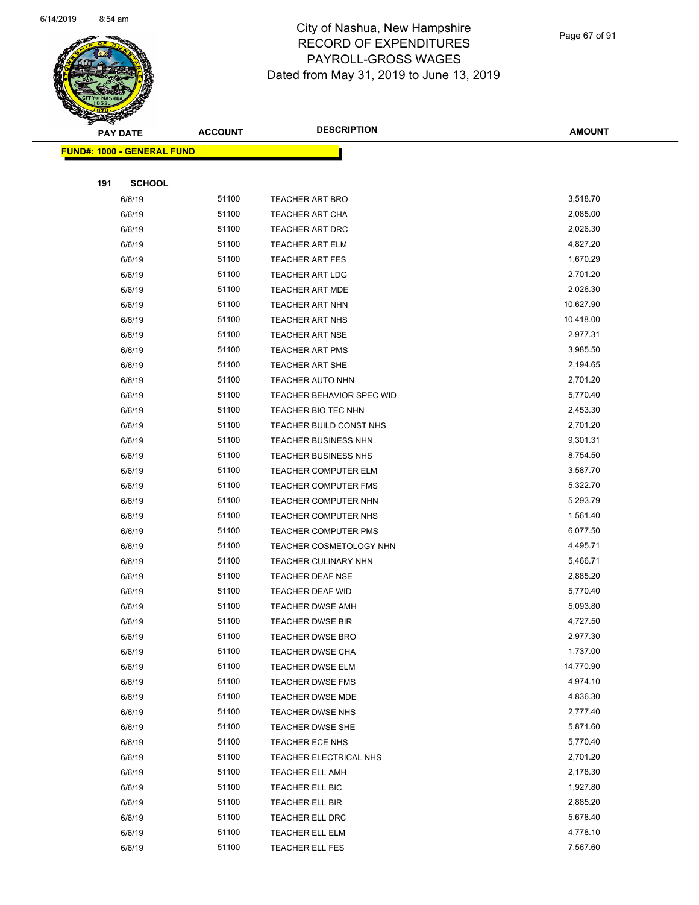# City of Nashua, New Hampshire
## RECORD OF EXPENDITURES
## PAYROLL-GROSS WAGES
### Dated from May 31, 2019 to June 13, 2019

**FUND#: 1000 - GENERAL FUND**

**191 SCHOOL**

| PAY DATE | ACCOUNT | DESCRIPTION | AMOUNT |
|---|---|---|---|
| 6/6/19 | 51100 | TEACHER ART BRO | 3,518.70 |
| 6/6/19 | 51100 | TEACHER ART CHA | 2,085.00 |
| 6/6/19 | 51100 | TEACHER ART DRC | 2,026.30 |
| 6/6/19 | 51100 | TEACHER ART ELM | 4,827.20 |
| 6/6/19 | 51100 | TEACHER ART FES | 1,670.29 |
| 6/6/19 | 51100 | TEACHER ART LDG | 2,701.20 |
| 6/6/19 | 51100 | TEACHER ART MDE | 2,026.30 |
| 6/6/19 | 51100 | TEACHER ART NHN | 10,627.90 |
| 6/6/19 | 51100 | TEACHER ART NHS | 10,418.00 |
| 6/6/19 | 51100 | TEACHER ART NSE | 2,977.31 |
| 6/6/19 | 51100 | TEACHER ART PMS | 3,985.50 |
| 6/6/19 | 51100 | TEACHER ART SHE | 2,194.65 |
| 6/6/19 | 51100 | TEACHER AUTO NHN | 2,701.20 |
| 6/6/19 | 51100 | TEACHER BEHAVIOR SPEC WID | 5,770.40 |
| 6/6/19 | 51100 | TEACHER BIO TEC NHN | 2,453.30 |
| 6/6/19 | 51100 | TEACHER BUILD CONST NHS | 2,701.20 |
| 6/6/19 | 51100 | TEACHER BUSINESS NHN | 9,301.31 |
| 6/6/19 | 51100 | TEACHER BUSINESS NHS | 8,754.50 |
| 6/6/19 | 51100 | TEACHER COMPUTER ELM | 3,587.70 |
| 6/6/19 | 51100 | TEACHER COMPUTER FMS | 5,322.70 |
| 6/6/19 | 51100 | TEACHER COMPUTER NHN | 5,293.79 |
| 6/6/19 | 51100 | TEACHER COMPUTER NHS | 1,561.40 |
| 6/6/19 | 51100 | TEACHER COMPUTER PMS | 6,077.50 |
| 6/6/19 | 51100 | TEACHER COSMETOLOGY NHN | 4,495.71 |
| 6/6/19 | 51100 | TEACHER CULINARY NHN | 5,466.71 |
| 6/6/19 | 51100 | TEACHER DEAF NSE | 2,885.20 |
| 6/6/19 | 51100 | TEACHER DEAF WID | 5,770.40 |
| 6/6/19 | 51100 | TEACHER DWSE AMH | 5,093.80 |
| 6/6/19 | 51100 | TEACHER DWSE BIR | 4,727.50 |
| 6/6/19 | 51100 | TEACHER DWSE BRO | 2,977.30 |
| 6/6/19 | 51100 | TEACHER DWSE CHA | 1,737.00 |
| 6/6/19 | 51100 | TEACHER DWSE ELM | 14,770.90 |
| 6/6/19 | 51100 | TEACHER DWSE FMS | 4,974.10 |
| 6/6/19 | 51100 | TEACHER DWSE MDE | 4,836.30 |
| 6/6/19 | 51100 | TEACHER DWSE NHS | 2,777.40 |
| 6/6/19 | 51100 | TEACHER DWSE SHE | 5,871.60 |
| 6/6/19 | 51100 | TEACHER ECE NHS | 5,770.40 |
| 6/6/19 | 51100 | TEACHER ELECTRICAL NHS | 2,701.20 |
| 6/6/19 | 51100 | TEACHER ELL AMH | 2,178.30 |
| 6/6/19 | 51100 | TEACHER ELL BIC | 1,927.80 |
| 6/6/19 | 51100 | TEACHER ELL BIR | 2,885.20 |
| 6/6/19 | 51100 | TEACHER ELL DRC | 5,678.40 |
| 6/6/19 | 51100 | TEACHER ELL ELM | 4,778.10 |
| 6/6/19 | 51100 | TEACHER ELL FES | 7,567.60 |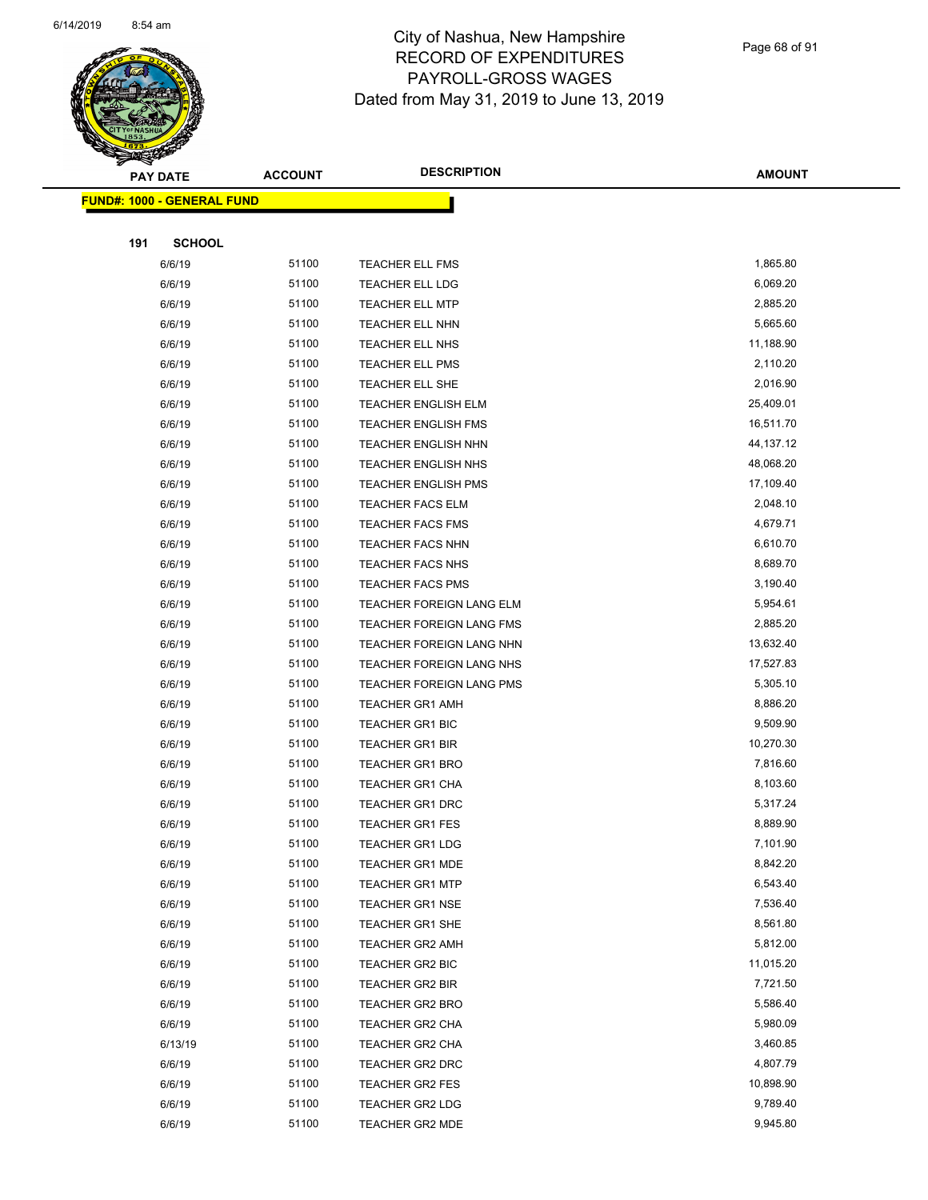# City of Nashua, New Hampshire
## RECORD OF EXPENDITURES
## PAYROLL-GROSS WAGES
### Dated from May 31, 2019 to June 13, 2019

**FUND#: 1000 - GENERAL FUND**

**191 SCHOOL**

| PAY DATE | ACCOUNT | DESCRIPTION | AMOUNT |
|---|---|---|---|
| 6/6/19 | 51100 | TEACHER ELL FMS | 1,865.80 |
| 6/6/19 | 51100 | TEACHER ELL LDG | 6,069.20 |
| 6/6/19 | 51100 | TEACHER ELL MTP | 2,885.20 |
| 6/6/19 | 51100 | TEACHER ELL NHN | 5,665.60 |
| 6/6/19 | 51100 | TEACHER ELL NHS | 11,188.90 |
| 6/6/19 | 51100 | TEACHER ELL PMS | 2,110.20 |
| 6/6/19 | 51100 | TEACHER ELL SHE | 2,016.90 |
| 6/6/19 | 51100 | TEACHER ENGLISH ELM | 25,409.01 |
| 6/6/19 | 51100 | TEACHER ENGLISH FMS | 16,511.70 |
| 6/6/19 | 51100 | TEACHER ENGLISH NHN | 44,137.12 |
| 6/6/19 | 51100 | TEACHER ENGLISH NHS | 48,068.20 |
| 6/6/19 | 51100 | TEACHER ENGLISH PMS | 17,109.40 |
| 6/6/19 | 51100 | TEACHER FACS ELM | 2,048.10 |
| 6/6/19 | 51100 | TEACHER FACS FMS | 4,679.71 |
| 6/6/19 | 51100 | TEACHER FACS NHN | 6,610.70 |
| 6/6/19 | 51100 | TEACHER FACS NHS | 8,689.70 |
| 6/6/19 | 51100 | TEACHER FACS PMS | 3,190.40 |
| 6/6/19 | 51100 | TEACHER FOREIGN LANG ELM | 5,954.61 |
| 6/6/19 | 51100 | TEACHER FOREIGN LANG FMS | 2,885.20 |
| 6/6/19 | 51100 | TEACHER FOREIGN LANG NHN | 13,632.40 |
| 6/6/19 | 51100 | TEACHER FOREIGN LANG NHS | 17,527.83 |
| 6/6/19 | 51100 | TEACHER FOREIGN LANG PMS | 5,305.10 |
| 6/6/19 | 51100 | TEACHER GR1 AMH | 8,886.20 |
| 6/6/19 | 51100 | TEACHER GR1 BIC | 9,509.90 |
| 6/6/19 | 51100 | TEACHER GR1 BIR | 10,270.30 |
| 6/6/19 | 51100 | TEACHER GR1 BRO | 7,816.60 |
| 6/6/19 | 51100 | TEACHER GR1 CHA | 8,103.60 |
| 6/6/19 | 51100 | TEACHER GR1 DRC | 5,317.24 |
| 6/6/19 | 51100 | TEACHER GR1 FES | 8,889.90 |
| 6/6/19 | 51100 | TEACHER GR1 LDG | 7,101.90 |
| 6/6/19 | 51100 | TEACHER GR1 MDE | 8,842.20 |
| 6/6/19 | 51100 | TEACHER GR1 MTP | 6,543.40 |
| 6/6/19 | 51100 | TEACHER GR1 NSE | 7,536.40 |
| 6/6/19 | 51100 | TEACHER GR1 SHE | 8,561.80 |
| 6/6/19 | 51100 | TEACHER GR2 AMH | 5,812.00 |
| 6/6/19 | 51100 | TEACHER GR2 BIC | 11,015.20 |
| 6/6/19 | 51100 | TEACHER GR2 BIR | 7,721.50 |
| 6/6/19 | 51100 | TEACHER GR2 BRO | 5,586.40 |
| 6/6/19 | 51100 | TEACHER GR2 CHA | 5,980.09 |
| 6/13/19 | 51100 | TEACHER GR2 CHA | 3,460.85 |
| 6/6/19 | 51100 | TEACHER GR2 DRC | 4,807.79 |
| 6/6/19 | 51100 | TEACHER GR2 FES | 10,898.90 |
| 6/6/19 | 51100 | TEACHER GR2 LDG | 9,789.40 |
| 6/6/19 | 51100 | TEACHER GR2 MDE | 9,945.80 |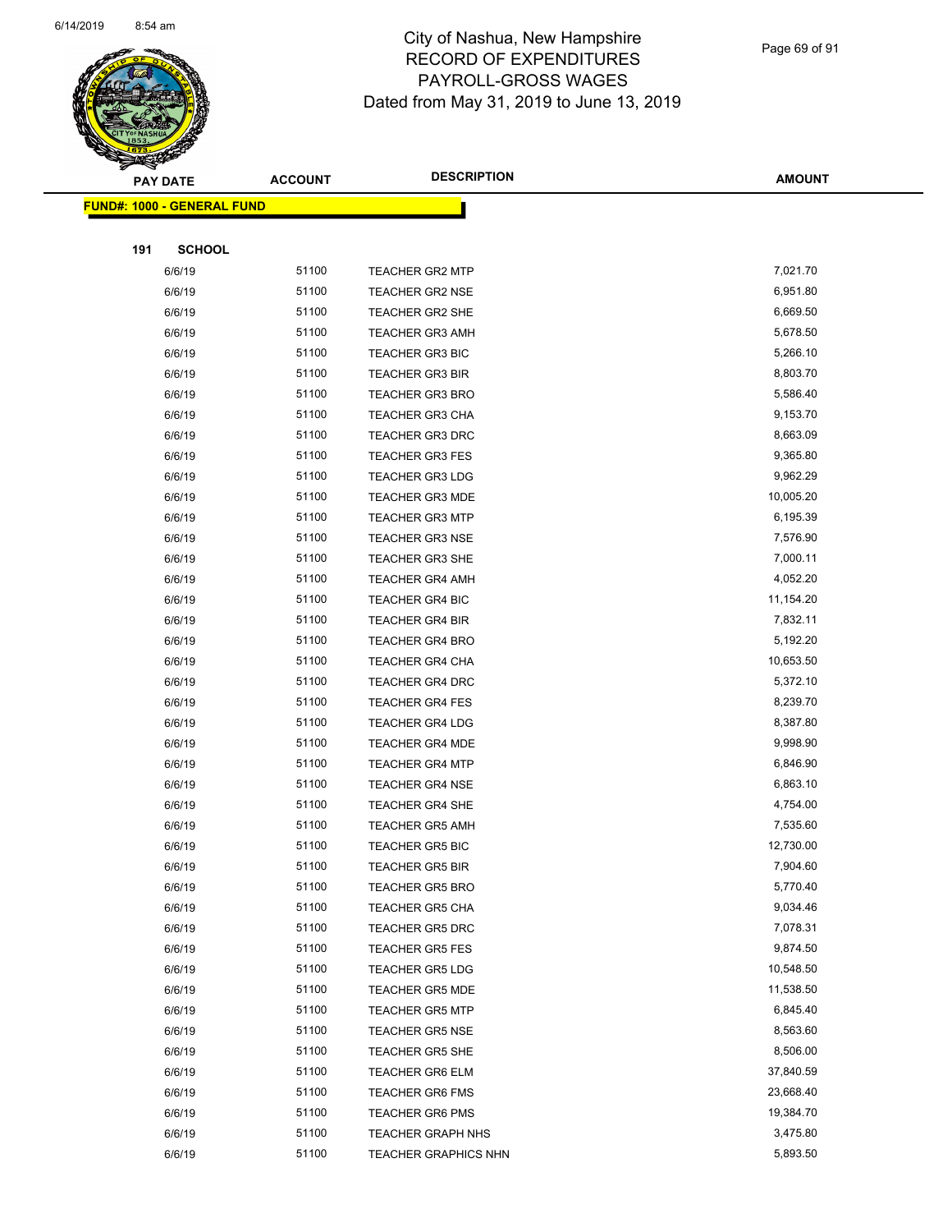# City of Nashua, New Hampshire
## RECORD OF EXPENDITURES
## PAYROLL-GROSS WAGES
## Dated from May 31, 2019 to June 13, 2019

**FUND#: 1000 - GENERAL FUND**

**191 SCHOOL**

| PAY DATE | ACCOUNT | DESCRIPTION | AMOUNT |
|---|---|---|---|
| 6/6/19 | 51100 | TEACHER GR2 MTP | 7,021.70 |
| 6/6/19 | 51100 | TEACHER GR2 NSE | 6,951.80 |
| 6/6/19 | 51100 | TEACHER GR2 SHE | 6,669.50 |
| 6/6/19 | 51100 | TEACHER GR3 AMH | 5,678.50 |
| 6/6/19 | 51100 | TEACHER GR3 BIC | 5,266.10 |
| 6/6/19 | 51100 | TEACHER GR3 BIR | 8,803.70 |
| 6/6/19 | 51100 | TEACHER GR3 BRO | 5,586.40 |
| 6/6/19 | 51100 | TEACHER GR3 CHA | 9,153.70 |
| 6/6/19 | 51100 | TEACHER GR3 DRC | 8,663.09 |
| 6/6/19 | 51100 | TEACHER GR3 FES | 9,365.80 |
| 6/6/19 | 51100 | TEACHER GR3 LDG | 9,962.29 |
| 6/6/19 | 51100 | TEACHER GR3 MDE | 10,005.20 |
| 6/6/19 | 51100 | TEACHER GR3 MTP | 6,195.39 |
| 6/6/19 | 51100 | TEACHER GR3 NSE | 7,576.90 |
| 6/6/19 | 51100 | TEACHER GR3 SHE | 7,000.11 |
| 6/6/19 | 51100 | TEACHER GR4 AMH | 4,052.20 |
| 6/6/19 | 51100 | TEACHER GR4 BIC | 11,154.20 |
| 6/6/19 | 51100 | TEACHER GR4 BIR | 7,832.11 |
| 6/6/19 | 51100 | TEACHER GR4 BRO | 5,192.20 |
| 6/6/19 | 51100 | TEACHER GR4 CHA | 10,653.50 |
| 6/6/19 | 51100 | TEACHER GR4 DRC | 5,372.10 |
| 6/6/19 | 51100 | TEACHER GR4 FES | 8,239.70 |
| 6/6/19 | 51100 | TEACHER GR4 LDG | 8,387.80 |
| 6/6/19 | 51100 | TEACHER GR4 MDE | 9,998.90 |
| 6/6/19 | 51100 | TEACHER GR4 MTP | 6,846.90 |
| 6/6/19 | 51100 | TEACHER GR4 NSE | 6,863.10 |
| 6/6/19 | 51100 | TEACHER GR4 SHE | 4,754.00 |
| 6/6/19 | 51100 | TEACHER GR5 AMH | 7,535.60 |
| 6/6/19 | 51100 | TEACHER GR5 BIC | 12,730.00 |
| 6/6/19 | 51100 | TEACHER GR5 BIR | 7,904.60 |
| 6/6/19 | 51100 | TEACHER GR5 BRO | 5,770.40 |
| 6/6/19 | 51100 | TEACHER GR5 CHA | 9,034.46 |
| 6/6/19 | 51100 | TEACHER GR5 DRC | 7,078.31 |
| 6/6/19 | 51100 | TEACHER GR5 FES | 9,874.50 |
| 6/6/19 | 51100 | TEACHER GR5 LDG | 10,548.50 |
| 6/6/19 | 51100 | TEACHER GR5 MDE | 11,538.50 |
| 6/6/19 | 51100 | TEACHER GR5 MTP | 6,845.40 |
| 6/6/19 | 51100 | TEACHER GR5 NSE | 8,563.60 |
| 6/6/19 | 51100 | TEACHER GR5 SHE | 8,506.00 |
| 6/6/19 | 51100 | TEACHER GR6 ELM | 37,840.59 |
| 6/6/19 | 51100 | TEACHER GR6 FMS | 23,668.40 |
| 6/6/19 | 51100 | TEACHER GR6 PMS | 19,384.70 |
| 6/6/19 | 51100 | TEACHER GRAPH NHS | 3,475.80 |
| 6/6/19 | 51100 | TEACHER GRAPHICS NHN | 5,893.50 |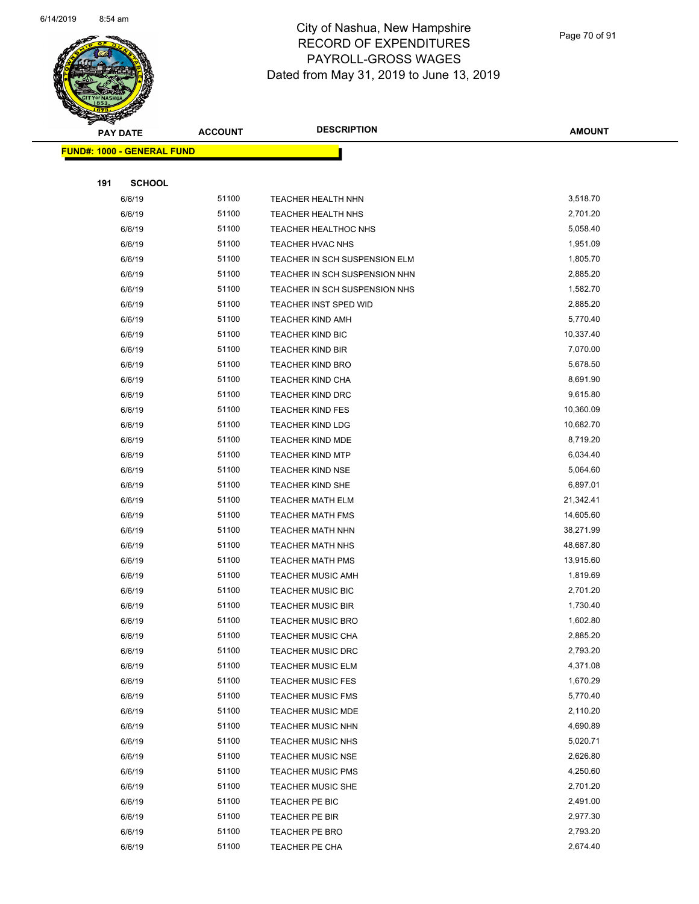# City of Nashua, New Hampshire
## RECORD OF EXPENDITURES
## PAYROLL-GROSS WAGES
### Dated from May 31, 2019 to June 13, 2019

| PAY DATE | ACCOUNT | DESCRIPTION | AMOUNT |
|---|---|---|---|
| **FUND#: 1000 - GENERAL FUND** | | | |
| **191 SCHOOL** | | | |
| 6/6/19 | 51100 | TEACHER HEALTH NHN | 3,518.70 |
| 6/6/19 | 51100 | TEACHER HEALTH NHS | 2,701.20 |
| 6/6/19 | 51100 | TEACHER HEALTHOC NHS | 5,058.40 |
| 6/6/19 | 51100 | TEACHER HVAC NHS | 1,951.09 |
| 6/6/19 | 51100 | TEACHER IN SCH SUSPENSION ELM | 1,805.70 |
| 6/6/19 | 51100 | TEACHER IN SCH SUSPENSION NHN | 2,885.20 |
| 6/6/19 | 51100 | TEACHER IN SCH SUSPENSION NHS | 1,582.70 |
| 6/6/19 | 51100 | TEACHER INST SPED WID | 2,885.20 |
| 6/6/19 | 51100 | TEACHER KIND AMH | 5,770.40 |
| 6/6/19 | 51100 | TEACHER KIND BIC | 10,337.40 |
| 6/6/19 | 51100 | TEACHER KIND BIR | 7,070.00 |
| 6/6/19 | 51100 | TEACHER KIND BRO | 5,678.50 |
| 6/6/19 | 51100 | TEACHER KIND CHA | 8,691.90 |
| 6/6/19 | 51100 | TEACHER KIND DRC | 9,615.80 |
| 6/6/19 | 51100 | TEACHER KIND FES | 10,360.09 |
| 6/6/19 | 51100 | TEACHER KIND LDG | 10,682.70 |
| 6/6/19 | 51100 | TEACHER KIND MDE | 8,719.20 |
| 6/6/19 | 51100 | TEACHER KIND MTP | 6,034.40 |
| 6/6/19 | 51100 | TEACHER KIND NSE | 5,064.60 |
| 6/6/19 | 51100 | TEACHER KIND SHE | 6,897.01 |
| 6/6/19 | 51100 | TEACHER MATH ELM | 21,342.41 |
| 6/6/19 | 51100 | TEACHER MATH FMS | 14,605.60 |
| 6/6/19 | 51100 | TEACHER MATH NHN | 38,271.99 |
| 6/6/19 | 51100 | TEACHER MATH NHS | 48,687.80 |
| 6/6/19 | 51100 | TEACHER MATH PMS | 13,915.60 |
| 6/6/19 | 51100 | TEACHER MUSIC AMH | 1,819.69 |
| 6/6/19 | 51100 | TEACHER MUSIC BIC | 2,701.20 |
| 6/6/19 | 51100 | TEACHER MUSIC BIR | 1,730.40 |
| 6/6/19 | 51100 | TEACHER MUSIC BRO | 1,602.80 |
| 6/6/19 | 51100 | TEACHER MUSIC CHA | 2,885.20 |
| 6/6/19 | 51100 | TEACHER MUSIC DRC | 2,793.20 |
| 6/6/19 | 51100 | TEACHER MUSIC ELM | 4,371.08 |
| 6/6/19 | 51100 | TEACHER MUSIC FES | 1,670.29 |
| 6/6/19 | 51100 | TEACHER MUSIC FMS | 5,770.40 |
| 6/6/19 | 51100 | TEACHER MUSIC MDE | 2,110.20 |
| 6/6/19 | 51100 | TEACHER MUSIC NHN | 4,690.89 |
| 6/6/19 | 51100 | TEACHER MUSIC NHS | 5,020.71 |
| 6/6/19 | 51100 | TEACHER MUSIC NSE | 2,626.80 |
| 6/6/19 | 51100 | TEACHER MUSIC PMS | 4,250.60 |
| 6/6/19 | 51100 | TEACHER MUSIC SHE | 2,701.20 |
| 6/6/19 | 51100 | TEACHER PE BIC | 2,491.00 |
| 6/6/19 | 51100 | TEACHER PE BIR | 2,977.30 |
| 6/6/19 | 51100 | TEACHER PE BRO | 2,793.20 |
| 6/6/19 | 51100 | TEACHER PE CHA | 2,674.40 |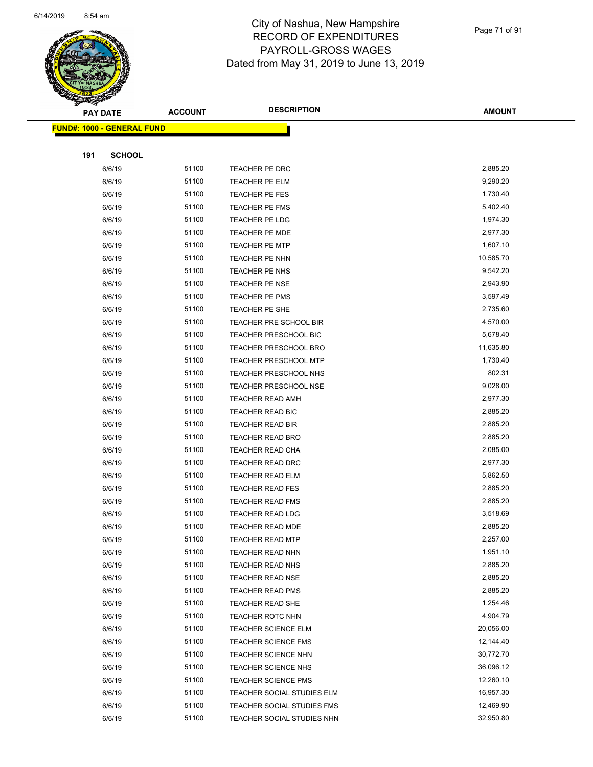# City of Nashua, New Hampshire
## RECORD OF EXPENDITURES
## PAYROLL-GROSS WAGES
### Dated from May 31, 2019 to June 13, 2019

**FUND#: 1000 - GENERAL FUND**

**191 SCHOOL**

| PAY DATE | ACCOUNT | DESCRIPTION | AMOUNT |
|---|---|---|---|
| 6/6/19 | 51100 | TEACHER PE DRC | 2,885.20 |
| 6/6/19 | 51100 | TEACHER PE ELM | 9,290.20 |
| 6/6/19 | 51100 | TEACHER PE FES | 1,730.40 |
| 6/6/19 | 51100 | TEACHER PE FMS | 5,402.40 |
| 6/6/19 | 51100 | TEACHER PE LDG | 1,974.30 |
| 6/6/19 | 51100 | TEACHER PE MDE | 2,977.30 |
| 6/6/19 | 51100 | TEACHER PE MTP | 1,607.10 |
| 6/6/19 | 51100 | TEACHER PE NHN | 10,585.70 |
| 6/6/19 | 51100 | TEACHER PE NHS | 9,542.20 |
| 6/6/19 | 51100 | TEACHER PE NSE | 2,943.90 |
| 6/6/19 | 51100 | TEACHER PE PMS | 3,597.49 |
| 6/6/19 | 51100 | TEACHER PE SHE | 2,735.60 |
| 6/6/19 | 51100 | TEACHER PRE SCHOOL BIR | 4,570.00 |
| 6/6/19 | 51100 | TEACHER PRESCHOOL BIC | 5,678.40 |
| 6/6/19 | 51100 | TEACHER PRESCHOOL BRO | 11,635.80 |
| 6/6/19 | 51100 | TEACHER PRESCHOOL MTP | 1,730.40 |
| 6/6/19 | 51100 | TEACHER PRESCHOOL NHS | 802.31 |
| 6/6/19 | 51100 | TEACHER PRESCHOOL NSE | 9,028.00 |
| 6/6/19 | 51100 | TEACHER READ AMH | 2,977.30 |
| 6/6/19 | 51100 | TEACHER READ BIC | 2,885.20 |
| 6/6/19 | 51100 | TEACHER READ BIR | 2,885.20 |
| 6/6/19 | 51100 | TEACHER READ BRO | 2,885.20 |
| 6/6/19 | 51100 | TEACHER READ CHA | 2,085.00 |
| 6/6/19 | 51100 | TEACHER READ DRC | 2,977.30 |
| 6/6/19 | 51100 | TEACHER READ ELM | 5,862.50 |
| 6/6/19 | 51100 | TEACHER READ FES | 2,885.20 |
| 6/6/19 | 51100 | TEACHER READ FMS | 2,885.20 |
| 6/6/19 | 51100 | TEACHER READ LDG | 3,518.69 |
| 6/6/19 | 51100 | TEACHER READ MDE | 2,885.20 |
| 6/6/19 | 51100 | TEACHER READ MTP | 2,257.00 |
| 6/6/19 | 51100 | TEACHER READ NHN | 1,951.10 |
| 6/6/19 | 51100 | TEACHER READ NHS | 2,885.20 |
| 6/6/19 | 51100 | TEACHER READ NSE | 2,885.20 |
| 6/6/19 | 51100 | TEACHER READ PMS | 2,885.20 |
| 6/6/19 | 51100 | TEACHER READ SHE | 1,254.46 |
| 6/6/19 | 51100 | TEACHER ROTC NHN | 4,904.79 |
| 6/6/19 | 51100 | TEACHER SCIENCE ELM | 20,056.00 |
| 6/6/19 | 51100 | TEACHER SCIENCE FMS | 12,144.40 |
| 6/6/19 | 51100 | TEACHER SCIENCE NHN | 30,772.70 |
| 6/6/19 | 51100 | TEACHER SCIENCE NHS | 36,096.12 |
| 6/6/19 | 51100 | TEACHER SCIENCE PMS | 12,260.10 |
| 6/6/19 | 51100 | TEACHER SOCIAL STUDIES ELM | 16,957.30 |
| 6/6/19 | 51100 | TEACHER SOCIAL STUDIES FMS | 12,469.90 |
| 6/6/19 | 51100 | TEACHER SOCIAL STUDIES NHN | 32,950.80 |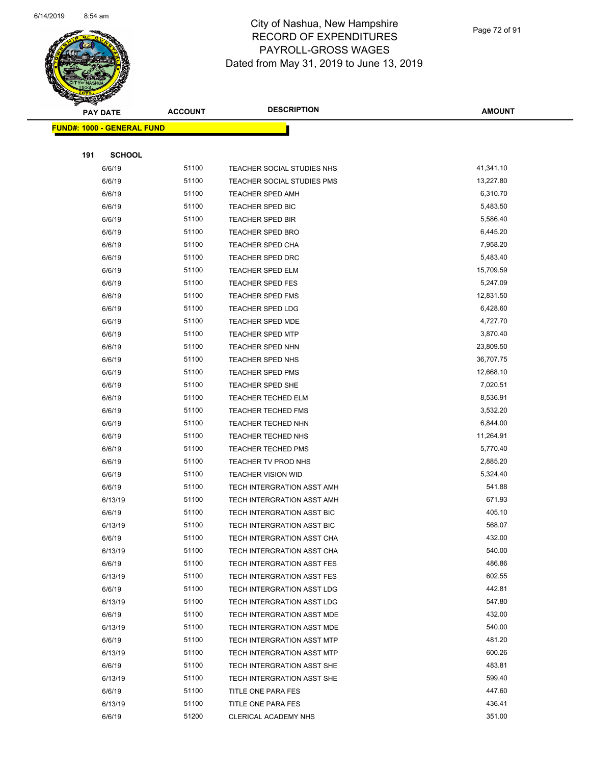# City of Nashua, New Hampshire
## RECORD OF EXPENDITURES
## PAYROLL-GROSS WAGES
### Dated from May 31, 2019 to June 13, 2019

**FUND#: 1000 - GENERAL FUND**

**191 SCHOOL**

| PAY DATE | ACCOUNT | DESCRIPTION | AMOUNT |
|---|---|---|---|
| 6/6/19 | 51100 | TEACHER SOCIAL STUDIES NHS | 41,341.10 |
| 6/6/19 | 51100 | TEACHER SOCIAL STUDIES PMS | 13,227.80 |
| 6/6/19 | 51100 | TEACHER SPED AMH | 6,310.70 |
| 6/6/19 | 51100 | TEACHER SPED BIC | 5,483.50 |
| 6/6/19 | 51100 | TEACHER SPED BIR | 5,586.40 |
| 6/6/19 | 51100 | TEACHER SPED BRO | 6,445.20 |
| 6/6/19 | 51100 | TEACHER SPED CHA | 7,958.20 |
| 6/6/19 | 51100 | TEACHER SPED DRC | 5,483.40 |
| 6/6/19 | 51100 | TEACHER SPED ELM | 15,709.59 |
| 6/6/19 | 51100 | TEACHER SPED FES | 5,247.09 |
| 6/6/19 | 51100 | TEACHER SPED FMS | 12,831.50 |
| 6/6/19 | 51100 | TEACHER SPED LDG | 6,428.60 |
| 6/6/19 | 51100 | TEACHER SPED MDE | 4,727.70 |
| 6/6/19 | 51100 | TEACHER SPED MTP | 3,870.40 |
| 6/6/19 | 51100 | TEACHER SPED NHN | 23,809.50 |
| 6/6/19 | 51100 | TEACHER SPED NHS | 36,707.75 |
| 6/6/19 | 51100 | TEACHER SPED PMS | 12,668.10 |
| 6/6/19 | 51100 | TEACHER SPED SHE | 7,020.51 |
| 6/6/19 | 51100 | TEACHER TECHED ELM | 8,536.91 |
| 6/6/19 | 51100 | TEACHER TECHED FMS | 3,532.20 |
| 6/6/19 | 51100 | TEACHER TECHED NHN | 6,844.00 |
| 6/6/19 | 51100 | TEACHER TECHED NHS | 11,264.91 |
| 6/6/19 | 51100 | TEACHER TECHED PMS | 5,770.40 |
| 6/6/19 | 51100 | TEACHER TV PROD NHS | 2,885.20 |
| 6/6/19 | 51100 | TEACHER VISION WID | 5,324.40 |
| 6/6/19 | 51100 | TECH INTERGRATION ASST AMH | 541.88 |
| 6/13/19 | 51100 | TECH INTERGRATION ASST AMH | 671.93 |
| 6/6/19 | 51100 | TECH INTERGRATION ASST BIC | 405.10 |
| 6/13/19 | 51100 | TECH INTERGRATION ASST BIC | 568.07 |
| 6/6/19 | 51100 | TECH INTERGRATION ASST CHA | 432.00 |
| 6/13/19 | 51100 | TECH INTERGRATION ASST CHA | 540.00 |
| 6/6/19 | 51100 | TECH INTERGRATION ASST FES | 486.86 |
| 6/13/19 | 51100 | TECH INTERGRATION ASST FES | 602.55 |
| 6/6/19 | 51100 | TECH INTERGRATION ASST LDG | 442.81 |
| 6/13/19 | 51100 | TECH INTERGRATION ASST LDG | 547.80 |
| 6/6/19 | 51100 | TECH INTERGRATION ASST MDE | 432.00 |
| 6/13/19 | 51100 | TECH INTERGRATION ASST MDE | 540.00 |
| 6/6/19 | 51100 | TECH INTERGRATION ASST MTP | 481.20 |
| 6/13/19 | 51100 | TECH INTERGRATION ASST MTP | 600.26 |
| 6/6/19 | 51100 | TECH INTERGRATION ASST SHE | 483.81 |
| 6/13/19 | 51100 | TECH INTERGRATION ASST SHE | 599.40 |
| 6/6/19 | 51100 | TITLE ONE PARA FES | 447.60 |
| 6/13/19 | 51100 | TITLE ONE PARA FES | 436.41 |
| 6/6/19 | 51200 | CLERICAL ACADEMY NHS | 351.00 |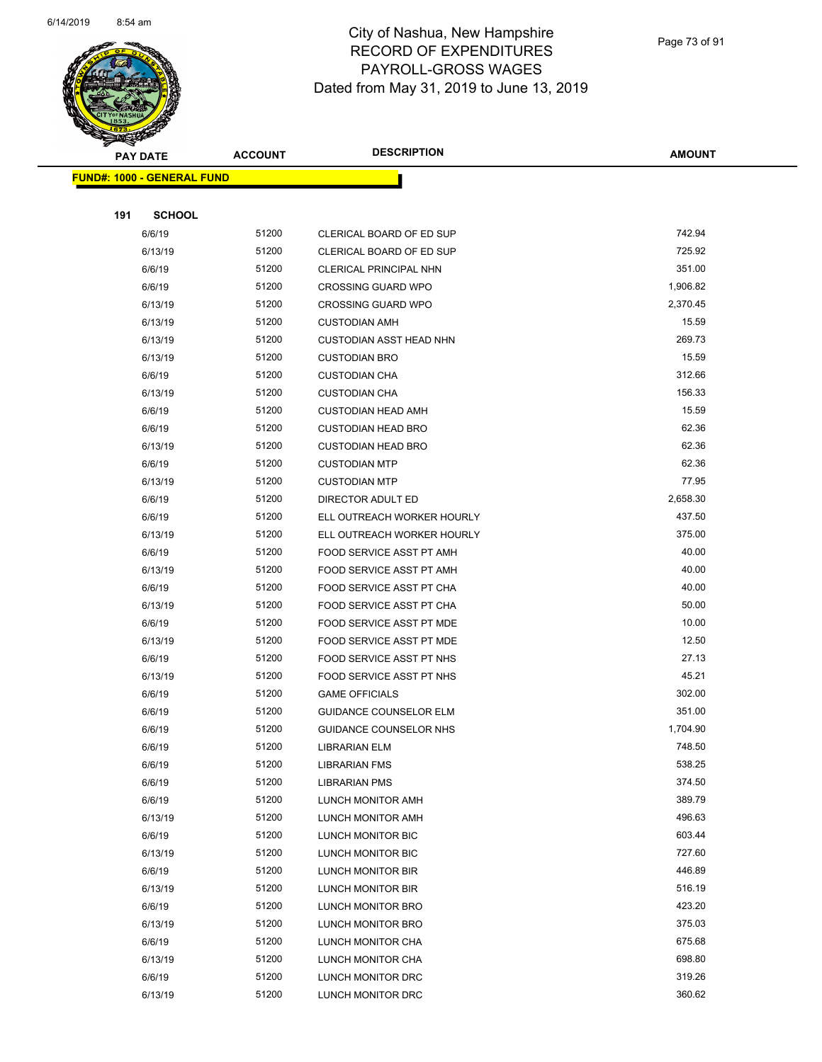# City of Nashua, New Hampshire
## RECORD OF EXPENDITURES
## PAYROLL-GROSS WAGES
## Dated from May 31, 2019 to June 13, 2019

**FUND#: 1000 - GENERAL FUND**

**191 SCHOOL**

| PAY DATE | ACCOUNT | DESCRIPTION | AMOUNT |
|---|---|---|---|
| 6/6/19 | 51200 | CLERICAL BOARD OF ED SUP | 742.94 |
| 6/13/19 | 51200 | CLERICAL BOARD OF ED SUP | 725.92 |
| 6/6/19 | 51200 | CLERICAL PRINCIPAL NHN | 351.00 |
| 6/6/19 | 51200 | CROSSING GUARD WPO | 1,906.82 |
| 6/13/19 | 51200 | CROSSING GUARD WPO | 2,370.45 |
| 6/13/19 | 51200 | CUSTODIAN AMH | 15.59 |
| 6/13/19 | 51200 | CUSTODIAN ASST HEAD NHN | 269.73 |
| 6/13/19 | 51200 | CUSTODIAN BRO | 15.59 |
| 6/6/19 | 51200 | CUSTODIAN CHA | 312.66 |
| 6/13/19 | 51200 | CUSTODIAN CHA | 156.33 |
| 6/6/19 | 51200 | CUSTODIAN HEAD AMH | 15.59 |
| 6/6/19 | 51200 | CUSTODIAN HEAD BRO | 62.36 |
| 6/13/19 | 51200 | CUSTODIAN HEAD BRO | 62.36 |
| 6/6/19 | 51200 | CUSTODIAN MTP | 62.36 |
| 6/13/19 | 51200 | CUSTODIAN MTP | 77.95 |
| 6/6/19 | 51200 | DIRECTOR ADULT ED | 2,658.30 |
| 6/6/19 | 51200 | ELL OUTREACH WORKER HOURLY | 437.50 |
| 6/13/19 | 51200 | ELL OUTREACH WORKER HOURLY | 375.00 |
| 6/6/19 | 51200 | FOOD SERVICE ASST PT AMH | 40.00 |
| 6/13/19 | 51200 | FOOD SERVICE ASST PT AMH | 40.00 |
| 6/6/19 | 51200 | FOOD SERVICE ASST PT CHA | 40.00 |
| 6/13/19 | 51200 | FOOD SERVICE ASST PT CHA | 50.00 |
| 6/6/19 | 51200 | FOOD SERVICE ASST PT MDE | 10.00 |
| 6/13/19 | 51200 | FOOD SERVICE ASST PT MDE | 12.50 |
| 6/6/19 | 51200 | FOOD SERVICE ASST PT NHS | 27.13 |
| 6/13/19 | 51200 | FOOD SERVICE ASST PT NHS | 45.21 |
| 6/6/19 | 51200 | GAME OFFICIALS | 302.00 |
| 6/6/19 | 51200 | GUIDANCE COUNSELOR ELM | 351.00 |
| 6/6/19 | 51200 | GUIDANCE COUNSELOR NHS | 1,704.90 |
| 6/6/19 | 51200 | LIBRARIAN ELM | 748.50 |
| 6/6/19 | 51200 | LIBRARIAN FMS | 538.25 |
| 6/6/19 | 51200 | LIBRARIAN PMS | 374.50 |
| 6/6/19 | 51200 | LUNCH MONITOR AMH | 389.79 |
| 6/13/19 | 51200 | LUNCH MONITOR AMH | 496.63 |
| 6/6/19 | 51200 | LUNCH MONITOR BIC | 603.44 |
| 6/13/19 | 51200 | LUNCH MONITOR BIC | 727.60 |
| 6/6/19 | 51200 | LUNCH MONITOR BIR | 446.89 |
| 6/13/19 | 51200 | LUNCH MONITOR BIR | 516.19 |
| 6/6/19 | 51200 | LUNCH MONITOR BRO | 423.20 |
| 6/13/19 | 51200 | LUNCH MONITOR BRO | 375.03 |
| 6/6/19 | 51200 | LUNCH MONITOR CHA | 675.68 |
| 6/13/19 | 51200 | LUNCH MONITOR CHA | 698.80 |
| 6/6/19 | 51200 | LUNCH MONITOR DRC | 319.26 |
| 6/13/19 | 51200 | LUNCH MONITOR DRC | 360.62 |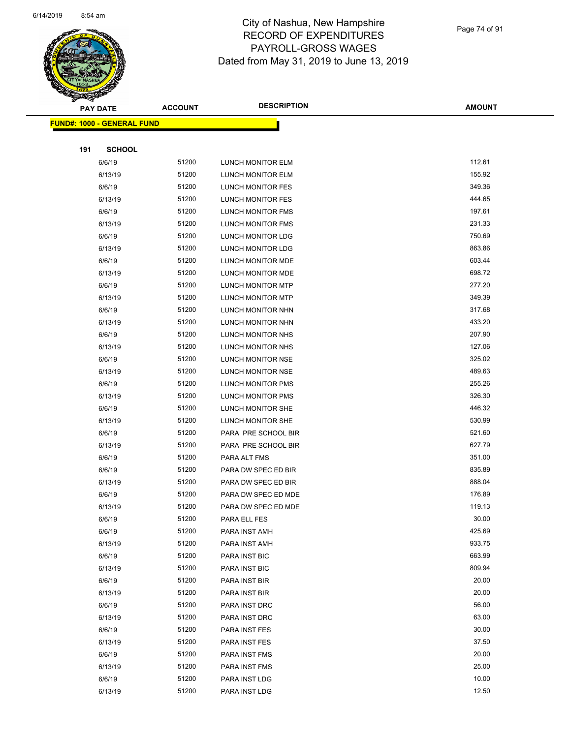# City of Nashua, New Hampshire
## RECORD OF EXPENDITURES
## PAYROLL-GROSS WAGES
Dated from May 31, 2019 to June 13, 2019

| PAY DATE | ACCOUNT | DESCRIPTION | AMOUNT |
|---|---|---|---|

**FUND#: 1000 - GENERAL FUND**

**191 SCHOOL**

| PAY DATE | ACCOUNT | DESCRIPTION | AMOUNT |
|---|---|---|---|
| 6/6/19 | 51200 | LUNCH MONITOR ELM | 112.61 |
| 6/13/19 | 51200 | LUNCH MONITOR ELM | 155.92 |
| 6/6/19 | 51200 | LUNCH MONITOR FES | 349.36 |
| 6/13/19 | 51200 | LUNCH MONITOR FES | 444.65 |
| 6/6/19 | 51200 | LUNCH MONITOR FMS | 197.61 |
| 6/13/19 | 51200 | LUNCH MONITOR FMS | 231.33 |
| 6/6/19 | 51200 | LUNCH MONITOR LDG | 750.69 |
| 6/13/19 | 51200 | LUNCH MONITOR LDG | 863.86 |
| 6/6/19 | 51200 | LUNCH MONITOR MDE | 603.44 |
| 6/13/19 | 51200 | LUNCH MONITOR MDE | 698.72 |
| 6/6/19 | 51200 | LUNCH MONITOR MTP | 277.20 |
| 6/13/19 | 51200 | LUNCH MONITOR MTP | 349.39 |
| 6/6/19 | 51200 | LUNCH MONITOR NHN | 317.68 |
| 6/13/19 | 51200 | LUNCH MONITOR NHN | 433.20 |
| 6/6/19 | 51200 | LUNCH MONITOR NHS | 207.90 |
| 6/13/19 | 51200 | LUNCH MONITOR NHS | 127.06 |
| 6/6/19 | 51200 | LUNCH MONITOR NSE | 325.02 |
| 6/13/19 | 51200 | LUNCH MONITOR NSE | 489.63 |
| 6/6/19 | 51200 | LUNCH MONITOR PMS | 255.26 |
| 6/13/19 | 51200 | LUNCH MONITOR PMS | 326.30 |
| 6/6/19 | 51200 | LUNCH MONITOR SHE | 446.32 |
| 6/13/19 | 51200 | LUNCH MONITOR SHE | 530.99 |
| 6/6/19 | 51200 | PARA PRE SCHOOL BIR | 521.60 |
| 6/13/19 | 51200 | PARA PRE SCHOOL BIR | 627.79 |
| 6/6/19 | 51200 | PARA ALT FMS | 351.00 |
| 6/6/19 | 51200 | PARA DW SPEC ED BIR | 835.89 |
| 6/13/19 | 51200 | PARA DW SPEC ED BIR | 888.04 |
| 6/6/19 | 51200 | PARA DW SPEC ED MDE | 176.89 |
| 6/13/19 | 51200 | PARA DW SPEC ED MDE | 119.13 |
| 6/6/19 | 51200 | PARA ELL FES | 30.00 |
| 6/6/19 | 51200 | PARA INST AMH | 425.69 |
| 6/13/19 | 51200 | PARA INST AMH | 933.75 |
| 6/6/19 | 51200 | PARA INST BIC | 663.99 |
| 6/13/19 | 51200 | PARA INST BIC | 809.94 |
| 6/6/19 | 51200 | PARA INST BIR | 20.00 |
| 6/13/19 | 51200 | PARA INST BIR | 20.00 |
| 6/6/19 | 51200 | PARA INST DRC | 56.00 |
| 6/13/19 | 51200 | PARA INST DRC | 63.00 |
| 6/6/19 | 51200 | PARA INST FES | 30.00 |
| 6/13/19 | 51200 | PARA INST FES | 37.50 |
| 6/6/19 | 51200 | PARA INST FMS | 20.00 |
| 6/13/19 | 51200 | PARA INST FMS | 25.00 |
| 6/6/19 | 51200 | PARA INST LDG | 10.00 |
| 6/13/19 | 51200 | PARA INST LDG | 12.50 |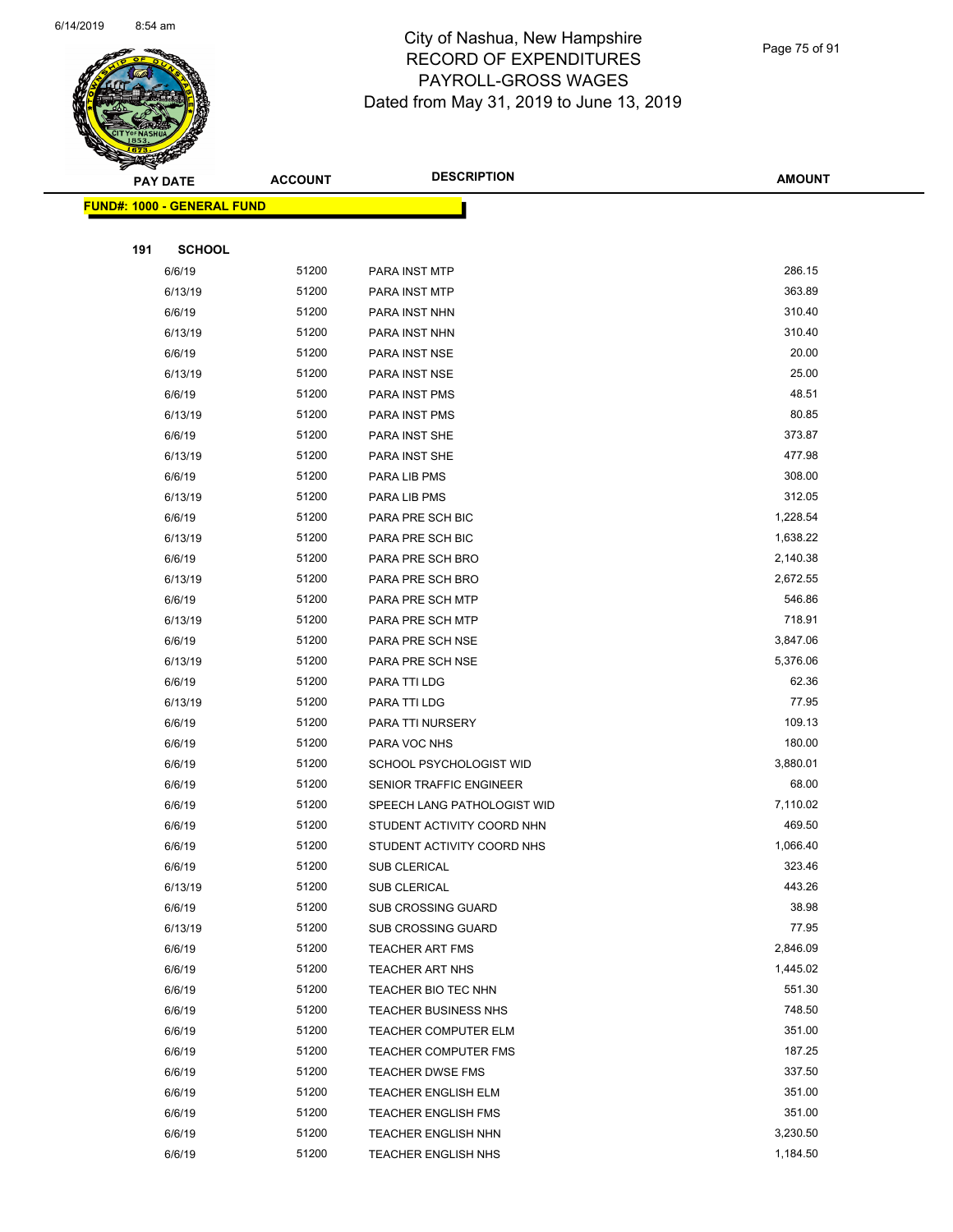City of Nashua, New Hampshire
RECORD OF EXPENDITURES
PAYROLL-GROSS WAGES
Dated from May 31, 2019 to June 13, 2019

| PAY DATE | ACCOUNT | DESCRIPTION | AMOUNT |
|---|---|---|---|
| **FUND#: 1000 - GENERAL FUND** | | | |
| **191 SCHOOL** | | | |
| 6/6/19 | 51200 | PARA INST MTP | 286.15 |
| 6/13/19 | 51200 | PARA INST MTP | 363.89 |
| 6/6/19 | 51200 | PARA INST NHN | 310.40 |
| 6/13/19 | 51200 | PARA INST NHN | 310.40 |
| 6/6/19 | 51200 | PARA INST NSE | 20.00 |
| 6/13/19 | 51200 | PARA INST NSE | 25.00 |
| 6/6/19 | 51200 | PARA INST PMS | 48.51 |
| 6/13/19 | 51200 | PARA INST PMS | 80.85 |
| 6/6/19 | 51200 | PARA INST SHE | 373.87 |
| 6/13/19 | 51200 | PARA INST SHE | 477.98 |
| 6/6/19 | 51200 | PARA LIB PMS | 308.00 |
| 6/13/19 | 51200 | PARA LIB PMS | 312.05 |
| 6/6/19 | 51200 | PARA PRE SCH BIC | 1,228.54 |
| 6/13/19 | 51200 | PARA PRE SCH BIC | 1,638.22 |
| 6/6/19 | 51200 | PARA PRE SCH BRO | 2,140.38 |
| 6/13/19 | 51200 | PARA PRE SCH BRO | 2,672.55 |
| 6/6/19 | 51200 | PARA PRE SCH MTP | 546.86 |
| 6/13/19 | 51200 | PARA PRE SCH MTP | 718.91 |
| 6/6/19 | 51200 | PARA PRE SCH NSE | 3,847.06 |
| 6/13/19 | 51200 | PARA PRE SCH NSE | 5,376.06 |
| 6/6/19 | 51200 | PARA TTI LDG | 62.36 |
| 6/13/19 | 51200 | PARA TTI LDG | 77.95 |
| 6/6/19 | 51200 | PARA TTI NURSERY | 109.13 |
| 6/6/19 | 51200 | PARA VOC NHS | 180.00 |
| 6/6/19 | 51200 | SCHOOL PSYCHOLOGIST WID | 3,880.01 |
| 6/6/19 | 51200 | SENIOR TRAFFIC ENGINEER | 68.00 |
| 6/6/19 | 51200 | SPEECH LANG PATHOLOGIST WID | 7,110.02 |
| 6/6/19 | 51200 | STUDENT ACTIVITY COORD NHN | 469.50 |
| 6/6/19 | 51200 | STUDENT ACTIVITY COORD NHS | 1,066.40 |
| 6/6/19 | 51200 | SUB CLERICAL | 323.46 |
| 6/13/19 | 51200 | SUB CLERICAL | 443.26 |
| 6/6/19 | 51200 | SUB CROSSING GUARD | 38.98 |
| 6/13/19 | 51200 | SUB CROSSING GUARD | 77.95 |
| 6/6/19 | 51200 | TEACHER ART FMS | 2,846.09 |
| 6/6/19 | 51200 | TEACHER ART NHS | 1,445.02 |
| 6/6/19 | 51200 | TEACHER BIO TEC NHN | 551.30 |
| 6/6/19 | 51200 | TEACHER BUSINESS NHS | 748.50 |
| 6/6/19 | 51200 | TEACHER COMPUTER ELM | 351.00 |
| 6/6/19 | 51200 | TEACHER COMPUTER FMS | 187.25 |
| 6/6/19 | 51200 | TEACHER DWSE FMS | 337.50 |
| 6/6/19 | 51200 | TEACHER ENGLISH ELM | 351.00 |
| 6/6/19 | 51200 | TEACHER ENGLISH FMS | 351.00 |
| 6/6/19 | 51200 | TEACHER ENGLISH NHN | 3,230.50 |
| 6/6/19 | 51200 | TEACHER ENGLISH NHS | 1,184.50 |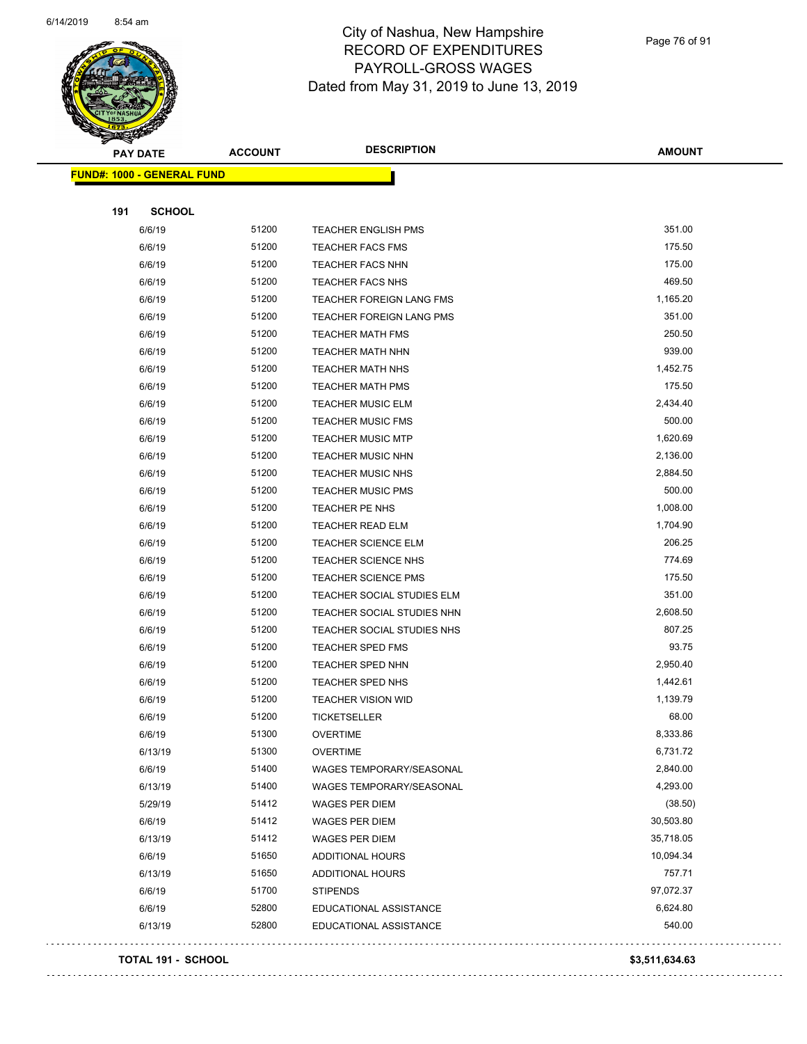# City of Nashua, New Hampshire
## RECORD OF EXPENDITURES
## PAYROLL-GROSS WAGES
## Dated from May 31, 2019 to June 13, 2019

**FUND#: 1000 - GENERAL FUND**

**191 SCHOOL**

| PAY DATE | ACCOUNT | DESCRIPTION | AMOUNT |
|---|---|---|---|
| 6/6/19 | 51200 | TEACHER ENGLISH PMS | 351.00 |
| 6/6/19 | 51200 | TEACHER FACS FMS | 175.50 |
| 6/6/19 | 51200 | TEACHER FACS NHN | 175.00 |
| 6/6/19 | 51200 | TEACHER FACS NHS | 469.50 |
| 6/6/19 | 51200 | TEACHER FOREIGN LANG FMS | 1,165.20 |
| 6/6/19 | 51200 | TEACHER FOREIGN LANG PMS | 351.00 |
| 6/6/19 | 51200 | TEACHER MATH FMS | 250.50 |
| 6/6/19 | 51200 | TEACHER MATH NHN | 939.00 |
| 6/6/19 | 51200 | TEACHER MATH NHS | 1,452.75 |
| 6/6/19 | 51200 | TEACHER MATH PMS | 175.50 |
| 6/6/19 | 51200 | TEACHER MUSIC ELM | 2,434.40 |
| 6/6/19 | 51200 | TEACHER MUSIC FMS | 500.00 |
| 6/6/19 | 51200 | TEACHER MUSIC MTP | 1,620.69 |
| 6/6/19 | 51200 | TEACHER MUSIC NHN | 2,136.00 |
| 6/6/19 | 51200 | TEACHER MUSIC NHS | 2,884.50 |
| 6/6/19 | 51200 | TEACHER MUSIC PMS | 500.00 |
| 6/6/19 | 51200 | TEACHER PE NHS | 1,008.00 |
| 6/6/19 | 51200 | TEACHER READ ELM | 1,704.90 |
| 6/6/19 | 51200 | TEACHER SCIENCE ELM | 206.25 |
| 6/6/19 | 51200 | TEACHER SCIENCE NHS | 774.69 |
| 6/6/19 | 51200 | TEACHER SCIENCE PMS | 175.50 |
| 6/6/19 | 51200 | TEACHER SOCIAL STUDIES ELM | 351.00 |
| 6/6/19 | 51200 | TEACHER SOCIAL STUDIES NHN | 2,608.50 |
| 6/6/19 | 51200 | TEACHER SOCIAL STUDIES NHS | 807.25 |
| 6/6/19 | 51200 | TEACHER SPED FMS | 93.75 |
| 6/6/19 | 51200 | TEACHER SPED NHN | 2,950.40 |
| 6/6/19 | 51200 | TEACHER SPED NHS | 1,442.61 |
| 6/6/19 | 51200 | TEACHER VISION WID | 1,139.79 |
| 6/6/19 | 51200 | TICKETSELLER | 68.00 |
| 6/6/19 | 51300 | OVERTIME | 8,333.86 |
| 6/13/19 | 51300 | OVERTIME | 6,731.72 |
| 6/6/19 | 51400 | WAGES TEMPORARY/SEASONAL | 2,840.00 |
| 6/13/19 | 51400 | WAGES TEMPORARY/SEASONAL | 4,293.00 |
| 5/29/19 | 51412 | WAGES PER DIEM | (38.50) |
| 6/6/19 | 51412 | WAGES PER DIEM | 30,503.80 |
| 6/13/19 | 51412 | WAGES PER DIEM | 35,718.05 |
| 6/6/19 | 51650 | ADDITIONAL HOURS | 10,094.34 |
| 6/13/19 | 51650 | ADDITIONAL HOURS | 757.71 |
| 6/6/19 | 51700 | STIPENDS | 97,072.37 |
| 6/6/19 | 52800 | EDUCATIONAL ASSISTANCE | 6,624.80 |
| 6/13/19 | 52800 | EDUCATIONAL ASSISTANCE | 540.00 |

**TOTAL 191 - SCHOOL** **$3,511,634.63**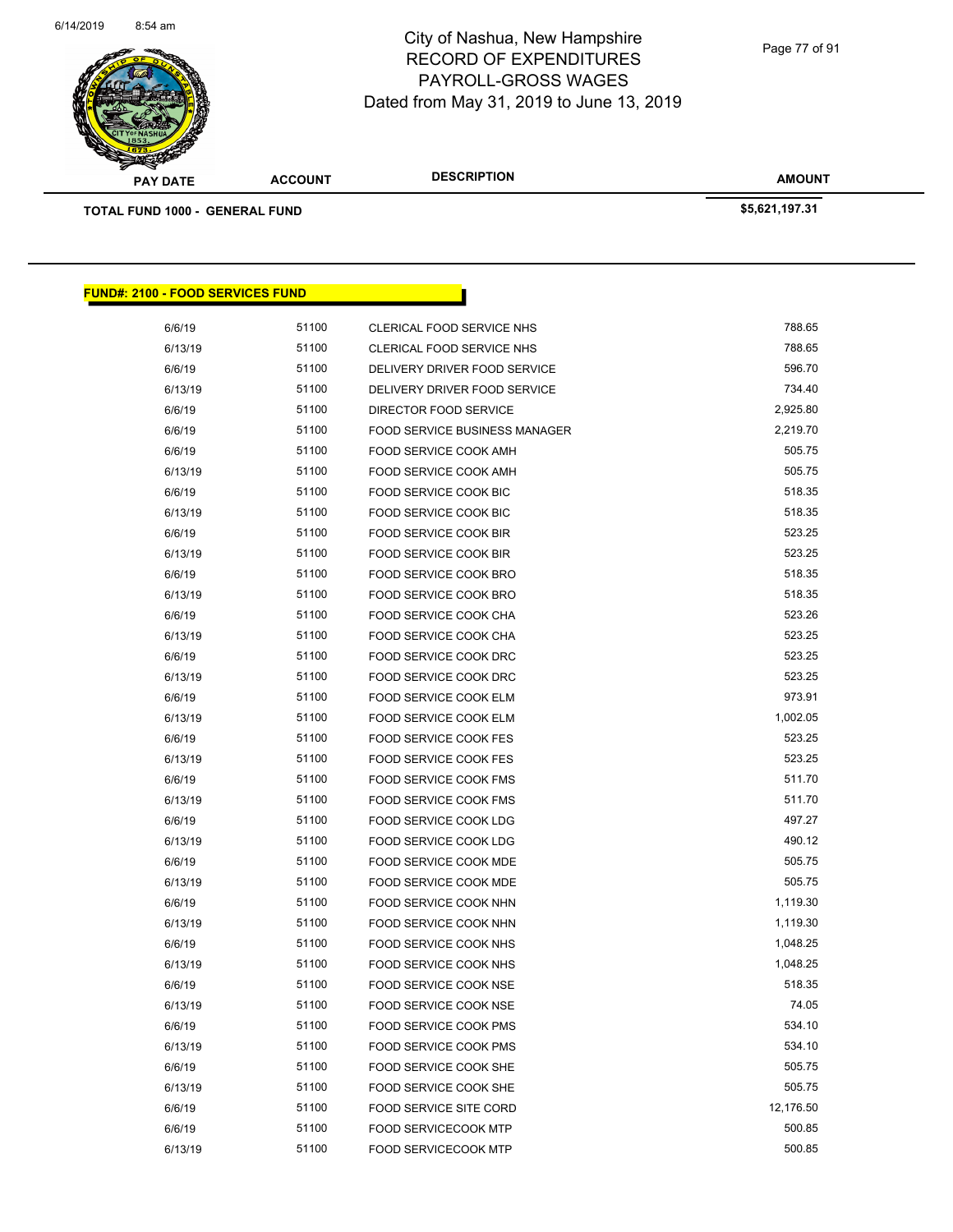| PAY DATE | ACCOUNT | DESCRIPTION | AMOUNT |
|---|---|---|---|
| **TOTAL FUND 1000 - GENERAL FUND** | | | **$5,621,197.31** |

**FUND#: 2100 - FOOD SERVICES FUND**

| PAY DATE | ACCOUNT | DESCRIPTION | AMOUNT |
|---|---|---|---|
| 6/6/19 | 51100 | CLERICAL FOOD SERVICE NHS | 788.65 |
| 6/13/19 | 51100 | CLERICAL FOOD SERVICE NHS | 788.65 |
| 6/6/19 | 51100 | DELIVERY DRIVER FOOD SERVICE | 596.70 |
| 6/13/19 | 51100 | DELIVERY DRIVER FOOD SERVICE | 734.40 |
| 6/6/19 | 51100 | DIRECTOR FOOD SERVICE | 2,925.80 |
| 6/6/19 | 51100 | FOOD SERVICE BUSINESS MANAGER | 2,219.70 |
| 6/6/19 | 51100 | FOOD SERVICE COOK AMH | 505.75 |
| 6/13/19 | 51100 | FOOD SERVICE COOK AMH | 505.75 |
| 6/6/19 | 51100 | FOOD SERVICE COOK BIC | 518.35 |
| 6/13/19 | 51100 | FOOD SERVICE COOK BIC | 518.35 |
| 6/6/19 | 51100 | FOOD SERVICE COOK BIR | 523.25 |
| 6/13/19 | 51100 | FOOD SERVICE COOK BIR | 523.25 |
| 6/6/19 | 51100 | FOOD SERVICE COOK BRO | 518.35 |
| 6/13/19 | 51100 | FOOD SERVICE COOK BRO | 518.35 |
| 6/6/19 | 51100 | FOOD SERVICE COOK CHA | 523.26 |
| 6/13/19 | 51100 | FOOD SERVICE COOK CHA | 523.25 |
| 6/6/19 | 51100 | FOOD SERVICE COOK DRC | 523.25 |
| 6/13/19 | 51100 | FOOD SERVICE COOK DRC | 523.25 |
| 6/6/19 | 51100 | FOOD SERVICE COOK ELM | 973.91 |
| 6/13/19 | 51100 | FOOD SERVICE COOK ELM | 1,002.05 |
| 6/6/19 | 51100 | FOOD SERVICE COOK FES | 523.25 |
| 6/13/19 | 51100 | FOOD SERVICE COOK FES | 523.25 |
| 6/6/19 | 51100 | FOOD SERVICE COOK FMS | 511.70 |
| 6/13/19 | 51100 | FOOD SERVICE COOK FMS | 511.70 |
| 6/6/19 | 51100 | FOOD SERVICE COOK LDG | 497.27 |
| 6/13/19 | 51100 | FOOD SERVICE COOK LDG | 490.12 |
| 6/6/19 | 51100 | FOOD SERVICE COOK MDE | 505.75 |
| 6/13/19 | 51100 | FOOD SERVICE COOK MDE | 505.75 |
| 6/6/19 | 51100 | FOOD SERVICE COOK NHN | 1,119.30 |
| 6/13/19 | 51100 | FOOD SERVICE COOK NHN | 1,119.30 |
| 6/6/19 | 51100 | FOOD SERVICE COOK NHS | 1,048.25 |
| 6/13/19 | 51100 | FOOD SERVICE COOK NHS | 1,048.25 |
| 6/6/19 | 51100 | FOOD SERVICE COOK NSE | 518.35 |
| 6/13/19 | 51100 | FOOD SERVICE COOK NSE | 74.05 |
| 6/6/19 | 51100 | FOOD SERVICE COOK PMS | 534.10 |
| 6/13/19 | 51100 | FOOD SERVICE COOK PMS | 534.10 |
| 6/6/19 | 51100 | FOOD SERVICE COOK SHE | 505.75 |
| 6/13/19 | 51100 | FOOD SERVICE COOK SHE | 505.75 |
| 6/6/19 | 51100 | FOOD SERVICE SITE CORD | 12,176.50 |
| 6/6/19 | 51100 | FOOD SERVICECOOK MTP | 500.85 |
| 6/13/19 | 51100 | FOOD SERVICECOOK MTP | 500.85 |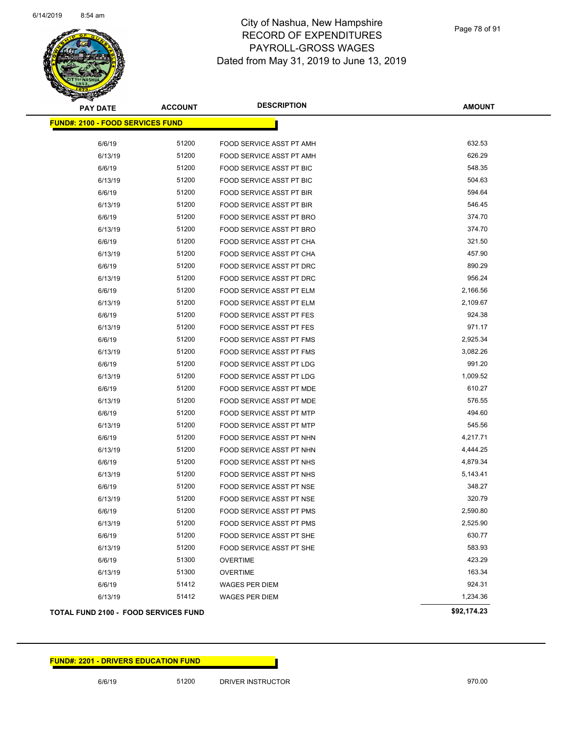# City of Nashua, New Hampshire
## RECORD OF EXPENDITURES
## PAYROLL-GROSS WAGES
### Dated from May 31, 2019 to June 13, 2019

| PAY DATE | ACCOUNT | DESCRIPTION | AMOUNT |
|---|---|---|---|
| **FUND#: 2100 - FOOD SERVICES FUND** | | | |
| 6/6/19 | 51200 | FOOD SERVICE ASST PT AMH | 632.53 |
| 6/13/19 | 51200 | FOOD SERVICE ASST PT AMH | 626.29 |
| 6/6/19 | 51200 | FOOD SERVICE ASST PT BIC | 548.35 |
| 6/13/19 | 51200 | FOOD SERVICE ASST PT BIC | 504.63 |
| 6/6/19 | 51200 | FOOD SERVICE ASST PT BIR | 594.64 |
| 6/13/19 | 51200 | FOOD SERVICE ASST PT BIR | 546.45 |
| 6/6/19 | 51200 | FOOD SERVICE ASST PT BRO | 374.70 |
| 6/13/19 | 51200 | FOOD SERVICE ASST PT BRO | 374.70 |
| 6/6/19 | 51200 | FOOD SERVICE ASST PT CHA | 321.50 |
| 6/13/19 | 51200 | FOOD SERVICE ASST PT CHA | 457.90 |
| 6/6/19 | 51200 | FOOD SERVICE ASST PT DRC | 890.29 |
| 6/13/19 | 51200 | FOOD SERVICE ASST PT DRC | 956.24 |
| 6/6/19 | 51200 | FOOD SERVICE ASST PT ELM | 2,166.56 |
| 6/13/19 | 51200 | FOOD SERVICE ASST PT ELM | 2,109.67 |
| 6/6/19 | 51200 | FOOD SERVICE ASST PT FES | 924.38 |
| 6/13/19 | 51200 | FOOD SERVICE ASST PT FES | 971.17 |
| 6/6/19 | 51200 | FOOD SERVICE ASST PT FMS | 2,925.34 |
| 6/13/19 | 51200 | FOOD SERVICE ASST PT FMS | 3,082.26 |
| 6/6/19 | 51200 | FOOD SERVICE ASST PT LDG | 991.20 |
| 6/13/19 | 51200 | FOOD SERVICE ASST PT LDG | 1,009.52 |
| 6/6/19 | 51200 | FOOD SERVICE ASST PT MDE | 610.27 |
| 6/13/19 | 51200 | FOOD SERVICE ASST PT MDE | 576.55 |
| 6/6/19 | 51200 | FOOD SERVICE ASST PT MTP | 494.60 |
| 6/13/19 | 51200 | FOOD SERVICE ASST PT MTP | 545.56 |
| 6/6/19 | 51200 | FOOD SERVICE ASST PT NHN | 4,217.71 |
| 6/13/19 | 51200 | FOOD SERVICE ASST PT NHN | 4,444.25 |
| 6/6/19 | 51200 | FOOD SERVICE ASST PT NHS | 4,879.34 |
| 6/13/19 | 51200 | FOOD SERVICE ASST PT NHS | 5,143.41 |
| 6/6/19 | 51200 | FOOD SERVICE ASST PT NSE | 348.27 |
| 6/13/19 | 51200 | FOOD SERVICE ASST PT NSE | 320.79 |
| 6/6/19 | 51200 | FOOD SERVICE ASST PT PMS | 2,590.80 |
| 6/13/19 | 51200 | FOOD SERVICE ASST PT PMS | 2,525.90 |
| 6/6/19 | 51200 | FOOD SERVICE ASST PT SHE | 630.77 |
| 6/13/19 | 51200 | FOOD SERVICE ASST PT SHE | 583.93 |
| 6/6/19 | 51300 | OVERTIME | 423.29 |
| 6/13/19 | 51300 | OVERTIME | 163.34 |
| 6/6/19 | 51412 | WAGES PER DIEM | 924.31 |
| 6/13/19 | 51412 | WAGES PER DIEM | 1,234.36 |
| **TOTAL FUND 2100 - FOOD SERVICES FUND** | | | **$92,174.23** |

| PAY DATE | ACCOUNT | DESCRIPTION | AMOUNT |
|---|---|---|---|
| **FUND#: 2201 - DRIVERS EDUCATION FUND** | | | |
| 6/6/19 | 51200 | DRIVER INSTRUCTOR | 970.00 |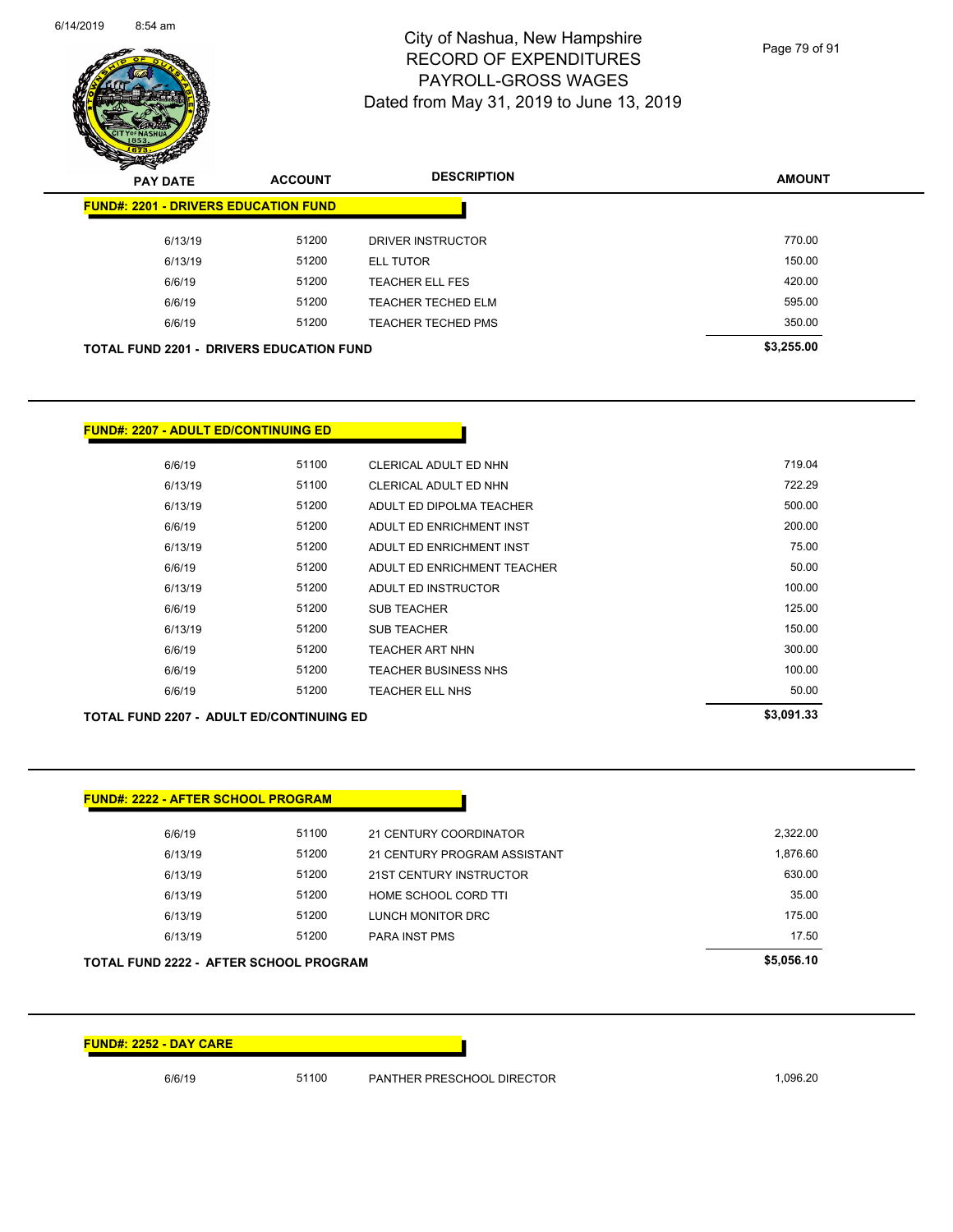# City of Nashua, New Hampshire
## RECORD OF EXPENDITURES
## PAYROLL-GROSS WAGES
## Dated from May 31, 2019 to June 13, 2019

| PAY DATE | ACCOUNT | DESCRIPTION | AMOUNT |
|---|---|---|---|
| **FUND#: 2201 - DRIVERS EDUCATION FUND** | | | |
| 6/13/19 | 51200 | DRIVER INSTRUCTOR | 770.00 |
| 6/13/19 | 51200 | ELL TUTOR | 150.00 |
| 6/6/19 | 51200 | TEACHER ELL FES | 420.00 |
| 6/6/19 | 51200 | TEACHER TECHED ELM | 595.00 |
| 6/6/19 | 51200 | TEACHER TECHED PMS | 350.00 |
| **TOTAL FUND 2201 - DRIVERS EDUCATION FUND** | | | **$3,255.00** |

| PAY DATE | ACCOUNT | DESCRIPTION | AMOUNT |
|---|---|---|---|
| **FUND#: 2207 - ADULT ED/CONTINUING ED** | | | |
| 6/6/19 | 51100 | CLERICAL ADULT ED NHN | 719.04 |
| 6/13/19 | 51100 | CLERICAL ADULT ED NHN | 722.29 |
| 6/13/19 | 51200 | ADULT ED DIPOLMA TEACHER | 500.00 |
| 6/6/19 | 51200 | ADULT ED ENRICHMENT INST | 200.00 |
| 6/13/19 | 51200 | ADULT ED ENRICHMENT INST | 75.00 |
| 6/6/19 | 51200 | ADULT ED ENRICHMENT TEACHER | 50.00 |
| 6/13/19 | 51200 | ADULT ED INSTRUCTOR | 100.00 |
| 6/6/19 | 51200 | SUB TEACHER | 125.00 |
| 6/13/19 | 51200 | SUB TEACHER | 150.00 |
| 6/6/19 | 51200 | TEACHER ART NHN | 300.00 |
| 6/6/19 | 51200 | TEACHER BUSINESS NHS | 100.00 |
| 6/6/19 | 51200 | TEACHER ELL NHS | 50.00 |
| **TOTAL FUND 2207 - ADULT ED/CONTINUING ED** | | | **$3,091.33** |

| PAY DATE | ACCOUNT | DESCRIPTION | AMOUNT |
|---|---|---|---|
| **FUND#: 2222 - AFTER SCHOOL PROGRAM** | | | |
| 6/6/19 | 51100 | 21 CENTURY COORDINATOR | 2,322.00 |
| 6/13/19 | 51200 | 21 CENTURY PROGRAM ASSISTANT | 1,876.60 |
| 6/13/19 | 51200 | 21ST CENTURY INSTRUCTOR | 630.00 |
| 6/13/19 | 51200 | HOME SCHOOL CORD TTI | 35.00 |
| 6/13/19 | 51200 | LUNCH MONITOR DRC | 175.00 |
| 6/13/19 | 51200 | PARA INST PMS | 17.50 |
| **TOTAL FUND 2222 - AFTER SCHOOL PROGRAM** | | | **$5,056.10** |

| PAY DATE | ACCOUNT | DESCRIPTION | AMOUNT |
|---|---|---|---|
| **FUND#: 2252 - DAY CARE** | | | |
| 6/6/19 | 51100 | PANTHER PRESCHOOL DIRECTOR | 1,096.20 |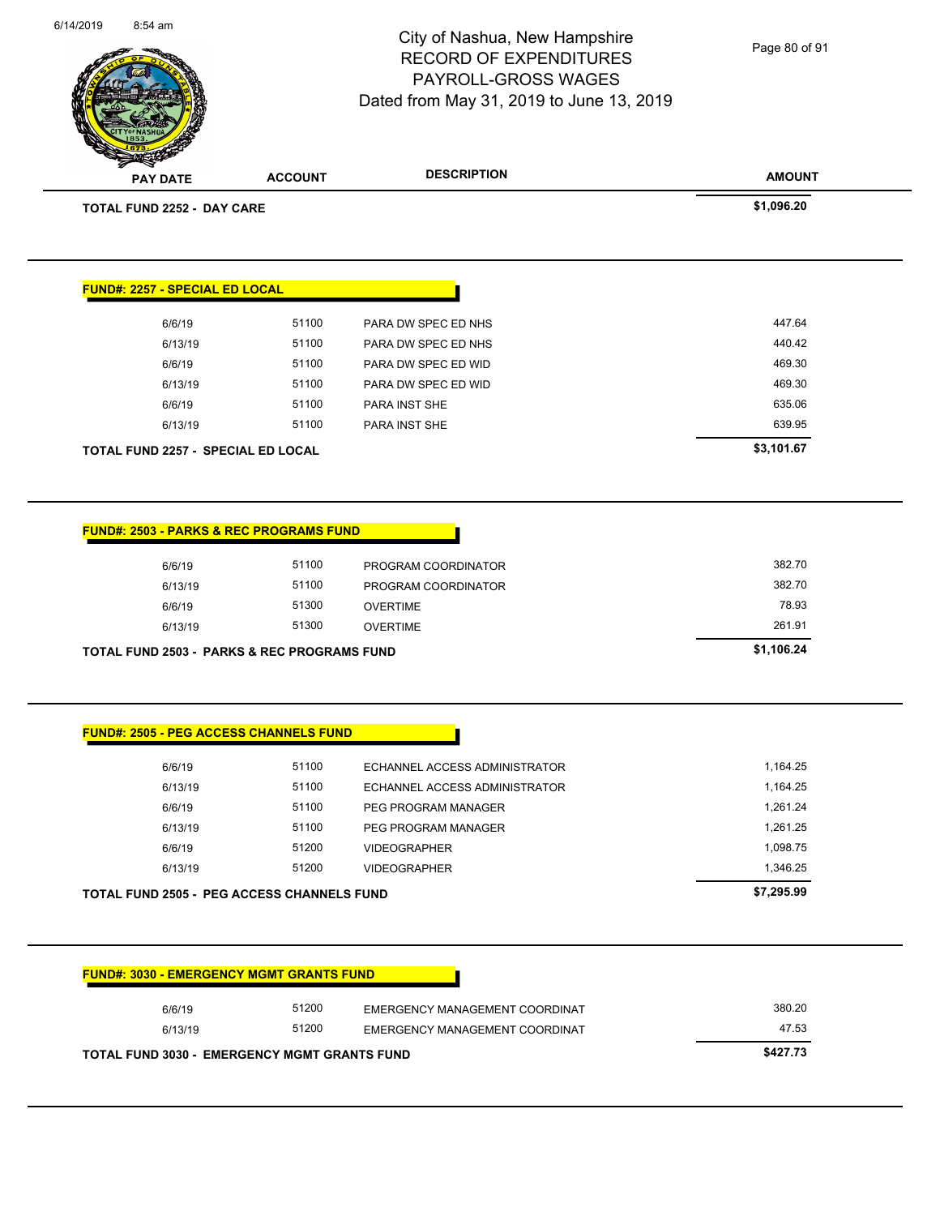# City of Nashua, New Hampshire
## RECORD OF EXPENDITURES
## PAYROLL-GROSS WAGES
## Dated from May 31, 2019 to June 13, 2019

| PAY DATE | ACCOUNT | DESCRIPTION | AMOUNT |
|---|---|---|---|
| **TOTAL FUND 2252 - DAY CARE** | | | **$1,096.20** |

**FUND#: 2257 - SPECIAL ED LOCAL**

| PAY DATE | ACCOUNT | DESCRIPTION | AMOUNT |
|---|---|---|---|
| 6/6/19 | 51100 | PARA DW SPEC ED NHS | 447.64 |
| 6/13/19 | 51100 | PARA DW SPEC ED NHS | 440.42 |
| 6/6/19 | 51100 | PARA DW SPEC ED WID | 469.30 |
| 6/13/19 | 51100 | PARA DW SPEC ED WID | 469.30 |
| 6/6/19 | 51100 | PARA INST SHE | 635.06 |
| 6/13/19 | 51100 | PARA INST SHE | 639.95 |
| **TOTAL FUND 2257 - SPECIAL ED LOCAL** | | | **$3,101.67** |

**FUND#: 2503 - PARKS & REC PROGRAMS FUND**

| PAY DATE | ACCOUNT | DESCRIPTION | AMOUNT |
|---|---|---|---|
| 6/6/19 | 51100 | PROGRAM COORDINATOR | 382.70 |
| 6/13/19 | 51100 | PROGRAM COORDINATOR | 382.70 |
| 6/6/19 | 51300 | OVERTIME | 78.93 |
| 6/13/19 | 51300 | OVERTIME | 261.91 |
| **TOTAL FUND 2503 - PARKS & REC PROGRAMS FUND** | | | **$1,106.24** |

**FUND#: 2505 - PEG ACCESS CHANNELS FUND**

| PAY DATE | ACCOUNT | DESCRIPTION | AMOUNT |
|---|---|---|---|
| 6/6/19 | 51100 | ECHANNEL ACCESS ADMINISTRATOR | 1,164.25 |
| 6/13/19 | 51100 | ECHANNEL ACCESS ADMINISTRATOR | 1,164.25 |
| 6/6/19 | 51100 | PEG PROGRAM MANAGER | 1,261.24 |
| 6/13/19 | 51100 | PEG PROGRAM MANAGER | 1,261.25 |
| 6/6/19 | 51200 | VIDEOGRAPHER | 1,098.75 |
| 6/13/19 | 51200 | VIDEOGRAPHER | 1,346.25 |
| **TOTAL FUND 2505 - PEG ACCESS CHANNELS FUND** | | | **$7,295.99** |

**FUND#: 3030 - EMERGENCY MGMT GRANTS FUND**

| PAY DATE | ACCOUNT | DESCRIPTION | AMOUNT |
|---|---|---|---|
| 6/6/19 | 51200 | EMERGENCY MANAGEMENT COORDINAT | 380.20 |
| 6/13/19 | 51200 | EMERGENCY MANAGEMENT COORDINAT | 47.53 |
| **TOTAL FUND 3030 - EMERGENCY MGMT GRANTS FUND** | | | **$427.73** |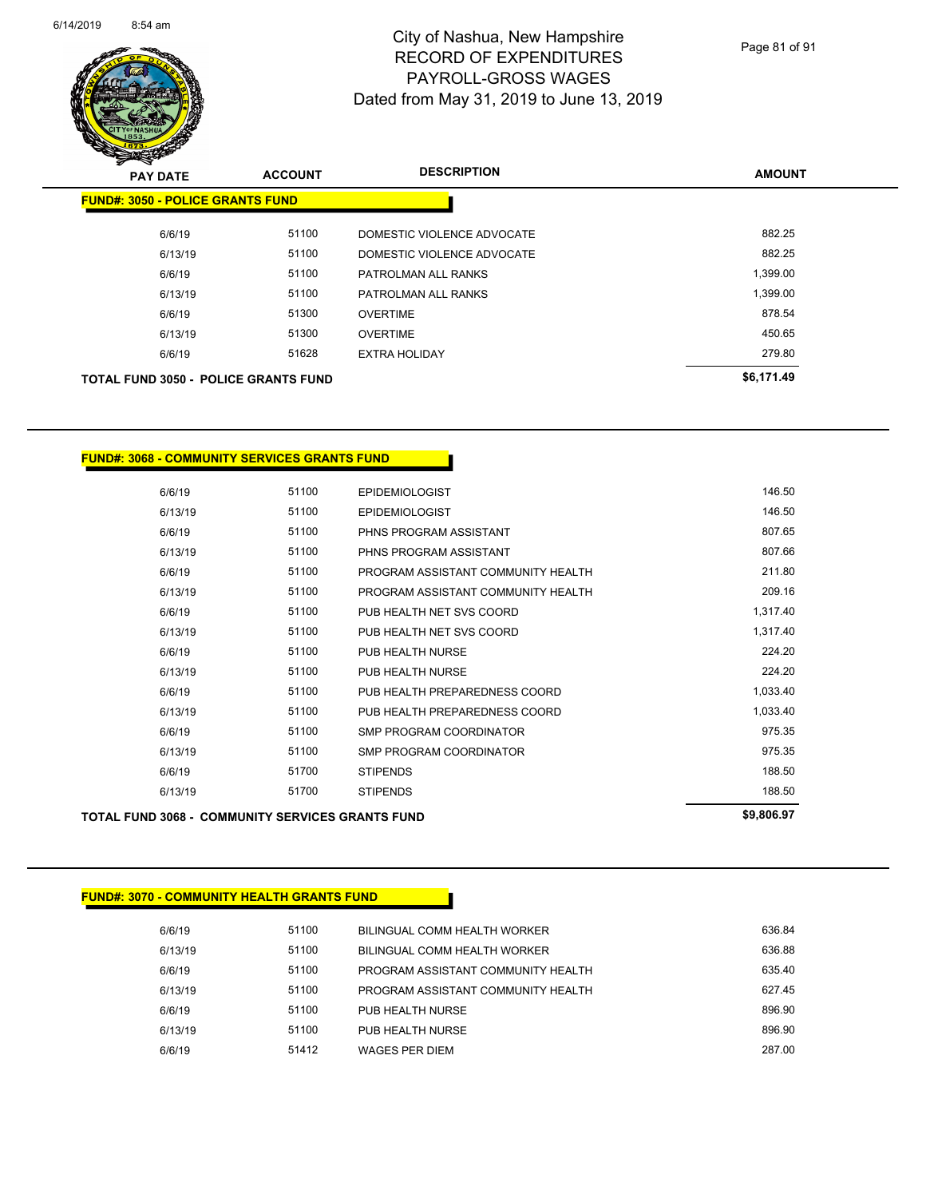# City of Nashua, New Hampshire
## RECORD OF EXPENDITURES
## PAYROLL-GROSS WAGES
### Dated from May 31, 2019 to June 13, 2019

| PAY DATE | ACCOUNT | DESCRIPTION | AMOUNT |
|---|---|---|---|
| **FUND#: 3050 - POLICE GRANTS FUND** | | | |
| 6/6/19 | 51100 | DOMESTIC VIOLENCE ADVOCATE | 882.25 |
| 6/13/19 | 51100 | DOMESTIC VIOLENCE ADVOCATE | 882.25 |
| 6/6/19 | 51100 | PATROLMAN ALL RANKS | 1,399.00 |
| 6/13/19 | 51100 | PATROLMAN ALL RANKS | 1,399.00 |
| 6/6/19 | 51300 | OVERTIME | 878.54 |
| 6/13/19 | 51300 | OVERTIME | 450.65 |
| 6/6/19 | 51628 | EXTRA HOLIDAY | 279.80 |
| **TOTAL FUND 3050 - POLICE GRANTS FUND** | | | **$6,171.49** |

| PAY DATE | ACCOUNT | DESCRIPTION | AMOUNT |
|---|---|---|---|
| **FUND#: 3068 - COMMUNITY SERVICES GRANTS FUND** | | | |
| 6/6/19 | 51100 | EPIDEMIOLOGIST | 146.50 |
| 6/13/19 | 51100 | EPIDEMIOLOGIST | 146.50 |
| 6/6/19 | 51100 | PHNS PROGRAM ASSISTANT | 807.65 |
| 6/13/19 | 51100 | PHNS PROGRAM ASSISTANT | 807.66 |
| 6/6/19 | 51100 | PROGRAM ASSISTANT COMMUNITY HEALTH | 211.80 |
| 6/13/19 | 51100 | PROGRAM ASSISTANT COMMUNITY HEALTH | 209.16 |
| 6/6/19 | 51100 | PUB HEALTH NET SVS COORD | 1,317.40 |
| 6/13/19 | 51100 | PUB HEALTH NET SVS COORD | 1,317.40 |
| 6/6/19 | 51100 | PUB HEALTH NURSE | 224.20 |
| 6/13/19 | 51100 | PUB HEALTH NURSE | 224.20 |
| 6/6/19 | 51100 | PUB HEALTH PREPAREDNESS COORD | 1,033.40 |
| 6/13/19 | 51100 | PUB HEALTH PREPAREDNESS COORD | 1,033.40 |
| 6/6/19 | 51100 | SMP PROGRAM COORDINATOR | 975.35 |
| 6/13/19 | 51100 | SMP PROGRAM COORDINATOR | 975.35 |
| 6/6/19 | 51700 | STIPENDS | 188.50 |
| 6/13/19 | 51700 | STIPENDS | 188.50 |
| **TOTAL FUND 3068 - COMMUNITY SERVICES GRANTS FUND** | | | **$9,806.97** |

| PAY DATE | ACCOUNT | DESCRIPTION | AMOUNT |
|---|---|---|---|
| **FUND#: 3070 - COMMUNITY HEALTH GRANTS FUND** | | | |
| 6/6/19 | 51100 | BILINGUAL COMM HEALTH WORKER | 636.84 |
| 6/13/19 | 51100 | BILINGUAL COMM HEALTH WORKER | 636.88 |
| 6/6/19 | 51100 | PROGRAM ASSISTANT COMMUNITY HEALTH | 635.40 |
| 6/13/19 | 51100 | PROGRAM ASSISTANT COMMUNITY HEALTH | 627.45 |
| 6/6/19 | 51100 | PUB HEALTH NURSE | 896.90 |
| 6/13/19 | 51100 | PUB HEALTH NURSE | 896.90 |
| 6/6/19 | 51412 | WAGES PER DIEM | 287.00 |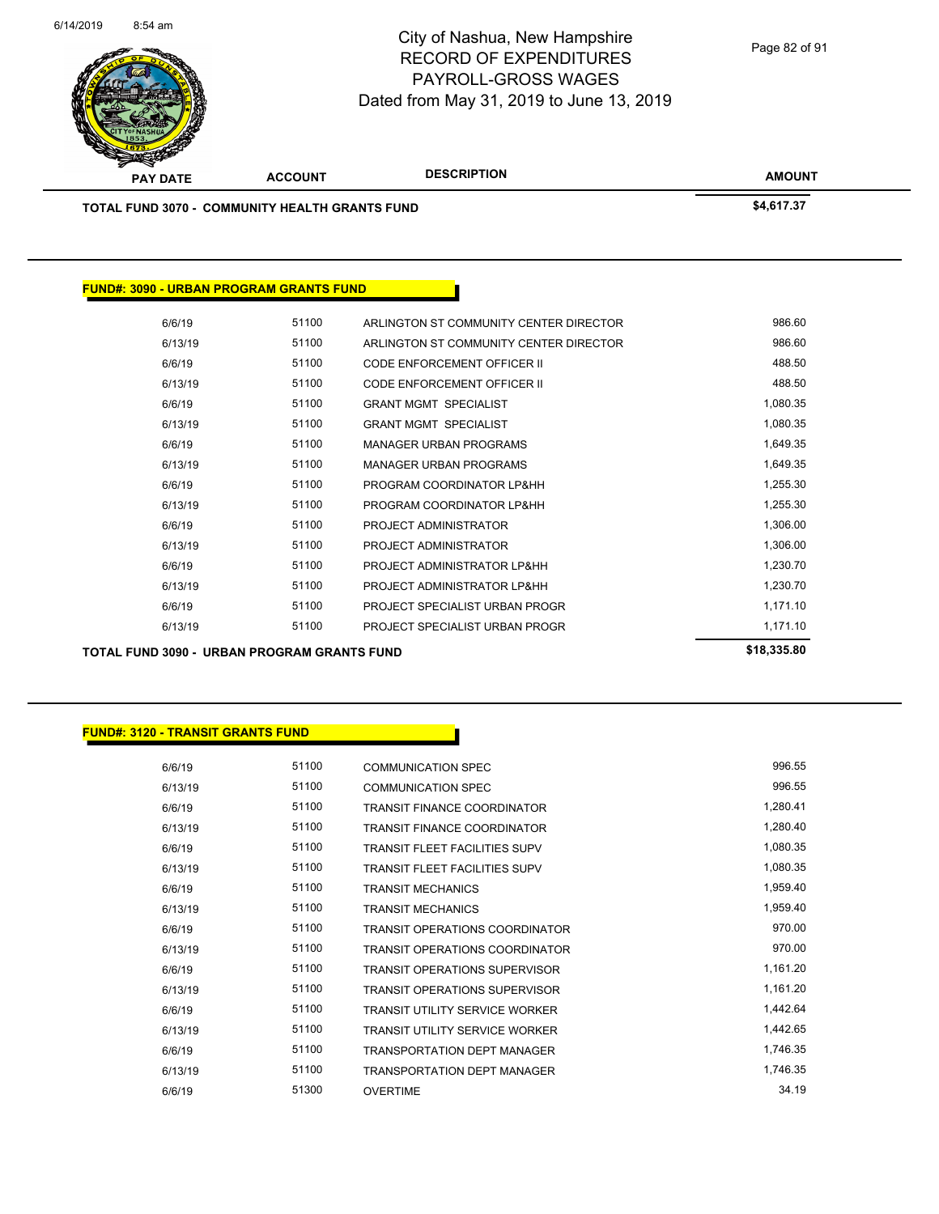City of Nashua, New Hampshire
RECORD OF EXPENDITURES
PAYROLL-GROSS WAGES
Dated from May 31, 2019 to June 13, 2019

| PAY DATE | ACCOUNT | DESCRIPTION | AMOUNT |
|---|---|---|---|
| **TOTAL FUND 3070 - COMMUNITY HEALTH GRANTS FUND** | | | **$4,617.37** |

**FUND#: 3090 - URBAN PROGRAM GRANTS FUND**

| PAY DATE | ACCOUNT | DESCRIPTION | AMOUNT |
|---|---|---|---|
| 6/6/19 | 51100 | ARLINGTON ST COMMUNITY CENTER DIRECTOR | 986.60 |
| 6/13/19 | 51100 | ARLINGTON ST COMMUNITY CENTER DIRECTOR | 986.60 |
| 6/6/19 | 51100 | CODE ENFORCEMENT OFFICER II | 488.50 |
| 6/13/19 | 51100 | CODE ENFORCEMENT OFFICER II | 488.50 |
| 6/6/19 | 51100 | GRANT MGMT SPECIALIST | 1,080.35 |
| 6/13/19 | 51100 | GRANT MGMT SPECIALIST | 1,080.35 |
| 6/6/19 | 51100 | MANAGER URBAN PROGRAMS | 1,649.35 |
| 6/13/19 | 51100 | MANAGER URBAN PROGRAMS | 1,649.35 |
| 6/6/19 | 51100 | PROGRAM COORDINATOR LP&HH | 1,255.30 |
| 6/13/19 | 51100 | PROGRAM COORDINATOR LP&HH | 1,255.30 |
| 6/6/19 | 51100 | PROJECT ADMINISTRATOR | 1,306.00 |
| 6/13/19 | 51100 | PROJECT ADMINISTRATOR | 1,306.00 |
| 6/6/19 | 51100 | PROJECT ADMINISTRATOR LP&HH | 1,230.70 |
| 6/13/19 | 51100 | PROJECT ADMINISTRATOR LP&HH | 1,230.70 |
| 6/6/19 | 51100 | PROJECT SPECIALIST URBAN PROGR | 1,171.10 |
| 6/13/19 | 51100 | PROJECT SPECIALIST URBAN PROGR | 1,171.10 |
| **TOTAL FUND 3090 - URBAN PROGRAM GRANTS FUND** | | | **$18,335.80** |

**FUND#: 3120 - TRANSIT GRANTS FUND**

| PAY DATE | ACCOUNT | DESCRIPTION | AMOUNT |
|---|---|---|---|
| 6/6/19 | 51100 | COMMUNICATION SPEC | 996.55 |
| 6/13/19 | 51100 | COMMUNICATION SPEC | 996.55 |
| 6/6/19 | 51100 | TRANSIT FINANCE COORDINATOR | 1,280.41 |
| 6/13/19 | 51100 | TRANSIT FINANCE COORDINATOR | 1,280.40 |
| 6/6/19 | 51100 | TRANSIT FLEET FACILITIES SUPV | 1,080.35 |
| 6/13/19 | 51100 | TRANSIT FLEET FACILITIES SUPV | 1,080.35 |
| 6/6/19 | 51100 | TRANSIT MECHANICS | 1,959.40 |
| 6/13/19 | 51100 | TRANSIT MECHANICS | 1,959.40 |
| 6/6/19 | 51100 | TRANSIT OPERATIONS COORDINATOR | 970.00 |
| 6/13/19 | 51100 | TRANSIT OPERATIONS COORDINATOR | 970.00 |
| 6/6/19 | 51100 | TRANSIT OPERATIONS SUPERVISOR | 1,161.20 |
| 6/13/19 | 51100 | TRANSIT OPERATIONS SUPERVISOR | 1,161.20 |
| 6/6/19 | 51100 | TRANSIT UTILITY SERVICE WORKER | 1,442.64 |
| 6/13/19 | 51100 | TRANSIT UTILITY SERVICE WORKER | 1,442.65 |
| 6/6/19 | 51100 | TRANSPORTATION DEPT MANAGER | 1,746.35 |
| 6/13/19 | 51100 | TRANSPORTATION DEPT MANAGER | 1,746.35 |
| 6/6/19 | 51300 | OVERTIME | 34.19 |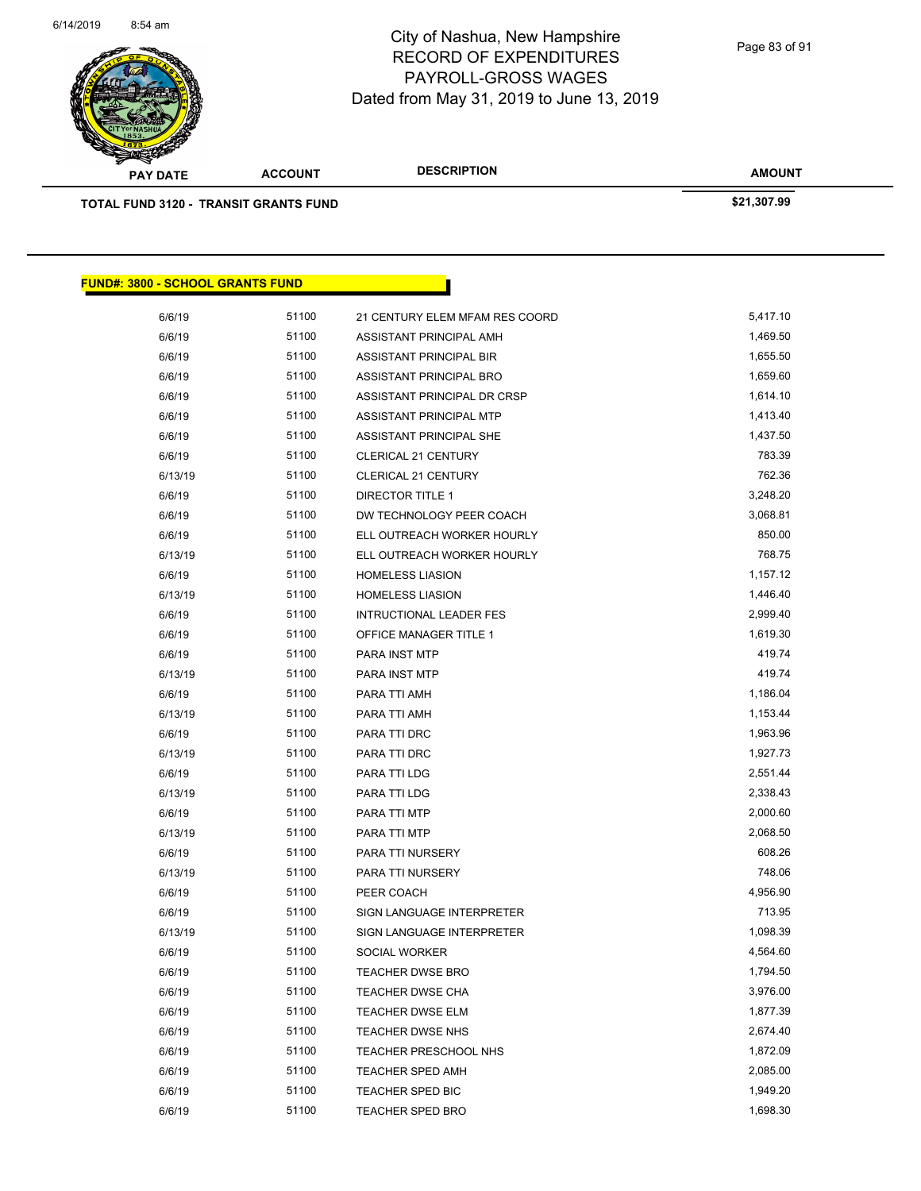| PAY DATE | ACCOUNT | DESCRIPTION | AMOUNT |
|---|---|---|---|
| **TOTAL FUND 3120 - TRANSIT GRANTS FUND** | | | **$21,307.99** |

## FUND#: 3800 - SCHOOL GRANTS FUND

| PAY DATE | ACCOUNT | DESCRIPTION | AMOUNT |
|---|---|---|---|
| 6/6/19 | 51100 | 21 CENTURY ELEM MFAM RES COORD | 5,417.10 |
| 6/6/19 | 51100 | ASSISTANT PRINCIPAL AMH | 1,469.50 |
| 6/6/19 | 51100 | ASSISTANT PRINCIPAL BIR | 1,655.50 |
| 6/6/19 | 51100 | ASSISTANT PRINCIPAL BRO | 1,659.60 |
| 6/6/19 | 51100 | ASSISTANT PRINCIPAL DR CRSP | 1,614.10 |
| 6/6/19 | 51100 | ASSISTANT PRINCIPAL MTP | 1,413.40 |
| 6/6/19 | 51100 | ASSISTANT PRINCIPAL SHE | 1,437.50 |
| 6/6/19 | 51100 | CLERICAL 21 CENTURY | 783.39 |
| 6/13/19 | 51100 | CLERICAL 21 CENTURY | 762.36 |
| 6/6/19 | 51100 | DIRECTOR TITLE 1 | 3,248.20 |
| 6/6/19 | 51100 | DW TECHNOLOGY PEER COACH | 3,068.81 |
| 6/6/19 | 51100 | ELL OUTREACH WORKER HOURLY | 850.00 |
| 6/13/19 | 51100 | ELL OUTREACH WORKER HOURLY | 768.75 |
| 6/6/19 | 51100 | HOMELESS LIASION | 1,157.12 |
| 6/13/19 | 51100 | HOMELESS LIASION | 1,446.40 |
| 6/6/19 | 51100 | INTRUCTIONAL LEADER FES | 2,999.40 |
| 6/6/19 | 51100 | OFFICE MANAGER TITLE 1 | 1,619.30 |
| 6/6/19 | 51100 | PARA INST MTP | 419.74 |
| 6/13/19 | 51100 | PARA INST MTP | 419.74 |
| 6/6/19 | 51100 | PARA TTI AMH | 1,186.04 |
| 6/13/19 | 51100 | PARA TTI AMH | 1,153.44 |
| 6/6/19 | 51100 | PARA TTI DRC | 1,963.96 |
| 6/13/19 | 51100 | PARA TTI DRC | 1,927.73 |
| 6/6/19 | 51100 | PARA TTI LDG | 2,551.44 |
| 6/13/19 | 51100 | PARA TTI LDG | 2,338.43 |
| 6/6/19 | 51100 | PARA TTI MTP | 2,000.60 |
| 6/13/19 | 51100 | PARA TTI MTP | 2,068.50 |
| 6/6/19 | 51100 | PARA TTI NURSERY | 608.26 |
| 6/13/19 | 51100 | PARA TTI NURSERY | 748.06 |
| 6/6/19 | 51100 | PEER COACH | 4,956.90 |
| 6/6/19 | 51100 | SIGN LANGUAGE INTERPRETER | 713.95 |
| 6/13/19 | 51100 | SIGN LANGUAGE INTERPRETER | 1,098.39 |
| 6/6/19 | 51100 | SOCIAL WORKER | 4,564.60 |
| 6/6/19 | 51100 | TEACHER DWSE BRO | 1,794.50 |
| 6/6/19 | 51100 | TEACHER DWSE CHA | 3,976.00 |
| 6/6/19 | 51100 | TEACHER DWSE ELM | 1,877.39 |
| 6/6/19 | 51100 | TEACHER DWSE NHS | 2,674.40 |
| 6/6/19 | 51100 | TEACHER PRESCHOOL NHS | 1,872.09 |
| 6/6/19 | 51100 | TEACHER SPED AMH | 2,085.00 |
| 6/6/19 | 51100 | TEACHER SPED BIC | 1,949.20 |
| 6/6/19 | 51100 | TEACHER SPED BRO | 1,698.30 |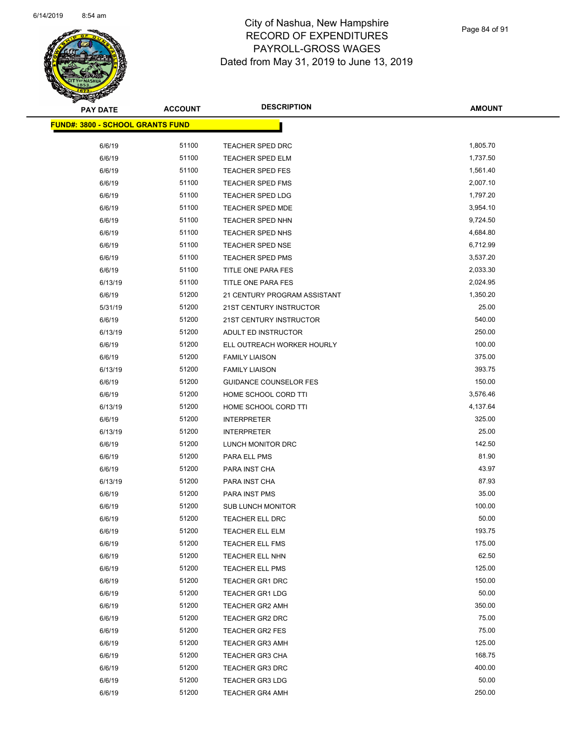# City of Nashua, New Hampshire
## RECORD OF EXPENDITURES
## PAYROLL-GROSS WAGES
## Dated from May 31, 2019 to June 13, 2019

| PAY DATE | ACCOUNT | DESCRIPTION | AMOUNT |
|---|---|---|---|
| **FUND#: 3800 - SCHOOL GRANTS FUND** | | | |
| 6/6/19 | 51100 | TEACHER SPED DRC | 1,805.70 |
| 6/6/19 | 51100 | TEACHER SPED ELM | 1,737.50 |
| 6/6/19 | 51100 | TEACHER SPED FES | 1,561.40 |
| 6/6/19 | 51100 | TEACHER SPED FMS | 2,007.10 |
| 6/6/19 | 51100 | TEACHER SPED LDG | 1,797.20 |
| 6/6/19 | 51100 | TEACHER SPED MDE | 3,954.10 |
| 6/6/19 | 51100 | TEACHER SPED NHN | 9,724.50 |
| 6/6/19 | 51100 | TEACHER SPED NHS | 4,684.80 |
| 6/6/19 | 51100 | TEACHER SPED NSE | 6,712.99 |
| 6/6/19 | 51100 | TEACHER SPED PMS | 3,537.20 |
| 6/6/19 | 51100 | TITLE ONE PARA FES | 2,033.30 |
| 6/13/19 | 51100 | TITLE ONE PARA FES | 2,024.95 |
| 6/6/19 | 51200 | 21 CENTURY PROGRAM ASSISTANT | 1,350.20 |
| 5/31/19 | 51200 | 21ST CENTURY INSTRUCTOR | 25.00 |
| 6/6/19 | 51200 | 21ST CENTURY INSTRUCTOR | 540.00 |
| 6/13/19 | 51200 | ADULT ED INSTRUCTOR | 250.00 |
| 6/6/19 | 51200 | ELL OUTREACH WORKER HOURLY | 100.00 |
| 6/6/19 | 51200 | FAMILY LIAISON | 375.00 |
| 6/13/19 | 51200 | FAMILY LIAISON | 393.75 |
| 6/6/19 | 51200 | GUIDANCE COUNSELOR FES | 150.00 |
| 6/6/19 | 51200 | HOME SCHOOL CORD TTI | 3,576.46 |
| 6/13/19 | 51200 | HOME SCHOOL CORD TTI | 4,137.64 |
| 6/6/19 | 51200 | INTERPRETER | 325.00 |
| 6/13/19 | 51200 | INTERPRETER | 25.00 |
| 6/6/19 | 51200 | LUNCH MONITOR DRC | 142.50 |
| 6/6/19 | 51200 | PARA ELL PMS | 81.90 |
| 6/6/19 | 51200 | PARA INST CHA | 43.97 |
| 6/13/19 | 51200 | PARA INST CHA | 87.93 |
| 6/6/19 | 51200 | PARA INST PMS | 35.00 |
| 6/6/19 | 51200 | SUB LUNCH MONITOR | 100.00 |
| 6/6/19 | 51200 | TEACHER ELL DRC | 50.00 |
| 6/6/19 | 51200 | TEACHER ELL ELM | 193.75 |
| 6/6/19 | 51200 | TEACHER ELL FMS | 175.00 |
| 6/6/19 | 51200 | TEACHER ELL NHN | 62.50 |
| 6/6/19 | 51200 | TEACHER ELL PMS | 125.00 |
| 6/6/19 | 51200 | TEACHER GR1 DRC | 150.00 |
| 6/6/19 | 51200 | TEACHER GR1 LDG | 50.00 |
| 6/6/19 | 51200 | TEACHER GR2 AMH | 350.00 |
| 6/6/19 | 51200 | TEACHER GR2 DRC | 75.00 |
| 6/6/19 | 51200 | TEACHER GR2 FES | 75.00 |
| 6/6/19 | 51200 | TEACHER GR3 AMH | 125.00 |
| 6/6/19 | 51200 | TEACHER GR3 CHA | 168.75 |
| 6/6/19 | 51200 | TEACHER GR3 DRC | 400.00 |
| 6/6/19 | 51200 | TEACHER GR3 LDG | 50.00 |
| 6/6/19 | 51200 | TEACHER GR4 AMH | 250.00 |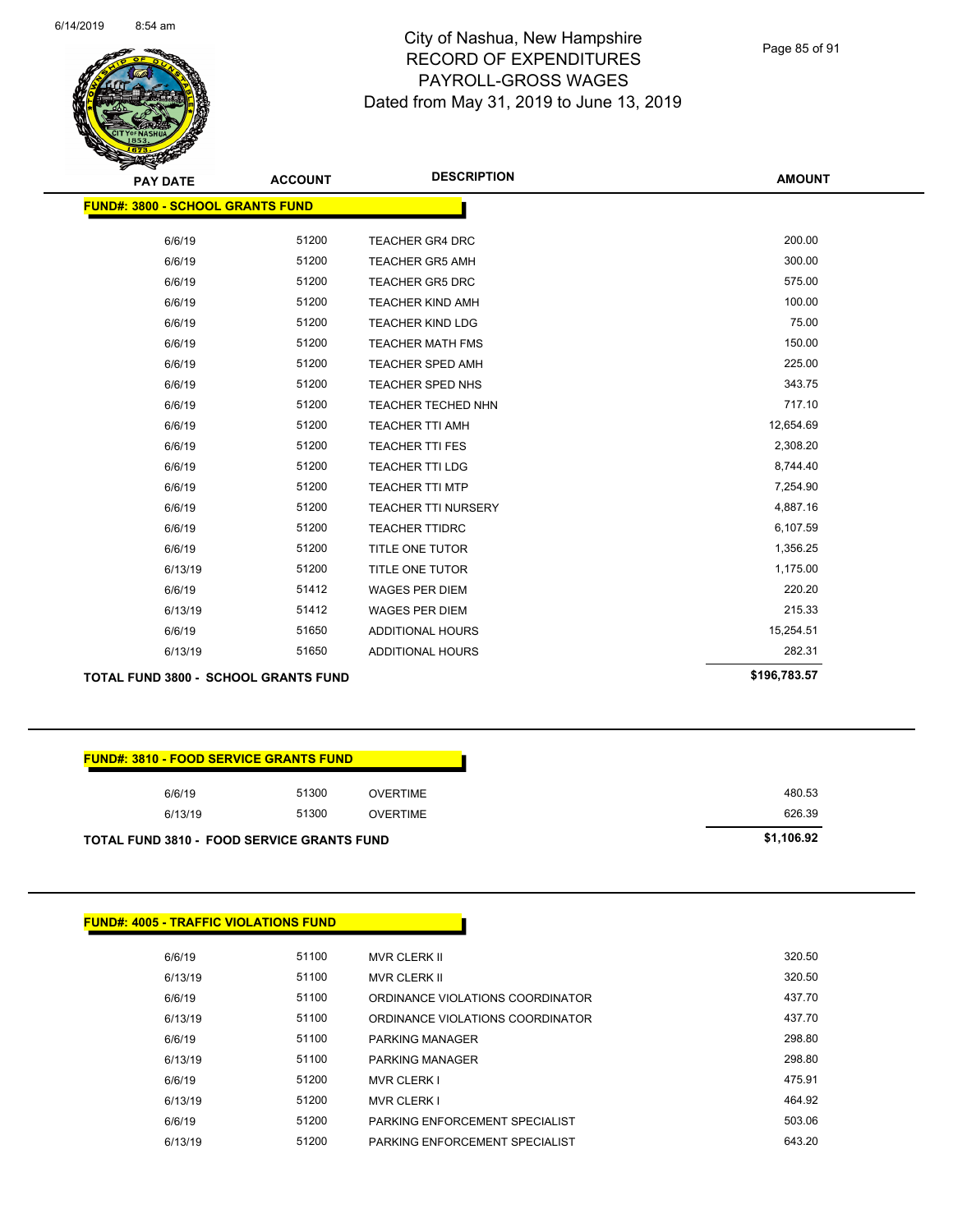# City of Nashua, New Hampshire
## RECORD OF EXPENDITURES
## PAYROLL-GROSS WAGES
## Dated from May 31, 2019 to June 13, 2019

| PAY DATE | ACCOUNT | DESCRIPTION | AMOUNT |
|---|---|---|---|
| **FUND#: 3800 - SCHOOL GRANTS FUND** | | | |
| 6/6/19 | 51200 | TEACHER GR4 DRC | 200.00 |
| 6/6/19 | 51200 | TEACHER GR5 AMH | 300.00 |
| 6/6/19 | 51200 | TEACHER GR5 DRC | 575.00 |
| 6/6/19 | 51200 | TEACHER KIND AMH | 100.00 |
| 6/6/19 | 51200 | TEACHER KIND LDG | 75.00 |
| 6/6/19 | 51200 | TEACHER MATH FMS | 150.00 |
| 6/6/19 | 51200 | TEACHER SPED AMH | 225.00 |
| 6/6/19 | 51200 | TEACHER SPED NHS | 343.75 |
| 6/6/19 | 51200 | TEACHER TECHED NHN | 717.10 |
| 6/6/19 | 51200 | TEACHER TTI AMH | 12,654.69 |
| 6/6/19 | 51200 | TEACHER TTI FES | 2,308.20 |
| 6/6/19 | 51200 | TEACHER TTI LDG | 8,744.40 |
| 6/6/19 | 51200 | TEACHER TTI MTP | 7,254.90 |
| 6/6/19 | 51200 | TEACHER TTI NURSERY | 4,887.16 |
| 6/6/19 | 51200 | TEACHER TTIDRC | 6,107.59 |
| 6/6/19 | 51200 | TITLE ONE TUTOR | 1,356.25 |
| 6/13/19 | 51200 | TITLE ONE TUTOR | 1,175.00 |
| 6/6/19 | 51412 | WAGES PER DIEM | 220.20 |
| 6/13/19 | 51412 | WAGES PER DIEM | 215.33 |
| 6/6/19 | 51650 | ADDITIONAL HOURS | 15,254.51 |
| 6/13/19 | 51650 | ADDITIONAL HOURS | 282.31 |
| **TOTAL FUND 3800 - SCHOOL GRANTS FUND** | | | **$196,783.57** |

| PAY DATE | ACCOUNT | DESCRIPTION | AMOUNT |
|---|---|---|---|
| **FUND#: 3810 - FOOD SERVICE GRANTS FUND** | | | |
| 6/6/19 | 51300 | OVERTIME | 480.53 |
| 6/13/19 | 51300 | OVERTIME | 626.39 |
| **TOTAL FUND 3810 - FOOD SERVICE GRANTS FUND** | | | **$1,106.92** |

| PAY DATE | ACCOUNT | DESCRIPTION | AMOUNT |
|---|---|---|---|
| **FUND#: 4005 - TRAFFIC VIOLATIONS FUND** | | | |
| 6/6/19 | 51100 | MVR CLERK II | 320.50 |
| 6/13/19 | 51100 | MVR CLERK II | 320.50 |
| 6/6/19 | 51100 | ORDINANCE VIOLATIONS COORDINATOR | 437.70 |
| 6/13/19 | 51100 | ORDINANCE VIOLATIONS COORDINATOR | 437.70 |
| 6/6/19 | 51100 | PARKING MANAGER | 298.80 |
| 6/13/19 | 51100 | PARKING MANAGER | 298.80 |
| 6/6/19 | 51200 | MVR CLERK I | 475.91 |
| 6/13/19 | 51200 | MVR CLERK I | 464.92 |
| 6/6/19 | 51200 | PARKING ENFORCEMENT SPECIALIST | 503.06 |
| 6/13/19 | 51200 | PARKING ENFORCEMENT SPECIALIST | 643.20 |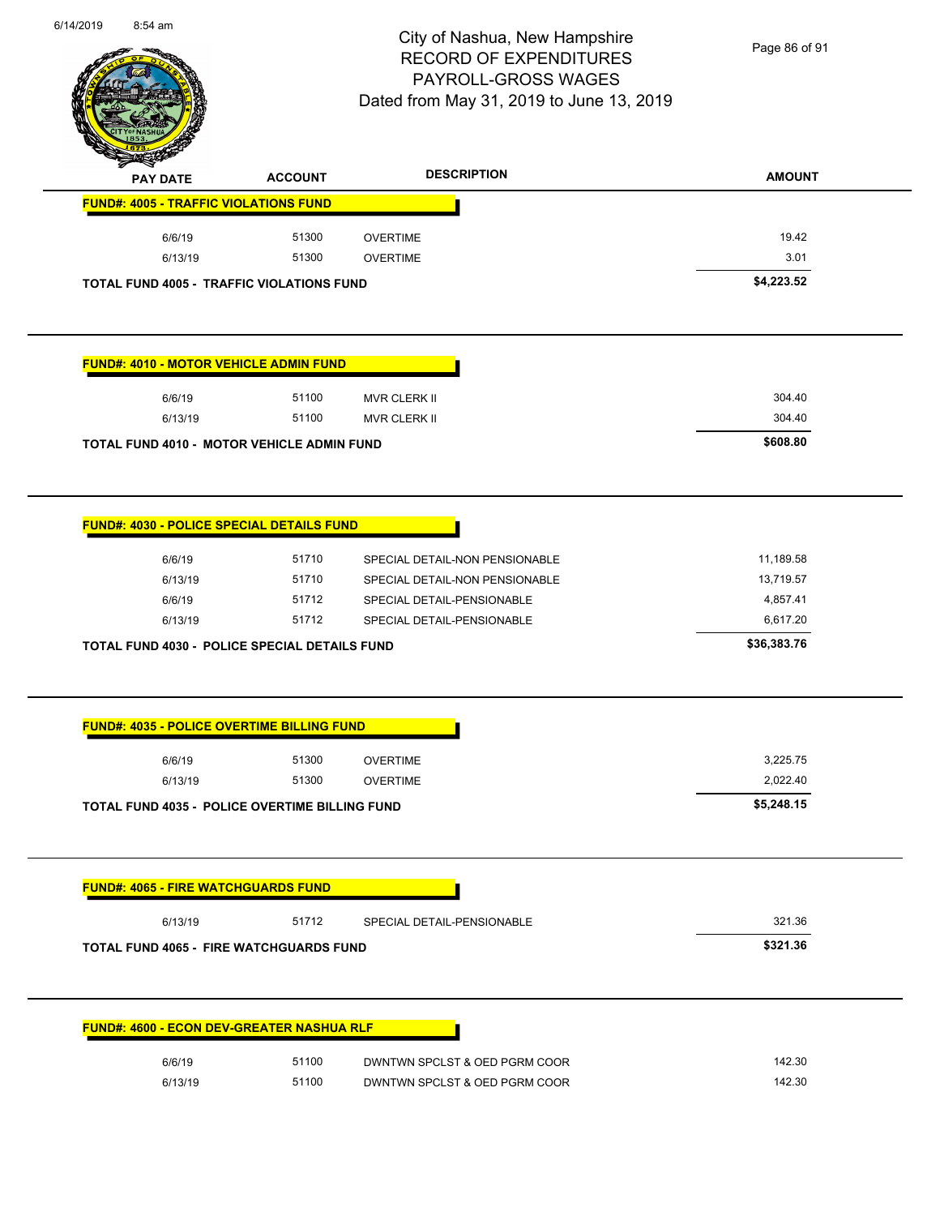# City of Nashua, New Hampshire
## RECORD OF EXPENDITURES
## PAYROLL-GROSS WAGES
## Dated from May 31, 2019 to June 13, 2019

| PAY DATE | ACCOUNT | DESCRIPTION | AMOUNT |
|---|---|---|---|
| **FUND#: 4005 - TRAFFIC VIOLATIONS FUND** | | | |
| 6/6/19 | 51300 | OVERTIME | 19.42 |
| 6/13/19 | 51300 | OVERTIME | 3.01 |
| **TOTAL FUND 4005 - TRAFFIC VIOLATIONS FUND** | | | **$4,223.52** |

| PAY DATE | ACCOUNT | DESCRIPTION | AMOUNT |
|---|---|---|---|
| **FUND#: 4010 - MOTOR VEHICLE ADMIN FUND** | | | |
| 6/6/19 | 51100 | MVR CLERK II | 304.40 |
| 6/13/19 | 51100 | MVR CLERK II | 304.40 |
| **TOTAL FUND 4010 - MOTOR VEHICLE ADMIN FUND** | | | **$608.80** |

| PAY DATE | ACCOUNT | DESCRIPTION | AMOUNT |
|---|---|---|---|
| **FUND#: 4030 - POLICE SPECIAL DETAILS FUND** | | | |
| 6/6/19 | 51710 | SPECIAL DETAIL-NON PENSIONABLE | 11,189.58 |
| 6/13/19 | 51710 | SPECIAL DETAIL-NON PENSIONABLE | 13,719.57 |
| 6/6/19 | 51712 | SPECIAL DETAIL-PENSIONABLE | 4,857.41 |
| 6/13/19 | 51712 | SPECIAL DETAIL-PENSIONABLE | 6,617.20 |
| **TOTAL FUND 4030 - POLICE SPECIAL DETAILS FUND** | | | **$36,383.76** |

| PAY DATE | ACCOUNT | DESCRIPTION | AMOUNT |
|---|---|---|---|
| **FUND#: 4035 - POLICE OVERTIME BILLING FUND** | | | |
| 6/6/19 | 51300 | OVERTIME | 3,225.75 |
| 6/13/19 | 51300 | OVERTIME | 2,022.40 |
| **TOTAL FUND 4035 - POLICE OVERTIME BILLING FUND** | | | **$5,248.15** |

| PAY DATE | ACCOUNT | DESCRIPTION | AMOUNT |
|---|---|---|---|
| **FUND#: 4065 - FIRE WATCHGUARDS FUND** | | | |
| 6/13/19 | 51712 | SPECIAL DETAIL-PENSIONABLE | 321.36 |
| **TOTAL FUND 4065 - FIRE WATCHGUARDS FUND** | | | **$321.36** |

| PAY DATE | ACCOUNT | DESCRIPTION | AMOUNT |
|---|---|---|---|
| **FUND#: 4600 - ECON DEV-GREATER NASHUA RLF** | | | |
| 6/6/19 | 51100 | DWNTWN SPCLST & OED PGRM COOR | 142.30 |
| 6/13/19 | 51100 | DWNTWN SPCLST & OED PGRM COOR | 142.30 |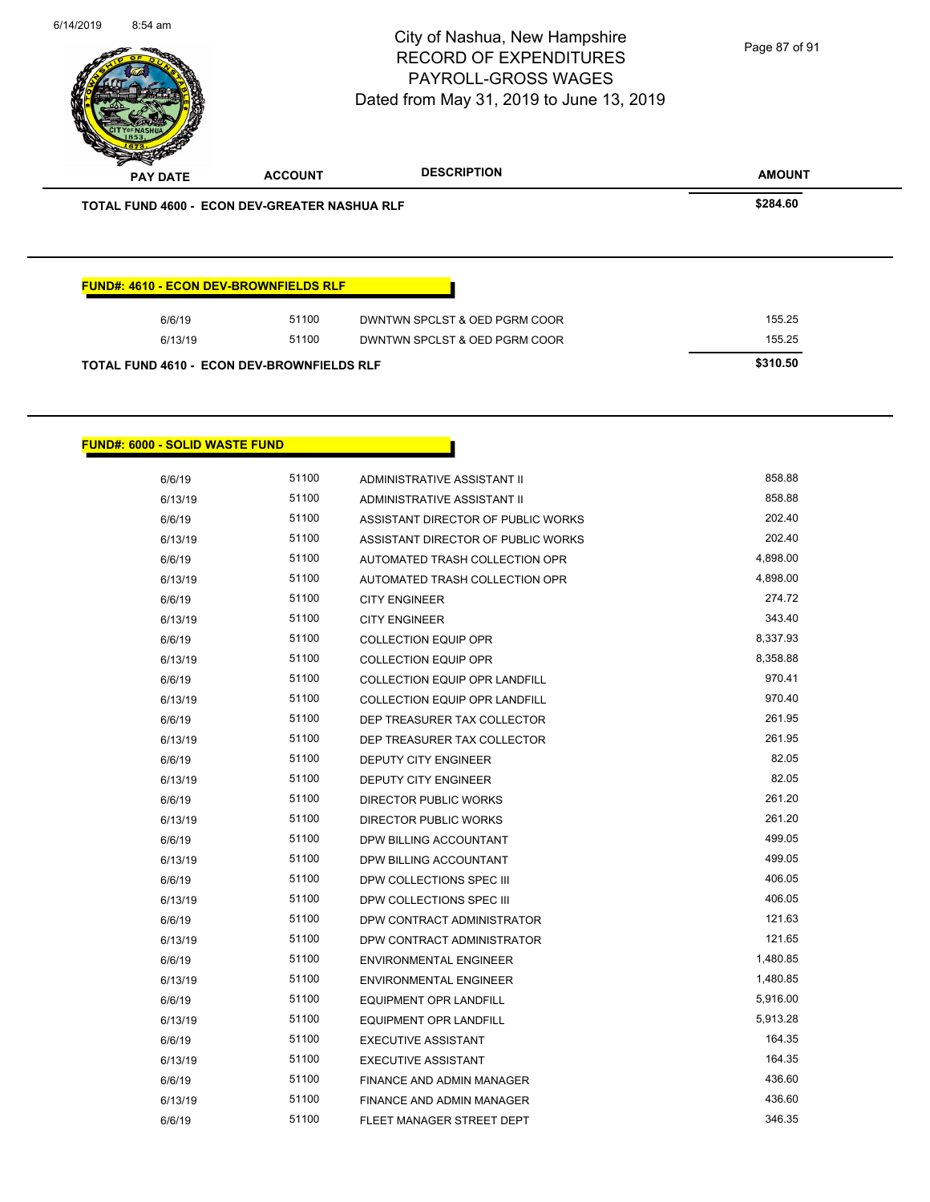| PAY DATE | ACCOUNT | DESCRIPTION | AMOUNT |
|---|---|---|---|
| **TOTAL FUND 4600 - ECON DEV-GREATER NASHUA RLF** | | | **$284.60** |

**FUND#: 4610 - ECON DEV-BROWNFIELDS RLF**

| PAY DATE | ACCOUNT | DESCRIPTION | AMOUNT |
|---|---|---|---|
| 6/6/19 | 51100 | DWNTWN SPCLST & OED PGRM COOR | 155.25 |
| 6/13/19 | 51100 | DWNTWN SPCLST & OED PGRM COOR | 155.25 |
| **TOTAL FUND 4610 - ECON DEV-BROWNFIELDS RLF** | | | **$310.50** |

**FUND#: 6000 - SOLID WASTE FUND**

| PAY DATE | ACCOUNT | DESCRIPTION | AMOUNT |
|---|---|---|---|
| 6/6/19 | 51100 | ADMINISTRATIVE ASSISTANT II | 858.88 |
| 6/13/19 | 51100 | ADMINISTRATIVE ASSISTANT II | 858.88 |
| 6/6/19 | 51100 | ASSISTANT DIRECTOR OF PUBLIC WORKS | 202.40 |
| 6/13/19 | 51100 | ASSISTANT DIRECTOR OF PUBLIC WORKS | 202.40 |
| 6/6/19 | 51100 | AUTOMATED TRASH COLLECTION OPR | 4,898.00 |
| 6/13/19 | 51100 | AUTOMATED TRASH COLLECTION OPR | 4,898.00 |
| 6/6/19 | 51100 | CITY ENGINEER | 274.72 |
| 6/13/19 | 51100 | CITY ENGINEER | 343.40 |
| 6/6/19 | 51100 | COLLECTION EQUIP OPR | 8,337.93 |
| 6/13/19 | 51100 | COLLECTION EQUIP OPR | 8,358.88 |
| 6/6/19 | 51100 | COLLECTION EQUIP OPR LANDFILL | 970.41 |
| 6/13/19 | 51100 | COLLECTION EQUIP OPR LANDFILL | 970.40 |
| 6/6/19 | 51100 | DEP TREASURER TAX COLLECTOR | 261.95 |
| 6/13/19 | 51100 | DEP TREASURER TAX COLLECTOR | 261.95 |
| 6/6/19 | 51100 | DEPUTY CITY ENGINEER | 82.05 |
| 6/13/19 | 51100 | DEPUTY CITY ENGINEER | 82.05 |
| 6/6/19 | 51100 | DIRECTOR PUBLIC WORKS | 261.20 |
| 6/13/19 | 51100 | DIRECTOR PUBLIC WORKS | 261.20 |
| 6/6/19 | 51100 | DPW BILLING ACCOUNTANT | 499.05 |
| 6/13/19 | 51100 | DPW BILLING ACCOUNTANT | 499.05 |
| 6/6/19 | 51100 | DPW COLLECTIONS SPEC III | 406.05 |
| 6/13/19 | 51100 | DPW COLLECTIONS SPEC III | 406.05 |
| 6/6/19 | 51100 | DPW CONTRACT ADMINISTRATOR | 121.63 |
| 6/13/19 | 51100 | DPW CONTRACT ADMINISTRATOR | 121.65 |
| 6/6/19 | 51100 | ENVIRONMENTAL ENGINEER | 1,480.85 |
| 6/13/19 | 51100 | ENVIRONMENTAL ENGINEER | 1,480.85 |
| 6/6/19 | 51100 | EQUIPMENT OPR LANDFILL | 5,916.00 |
| 6/13/19 | 51100 | EQUIPMENT OPR LANDFILL | 5,913.28 |
| 6/6/19 | 51100 | EXECUTIVE ASSISTANT | 164.35 |
| 6/13/19 | 51100 | EXECUTIVE ASSISTANT | 164.35 |
| 6/6/19 | 51100 | FINANCE AND ADMIN MANAGER | 436.60 |
| 6/13/19 | 51100 | FINANCE AND ADMIN MANAGER | 436.60 |
| 6/6/19 | 51100 | FLEET MANAGER STREET DEPT | 346.35 |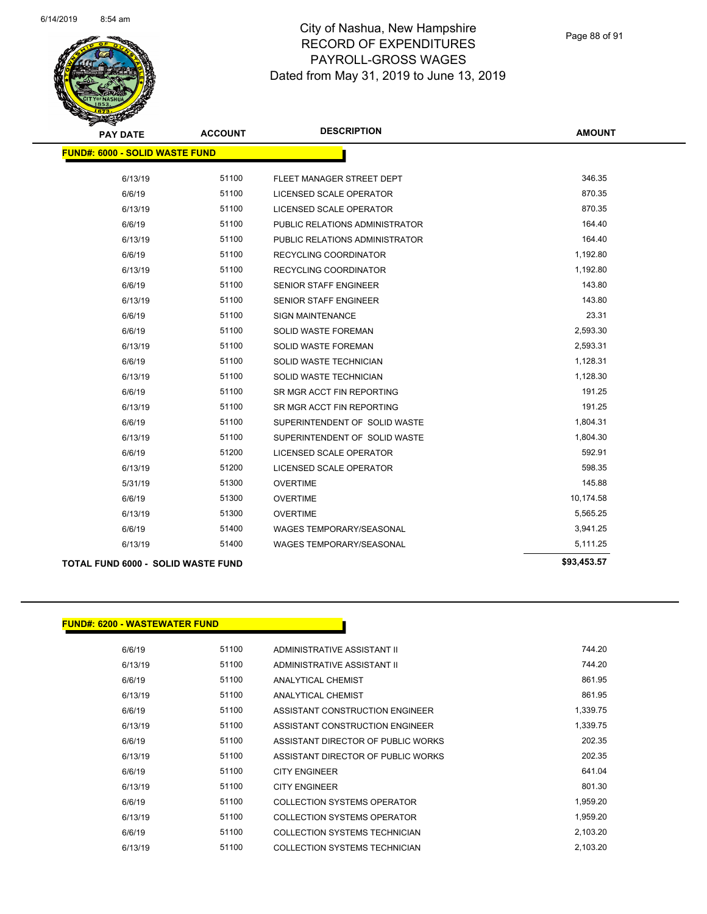# City of Nashua, New Hampshire
## RECORD OF EXPENDITURES
## PAYROLL-GROSS WAGES
### Dated from May 31, 2019 to June 13, 2019

| PAY DATE | ACCOUNT | DESCRIPTION | AMOUNT |
|---|---|---|---|
| **FUND#: 6000 - SOLID WASTE FUND** | | | |
| 6/13/19 | 51100 | FLEET MANAGER STREET DEPT | 346.35 |
| 6/6/19 | 51100 | LICENSED SCALE OPERATOR | 870.35 |
| 6/13/19 | 51100 | LICENSED SCALE OPERATOR | 870.35 |
| 6/6/19 | 51100 | PUBLIC RELATIONS ADMINISTRATOR | 164.40 |
| 6/13/19 | 51100 | PUBLIC RELATIONS ADMINISTRATOR | 164.40 |
| 6/6/19 | 51100 | RECYCLING COORDINATOR | 1,192.80 |
| 6/13/19 | 51100 | RECYCLING COORDINATOR | 1,192.80 |
| 6/6/19 | 51100 | SENIOR STAFF ENGINEER | 143.80 |
| 6/13/19 | 51100 | SENIOR STAFF ENGINEER | 143.80 |
| 6/6/19 | 51100 | SIGN MAINTENANCE | 23.31 |
| 6/6/19 | 51100 | SOLID WASTE FOREMAN | 2,593.30 |
| 6/13/19 | 51100 | SOLID WASTE FOREMAN | 2,593.31 |
| 6/6/19 | 51100 | SOLID WASTE TECHNICIAN | 1,128.31 |
| 6/13/19 | 51100 | SOLID WASTE TECHNICIAN | 1,128.30 |
| 6/6/19 | 51100 | SR MGR ACCT FIN REPORTING | 191.25 |
| 6/13/19 | 51100 | SR MGR ACCT FIN REPORTING | 191.25 |
| 6/6/19 | 51100 | SUPERINTENDENT OF SOLID WASTE | 1,804.31 |
| 6/13/19 | 51100 | SUPERINTENDENT OF SOLID WASTE | 1,804.30 |
| 6/6/19 | 51200 | LICENSED SCALE OPERATOR | 592.91 |
| 6/13/19 | 51200 | LICENSED SCALE OPERATOR | 598.35 |
| 5/31/19 | 51300 | OVERTIME | 145.88 |
| 6/6/19 | 51300 | OVERTIME | 10,174.58 |
| 6/13/19 | 51300 | OVERTIME | 5,565.25 |
| 6/6/19 | 51400 | WAGES TEMPORARY/SEASONAL | 3,941.25 |
| 6/13/19 | 51400 | WAGES TEMPORARY/SEASONAL | 5,111.25 |
| **TOTAL FUND 6000 - SOLID WASTE FUND** | | | **$93,453.57** |

| PAY DATE | ACCOUNT | DESCRIPTION | AMOUNT |
|---|---|---|---|
| **FUND#: 6200 - WASTEWATER FUND** | | | |
| 6/6/19 | 51100 | ADMINISTRATIVE ASSISTANT II | 744.20 |
| 6/13/19 | 51100 | ADMINISTRATIVE ASSISTANT II | 744.20 |
| 6/6/19 | 51100 | ANALYTICAL CHEMIST | 861.95 |
| 6/13/19 | 51100 | ANALYTICAL CHEMIST | 861.95 |
| 6/6/19 | 51100 | ASSISTANT CONSTRUCTION ENGINEER | 1,339.75 |
| 6/13/19 | 51100 | ASSISTANT CONSTRUCTION ENGINEER | 1,339.75 |
| 6/6/19 | 51100 | ASSISTANT DIRECTOR OF PUBLIC WORKS | 202.35 |
| 6/13/19 | 51100 | ASSISTANT DIRECTOR OF PUBLIC WORKS | 202.35 |
| 6/6/19 | 51100 | CITY ENGINEER | 641.04 |
| 6/13/19 | 51100 | CITY ENGINEER | 801.30 |
| 6/6/19 | 51100 | COLLECTION SYSTEMS OPERATOR | 1,959.20 |
| 6/13/19 | 51100 | COLLECTION SYSTEMS OPERATOR | 1,959.20 |
| 6/6/19 | 51100 | COLLECTION SYSTEMS TECHNICIAN | 2,103.20 |
| 6/13/19 | 51100 | COLLECTION SYSTEMS TECHNICIAN | 2,103.20 |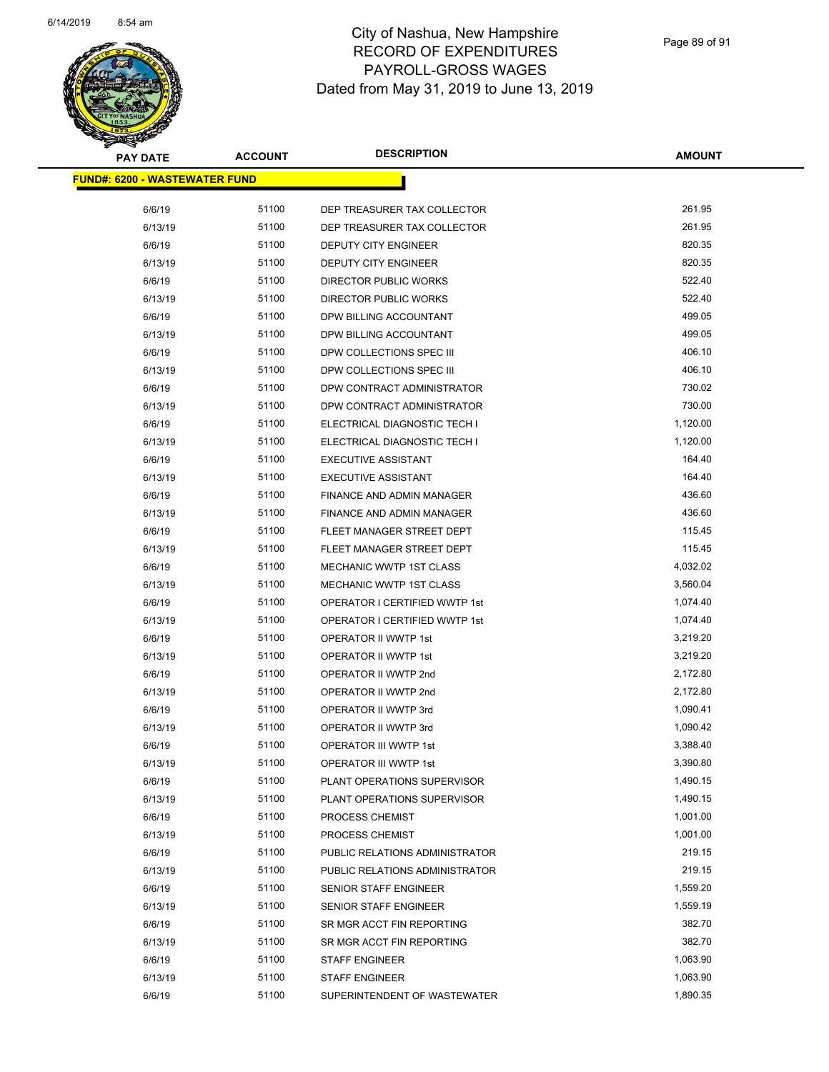# City of Nashua, New Hampshire
## RECORD OF EXPENDITURES
## PAYROLL-GROSS WAGES
### Dated from May 31, 2019 to June 13, 2019

| PAY DATE | ACCOUNT | DESCRIPTION | AMOUNT |
|---|---|---|---|
| **FUND#: 6200 - WASTEWATER FUND** | | | |
| 6/6/19 | 51100 | DEP TREASURER TAX COLLECTOR | 261.95 |
| 6/13/19 | 51100 | DEP TREASURER TAX COLLECTOR | 261.95 |
| 6/6/19 | 51100 | DEPUTY CITY ENGINEER | 820.35 |
| 6/13/19 | 51100 | DEPUTY CITY ENGINEER | 820.35 |
| 6/6/19 | 51100 | DIRECTOR PUBLIC WORKS | 522.40 |
| 6/13/19 | 51100 | DIRECTOR PUBLIC WORKS | 522.40 |
| 6/6/19 | 51100 | DPW BILLING ACCOUNTANT | 499.05 |
| 6/13/19 | 51100 | DPW BILLING ACCOUNTANT | 499.05 |
| 6/6/19 | 51100 | DPW COLLECTIONS SPEC III | 406.10 |
| 6/13/19 | 51100 | DPW COLLECTIONS SPEC III | 406.10 |
| 6/6/19 | 51100 | DPW CONTRACT ADMINISTRATOR | 730.02 |
| 6/13/19 | 51100 | DPW CONTRACT ADMINISTRATOR | 730.00 |
| 6/6/19 | 51100 | ELECTRICAL DIAGNOSTIC TECH I | 1,120.00 |
| 6/13/19 | 51100 | ELECTRICAL DIAGNOSTIC TECH I | 1,120.00 |
| 6/6/19 | 51100 | EXECUTIVE ASSISTANT | 164.40 |
| 6/13/19 | 51100 | EXECUTIVE ASSISTANT | 164.40 |
| 6/6/19 | 51100 | FINANCE AND ADMIN MANAGER | 436.60 |
| 6/13/19 | 51100 | FINANCE AND ADMIN MANAGER | 436.60 |
| 6/6/19 | 51100 | FLEET MANAGER STREET DEPT | 115.45 |
| 6/13/19 | 51100 | FLEET MANAGER STREET DEPT | 115.45 |
| 6/6/19 | 51100 | MECHANIC WWTP 1ST CLASS | 4,032.02 |
| 6/13/19 | 51100 | MECHANIC WWTP 1ST CLASS | 3,560.04 |
| 6/6/19 | 51100 | OPERATOR I CERTIFIED WWTP 1st | 1,074.40 |
| 6/13/19 | 51100 | OPERATOR I CERTIFIED WWTP 1st | 1,074.40 |
| 6/6/19 | 51100 | OPERATOR II WWTP 1st | 3,219.20 |
| 6/13/19 | 51100 | OPERATOR II WWTP 1st | 3,219.20 |
| 6/6/19 | 51100 | OPERATOR II WWTP 2nd | 2,172.80 |
| 6/13/19 | 51100 | OPERATOR II WWTP 2nd | 2,172.80 |
| 6/6/19 | 51100 | OPERATOR II WWTP 3rd | 1,090.41 |
| 6/13/19 | 51100 | OPERATOR II WWTP 3rd | 1,090.42 |
| 6/6/19 | 51100 | OPERATOR III WWTP 1st | 3,388.40 |
| 6/13/19 | 51100 | OPERATOR III WWTP 1st | 3,390.80 |
| 6/6/19 | 51100 | PLANT OPERATIONS SUPERVISOR | 1,490.15 |
| 6/13/19 | 51100 | PLANT OPERATIONS SUPERVISOR | 1,490.15 |
| 6/6/19 | 51100 | PROCESS CHEMIST | 1,001.00 |
| 6/13/19 | 51100 | PROCESS CHEMIST | 1,001.00 |
| 6/6/19 | 51100 | PUBLIC RELATIONS ADMINISTRATOR | 219.15 |
| 6/13/19 | 51100 | PUBLIC RELATIONS ADMINISTRATOR | 219.15 |
| 6/6/19 | 51100 | SENIOR STAFF ENGINEER | 1,559.20 |
| 6/13/19 | 51100 | SENIOR STAFF ENGINEER | 1,559.19 |
| 6/6/19 | 51100 | SR MGR ACCT FIN REPORTING | 382.70 |
| 6/13/19 | 51100 | SR MGR ACCT FIN REPORTING | 382.70 |
| 6/6/19 | 51100 | STAFF ENGINEER | 1,063.90 |
| 6/13/19 | 51100 | STAFF ENGINEER | 1,063.90 |
| 6/6/19 | 51100 | SUPERINTENDENT OF WASTEWATER | 1,890.35 |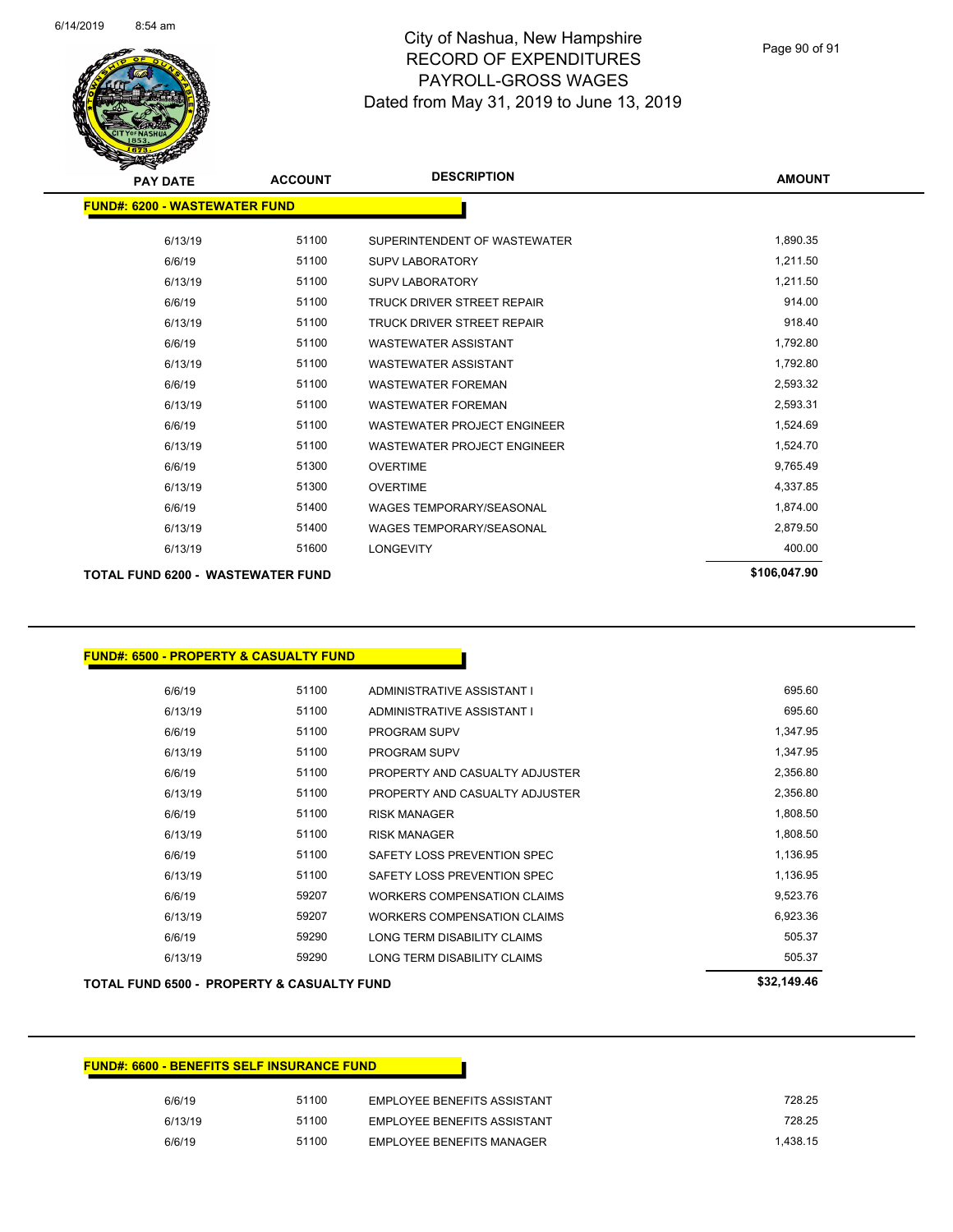# City of Nashua, New Hampshire
## RECORD OF EXPENDITURES
## PAYROLL-GROSS WAGES
## Dated from May 31, 2019 to June 13, 2019

| PAY DATE | ACCOUNT | DESCRIPTION | AMOUNT |
|---|---|---|---|
| **FUND#: 6200 - WASTEWATER FUND** | | | |
| 6/13/19 | 51100 | SUPERINTENDENT OF WASTEWATER | 1,890.35 |
| 6/6/19 | 51100 | SUPV LABORATORY | 1,211.50 |
| 6/13/19 | 51100 | SUPV LABORATORY | 1,211.50 |
| 6/6/19 | 51100 | TRUCK DRIVER STREET REPAIR | 914.00 |
| 6/13/19 | 51100 | TRUCK DRIVER STREET REPAIR | 918.40 |
| 6/6/19 | 51100 | WASTEWATER ASSISTANT | 1,792.80 |
| 6/13/19 | 51100 | WASTEWATER ASSISTANT | 1,792.80 |
| 6/6/19 | 51100 | WASTEWATER FOREMAN | 2,593.32 |
| 6/13/19 | 51100 | WASTEWATER FOREMAN | 2,593.31 |
| 6/6/19 | 51100 | WASTEWATER PROJECT ENGINEER | 1,524.69 |
| 6/13/19 | 51100 | WASTEWATER PROJECT ENGINEER | 1,524.70 |
| 6/6/19 | 51300 | OVERTIME | 9,765.49 |
| 6/13/19 | 51300 | OVERTIME | 4,337.85 |
| 6/6/19 | 51400 | WAGES TEMPORARY/SEASONAL | 1,874.00 |
| 6/13/19 | 51400 | WAGES TEMPORARY/SEASONAL | 2,879.50 |
| 6/13/19 | 51600 | LONGEVITY | 400.00 |
| **TOTAL FUND 6200 - WASTEWATER FUND** | | | **$106,047.90** |

| PAY DATE | ACCOUNT | DESCRIPTION | AMOUNT |
|---|---|---|---|
| **FUND#: 6500 - PROPERTY & CASUALTY FUND** | | | |
| 6/6/19 | 51100 | ADMINISTRATIVE ASSISTANT I | 695.60 |
| 6/13/19 | 51100 | ADMINISTRATIVE ASSISTANT I | 695.60 |
| 6/6/19 | 51100 | PROGRAM SUPV | 1,347.95 |
| 6/13/19 | 51100 | PROGRAM SUPV | 1,347.95 |
| 6/6/19 | 51100 | PROPERTY AND CASUALTY ADJUSTER | 2,356.80 |
| 6/13/19 | 51100 | PROPERTY AND CASUALTY ADJUSTER | 2,356.80 |
| 6/6/19 | 51100 | RISK MANAGER | 1,808.50 |
| 6/13/19 | 51100 | RISK MANAGER | 1,808.50 |
| 6/6/19 | 51100 | SAFETY LOSS PREVENTION SPEC | 1,136.95 |
| 6/13/19 | 51100 | SAFETY LOSS PREVENTION SPEC | 1,136.95 |
| 6/6/19 | 59207 | WORKERS COMPENSATION CLAIMS | 9,523.76 |
| 6/13/19 | 59207 | WORKERS COMPENSATION CLAIMS | 6,923.36 |
| 6/6/19 | 59290 | LONG TERM DISABILITY CLAIMS | 505.37 |
| 6/13/19 | 59290 | LONG TERM DISABILITY CLAIMS | 505.37 |
| **TOTAL FUND 6500 - PROPERTY & CASUALTY FUND** | | | **$32,149.46** |

| PAY DATE | ACCOUNT | DESCRIPTION | AMOUNT |
|---|---|---|---|
| **FUND#: 6600 - BENEFITS SELF INSURANCE FUND** | | | |
| 6/6/19 | 51100 | EMPLOYEE BENEFITS ASSISTANT | 728.25 |
| 6/13/19 | 51100 | EMPLOYEE BENEFITS ASSISTANT | 728.25 |
| 6/6/19 | 51100 | EMPLOYEE BENEFITS MANAGER | 1,438.15 |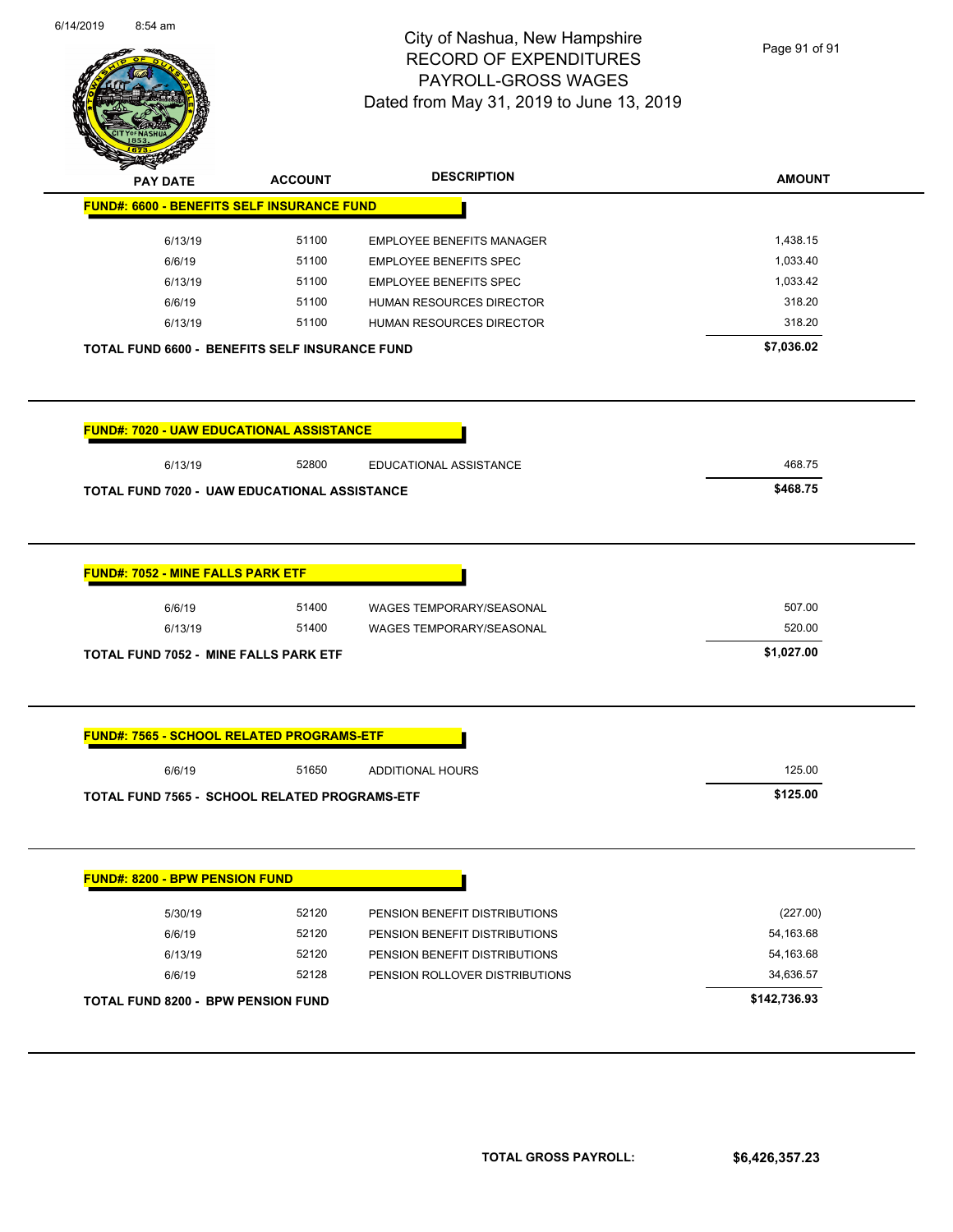# City of Nashua, New Hampshire
## RECORD OF EXPENDITURES
## PAYROLL-GROSS WAGES
## Dated from May 31, 2019 to June 13, 2019

| PAY DATE | ACCOUNT | DESCRIPTION | AMOUNT |
|---|---|---|---|
| **FUND#: 6600 - BENEFITS SELF INSURANCE FUND** | | | |
| 6/13/19 | 51100 | EMPLOYEE BENEFITS MANAGER | 1,438.15 |
| 6/6/19 | 51100 | EMPLOYEE BENEFITS SPEC | 1,033.40 |
| 6/13/19 | 51100 | EMPLOYEE BENEFITS SPEC | 1,033.42 |
| 6/6/19 | 51100 | HUMAN RESOURCES DIRECTOR | 318.20 |
| 6/13/19 | 51100 | HUMAN RESOURCES DIRECTOR | 318.20 |
| **TOTAL FUND 6600 - BENEFITS SELF INSURANCE FUND** | | | **$7,036.02** |

| PAY DATE | ACCOUNT | DESCRIPTION | AMOUNT |
|---|---|---|---|
| **FUND#: 7020 - UAW EDUCATIONAL ASSISTANCE** | | | |
| 6/13/19 | 52800 | EDUCATIONAL ASSISTANCE | 468.75 |
| **TOTAL FUND 7020 - UAW EDUCATIONAL ASSISTANCE** | | | **$468.75** |

| PAY DATE | ACCOUNT | DESCRIPTION | AMOUNT |
|---|---|---|---|
| **FUND#: 7052 - MINE FALLS PARK ETF** | | | |
| 6/6/19 | 51400 | WAGES TEMPORARY/SEASONAL | 507.00 |
| 6/13/19 | 51400 | WAGES TEMPORARY/SEASONAL | 520.00 |
| **TOTAL FUND 7052 - MINE FALLS PARK ETF** | | | **$1,027.00** |

| PAY DATE | ACCOUNT | DESCRIPTION | AMOUNT |
|---|---|---|---|
| **FUND#: 7565 - SCHOOL RELATED PROGRAMS-ETF** | | | |
| 6/6/19 | 51650 | ADDITIONAL HOURS | 125.00 |
| **TOTAL FUND 7565 - SCHOOL RELATED PROGRAMS-ETF** | | | **$125.00** |

| PAY DATE | ACCOUNT | DESCRIPTION | AMOUNT |
|---|---|---|---|
| **FUND#: 8200 - BPW PENSION FUND** | | | |
| 5/30/19 | 52120 | PENSION BENEFIT DISTRIBUTIONS | (227.00) |
| 6/6/19 | 52120 | PENSION BENEFIT DISTRIBUTIONS | 54,163.68 |
| 6/13/19 | 52120 | PENSION BENEFIT DISTRIBUTIONS | 54,163.68 |
| 6/6/19 | 52128 | PENSION ROLLOVER DISTRIBUTIONS | 34,636.57 |
| **TOTAL FUND 8200 - BPW PENSION FUND** | | | **$142,736.93** |

**TOTAL GROSS PAYROLL: $6,426,357.23**